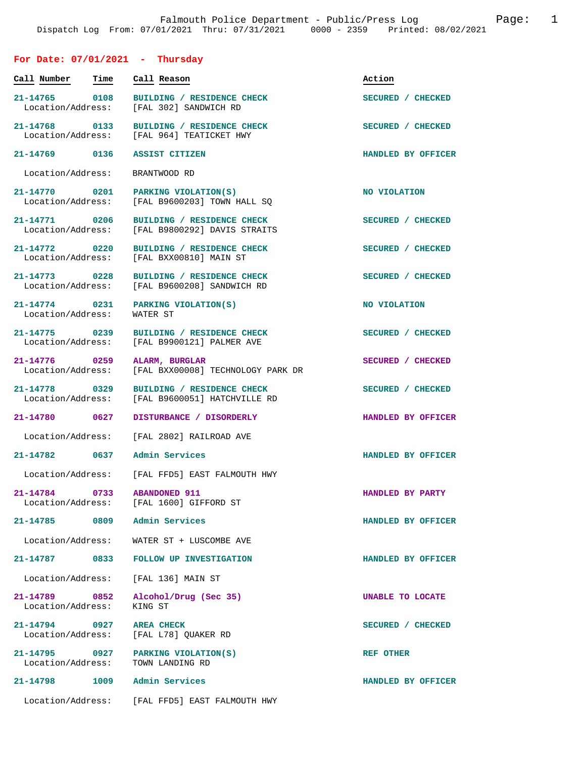Falmouth Police Department - Public/Press Log

Dispatch Log From: 07/01/2021 Thru: 07/31/2021 0000 - 2359 Printed: 08/02/2021

## For Date: 07/01/2021 - Thursday

| Call Number | Time | Call Reason | Action |
|---|---|---|---|
| 21-14765 | 0108 | BUILDING / RESIDENCE CHECK | SECURED / CHECKED |
| Location/Address: | | [FAL 302] SANDWICH RD | |
| 21-14768 | 0133 | BUILDING / RESIDENCE CHECK | SECURED / CHECKED |
| Location/Address: | | [FAL 964] TEATICKET HWY | |
| 21-14769 | 0136 | ASSIST CITIZEN | HANDLED BY OFFICER |
| Location/Address: | | BRANTWOOD RD | |
| 21-14770 | 0201 | PARKING VIOLATION(S) | NO VIOLATION |
| Location/Address: | | [FAL B9600203] TOWN HALL SQ | |
| 21-14771 | 0206 | BUILDING / RESIDENCE CHECK | SECURED / CHECKED |
| Location/Address: | | [FAL B9800292] DAVIS STRAITS | |
| 21-14772 | 0220 | BUILDING / RESIDENCE CHECK | SECURED / CHECKED |
| Location/Address: | | [FAL BXX00810] MAIN ST | |
| 21-14773 | 0228 | BUILDING / RESIDENCE CHECK | SECURED / CHECKED |
| Location/Address: | | [FAL B9600208] SANDWICH RD | |
| 21-14774 | 0231 | PARKING VIOLATION(S) | NO VIOLATION |
| Location/Address: | | WATER ST | |
| 21-14775 | 0239 | BUILDING / RESIDENCE CHECK | SECURED / CHECKED |
| Location/Address: | | [FAL B9900121] PALMER AVE | |
| 21-14776 | 0259 | ALARM, BURGLAR | SECURED / CHECKED |
| Location/Address: | | [FAL BXX00008] TECHNOLOGY PARK DR | |
| 21-14778 | 0329 | BUILDING / RESIDENCE CHECK | SECURED / CHECKED |
| Location/Address: | | [FAL B9600051] HATCHVILLE RD | |
| 21-14780 | 0627 | DISTURBANCE / DISORDERLY | HANDLED BY OFFICER |
| Location/Address: | | [FAL 2802] RAILROAD AVE | |
| 21-14782 | 0637 | Admin Services | HANDLED BY OFFICER |
| Location/Address: | | [FAL FFD5] EAST FALMOUTH HWY | |
| 21-14784 | 0733 | ABANDONED 911 | HANDLED BY PARTY |
| Location/Address: | | [FAL 1600] GIFFORD ST | |
| 21-14785 | 0809 | Admin Services | HANDLED BY OFFICER |
| Location/Address: | | WATER ST + LUSCOMBE AVE | |
| 21-14787 | 0833 | FOLLOW UP INVESTIGATION | HANDLED BY OFFICER |
| Location/Address: | | [FAL 136] MAIN ST | |
| 21-14789 | 0852 | Alcohol/Drug (Sec 35) | UNABLE TO LOCATE |
| Location/Address: | | KING ST | |
| 21-14794 | 0927 | AREA CHECK | SECURED / CHECKED |
| Location/Address: | | [FAL L78] QUAKER RD | |
| 21-14795 | 0927 | PARKING VIOLATION(S) | REF OTHER |
| Location/Address: | | TOWN LANDING RD | |
| 21-14798 | 1009 | Admin Services | HANDLED BY OFFICER |
| Location/Address: | | [FAL FFD5] EAST FALMOUTH HWY | |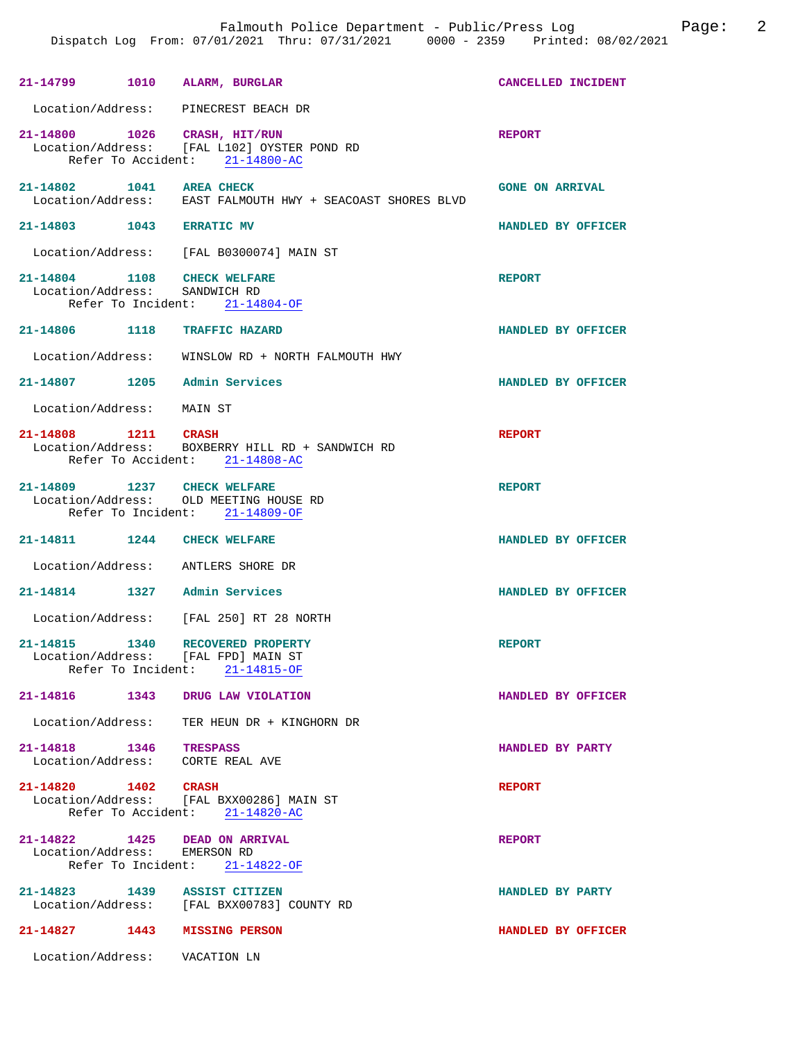21-14799 1010 **ALARM, BURGLAR** CANCELLED INCIDENT
Location/Address: PINECREST BEACH DR

21-14800 1026 **CRASH, HIT/RUN** REPORT
Location/Address: [FAL L102] OYSTER POND RD
Refer To Accident: 21-14800-AC

21-14802 1041 **AREA CHECK** GONE ON ARRIVAL
Location/Address: EAST FALMOUTH HWY + SEACOAST SHORES BLVD

21-14803 1043 **ERRATIC MV** HANDLED BY OFFICER
Location/Address: [FAL B0300074] MAIN ST

21-14804 1108 **CHECK WELFARE** REPORT
Location/Address: SANDWICH RD
Refer To Incident: 21-14804-OF

21-14806 1118 **TRAFFIC HAZARD** HANDLED BY OFFICER
Location/Address: WINSLOW RD + NORTH FALMOUTH HWY

21-14807 1205 **Admin Services** HANDLED BY OFFICER
Location/Address: MAIN ST

21-14808 1211 **CRASH** REPORT
Location/Address: BOXBERRY HILL RD + SANDWICH RD
Refer To Accident: 21-14808-AC

21-14809 1237 **CHECK WELFARE** REPORT
Location/Address: OLD MEETING HOUSE RD
Refer To Incident: 21-14809-OF

21-14811 1244 **CHECK WELFARE** HANDLED BY OFFICER
Location/Address: ANTLERS SHORE DR

21-14814 1327 **Admin Services** HANDLED BY OFFICER
Location/Address: [FAL 250] RT 28 NORTH

21-14815 1340 **RECOVERED PROPERTY** REPORT
Location/Address: [FAL FPD] MAIN ST
Refer To Incident: 21-14815-OF

21-14816 1343 **DRUG LAW VIOLATION** HANDLED BY OFFICER
Location/Address: TER HEUN DR + KINGHORN DR

21-14818 1346 **TRESPASS** HANDLED BY PARTY
Location/Address: CORTE REAL AVE

21-14820 1402 **CRASH** REPORT
Location/Address: [FAL BXX00286] MAIN ST
Refer To Accident: 21-14820-AC

21-14822 1425 **DEAD ON ARRIVAL** REPORT
Location/Address: EMERSON RD
Refer To Incident: 21-14822-OF

21-14823 1439 **ASSIST CITIZEN** HANDLED BY PARTY
Location/Address: [FAL BXX00783] COUNTY RD

21-14827 1443 **MISSING PERSON** HANDLED BY OFFICER
Location/Address: VACATION LN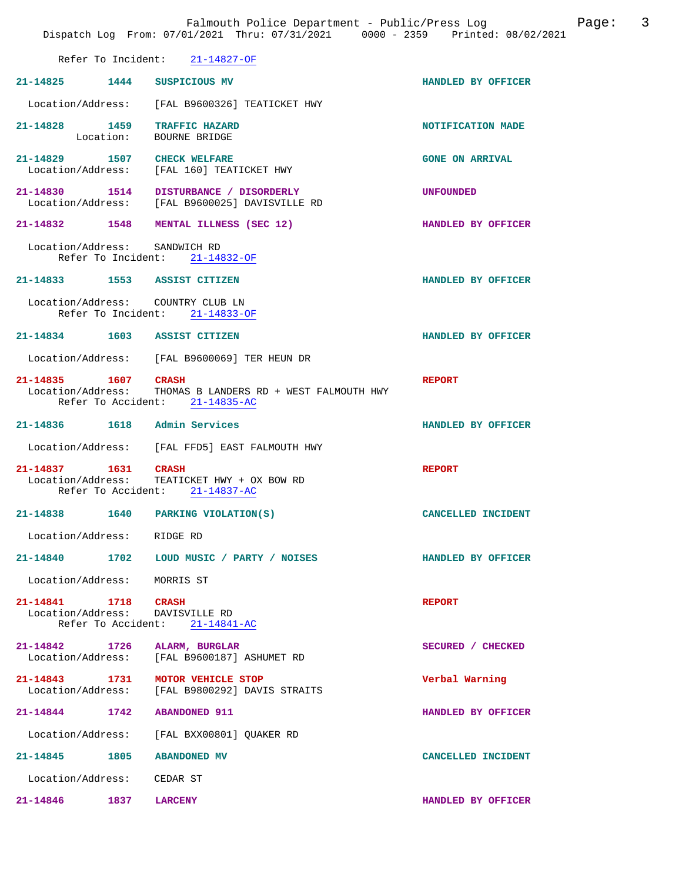Refer To Incident: 21-14827-OF

**21-14825** 1444 **SUSPICIOUS MV** — **HANDLED BY OFFICER**

Location/Address: [FAL B9600326] TEATICKET HWY

**21-14828** 1459 **TRAFFIC HAZARD** — **NOTIFICATION MADE**
Location: BOURNE BRIDGE

**21-14829** 1507 **CHECK WELFARE** — **GONE ON ARRIVAL**
Location/Address: [FAL 160] TEATICKET HWY

**21-14830** 1514 **DISTURBANCE / DISORDERLY** — **UNFOUNDED**
Location/Address: [FAL B9600025] DAVISVILLE RD

**21-14832** 1548 **MENTAL ILLNESS (SEC 12)** — **HANDLED BY OFFICER**

Location/Address: SANDWICH RD
Refer To Incident: 21-14832-OF

**21-14833** 1553 **ASSIST CITIZEN** — **HANDLED BY OFFICER**

Location/Address: COUNTRY CLUB LN
Refer To Incident: 21-14833-OF

**21-14834** 1603 **ASSIST CITIZEN** — **HANDLED BY OFFICER**

Location/Address: [FAL B9600069] TER HEUN DR

**21-14835** 1607 **CRASH** — **REPORT**
Location/Address: THOMAS B LANDERS RD + WEST FALMOUTH HWY
Refer To Accident: 21-14835-AC

**21-14836** 1618 **Admin Services** — **HANDLED BY OFFICER**

Location/Address: [FAL FFD5] EAST FALMOUTH HWY

**21-14837** 1631 **CRASH** — **REPORT**
Location/Address: TEATICKET HWY + OX BOW RD
Refer To Accident: 21-14837-AC

**21-14838** 1640 **PARKING VIOLATION(S)** — **CANCELLED INCIDENT**

Location/Address: RIDGE RD

**21-14840** 1702 **LOUD MUSIC / PARTY / NOISES** — **HANDLED BY OFFICER**

Location/Address: MORRIS ST

**21-14841** 1718 **CRASH** — **REPORT**
Location/Address: DAVISVILLE RD
Refer To Accident: 21-14841-AC

**21-14842** 1726 **ALARM, BURGLAR** — **SECURED / CHECKED**
Location/Address: [FAL B9600187] ASHUMET RD

**21-14843** 1731 **MOTOR VEHICLE STOP** — **Verbal Warning**
Location/Address: [FAL B9800292] DAVIS STRAITS

**21-14844** 1742 **ABANDONED 911** — **HANDLED BY OFFICER**

Location/Address: [FAL BXX00801] QUAKER RD

**21-14845** 1805 **ABANDONED MV** — **CANCELLED INCIDENT**

Location/Address: CEDAR ST

**21-14846** 1837 **LARCENY** — **HANDLED BY OFFICER**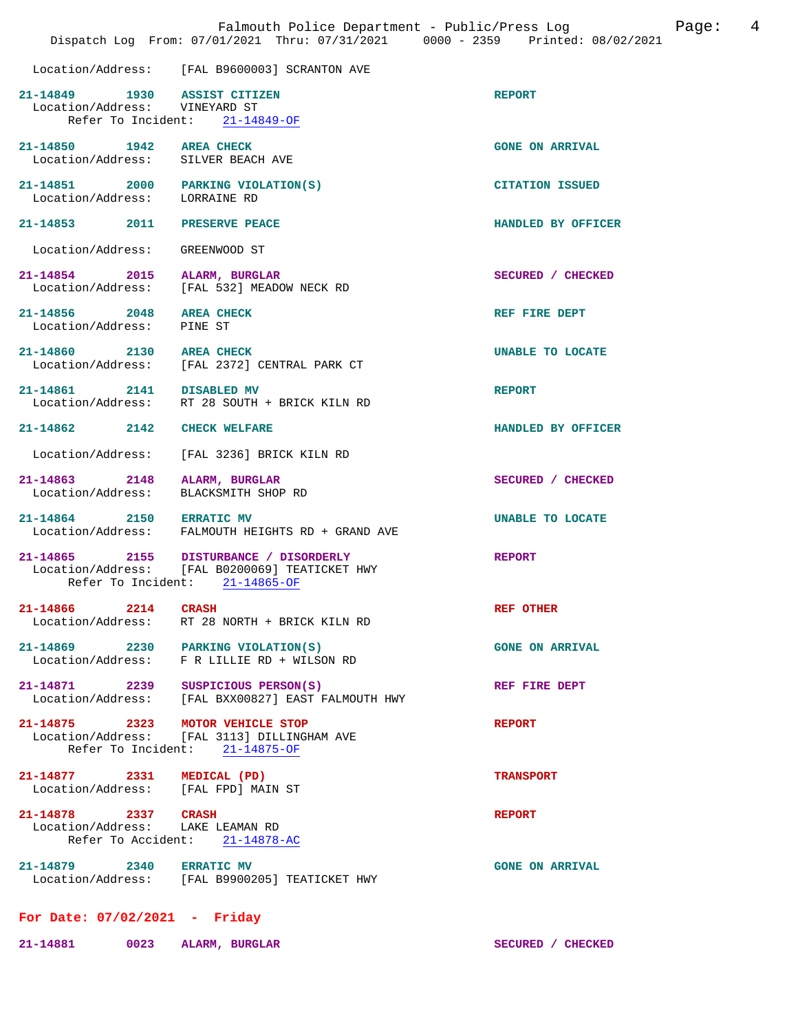Location/Address: [FAL B9600003] SCRANTON AVE

**21-14849 1930 ASSIST CITIZEN** — **REPORT**
Location/Address: VINEYARD ST
Refer To Incident: 21-14849-OF

**21-14850 1942 AREA CHECK** — **GONE ON ARRIVAL**
Location/Address: SILVER BEACH AVE

**21-14851 2000 PARKING VIOLATION(S)** — **CITATION ISSUED**
Location/Address: LORRAINE RD

**21-14853 2011 PRESERVE PEACE** — **HANDLED BY OFFICER**
Location/Address: GREENWOOD ST

**21-14854 2015 ALARM, BURGLAR** — **SECURED / CHECKED**
Location/Address: [FAL 532] MEADOW NECK RD

**21-14856 2048 AREA CHECK** — **REF FIRE DEPT**
Location/Address: PINE ST

**21-14860 2130 AREA CHECK** — **UNABLE TO LOCATE**
Location/Address: [FAL 2372] CENTRAL PARK CT

**21-14861 2141 DISABLED MV** — **REPORT**
Location/Address: RT 28 SOUTH + BRICK KILN RD

**21-14862 2142 CHECK WELFARE** — **HANDLED BY OFFICER**
Location/Address: [FAL 3236] BRICK KILN RD

**21-14863 2148 ALARM, BURGLAR** — **SECURED / CHECKED**
Location/Address: BLACKSMITH SHOP RD

**21-14864 2150 ERRATIC MV** — **UNABLE TO LOCATE**
Location/Address: FALMOUTH HEIGHTS RD + GRAND AVE

**21-14865 2155 DISTURBANCE / DISORDERLY** — **REPORT**
Location/Address: [FAL B0200069] TEATICKET HWY
Refer To Incident: 21-14865-OF

**21-14866 2214 CRASH** — **REF OTHER**
Location/Address: RT 28 NORTH + BRICK KILN RD

**21-14869 2230 PARKING VIOLATION(S)** — **GONE ON ARRIVAL**
Location/Address: F R LILLIE RD + WILSON RD

**21-14871 2239 SUSPICIOUS PERSON(S)** — **REF FIRE DEPT**
Location/Address: [FAL BXX00827] EAST FALMOUTH HWY

**21-14875 2323 MOTOR VEHICLE STOP** — **REPORT**
Location/Address: [FAL 3113] DILLINGHAM AVE
Refer To Incident: 21-14875-OF

**21-14877 2331 MEDICAL (PD)** — **TRANSPORT**
Location/Address: [FAL FPD] MAIN ST

**21-14878 2337 CRASH** — **REPORT**
Location/Address: LAKE LEAMAN RD
Refer To Accident: 21-14878-AC

**21-14879 2340 ERRATIC MV** — **GONE ON ARRIVAL**
Location/Address: [FAL B9900205] TEATICKET HWY

## For Date: 07/02/2021 - Friday

**21-14881 0023 ALARM, BURGLAR** — **SECURED / CHECKED**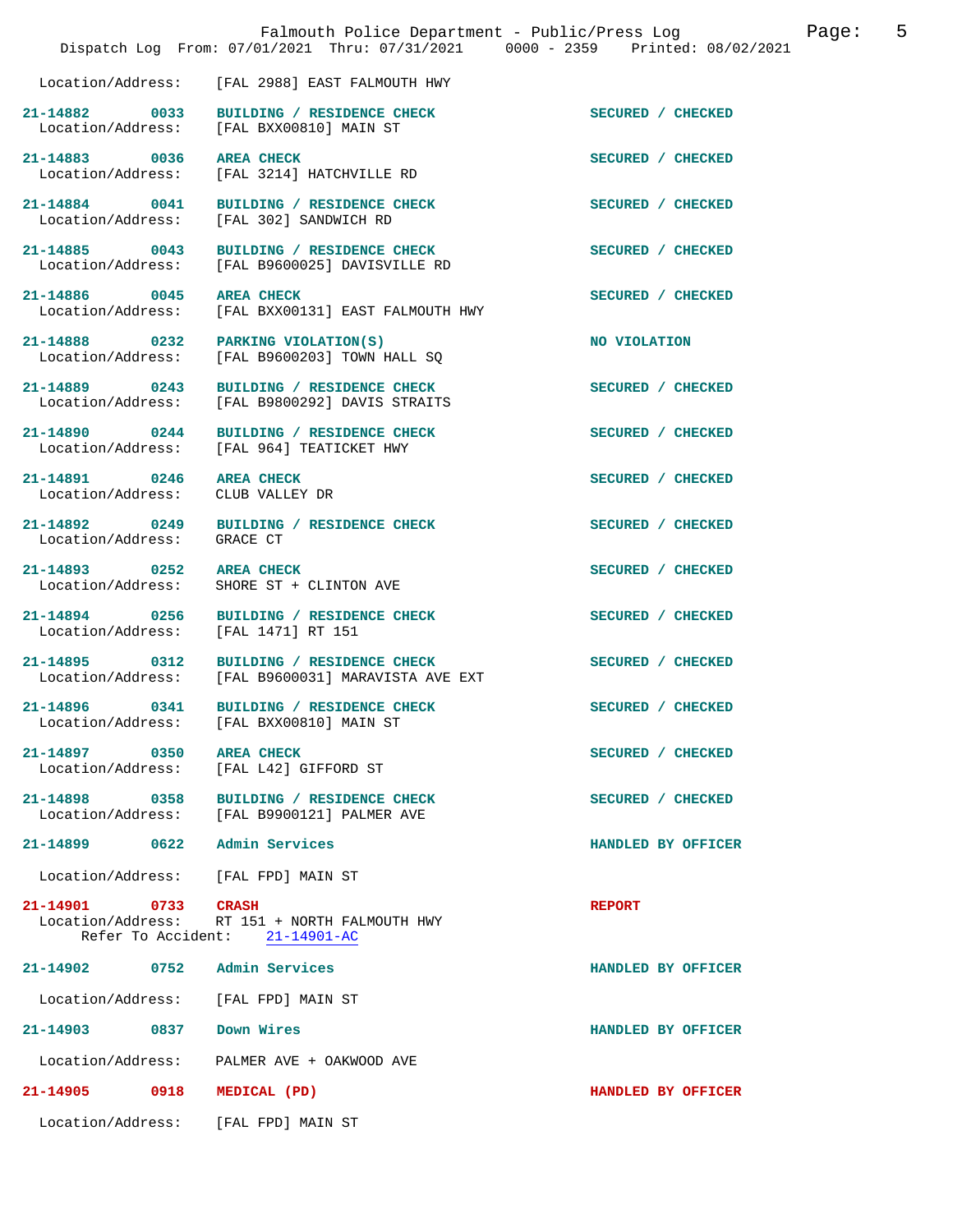Location/Address: [FAL 2988] EAST FALMOUTH HWY

**21-14882 0033 BUILDING / RESIDENCE CHECK** — SECURED / CHECKED
Location/Address: [FAL BXX00810] MAIN ST

**21-14883 0036 AREA CHECK** — SECURED / CHECKED
Location/Address: [FAL 3214] HATCHVILLE RD

**21-14884 0041 BUILDING / RESIDENCE CHECK** — SECURED / CHECKED
Location/Address: [FAL 302] SANDWICH RD

**21-14885 0043 BUILDING / RESIDENCE CHECK** — SECURED / CHECKED
Location/Address: [FAL B9600025] DAVISVILLE RD

**21-14886 0045 AREA CHECK** — SECURED / CHECKED
Location/Address: [FAL BXX00131] EAST FALMOUTH HWY

**21-14888 0232 PARKING VIOLATION(S)** — NO VIOLATION
Location/Address: [FAL B9600203] TOWN HALL SQ

**21-14889 0243 BUILDING / RESIDENCE CHECK** — SECURED / CHECKED
Location/Address: [FAL B9800292] DAVIS STRAITS

**21-14890 0244 BUILDING / RESIDENCE CHECK** — SECURED / CHECKED
Location/Address: [FAL 964] TEATICKET HWY

**21-14891 0246 AREA CHECK** — SECURED / CHECKED
Location/Address: CLUB VALLEY DR

**21-14892 0249 BUILDING / RESIDENCE CHECK** — SECURED / CHECKED
Location/Address: GRACE CT

**21-14893 0252 AREA CHECK** — SECURED / CHECKED
Location/Address: SHORE ST + CLINTON AVE

**21-14894 0256 BUILDING / RESIDENCE CHECK** — SECURED / CHECKED
Location/Address: [FAL 1471] RT 151

**21-14895 0312 BUILDING / RESIDENCE CHECK** — SECURED / CHECKED
Location/Address: [FAL B9600031] MARAVISTA AVE EXT

**21-14896 0341 BUILDING / RESIDENCE CHECK** — SECURED / CHECKED
Location/Address: [FAL BXX00810] MAIN ST

**21-14897 0350 AREA CHECK** — SECURED / CHECKED
Location/Address: [FAL L42] GIFFORD ST

**21-14898 0358 BUILDING / RESIDENCE CHECK** — SECURED / CHECKED
Location/Address: [FAL B9900121] PALMER AVE

**21-14899 0622 Admin Services** — HANDLED BY OFFICER
Location/Address: [FAL FPD] MAIN ST

**21-14901 0733 CRASH** — REPORT
Location/Address: RT 151 + NORTH FALMOUTH HWY
Refer To Accident: 21-14901-AC

**21-14902 0752 Admin Services** — HANDLED BY OFFICER
Location/Address: [FAL FPD] MAIN ST

**21-14903 0837 Down Wires** — HANDLED BY OFFICER
Location/Address: PALMER AVE + OAKWOOD AVE

**21-14905 0918 MEDICAL (PD)** — HANDLED BY OFFICER
Location/Address: [FAL FPD] MAIN ST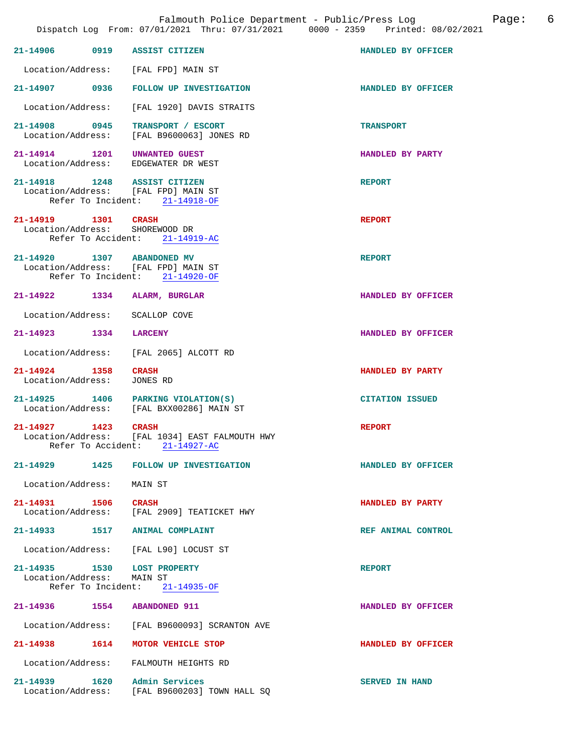**21-14906 0919 ASSIST CITIZEN** HANDLED BY OFFICER
Location/Address: [FAL FPD] MAIN ST

**21-14907 0936 FOLLOW UP INVESTIGATION** HANDLED BY OFFICER
Location/Address: [FAL 1920] DAVIS STRAITS

**21-14908 0945 TRANSPORT / ESCORT** TRANSPORT
Location/Address: [FAL B9600063] JONES RD

**21-14914 1201 UNWANTED GUEST** HANDLED BY PARTY
Location/Address: EDGEWATER DR WEST

**21-14918 1248 ASSIST CITIZEN** REPORT
Location/Address: [FAL FPD] MAIN ST
Refer To Incident: 21-14918-OF

**21-14919 1301 CRASH** REPORT
Location/Address: SHOREWOOD DR
Refer To Accident: 21-14919-AC

**21-14920 1307 ABANDONED MV** REPORT
Location/Address: [FAL FPD] MAIN ST
Refer To Incident: 21-14920-OF

**21-14922 1334 ALARM, BURGLAR** HANDLED BY OFFICER
Location/Address: SCALLOP COVE

**21-14923 1334 LARCENY** HANDLED BY OFFICER
Location/Address: [FAL 2065] ALCOTT RD

**21-14924 1358 CRASH** HANDLED BY PARTY
Location/Address: JONES RD

**21-14925 1406 PARKING VIOLATION(S)** CITATION ISSUED
Location/Address: [FAL BXX00286] MAIN ST

**21-14927 1423 CRASH** REPORT
Location/Address: [FAL 1034] EAST FALMOUTH HWY
Refer To Accident: 21-14927-AC

**21-14929 1425 FOLLOW UP INVESTIGATION** HANDLED BY OFFICER
Location/Address: MAIN ST

**21-14931 1506 CRASH** HANDLED BY PARTY
Location/Address: [FAL 2909] TEATICKET HWY

**21-14933 1517 ANIMAL COMPLAINT** REF ANIMAL CONTROL
Location/Address: [FAL L90] LOCUST ST

**21-14935 1530 LOST PROPERTY** REPORT
Location/Address: MAIN ST
Refer To Incident: 21-14935-OF

**21-14936 1554 ABANDONED 911** HANDLED BY OFFICER
Location/Address: [FAL B9600093] SCRANTON AVE

**21-14938 1614 MOTOR VEHICLE STOP** HANDLED BY OFFICER
Location/Address: FALMOUTH HEIGHTS RD

**21-14939 1620 Admin Services** SERVED IN HAND
Location/Address: [FAL B9600203] TOWN HALL SQ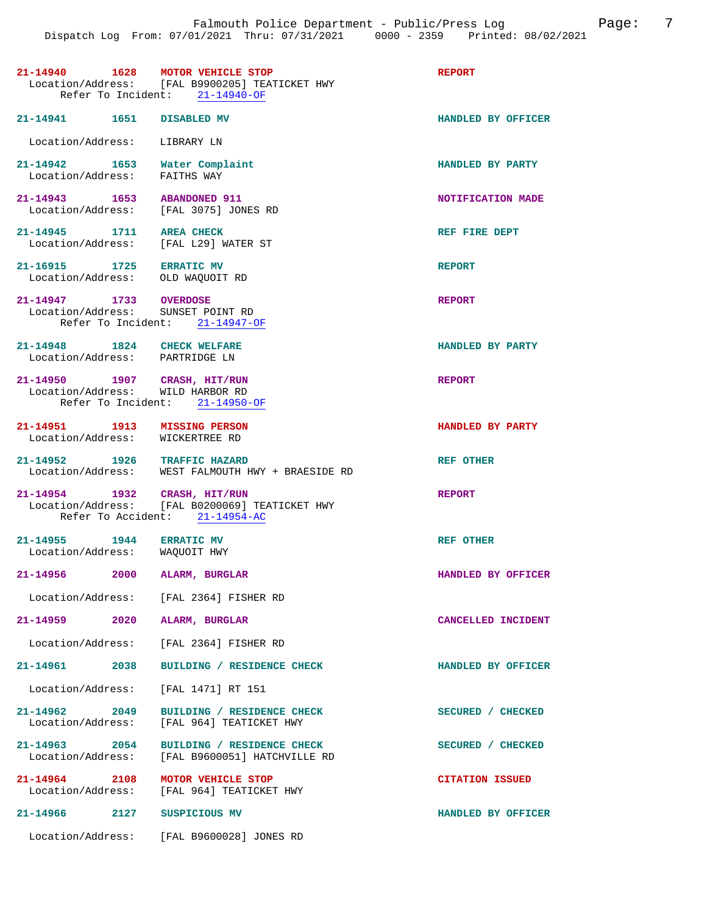**21-14940** 1628 **MOTOR VEHICLE STOP** — **REPORT**
Location/Address: [FAL B9900205] TEATICKET HWY
Refer To Incident: 21-14940-OF

**21-14941** 1651 **DISABLED MV** — **HANDLED BY OFFICER**
Location/Address: LIBRARY LN

**21-14942** 1653 **Water Complaint** — **HANDLED BY PARTY**
Location/Address: FAITHS WAY

**21-14943** 1653 **ABANDONED 911** — **NOTIFICATION MADE**
Location/Address: [FAL 3075] JONES RD

**21-14945** 1711 **AREA CHECK** — **REF FIRE DEPT**
Location/Address: [FAL L29] WATER ST

**21-16915** 1725 **ERRATIC MV** — **REPORT**
Location/Address: OLD WAQUOIT RD

**21-14947** 1733 **OVERDOSE** — **REPORT**
Location/Address: SUNSET POINT RD
Refer To Incident: 21-14947-OF

**21-14948** 1824 **CHECK WELFARE** — **HANDLED BY PARTY**
Location/Address: PARTRIDGE LN

**21-14950** 1907 **CRASH, HIT/RUN** — **REPORT**
Location/Address: WILD HARBOR RD
Refer To Incident: 21-14950-OF

**21-14951** 1913 **MISSING PERSON** — **HANDLED BY PARTY**
Location/Address: WICKERTREE RD

**21-14952** 1926 **TRAFFIC HAZARD** — **REF OTHER**
Location/Address: WEST FALMOUTH HWY + BRAESIDE RD

**21-14954** 1932 **CRASH, HIT/RUN** — **REPORT**
Location/Address: [FAL B0200069] TEATICKET HWY
Refer To Accident: 21-14954-AC

**21-14955** 1944 **ERRATIC MV** — **REF OTHER**
Location/Address: WAQUOIT HWY

**21-14956** 2000 **ALARM, BURGLAR** — **HANDLED BY OFFICER**
Location/Address: [FAL 2364] FISHER RD

**21-14959** 2020 **ALARM, BURGLAR** — **CANCELLED INCIDENT**
Location/Address: [FAL 2364] FISHER RD

**21-14961** 2038 **BUILDING / RESIDENCE CHECK** — **HANDLED BY OFFICER**
Location/Address: [FAL 1471] RT 151

**21-14962** 2049 **BUILDING / RESIDENCE CHECK** — **SECURED / CHECKED**
Location/Address: [FAL 964] TEATICKET HWY

**21-14963** 2054 **BUILDING / RESIDENCE CHECK** — **SECURED / CHECKED**
Location/Address: [FAL B9600051] HATCHVILLE RD

**21-14964** 2108 **MOTOR VEHICLE STOP** — **CITATION ISSUED**
Location/Address: [FAL 964] TEATICKET HWY

**21-14966** 2127 **SUSPICIOUS MV** — **HANDLED BY OFFICER**
Location/Address: [FAL B9600028] JONES RD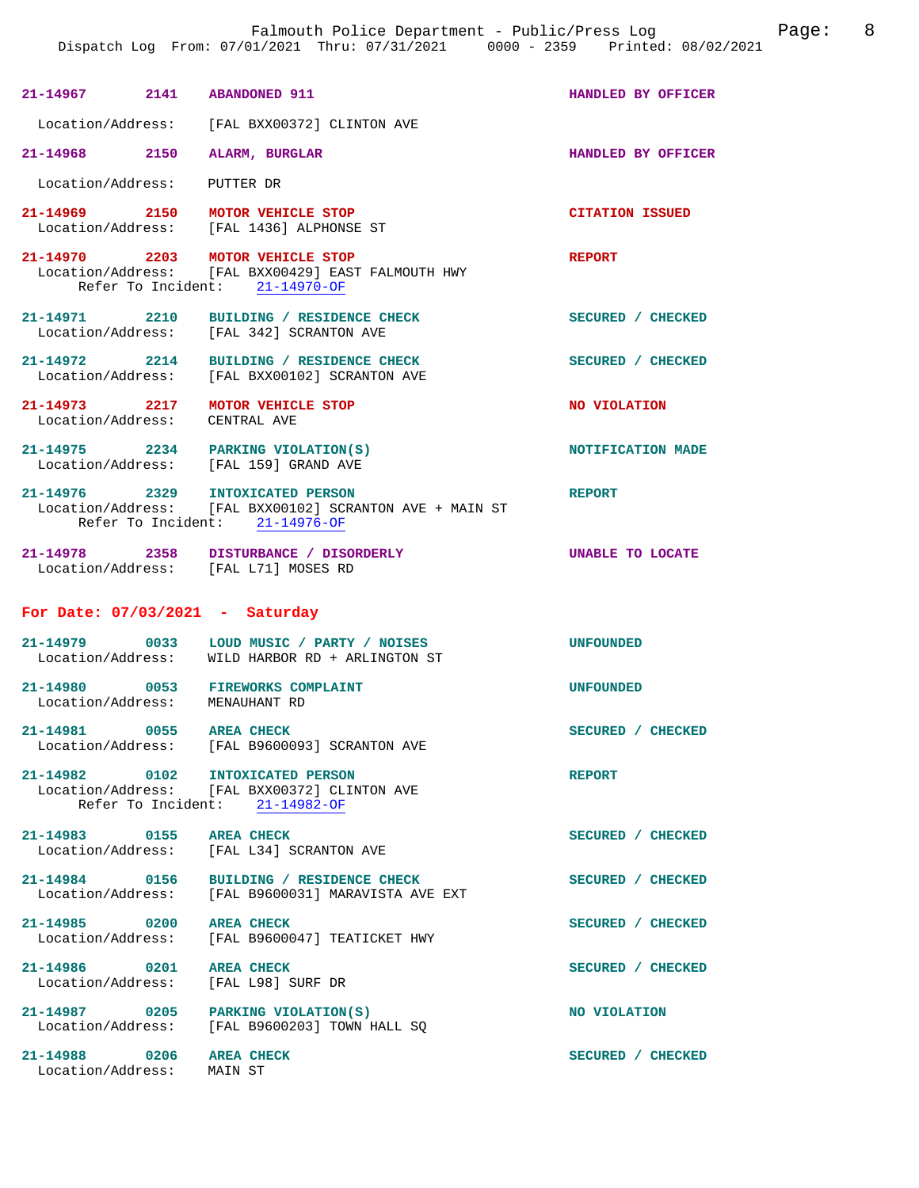21-14967 2141 ABANDONED 911 HANDLED BY OFFICER

Location/Address: [FAL BXX00372] CLINTON AVE

21-14968 2150 ALARM, BURGLAR HANDLED BY OFFICER

Location/Address: PUTTER DR

21-14969 2150 MOTOR VEHICLE STOP CITATION ISSUED
Location/Address: [FAL 1436] ALPHONSE ST

21-14970 2203 MOTOR VEHICLE STOP REPORT
Location/Address: [FAL BXX00429] EAST FALMOUTH HWY
Refer To Incident: 21-14970-OF

21-14971 2210 BUILDING / RESIDENCE CHECK SECURED / CHECKED
Location/Address: [FAL 342] SCRANTON AVE

21-14972 2214 BUILDING / RESIDENCE CHECK SECURED / CHECKED
Location/Address: [FAL BXX00102] SCRANTON AVE

21-14973 2217 MOTOR VEHICLE STOP NO VIOLATION
Location/Address: CENTRAL AVE

21-14975 2234 PARKING VIOLATION(S) NOTIFICATION MADE
Location/Address: [FAL 159] GRAND AVE

21-14976 2329 INTOXICATED PERSON REPORT
Location/Address: [FAL BXX00102] SCRANTON AVE + MAIN ST
Refer To Incident: 21-14976-OF

21-14978 2358 DISTURBANCE / DISORDERLY UNABLE TO LOCATE
Location/Address: [FAL L71] MOSES RD

## For Date: 07/03/2021 - Saturday

21-14979 0033 LOUD MUSIC / PARTY / NOISES UNFOUNDED
Location/Address: WILD HARBOR RD + ARLINGTON ST

21-14980 0053 FIREWORKS COMPLAINT UNFOUNDED
Location/Address: MENAUHANT RD

21-14981 0055 AREA CHECK SECURED / CHECKED
Location/Address: [FAL B9600093] SCRANTON AVE

21-14982 0102 INTOXICATED PERSON REPORT
Location/Address: [FAL BXX00372] CLINTON AVE
Refer To Incident: 21-14982-OF

21-14983 0155 AREA CHECK SECURED / CHECKED
Location/Address: [FAL L34] SCRANTON AVE

21-14984 0156 BUILDING / RESIDENCE CHECK SECURED / CHECKED
Location/Address: [FAL B9600031] MARAVISTA AVE EXT

21-14985 0200 AREA CHECK SECURED / CHECKED
Location/Address: [FAL B9600047] TEATICKET HWY

21-14986 0201 AREA CHECK SECURED / CHECKED
Location/Address: [FAL L98] SURF DR

21-14987 0205 PARKING VIOLATION(S) NO VIOLATION
Location/Address: [FAL B9600203] TOWN HALL SQ

21-14988 0206 AREA CHECK SECURED / CHECKED
Location/Address: MAIN ST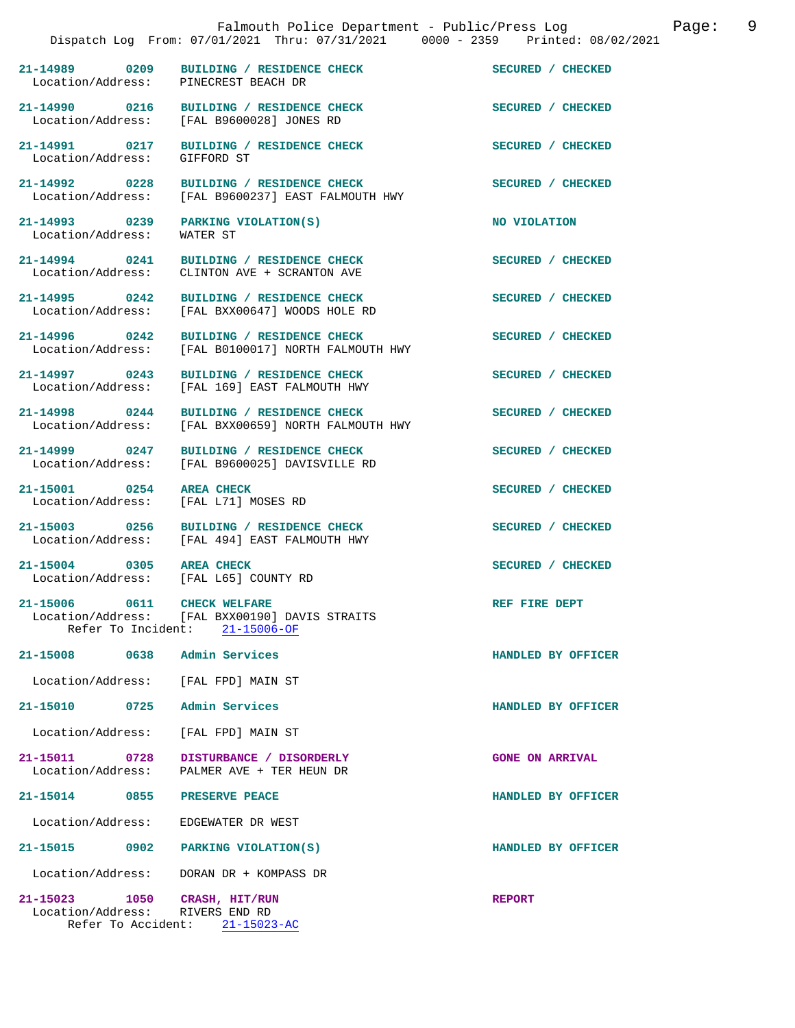Falmouth Police Department - Public/Press Log

Dispatch Log From: 07/01/2021 Thru: 07/31/2021 0000 - 2359 Printed: 08/02/2021

**21-14989 0209 BUILDING / RESIDENCE CHECK** — SECURED / CHECKED
Location/Address: PINECREST BEACH DR

**21-14990 0216 BUILDING / RESIDENCE CHECK** — SECURED / CHECKED
Location/Address: [FAL B9600028] JONES RD

**21-14991 0217 BUILDING / RESIDENCE CHECK** — SECURED / CHECKED
Location/Address: GIFFORD ST

**21-14992 0228 BUILDING / RESIDENCE CHECK** — SECURED / CHECKED
Location/Address: [FAL B9600237] EAST FALMOUTH HWY

**21-14993 0239 PARKING VIOLATION(S)** — NO VIOLATION
Location/Address: WATER ST

**21-14994 0241 BUILDING / RESIDENCE CHECK** — SECURED / CHECKED
Location/Address: CLINTON AVE + SCRANTON AVE

**21-14995 0242 BUILDING / RESIDENCE CHECK** — SECURED / CHECKED
Location/Address: [FAL BXX00647] WOODS HOLE RD

**21-14996 0242 BUILDING / RESIDENCE CHECK** — SECURED / CHECKED
Location/Address: [FAL B0100017] NORTH FALMOUTH HWY

**21-14997 0243 BUILDING / RESIDENCE CHECK** — SECURED / CHECKED
Location/Address: [FAL 169] EAST FALMOUTH HWY

**21-14998 0244 BUILDING / RESIDENCE CHECK** — SECURED / CHECKED
Location/Address: [FAL BXX00659] NORTH FALMOUTH HWY

**21-14999 0247 BUILDING / RESIDENCE CHECK** — SECURED / CHECKED
Location/Address: [FAL B9600025] DAVISVILLE RD

**21-15001 0254 AREA CHECK** — SECURED / CHECKED
Location/Address: [FAL L71] MOSES RD

**21-15003 0256 BUILDING / RESIDENCE CHECK** — SECURED / CHECKED
Location/Address: [FAL 494] EAST FALMOUTH HWY

**21-15004 0305 AREA CHECK** — SECURED / CHECKED
Location/Address: [FAL L65] COUNTY RD

**21-15006 0611 CHECK WELFARE** — REF FIRE DEPT
Location/Address: [FAL BXX00190] DAVIS STRAITS
Refer To Incident: 21-15006-OF

**21-15008 0638 Admin Services** — HANDLED BY OFFICER
Location/Address: [FAL FPD] MAIN ST

**21-15010 0725 Admin Services** — HANDLED BY OFFICER
Location/Address: [FAL FPD] MAIN ST

**21-15011 0728 DISTURBANCE / DISORDERLY** — GONE ON ARRIVAL
Location/Address: PALMER AVE + TER HEUN DR

**21-15014 0855 PRESERVE PEACE** — HANDLED BY OFFICER
Location/Address: EDGEWATER DR WEST

**21-15015 0902 PARKING VIOLATION(S)** — HANDLED BY OFFICER
Location/Address: DORAN DR + KOMPASS DR

**21-15023 1050 CRASH, HIT/RUN** — REPORT
Location/Address: RIVERS END RD
Refer To Accident: 21-15023-AC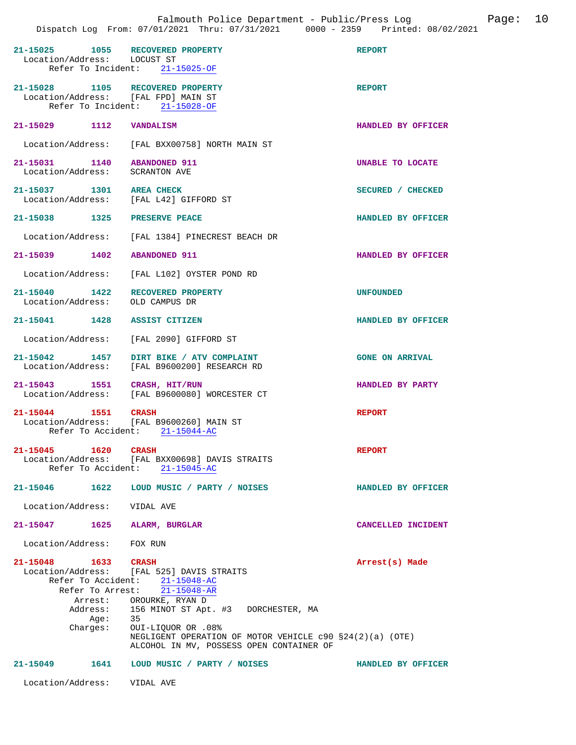**21-15025** 1055 **RECOVERED PROPERTY** **REPORT**
Location/Address: LOCUST ST
Refer To Incident: 21-15025-OF

**21-15028** 1105 **RECOVERED PROPERTY** **REPORT**
Location/Address: [FAL FPD] MAIN ST
Refer To Incident: 21-15028-OF

**21-15029** 1112 **VANDALISM** **HANDLED BY OFFICER**
Location/Address: [FAL BXX00758] NORTH MAIN ST

**21-15031** 1140 **ABANDONED 911** **UNABLE TO LOCATE**
Location/Address: SCRANTON AVE

**21-15037** 1301 **AREA CHECK** **SECURED / CHECKED**
Location/Address: [FAL L42] GIFFORD ST

**21-15038** 1325 **PRESERVE PEACE** **HANDLED BY OFFICER**
Location/Address: [FAL 1384] PINECREST BEACH DR

**21-15039** 1402 **ABANDONED 911** **HANDLED BY OFFICER**
Location/Address: [FAL L102] OYSTER POND RD

**21-15040** 1422 **RECOVERED PROPERTY** **UNFOUNDED**
Location/Address: OLD CAMPUS DR

**21-15041** 1428 **ASSIST CITIZEN** **HANDLED BY OFFICER**
Location/Address: [FAL 2090] GIFFORD ST

**21-15042** 1457 **DIRT BIKE / ATV COMPLAINT** **GONE ON ARRIVAL**
Location/Address: [FAL B9600200] RESEARCH RD

**21-15043** 1551 **CRASH, HIT/RUN** **HANDLED BY PARTY**
Location/Address: [FAL B9600080] WORCESTER CT

**21-15044** 1551 **CRASH** **REPORT**
Location/Address: [FAL B9600260] MAIN ST
Refer To Accident: 21-15044-AC

**21-15045** 1620 **CRASH** **REPORT**
Location/Address: [FAL BXX00698] DAVIS STRAITS
Refer To Accident: 21-15045-AC

**21-15046** 1622 **LOUD MUSIC / PARTY / NOISES** **HANDLED BY OFFICER**
Location/Address: VIDAL AVE

**21-15047** 1625 **ALARM, BURGLAR** **CANCELLED INCIDENT**
Location/Address: FOX RUN

**21-15048** 1633 **CRASH** **Arrest(s) Made**
Location/Address: [FAL 525] DAVIS STRAITS
Refer To Accident: 21-15048-AC
Refer To Arrest: 21-15048-AR
Arrest: OROURKE, RYAN D
Address: 156 MINOT ST Apt. #3 DORCHESTER, MA
Age: 35
Charges: OUI-LIQUOR OR .08%
NEGLIGENT OPERATION OF MOTOR VEHICLE c90 §24(2)(a) (OTE)
ALCOHOL IN MV, POSSESS OPEN CONTAINER OF

**21-15049** 1641 **LOUD MUSIC / PARTY / NOISES** **HANDLED BY OFFICER**
Location/Address: VIDAL AVE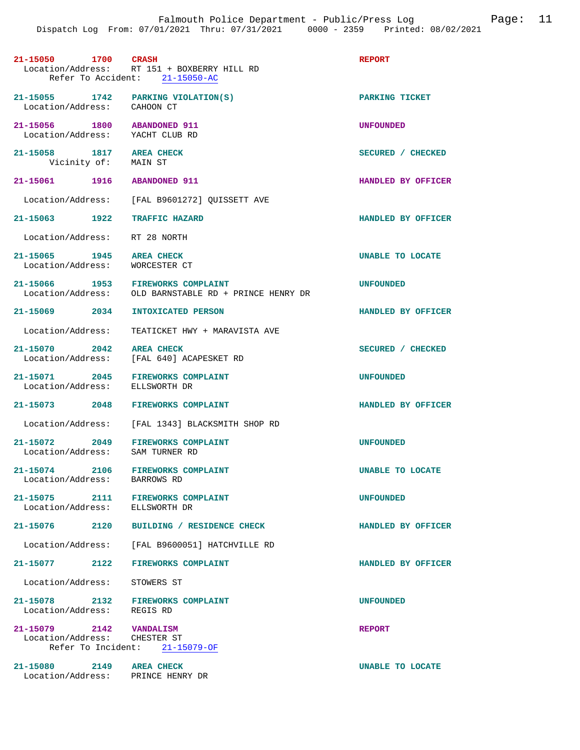**21-15050 1700 CRASH** — **REPORT**
Location/Address: RT 151 + BOXBERRY HILL RD
Refer To Accident: 21-15050-AC

**21-15055 1742 PARKING VIOLATION(S)** — **PARKING TICKET**
Location/Address: CAHOON CT

**21-15056 1800 ABANDONED 911** — **UNFOUNDED**
Location/Address: YACHT CLUB RD

**21-15058 1817 AREA CHECK** — **SECURED / CHECKED**
Vicinity of: MAIN ST

**21-15061 1916 ABANDONED 911** — **HANDLED BY OFFICER**
Location/Address: [FAL B9601272] QUISSETT AVE

**21-15063 1922 TRAFFIC HAZARD** — **HANDLED BY OFFICER**
Location/Address: RT 28 NORTH

**21-15065 1945 AREA CHECK** — **UNABLE TO LOCATE**
Location/Address: WORCESTER CT

**21-15066 1953 FIREWORKS COMPLAINT** — **UNFOUNDED**
Location/Address: OLD BARNSTABLE RD + PRINCE HENRY DR

**21-15069 2034 INTOXICATED PERSON** — **HANDLED BY OFFICER**
Location/Address: TEATICKET HWY + MARAVISTA AVE

**21-15070 2042 AREA CHECK** — **SECURED / CHECKED**
Location/Address: [FAL 640] ACAPESKET RD

**21-15071 2045 FIREWORKS COMPLAINT** — **UNFOUNDED**
Location/Address: ELLSWORTH DR

**21-15073 2048 FIREWORKS COMPLAINT** — **HANDLED BY OFFICER**
Location/Address: [FAL 1343] BLACKSMITH SHOP RD

**21-15072 2049 FIREWORKS COMPLAINT** — **UNFOUNDED**
Location/Address: SAM TURNER RD

**21-15074 2106 FIREWORKS COMPLAINT** — **UNABLE TO LOCATE**
Location/Address: BARROWS RD

**21-15075 2111 FIREWORKS COMPLAINT** — **UNFOUNDED**
Location/Address: ELLSWORTH DR

**21-15076 2120 BUILDING / RESIDENCE CHECK** — **HANDLED BY OFFICER**
Location/Address: [FAL B9600051] HATCHVILLE RD

**21-15077 2122 FIREWORKS COMPLAINT** — **HANDLED BY OFFICER**
Location/Address: STOWERS ST

**21-15078 2132 FIREWORKS COMPLAINT** — **UNFOUNDED**
Location/Address: REGIS RD

**21-15079 2142 VANDALISM** — **REPORT**
Location/Address: CHESTER ST
Refer To Incident: 21-15079-OF

**21-15080 2149 AREA CHECK** — **UNABLE TO LOCATE**
Location/Address: PRINCE HENRY DR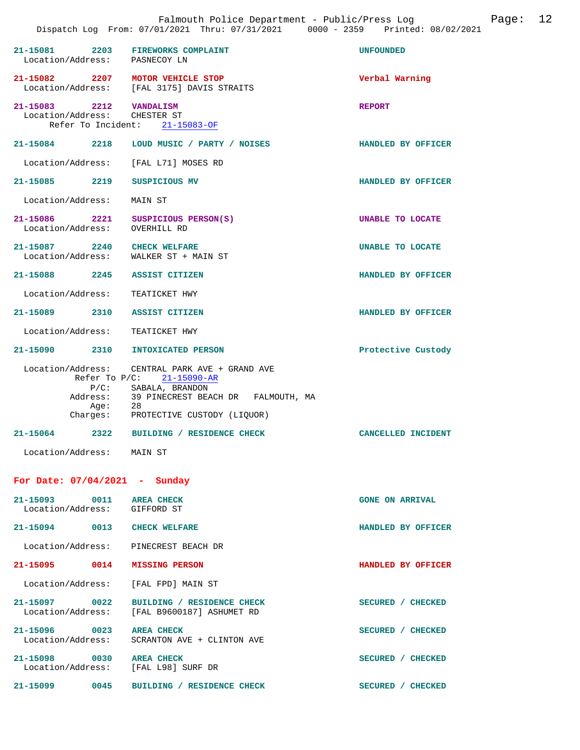21-15081 2203 FIREWORKS COMPLAINT UNFOUNDED
Location/Address: PASNECOY LN

21-15082 2207 MOTOR VEHICLE STOP Verbal Warning
Location/Address: [FAL 3175] DAVIS STRAITS

21-15083 2212 VANDALISM REPORT
Location/Address: CHESTER ST
Refer To Incident: 21-15083-OF

21-15084 2218 LOUD MUSIC / PARTY / NOISES HANDLED BY OFFICER
Location/Address: [FAL L71] MOSES RD

21-15085 2219 SUSPICIOUS MV HANDLED BY OFFICER
Location/Address: MAIN ST

21-15086 2221 SUSPICIOUS PERSON(S) UNABLE TO LOCATE
Location/Address: OVERHILL RD

21-15087 2240 CHECK WELFARE UNABLE TO LOCATE
Location/Address: WALKER ST + MAIN ST

21-15088 2245 ASSIST CITIZEN HANDLED BY OFFICER
Location/Address: TEATICKET HWY

21-15089 2310 ASSIST CITIZEN HANDLED BY OFFICER
Location/Address: TEATICKET HWY

21-15090 2310 INTOXICATED PERSON Protective Custody
Location/Address: CENTRAL PARK AVE + GRAND AVE
Refer To P/C: 21-15090-AR
P/C: SABALA, BRANDON
Address: 39 PINECREST BEACH DR FALMOUTH, MA
Age: 28
Charges: PROTECTIVE CUSTODY (LIQUOR)

21-15064 2322 BUILDING / RESIDENCE CHECK CANCELLED INCIDENT
Location/Address: MAIN ST

## For Date: 07/04/2021 - Sunday

21-15093 0011 AREA CHECK GONE ON ARRIVAL
Location/Address: GIFFORD ST

21-15094 0013 CHECK WELFARE HANDLED BY OFFICER
Location/Address: PINECREST BEACH DR

21-15095 0014 MISSING PERSON HANDLED BY OFFICER
Location/Address: [FAL FPD] MAIN ST

21-15097 0022 BUILDING / RESIDENCE CHECK SECURED / CHECKED
Location/Address: [FAL B9600187] ASHUMET RD

21-15096 0023 AREA CHECK SECURED / CHECKED
Location/Address: SCRANTON AVE + CLINTON AVE

21-15098 0030 AREA CHECK SECURED / CHECKED
Location/Address: [FAL L98] SURF DR

21-15099 0045 BUILDING / RESIDENCE CHECK SECURED / CHECKED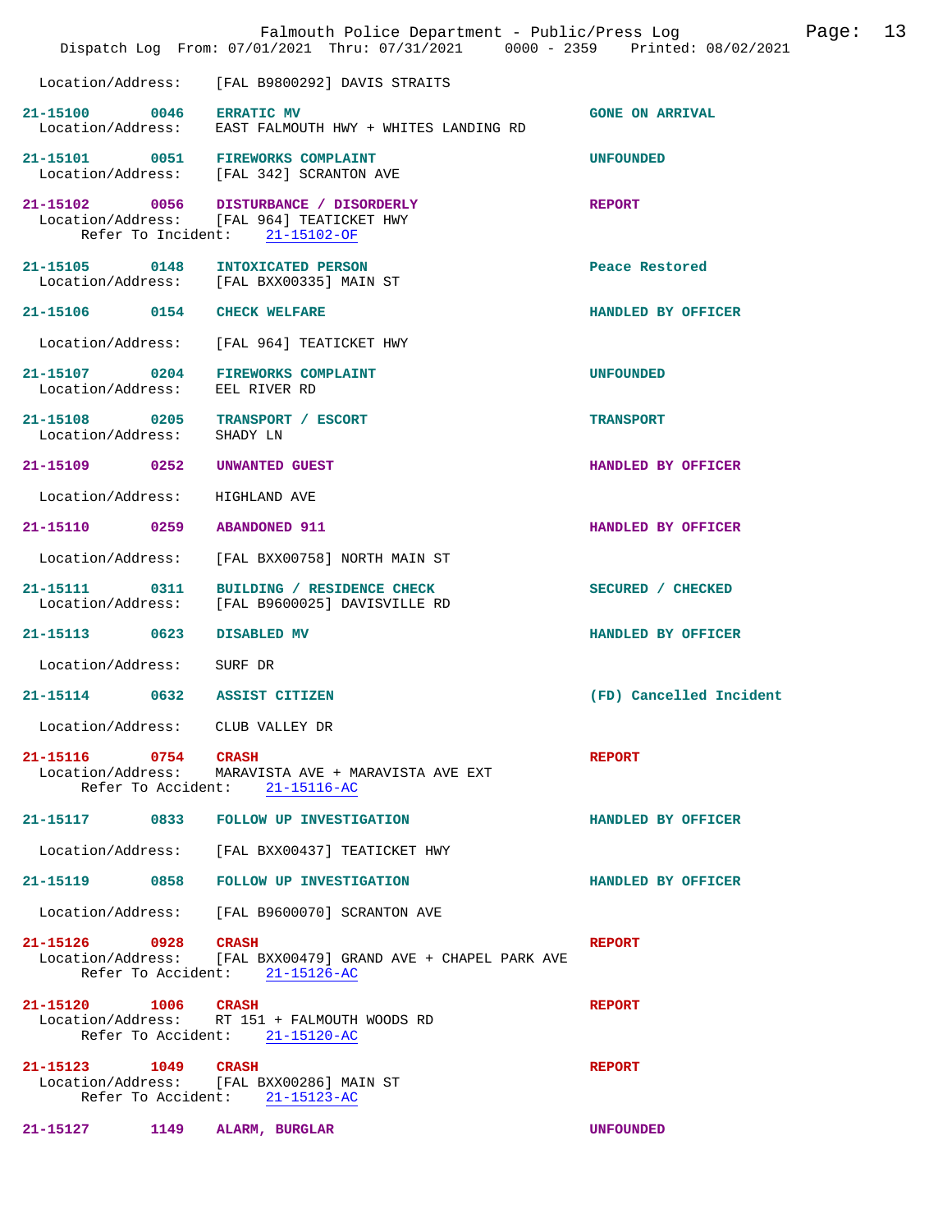Location/Address: [FAL B9800292] DAVIS STRAITS

21-15100 0046 ERRATIC MV GONE ON ARRIVAL
Location/Address: EAST FALMOUTH HWY + WHITES LANDING RD

21-15101 0051 FIREWORKS COMPLAINT UNFOUNDED
Location/Address: [FAL 342] SCRANTON AVE

21-15102 0056 DISTURBANCE / DISORDERLY REPORT
Location/Address: [FAL 964] TEATICKET HWY
Refer To Incident: 21-15102-OF

21-15105 0148 INTOXICATED PERSON Peace Restored
Location/Address: [FAL BXX00335] MAIN ST

21-15106 0154 CHECK WELFARE HANDLED BY OFFICER
Location/Address: [FAL 964] TEATICKET HWY

21-15107 0204 FIREWORKS COMPLAINT UNFOUNDED
Location/Address: EEL RIVER RD

21-15108 0205 TRANSPORT / ESCORT TRANSPORT
Location/Address: SHADY LN

21-15109 0252 UNWANTED GUEST HANDLED BY OFFICER
Location/Address: HIGHLAND AVE

21-15110 0259 ABANDONED 911 HANDLED BY OFFICER
Location/Address: [FAL BXX00758] NORTH MAIN ST

21-15111 0311 BUILDING / RESIDENCE CHECK SECURED / CHECKED
Location/Address: [FAL B9600025] DAVISVILLE RD

21-15113 0623 DISABLED MV HANDLED BY OFFICER
Location/Address: SURF DR

21-15114 0632 ASSIST CITIZEN (FD) Cancelled Incident
Location/Address: CLUB VALLEY DR

21-15116 0754 CRASH REPORT
Location/Address: MARAVISTA AVE + MARAVISTA AVE EXT
Refer To Accident: 21-15116-AC

21-15117 0833 FOLLOW UP INVESTIGATION HANDLED BY OFFICER
Location/Address: [FAL BXX00437] TEATICKET HWY

21-15119 0858 FOLLOW UP INVESTIGATION HANDLED BY OFFICER
Location/Address: [FAL B9600070] SCRANTON AVE

21-15126 0928 CRASH REPORT
Location/Address: [FAL BXX00479] GRAND AVE + CHAPEL PARK AVE
Refer To Accident: 21-15126-AC

21-15120 1006 CRASH REPORT
Location/Address: RT 151 + FALMOUTH WOODS RD
Refer To Accident: 21-15120-AC

21-15123 1049 CRASH REPORT
Location/Address: [FAL BXX00286] MAIN ST
Refer To Accident: 21-15123-AC

21-15127 1149 ALARM, BURGLAR UNFOUNDED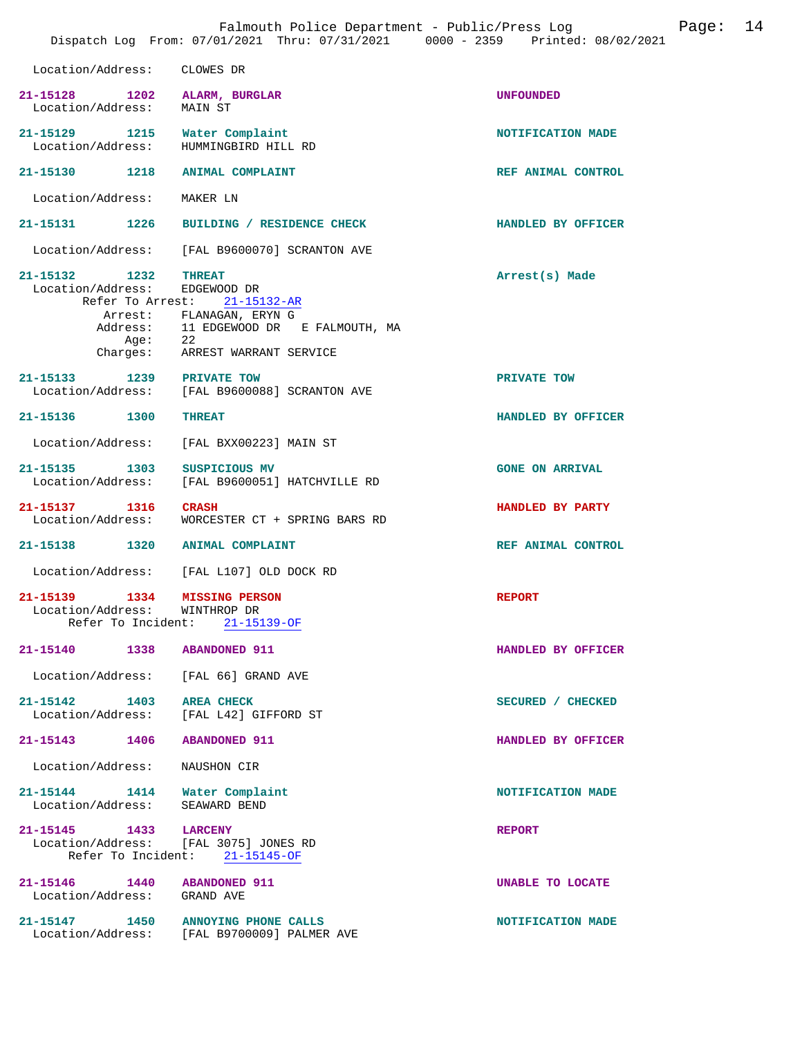Location/Address: CLOWES DR

**21-15128** 1202 **ALARM, BURGLAR** — UNFOUNDED
Location/Address: MAIN ST

**21-15129** 1215 **Water Complaint** — NOTIFICATION MADE
Location/Address: HUMMINGBIRD HILL RD

**21-15130** 1218 **ANIMAL COMPLAINT** — REF ANIMAL CONTROL
Location/Address: MAKER LN

**21-15131** 1226 **BUILDING / RESIDENCE CHECK** — HANDLED BY OFFICER
Location/Address: [FAL B9600070] SCRANTON AVE

**21-15132** 1232 **THREAT** — Arrest(s) Made
Location/Address: EDGEWOOD DR
Refer To Arrest: 21-15132-AR
Arrest: FLANAGAN, ERYN G
Address: 11 EDGEWOOD DR E FALMOUTH, MA
Age: 22
Charges: ARREST WARRANT SERVICE

**21-15133** 1239 **PRIVATE TOW** — PRIVATE TOW
Location/Address: [FAL B9600088] SCRANTON AVE

**21-15136** 1300 **THREAT** — HANDLED BY OFFICER
Location/Address: [FAL BXX00223] MAIN ST

**21-15135** 1303 **SUSPICIOUS MV** — GONE ON ARRIVAL
Location/Address: [FAL B9600051] HATCHVILLE RD

**21-15137** 1316 **CRASH** — HANDLED BY PARTY
Location/Address: WORCESTER CT + SPRING BARS RD

**21-15138** 1320 **ANIMAL COMPLAINT** — REF ANIMAL CONTROL
Location/Address: [FAL L107] OLD DOCK RD

**21-15139** 1334 **MISSING PERSON** — REPORT
Location/Address: WINTHROP DR
Refer To Incident: 21-15139-OF

**21-15140** 1338 **ABANDONED 911** — HANDLED BY OFFICER
Location/Address: [FAL 66] GRAND AVE

**21-15142** 1403 **AREA CHECK** — SECURED / CHECKED
Location/Address: [FAL L42] GIFFORD ST

**21-15143** 1406 **ABANDONED 911** — HANDLED BY OFFICER
Location/Address: NAUSHON CIR

**21-15144** 1414 **Water Complaint** — NOTIFICATION MADE
Location/Address: SEAWARD BEND

**21-15145** 1433 **LARCENY** — REPORT
Location/Address: [FAL 3075] JONES RD
Refer To Incident: 21-15145-OF

**21-15146** 1440 **ABANDONED 911** — UNABLE TO LOCATE
Location/Address: GRAND AVE

**21-15147** 1450 **ANNOYING PHONE CALLS** — NOTIFICATION MADE
Location/Address: [FAL B9700009] PALMER AVE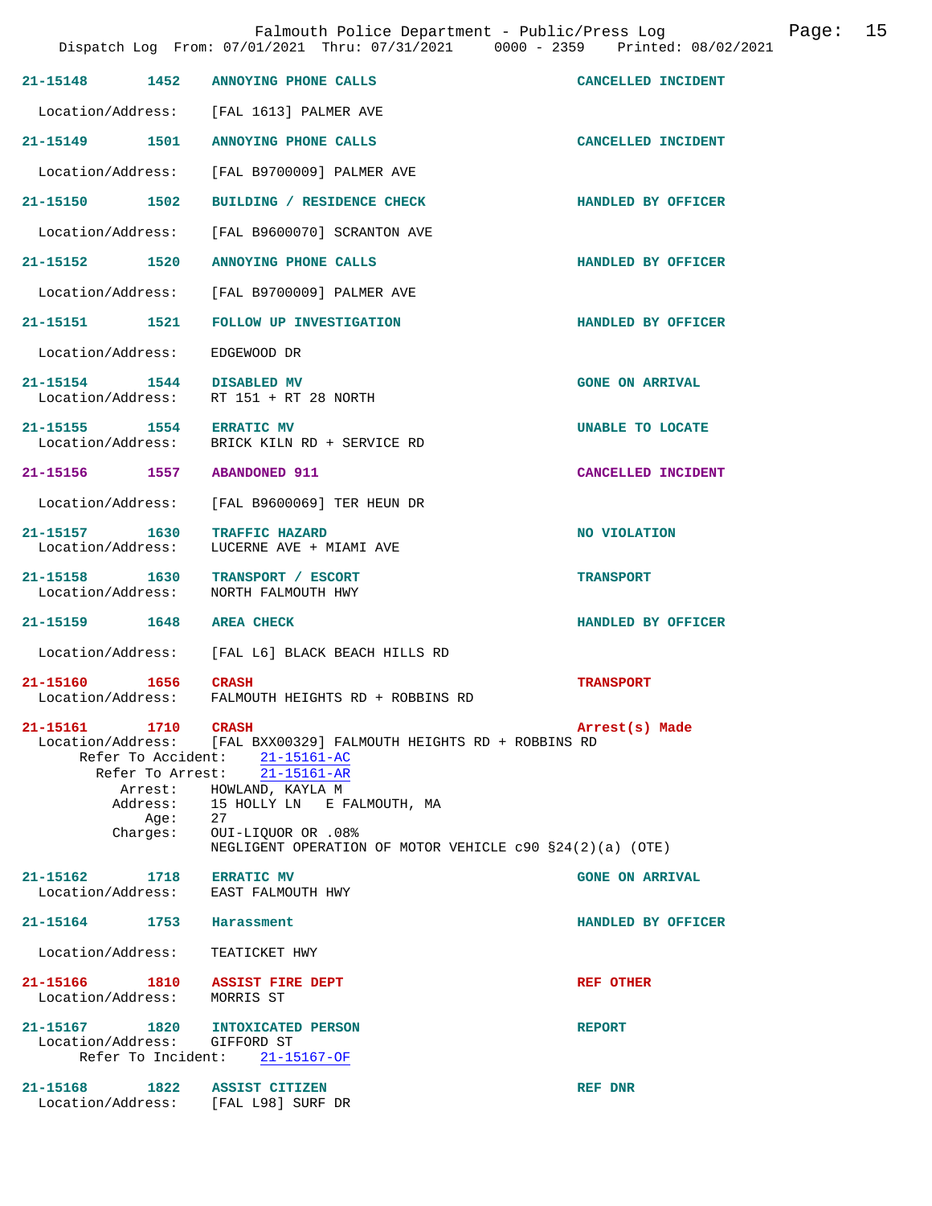**21-15148 1452 ANNOYING PHONE CALLS** CANCELLED INCIDENT

Location/Address: [FAL 1613] PALMER AVE

**21-15149 1501 ANNOYING PHONE CALLS** CANCELLED INCIDENT

Location/Address: [FAL B9700009] PALMER AVE

**21-15150 1502 BUILDING / RESIDENCE CHECK** HANDLED BY OFFICER

Location/Address: [FAL B9600070] SCRANTON AVE

**21-15152 1520 ANNOYING PHONE CALLS** HANDLED BY OFFICER

Location/Address: [FAL B9700009] PALMER AVE

**21-15151 1521 FOLLOW UP INVESTIGATION** HANDLED BY OFFICER

Location/Address: EDGEWOOD DR

**21-15154 1544 DISABLED MV** GONE ON ARRIVAL
Location/Address: RT 151 + RT 28 NORTH

**21-15155 1554 ERRATIC MV** UNABLE TO LOCATE
Location/Address: BRICK KILN RD + SERVICE RD

**21-15156 1557 ABANDONED 911** CANCELLED INCIDENT

Location/Address: [FAL B9600069] TER HEUN DR

**21-15157 1630 TRAFFIC HAZARD** NO VIOLATION
Location/Address: LUCERNE AVE + MIAMI AVE

**21-15158 1630 TRANSPORT / ESCORT** TRANSPORT
Location/Address: NORTH FALMOUTH HWY

**21-15159 1648 AREA CHECK** HANDLED BY OFFICER

Location/Address: [FAL L6] BLACK BEACH HILLS RD

**21-15160 1656 CRASH** TRANSPORT
Location/Address: FALMOUTH HEIGHTS RD + ROBBINS RD

**21-15161 1710 CRASH** Arrest(s) Made
Location/Address: [FAL BXX00329] FALMOUTH HEIGHTS RD + ROBBINS RD
Refer To Accident: 21-15161-AC
Refer To Arrest: 21-15161-AR
Arrest: HOWLAND, KAYLA M
Address: 15 HOLLY LN E FALMOUTH, MA
Age: 27
Charges: OUI-LIQUOR OR .08%
NEGLIGENT OPERATION OF MOTOR VEHICLE c90 §24(2)(a) (OTE)

**21-15162 1718 ERRATIC MV** GONE ON ARRIVAL
Location/Address: EAST FALMOUTH HWY

**21-15164 1753 Harassment** HANDLED BY OFFICER

Location/Address: TEATICKET HWY

**21-15166 1810 ASSIST FIRE DEPT** REF OTHER
Location/Address: MORRIS ST

**21-15167 1820 INTOXICATED PERSON** REPORT
Location/Address: GIFFORD ST
Refer To Incident: 21-15167-OF

**21-15168 1822 ASSIST CITIZEN** REF DNR
Location/Address: [FAL L98] SURF DR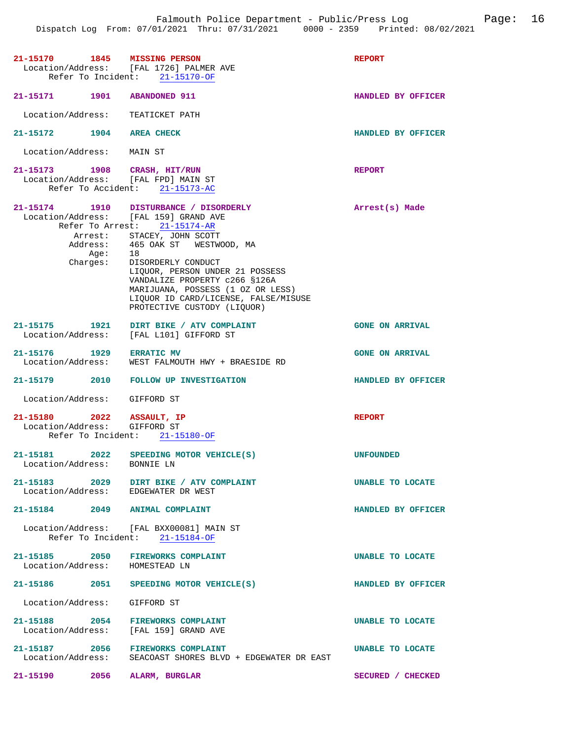**21-15170** **1845** **MISSING PERSON** **REPORT**
Location/Address: [FAL 1726] PALMER AVE
Refer To Incident: 21-15170-OF

**21-15171** **1901** **ABANDONED 911** **HANDLED BY OFFICER**
Location/Address: TEATICKET PATH

**21-15172** **1904** **AREA CHECK** **HANDLED BY OFFICER**
Location/Address: MAIN ST

**21-15173** **1908** **CRASH, HIT/RUN** **REPORT**
Location/Address: [FAL FPD] MAIN ST
Refer To Accident: 21-15173-AC

**21-15174** **1910** **DISTURBANCE / DISORDERLY** **Arrest(s) Made**
Location/Address: [FAL 159] GRAND AVE
Refer To Arrest: 21-15174-AR
Arrest: STACEY, JOHN SCOTT
Address: 465 OAK ST WESTWOOD, MA
Age: 18
Charges: DISORDERLY CONDUCT
LIQUOR, PERSON UNDER 21 POSSESS
VANDALIZE PROPERTY c266 §126A
MARIJUANA, POSSESS (1 OZ OR LESS)
LIQUOR ID CARD/LICENSE, FALSE/MISUSE
PROTECTIVE CUSTODY (LIQUOR)

**21-15175** **1921** **DIRT BIKE / ATV COMPLAINT** **GONE ON ARRIVAL**
Location/Address: [FAL L101] GIFFORD ST

**21-15176** **1929** **ERRATIC MV** **GONE ON ARRIVAL**
Location/Address: WEST FALMOUTH HWY + BRAESIDE RD

**21-15179** **2010** **FOLLOW UP INVESTIGATION** **HANDLED BY OFFICER**
Location/Address: GIFFORD ST

**21-15180** **2022** **ASSAULT, IP** **REPORT**
Location/Address: GIFFORD ST
Refer To Incident: 21-15180-OF

**21-15181** **2022** **SPEEDING MOTOR VEHICLE(S)** **UNFOUNDED**
Location/Address: BONNIE LN

**21-15183** **2029** **DIRT BIKE / ATV COMPLAINT** **UNABLE TO LOCATE**
Location/Address: EDGEWATER DR WEST

**21-15184** **2049** **ANIMAL COMPLAINT** **HANDLED BY OFFICER**
Location/Address: [FAL BXX00081] MAIN ST
Refer To Incident: 21-15184-OF

**21-15185** **2050** **FIREWORKS COMPLAINT** **UNABLE TO LOCATE**
Location/Address: HOMESTEAD LN

**21-15186** **2051** **SPEEDING MOTOR VEHICLE(S)** **HANDLED BY OFFICER**
Location/Address: GIFFORD ST

**21-15188** **2054** **FIREWORKS COMPLAINT** **UNABLE TO LOCATE**
Location/Address: [FAL 159] GRAND AVE

**21-15187** **2056** **FIREWORKS COMPLAINT** **UNABLE TO LOCATE**
Location/Address: SEACOAST SHORES BLVD + EDGEWATER DR EAST

**21-15190** **2056** **ALARM, BURGLAR** **SECURED / CHECKED**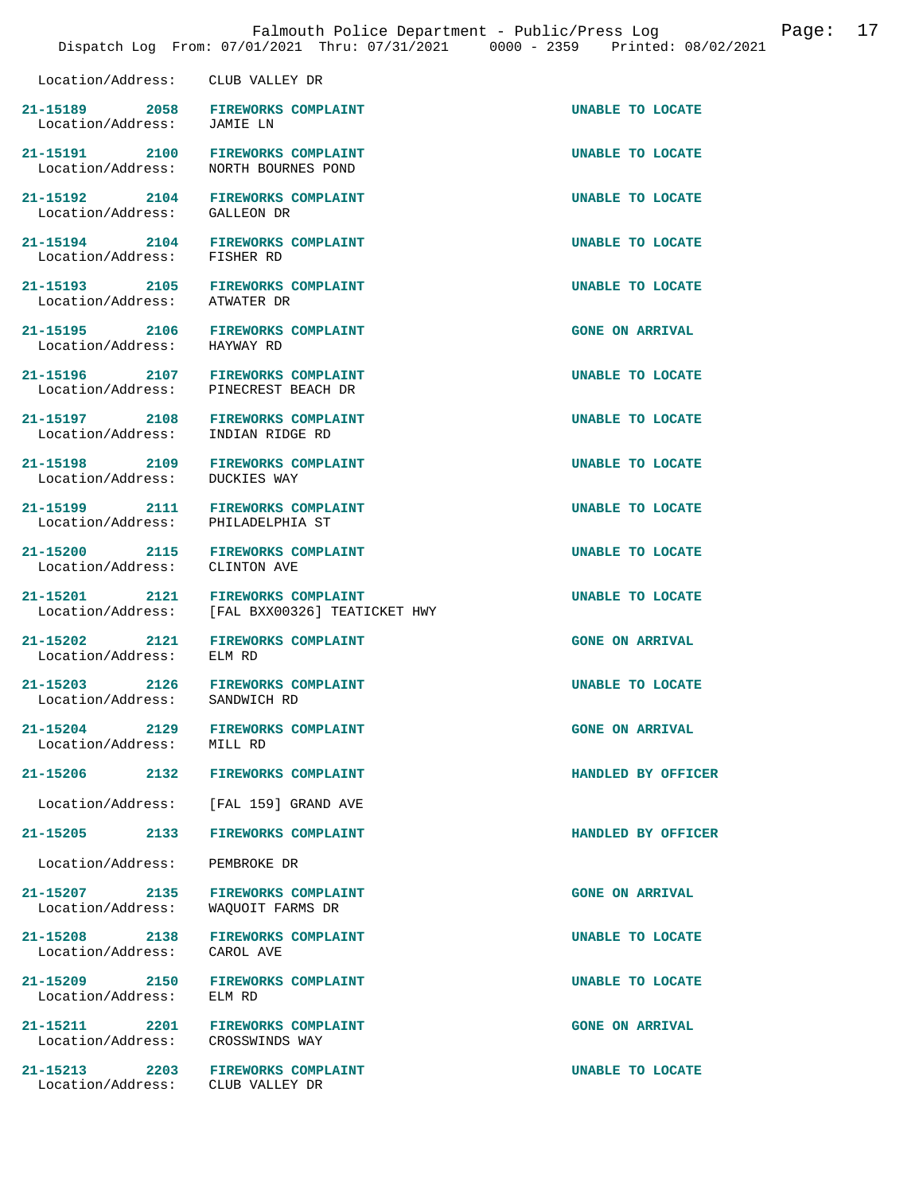Location/Address: CLUB VALLEY DR

| Call # | Time | Call Type | Disposition |
|---|---|---|---|
| 21-15189 | 2058 | FIREWORKS COMPLAINT | UNABLE TO LOCATE |
| Location/Address: | | JAMIE LN | |
| 21-15191 | 2100 | FIREWORKS COMPLAINT | UNABLE TO LOCATE |
| Location/Address: | | NORTH BOURNES POND | |
| 21-15192 | 2104 | FIREWORKS COMPLAINT | UNABLE TO LOCATE |
| Location/Address: | | GALLEON DR | |
| 21-15194 | 2104 | FIREWORKS COMPLAINT | UNABLE TO LOCATE |
| Location/Address: | | FISHER RD | |
| 21-15193 | 2105 | FIREWORKS COMPLAINT | UNABLE TO LOCATE |
| Location/Address: | | ATWATER DR | |
| 21-15195 | 2106 | FIREWORKS COMPLAINT | GONE ON ARRIVAL |
| Location/Address: | | HAYWAY RD | |
| 21-15196 | 2107 | FIREWORKS COMPLAINT | UNABLE TO LOCATE |
| Location/Address: | | PINECREST BEACH DR | |
| 21-15197 | 2108 | FIREWORKS COMPLAINT | UNABLE TO LOCATE |
| Location/Address: | | INDIAN RIDGE RD | |
| 21-15198 | 2109 | FIREWORKS COMPLAINT | UNABLE TO LOCATE |
| Location/Address: | | DUCKIES WAY | |
| 21-15199 | 2111 | FIREWORKS COMPLAINT | UNABLE TO LOCATE |
| Location/Address: | | PHILADELPHIA ST | |
| 21-15200 | 2115 | FIREWORKS COMPLAINT | UNABLE TO LOCATE |
| Location/Address: | | CLINTON AVE | |
| 21-15201 | 2121 | FIREWORKS COMPLAINT | UNABLE TO LOCATE |
| Location/Address: | | [FAL BXX00326] TEATICKET HWY | |
| 21-15202 | 2121 | FIREWORKS COMPLAINT | GONE ON ARRIVAL |
| Location/Address: | | ELM RD | |
| 21-15203 | 2126 | FIREWORKS COMPLAINT | UNABLE TO LOCATE |
| Location/Address: | | SANDWICH RD | |
| 21-15204 | 2129 | FIREWORKS COMPLAINT | GONE ON ARRIVAL |
| Location/Address: | | MILL RD | |
| 21-15206 | 2132 | FIREWORKS COMPLAINT | HANDLED BY OFFICER |
| Location/Address: | | [FAL 159] GRAND AVE | |
| 21-15205 | 2133 | FIREWORKS COMPLAINT | HANDLED BY OFFICER |
| Location/Address: | | PEMBROKE DR | |
| 21-15207 | 2135 | FIREWORKS COMPLAINT | GONE ON ARRIVAL |
| Location/Address: | | WAQUOIT FARMS DR | |
| 21-15208 | 2138 | FIREWORKS COMPLAINT | UNABLE TO LOCATE |
| Location/Address: | | CAROL AVE | |
| 21-15209 | 2150 | FIREWORKS COMPLAINT | UNABLE TO LOCATE |
| Location/Address: | | ELM RD | |
| 21-15211 | 2201 | FIREWORKS COMPLAINT | GONE ON ARRIVAL |
| Location/Address: | | CROSSWINDS WAY | |
| 21-15213 | 2203 | FIREWORKS COMPLAINT | UNABLE TO LOCATE |
| Location/Address: | | CLUB VALLEY DR | |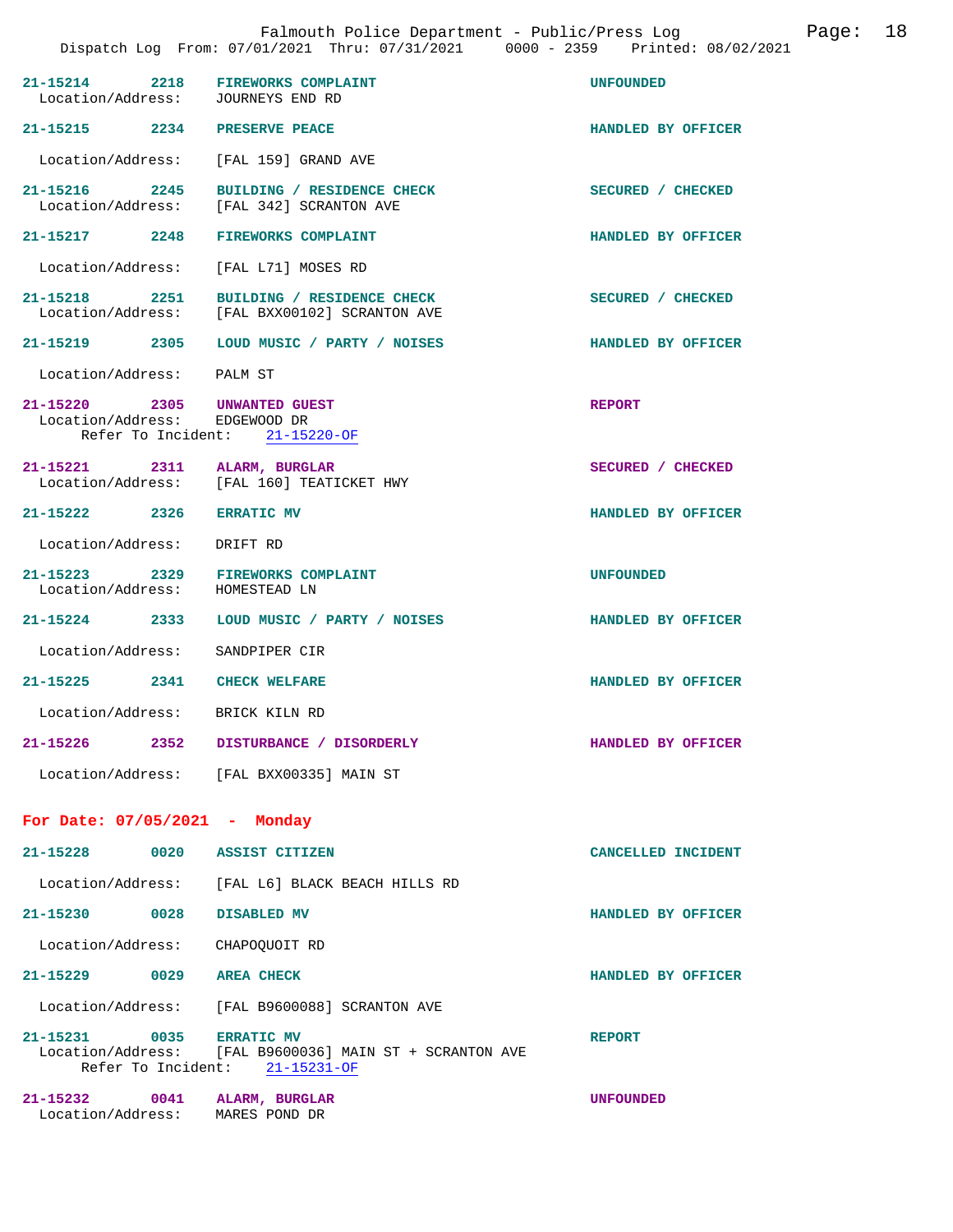| | | | |
|---|---|---|---|
| 21-15214 | 2218 | FIREWORKS COMPLAINT | UNFOUNDED |
| Location/Address: | | JOURNEYS END RD | |
| 21-15215 | 2234 | PRESERVE PEACE | HANDLED BY OFFICER |
| Location/Address: | | [FAL 159] GRAND AVE | |
| 21-15216 | 2245 | BUILDING / RESIDENCE CHECK | SECURED / CHECKED |
| Location/Address: | | [FAL 342] SCRANTON AVE | |
| 21-15217 | 2248 | FIREWORKS COMPLAINT | HANDLED BY OFFICER |
| Location/Address: | | [FAL L71] MOSES RD | |
| 21-15218 | 2251 | BUILDING / RESIDENCE CHECK | SECURED / CHECKED |
| Location/Address: | | [FAL BXX00102] SCRANTON AVE | |
| 21-15219 | 2305 | LOUD MUSIC / PARTY / NOISES | HANDLED BY OFFICER |
| Location/Address: | | PALM ST | |
| 21-15220 | 2305 | UNWANTED GUEST | REPORT |
| Location/Address: | | EDGEWOOD DR | |
| Refer To Incident: | | 21-15220-OF | |
| 21-15221 | 2311 | ALARM, BURGLAR | SECURED / CHECKED |
| Location/Address: | | [FAL 160] TEATICKET HWY | |
| 21-15222 | 2326 | ERRATIC MV | HANDLED BY OFFICER |
| Location/Address: | | DRIFT RD | |
| 21-15223 | 2329 | FIREWORKS COMPLAINT | UNFOUNDED |
| Location/Address: | | HOMESTEAD LN | |
| 21-15224 | 2333 | LOUD MUSIC / PARTY / NOISES | HANDLED BY OFFICER |
| Location/Address: | | SANDPIPER CIR | |
| 21-15225 | 2341 | CHECK WELFARE | HANDLED BY OFFICER |
| Location/Address: | | BRICK KILN RD | |
| 21-15226 | 2352 | DISTURBANCE / DISORDERLY | HANDLED BY OFFICER |
| Location/Address: | | [FAL BXX00335] MAIN ST | |

## For Date: 07/05/2021 - Monday

| | | | |
|---|---|---|---|
| 21-15228 | 0020 | ASSIST CITIZEN | CANCELLED INCIDENT |
| Location/Address: | | [FAL L6] BLACK BEACH HILLS RD | |
| 21-15230 | 0028 | DISABLED MV | HANDLED BY OFFICER |
| Location/Address: | | CHAPOQUOIT RD | |
| 21-15229 | 0029 | AREA CHECK | HANDLED BY OFFICER |
| Location/Address: | | [FAL B9600088] SCRANTON AVE | |
| 21-15231 | 0035 | ERRATIC MV | REPORT |
| Location/Address: | | [FAL B9600036] MAIN ST + SCRANTON AVE | |
| Refer To Incident: | | 21-15231-OF | |
| 21-15232 | 0041 | ALARM, BURGLAR | UNFOUNDED |
| Location/Address: | | MARES POND DR | |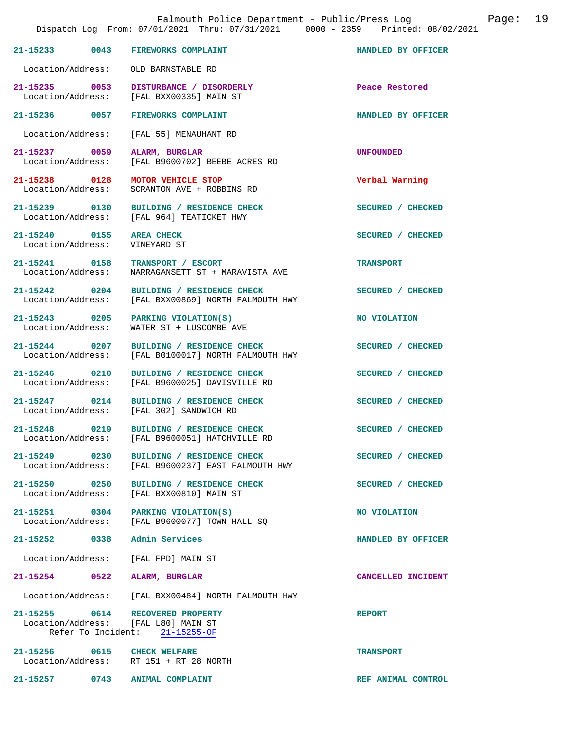Falmouth Police Department - Public/Press Log
Dispatch Log From: 07/01/2021 Thru: 07/31/2021 0000 - 2359 Printed: 08/02/2021

**21-15233** 0043 **FIREWORKS COMPLAINT** — HANDLED BY OFFICER
Location/Address: OLD BARNSTABLE RD

**21-15235** 0053 **DISTURBANCE / DISORDERLY** — Peace Restored
Location/Address: [FAL BXX00335] MAIN ST

**21-15236** 0057 **FIREWORKS COMPLAINT** — HANDLED BY OFFICER
Location/Address: [FAL 55] MENAUHANT RD

**21-15237** 0059 **ALARM, BURGLAR** — UNFOUNDED
Location/Address: [FAL B9600702] BEEBE ACRES RD

**21-15238** 0128 **MOTOR VEHICLE STOP** — Verbal Warning
Location/Address: SCRANTON AVE + ROBBINS RD

**21-15239** 0130 **BUILDING / RESIDENCE CHECK** — SECURED / CHECKED
Location/Address: [FAL 964] TEATICKET HWY

**21-15240** 0155 **AREA CHECK** — SECURED / CHECKED
Location/Address: VINEYARD ST

**21-15241** 0158 **TRANSPORT / ESCORT** — TRANSPORT
Location/Address: NARRAGANSETT ST + MARAVISTA AVE

**21-15242** 0204 **BUILDING / RESIDENCE CHECK** — SECURED / CHECKED
Location/Address: [FAL BXX00869] NORTH FALMOUTH HWY

**21-15243** 0205 **PARKING VIOLATION(S)** — NO VIOLATION
Location/Address: WATER ST + LUSCOMBE AVE

**21-15244** 0207 **BUILDING / RESIDENCE CHECK** — SECURED / CHECKED
Location/Address: [FAL B0100017] NORTH FALMOUTH HWY

**21-15246** 0210 **BUILDING / RESIDENCE CHECK** — SECURED / CHECKED
Location/Address: [FAL B9600025] DAVISVILLE RD

**21-15247** 0214 **BUILDING / RESIDENCE CHECK** — SECURED / CHECKED
Location/Address: [FAL 302] SANDWICH RD

**21-15248** 0219 **BUILDING / RESIDENCE CHECK** — SECURED / CHECKED
Location/Address: [FAL B9600051] HATCHVILLE RD

**21-15249** 0230 **BUILDING / RESIDENCE CHECK** — SECURED / CHECKED
Location/Address: [FAL B9600237] EAST FALMOUTH HWY

**21-15250** 0250 **BUILDING / RESIDENCE CHECK** — SECURED / CHECKED
Location/Address: [FAL BXX00810] MAIN ST

**21-15251** 0304 **PARKING VIOLATION(S)** — NO VIOLATION
Location/Address: [FAL B9600077] TOWN HALL SQ

**21-15252** 0338 **Admin Services** — HANDLED BY OFFICER
Location/Address: [FAL FPD] MAIN ST

**21-15254** 0522 **ALARM, BURGLAR** — CANCELLED INCIDENT
Location/Address: [FAL BXX00484] NORTH FALMOUTH HWY

**21-15255** 0614 **RECOVERED PROPERTY** — REPORT
Location/Address: [FAL L80] MAIN ST
Refer To Incident: 21-15255-OF

**21-15256** 0615 **CHECK WELFARE** — TRANSPORT
Location/Address: RT 151 + RT 28 NORTH

**21-15257** 0743 **ANIMAL COMPLAINT** — REF ANIMAL CONTROL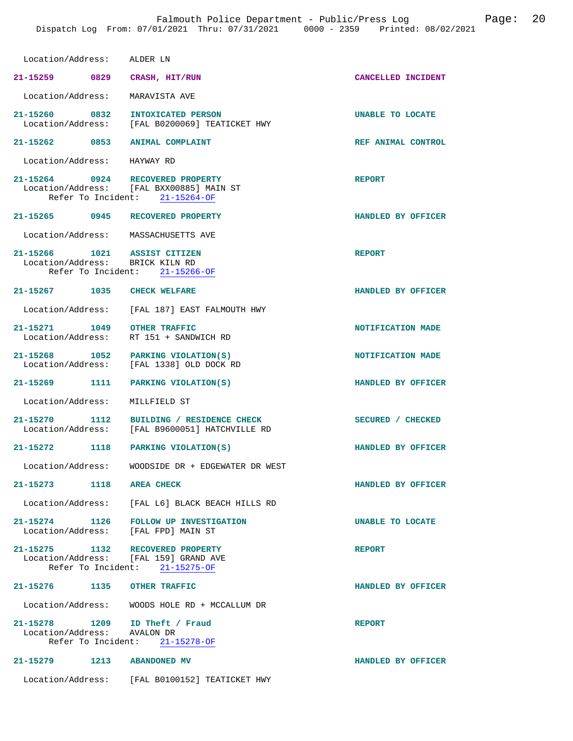Location/Address: ALDER LN

**21-15259 0829 CRASH, HIT/RUN** — CANCELLED INCIDENT
Location/Address: MARAVISTA AVE

**21-15260 0832 INTOXICATED PERSON** — UNABLE TO LOCATE
Location/Address: [FAL B0200069] TEATICKET HWY

**21-15262 0853 ANIMAL COMPLAINT** — REF ANIMAL CONTROL
Location/Address: HAYWAY RD

**21-15264 0924 RECOVERED PROPERTY** — REPORT
Location/Address: [FAL BXX00885] MAIN ST
Refer To Incident: 21-15264-OF

**21-15265 0945 RECOVERED PROPERTY** — HANDLED BY OFFICER
Location/Address: MASSACHUSETTS AVE

**21-15266 1021 ASSIST CITIZEN** — REPORT
Location/Address: BRICK KILN RD
Refer To Incident: 21-15266-OF

**21-15267 1035 CHECK WELFARE** — HANDLED BY OFFICER
Location/Address: [FAL 187] EAST FALMOUTH HWY

**21-15271 1049 OTHER TRAFFIC** — NOTIFICATION MADE
Location/Address: RT 151 + SANDWICH RD

**21-15268 1052 PARKING VIOLATION(S)** — NOTIFICATION MADE
Location/Address: [FAL 1338] OLD DOCK RD

**21-15269 1111 PARKING VIOLATION(S)** — HANDLED BY OFFICER
Location/Address: MILLFIELD ST

**21-15270 1112 BUILDING / RESIDENCE CHECK** — SECURED / CHECKED
Location/Address: [FAL B9600051] HATCHVILLE RD

**21-15272 1118 PARKING VIOLATION(S)** — HANDLED BY OFFICER
Location/Address: WOODSIDE DR + EDGEWATER DR WEST

**21-15273 1118 AREA CHECK** — HANDLED BY OFFICER
Location/Address: [FAL L6] BLACK BEACH HILLS RD

**21-15274 1126 FOLLOW UP INVESTIGATION** — UNABLE TO LOCATE
Location/Address: [FAL FPD] MAIN ST

**21-15275 1132 RECOVERED PROPERTY** — REPORT
Location/Address: [FAL 159] GRAND AVE
Refer To Incident: 21-15275-OF

**21-15276 1135 OTHER TRAFFIC** — HANDLED BY OFFICER
Location/Address: WOODS HOLE RD + MCCALLUM DR

**21-15278 1209 ID Theft / Fraud** — REPORT
Location/Address: AVALON DR
Refer To Incident: 21-15278-OF

**21-15279 1213 ABANDONED MV** — HANDLED BY OFFICER
Location/Address: [FAL B0100152] TEATICKET HWY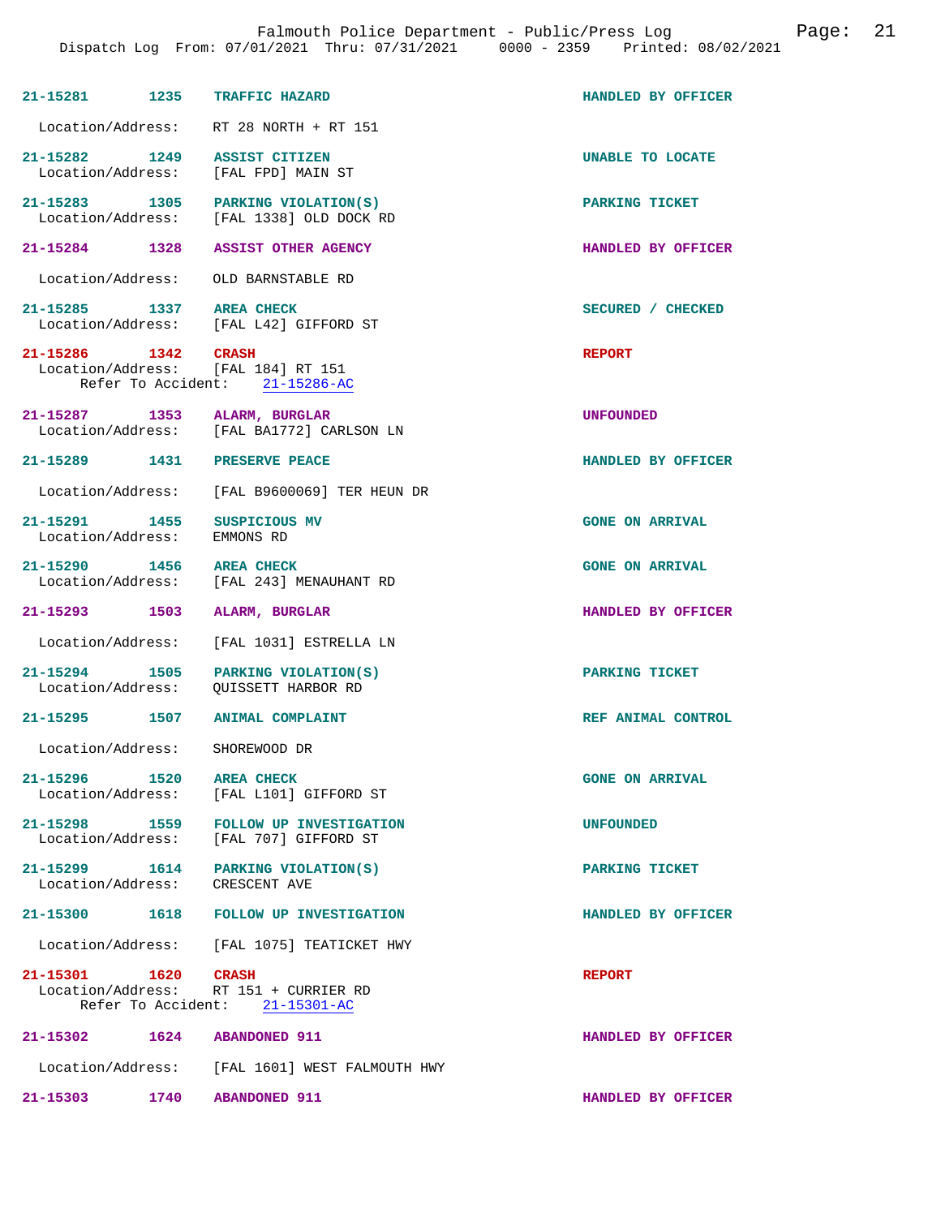| Call # | Time | Call Type | Disposition |
|---|---|---|---|
| 21-15281 | 1235 | TRAFFIC HAZARD | HANDLED BY OFFICER |
| Location/Address: | | RT 28 NORTH + RT 151 | |
| 21-15282 | 1249 | ASSIST CITIZEN | UNABLE TO LOCATE |
| Location/Address: | | [FAL FPD] MAIN ST | |
| 21-15283 | 1305 | PARKING VIOLATION(S) | PARKING TICKET |
| Location/Address: | | [FAL 1338] OLD DOCK RD | |
| 21-15284 | 1328 | ASSIST OTHER AGENCY | HANDLED BY OFFICER |
| Location/Address: | | OLD BARNSTABLE RD | |
| 21-15285 | 1337 | AREA CHECK | SECURED / CHECKED |
| Location/Address: | | [FAL L42] GIFFORD ST | |
| 21-15286 | 1342 | CRASH | REPORT |
| Location/Address: | | [FAL 184] RT 151 | |
| Refer To Accident: | | 21-15286-AC | |
| 21-15287 | 1353 | ALARM, BURGLAR | UNFOUNDED |
| Location/Address: | | [FAL BA1772] CARLSON LN | |
| 21-15289 | 1431 | PRESERVE PEACE | HANDLED BY OFFICER |
| Location/Address: | | [FAL B9600069] TER HEUN DR | |
| 21-15291 | 1455 | SUSPICIOUS MV | GONE ON ARRIVAL |
| Location/Address: | | EMMONS RD | |
| 21-15290 | 1456 | AREA CHECK | GONE ON ARRIVAL |
| Location/Address: | | [FAL 243] MENAUHANT RD | |
| 21-15293 | 1503 | ALARM, BURGLAR | HANDLED BY OFFICER |
| Location/Address: | | [FAL 1031] ESTRELLA LN | |
| 21-15294 | 1505 | PARKING VIOLATION(S) | PARKING TICKET |
| Location/Address: | | QUISSETT HARBOR RD | |
| 21-15295 | 1507 | ANIMAL COMPLAINT | REF ANIMAL CONTROL |
| Location/Address: | | SHOREWOOD DR | |
| 21-15296 | 1520 | AREA CHECK | GONE ON ARRIVAL |
| Location/Address: | | [FAL L101] GIFFORD ST | |
| 21-15298 | 1559 | FOLLOW UP INVESTIGATION | UNFOUNDED |
| Location/Address: | | [FAL 707] GIFFORD ST | |
| 21-15299 | 1614 | PARKING VIOLATION(S) | PARKING TICKET |
| Location/Address: | | CRESCENT AVE | |
| 21-15300 | 1618 | FOLLOW UP INVESTIGATION | HANDLED BY OFFICER |
| Location/Address: | | [FAL 1075] TEATICKET HWY | |
| 21-15301 | 1620 | CRASH | REPORT |
| Location/Address: | | RT 151 + CURRIER RD | |
| Refer To Accident: | | 21-15301-AC | |
| 21-15302 | 1624 | ABANDONED 911 | HANDLED BY OFFICER |
| Location/Address: | | [FAL 1601] WEST FALMOUTH HWY | |
| 21-15303 | 1740 | ABANDONED 911 | HANDLED BY OFFICER |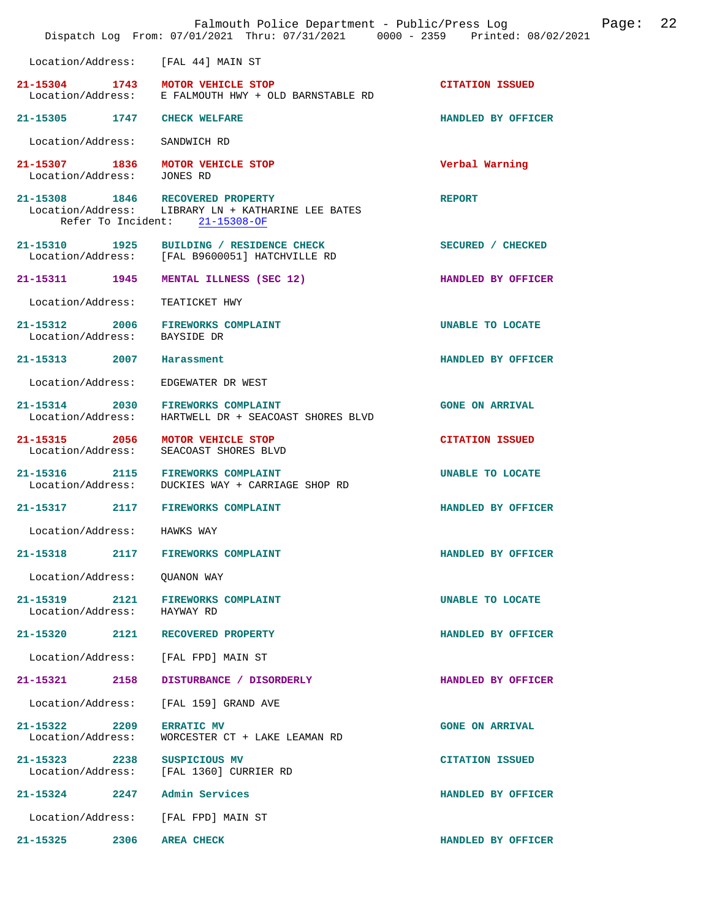Location/Address: [FAL 44] MAIN ST

**21-15304 1743 MOTOR VEHICLE STOP** CITATION ISSUED
Location/Address: E FALMOUTH HWY + OLD BARNSTABLE RD

**21-15305 1747 CHECK WELFARE** HANDLED BY OFFICER
Location/Address: SANDWICH RD

**21-15307 1836 MOTOR VEHICLE STOP** Verbal Warning
Location/Address: JONES RD

**21-15308 1846 RECOVERED PROPERTY** REPORT
Location/Address: LIBRARY LN + KATHARINE LEE BATES
Refer To Incident: 21-15308-OF

**21-15310 1925 BUILDING / RESIDENCE CHECK** SECURED / CHECKED
Location/Address: [FAL B9600051] HATCHVILLE RD

**21-15311 1945 MENTAL ILLNESS (SEC 12)** HANDLED BY OFFICER
Location/Address: TEATICKET HWY

**21-15312 2006 FIREWORKS COMPLAINT** UNABLE TO LOCATE
Location/Address: BAYSIDE DR

**21-15313 2007 Harassment** HANDLED BY OFFICER
Location/Address: EDGEWATER DR WEST

**21-15314 2030 FIREWORKS COMPLAINT** GONE ON ARRIVAL
Location/Address: HARTWELL DR + SEACOAST SHORES BLVD

**21-15315 2056 MOTOR VEHICLE STOP** CITATION ISSUED
Location/Address: SEACOAST SHORES BLVD

**21-15316 2115 FIREWORKS COMPLAINT** UNABLE TO LOCATE
Location/Address: DUCKIES WAY + CARRIAGE SHOP RD

**21-15317 2117 FIREWORKS COMPLAINT** HANDLED BY OFFICER
Location/Address: HAWKS WAY

**21-15318 2117 FIREWORKS COMPLAINT** HANDLED BY OFFICER
Location/Address: QUANON WAY

**21-15319 2121 FIREWORKS COMPLAINT** UNABLE TO LOCATE
Location/Address: HAYWAY RD

**21-15320 2121 RECOVERED PROPERTY** HANDLED BY OFFICER
Location/Address: [FAL FPD] MAIN ST

**21-15321 2158 DISTURBANCE / DISORDERLY** HANDLED BY OFFICER
Location/Address: [FAL 159] GRAND AVE

**21-15322 2209 ERRATIC MV** GONE ON ARRIVAL
Location/Address: WORCESTER CT + LAKE LEAMAN RD

**21-15323 2238 SUSPICIOUS MV** CITATION ISSUED
Location/Address: [FAL 1360] CURRIER RD

**21-15324 2247 Admin Services** HANDLED BY OFFICER
Location/Address: [FAL FPD] MAIN ST

**21-15325 2306 AREA CHECK** HANDLED BY OFFICER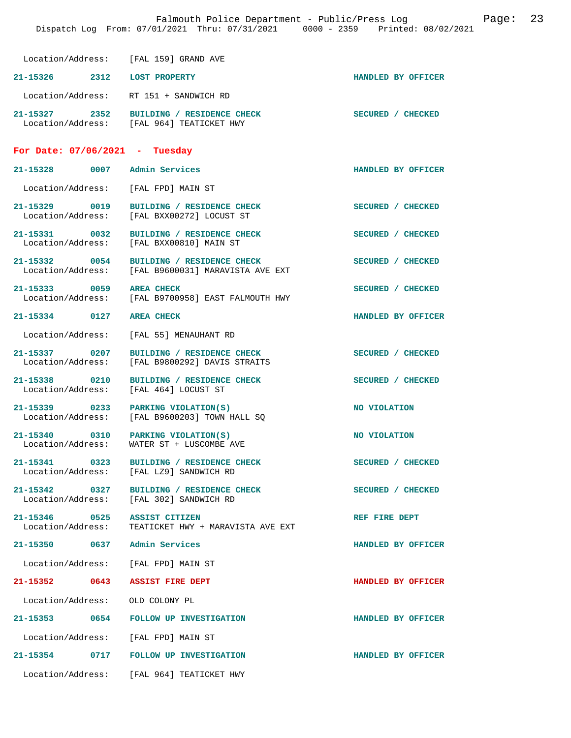Location/Address: [FAL 159] GRAND AVE

**21-15326 2312 LOST PROPERTY** HANDLED BY OFFICER

Location/Address: RT 151 + SANDWICH RD

**21-15327 2352 BUILDING / RESIDENCE CHECK** SECURED / CHECKED
Location/Address: [FAL 964] TEATICKET HWY

## For Date: 07/06/2021 - Tuesday

**21-15328 0007 Admin Services** HANDLED BY OFFICER

Location/Address: [FAL FPD] MAIN ST

**21-15329 0019 BUILDING / RESIDENCE CHECK** SECURED / CHECKED
Location/Address: [FAL BXX00272] LOCUST ST

**21-15331 0032 BUILDING / RESIDENCE CHECK** SECURED / CHECKED
Location/Address: [FAL BXX00810] MAIN ST

**21-15332 0054 BUILDING / RESIDENCE CHECK** SECURED / CHECKED
Location/Address: [FAL B9600031] MARAVISTA AVE EXT

**21-15333 0059 AREA CHECK** SECURED / CHECKED
Location/Address: [FAL B9700958] EAST FALMOUTH HWY

**21-15334 0127 AREA CHECK** HANDLED BY OFFICER

Location/Address: [FAL 55] MENAUHANT RD

**21-15337 0207 BUILDING / RESIDENCE CHECK** SECURED / CHECKED
Location/Address: [FAL B9800292] DAVIS STRAITS

**21-15338 0210 BUILDING / RESIDENCE CHECK** SECURED / CHECKED
Location/Address: [FAL 464] LOCUST ST

**21-15339 0233 PARKING VIOLATION(S)** NO VIOLATION
Location/Address: [FAL B9600203] TOWN HALL SQ

**21-15340 0310 PARKING VIOLATION(S)** NO VIOLATION
Location/Address: WATER ST + LUSCOMBE AVE

**21-15341 0323 BUILDING / RESIDENCE CHECK** SECURED / CHECKED
Location/Address: [FAL LZ9] SANDWICH RD

**21-15342 0327 BUILDING / RESIDENCE CHECK** SECURED / CHECKED
Location/Address: [FAL 302] SANDWICH RD

**21-15346 0525 ASSIST CITIZEN** REF FIRE DEPT
Location/Address: TEATICKET HWY + MARAVISTA AVE EXT

**21-15350 0637 Admin Services** HANDLED BY OFFICER

Location/Address: [FAL FPD] MAIN ST

**21-15352 0643 ASSIST FIRE DEPT** HANDLED BY OFFICER

Location/Address: OLD COLONY PL

**21-15353 0654 FOLLOW UP INVESTIGATION** HANDLED BY OFFICER

Location/Address: [FAL FPD] MAIN ST

**21-15354 0717 FOLLOW UP INVESTIGATION** HANDLED BY OFFICER

Location/Address: [FAL 964] TEATICKET HWY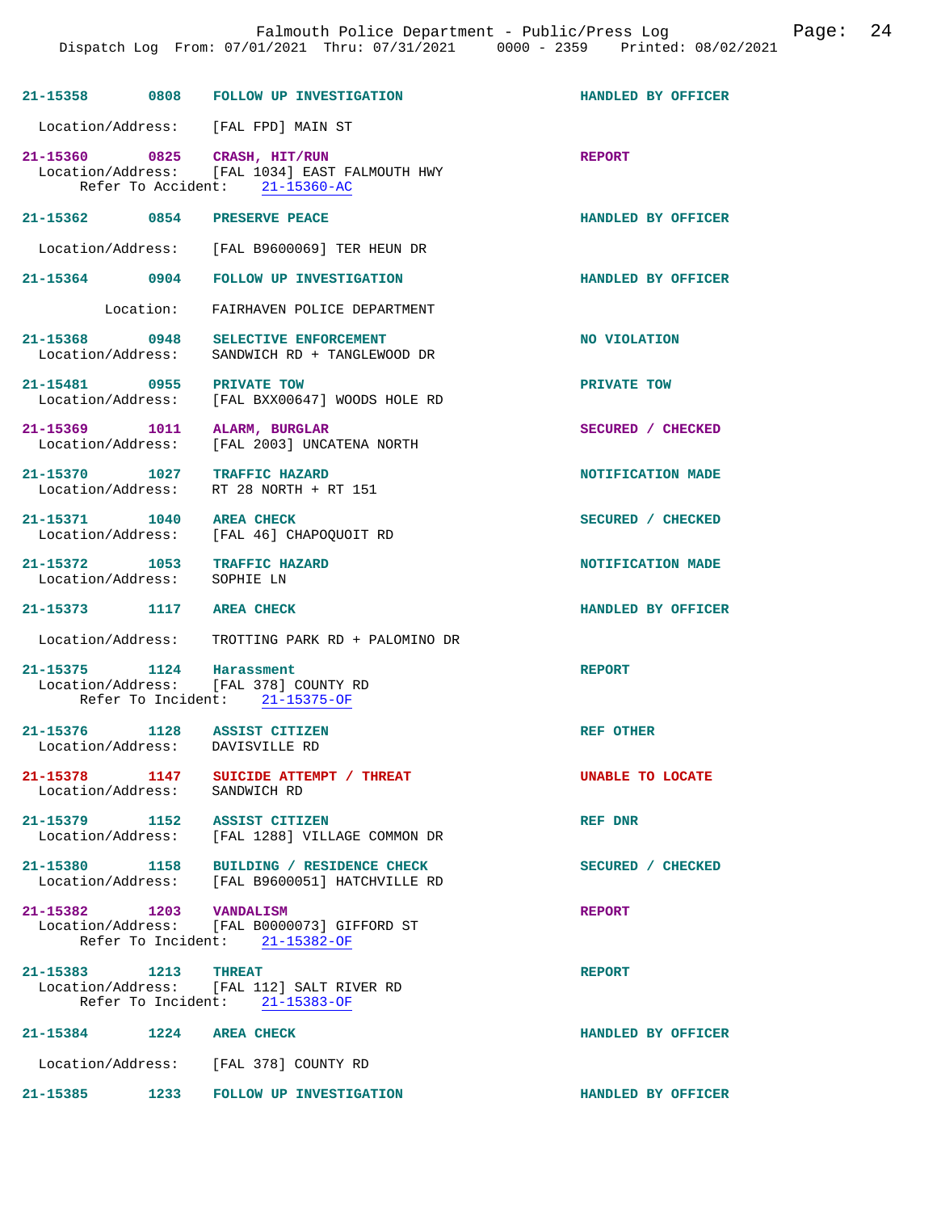21-15358 0808 FOLLOW UP INVESTIGATION HANDLED BY OFFICER

Location/Address: [FAL FPD] MAIN ST

21-15360 0825 CRASH, HIT/RUN REPORT
Location/Address: [FAL 1034] EAST FALMOUTH HWY
Refer To Accident: 21-15360-AC

21-15362 0854 PRESERVE PEACE HANDLED BY OFFICER

Location/Address: [FAL B9600069] TER HEUN DR

21-15364 0904 FOLLOW UP INVESTIGATION HANDLED BY OFFICER

Location: FAIRHAVEN POLICE DEPARTMENT

21-15368 0948 SELECTIVE ENFORCEMENT NO VIOLATION
Location/Address: SANDWICH RD + TANGLEWOOD DR

21-15481 0955 PRIVATE TOW PRIVATE TOW
Location/Address: [FAL BXX00647] WOODS HOLE RD

21-15369 1011 ALARM, BURGLAR SECURED / CHECKED
Location/Address: [FAL 2003] UNCATENA NORTH

21-15370 1027 TRAFFIC HAZARD NOTIFICATION MADE
Location/Address: RT 28 NORTH + RT 151

21-15371 1040 AREA CHECK SECURED / CHECKED
Location/Address: [FAL 46] CHAPOQUOIT RD

21-15372 1053 TRAFFIC HAZARD NOTIFICATION MADE
Location/Address: SOPHIE LN

21-15373 1117 AREA CHECK HANDLED BY OFFICER

Location/Address: TROTTING PARK RD + PALOMINO DR

21-15375 1124 Harassment REPORT
Location/Address: [FAL 378] COUNTY RD
Refer To Incident: 21-15375-OF

21-15376 1128 ASSIST CITIZEN REF OTHER
Location/Address: DAVISVILLE RD

21-15378 1147 SUICIDE ATTEMPT / THREAT UNABLE TO LOCATE
Location/Address: SANDWICH RD

21-15379 1152 ASSIST CITIZEN REF DNR
Location/Address: [FAL 1288] VILLAGE COMMON DR

21-15380 1158 BUILDING / RESIDENCE CHECK SECURED / CHECKED
Location/Address: [FAL B9600051] HATCHVILLE RD

21-15382 1203 VANDALISM REPORT
Location/Address: [FAL B0000073] GIFFORD ST
Refer To Incident: 21-15382-OF

21-15383 1213 THREAT REPORT
Location/Address: [FAL 112] SALT RIVER RD
Refer To Incident: 21-15383-OF

21-15384 1224 AREA CHECK HANDLED BY OFFICER

Location/Address: [FAL 378] COUNTY RD

21-15385 1233 FOLLOW UP INVESTIGATION HANDLED BY OFFICER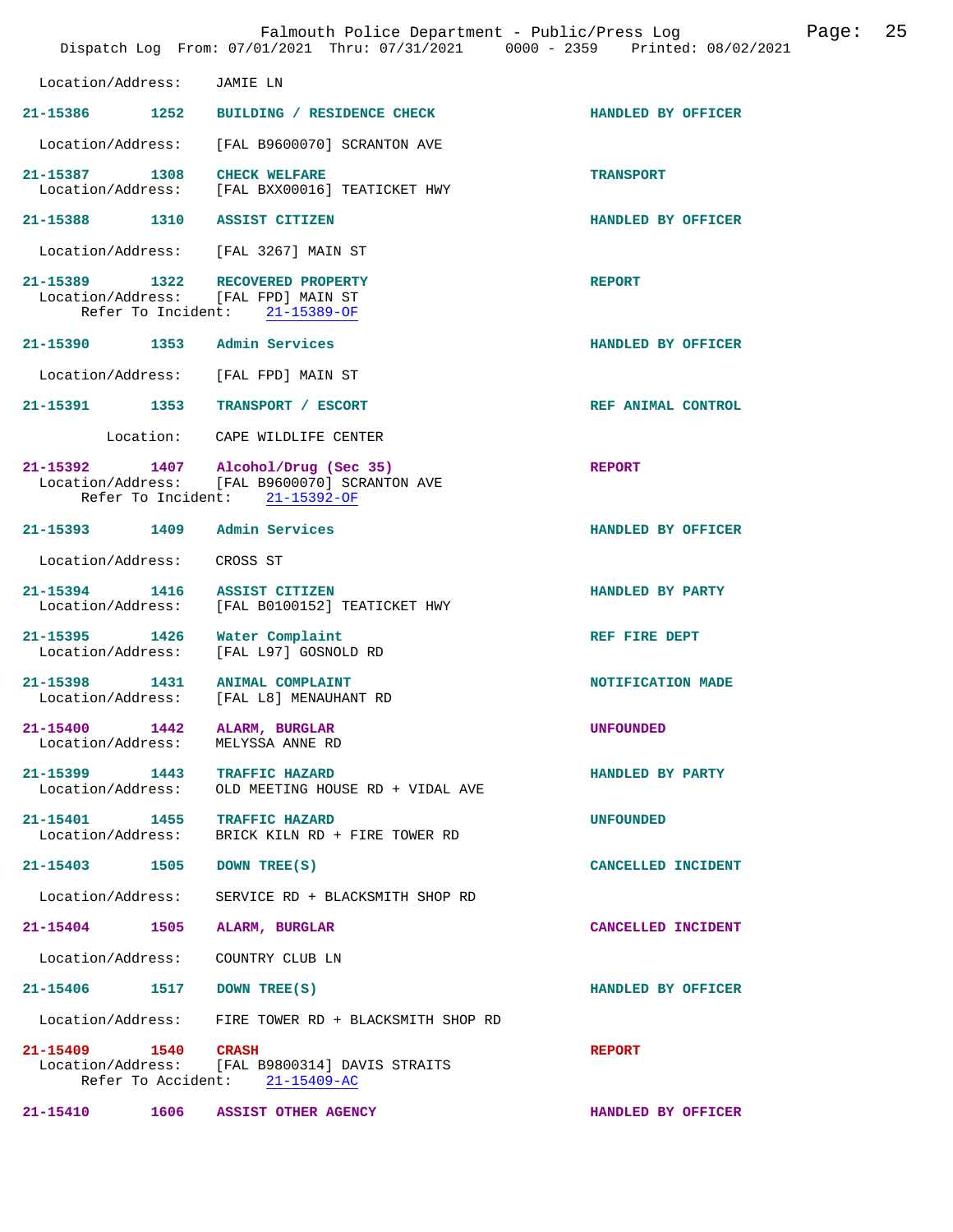Location/Address: JAMIE LN

21-15386 1252 BUILDING / RESIDENCE CHECK HANDLED BY OFFICER

Location/Address: [FAL B9600070] SCRANTON AVE

21-15387 1308 CHECK WELFARE TRANSPORT
Location/Address: [FAL BXX00016] TEATICKET HWY

21-15388 1310 ASSIST CITIZEN HANDLED BY OFFICER

Location/Address: [FAL 3267] MAIN ST

21-15389 1322 RECOVERED PROPERTY REPORT
Location/Address: [FAL FPD] MAIN ST
Refer To Incident: 21-15389-OF

21-15390 1353 Admin Services HANDLED BY OFFICER

Location/Address: [FAL FPD] MAIN ST

21-15391 1353 TRANSPORT / ESCORT REF ANIMAL CONTROL

Location: CAPE WILDLIFE CENTER

21-15392 1407 Alcohol/Drug (Sec 35) REPORT
Location/Address: [FAL B9600070] SCRANTON AVE
Refer To Incident: 21-15392-OF

21-15393 1409 Admin Services HANDLED BY OFFICER

Location/Address: CROSS ST

21-15394 1416 ASSIST CITIZEN HANDLED BY PARTY
Location/Address: [FAL B0100152] TEATICKET HWY

21-15395 1426 Water Complaint REF FIRE DEPT
Location/Address: [FAL L97] GOSNOLD RD

21-15398 1431 ANIMAL COMPLAINT NOTIFICATION MADE
Location/Address: [FAL L8] MENAUHANT RD

21-15400 1442 ALARM, BURGLAR UNFOUNDED
Location/Address: MELYSSA ANNE RD

21-15399 1443 TRAFFIC HAZARD HANDLED BY PARTY
Location/Address: OLD MEETING HOUSE RD + VIDAL AVE

21-15401 1455 TRAFFIC HAZARD UNFOUNDED
Location/Address: BRICK KILN RD + FIRE TOWER RD

21-15403 1505 DOWN TREE(S) CANCELLED INCIDENT

Location/Address: SERVICE RD + BLACKSMITH SHOP RD

21-15404 1505 ALARM, BURGLAR CANCELLED INCIDENT

Location/Address: COUNTRY CLUB LN

21-15406 1517 DOWN TREE(S) HANDLED BY OFFICER

Location/Address: FIRE TOWER RD + BLACKSMITH SHOP RD

21-15409 1540 CRASH REPORT
Location/Address: [FAL B9800314] DAVIS STRAITS
Refer To Accident: 21-15409-AC

21-15410 1606 ASSIST OTHER AGENCY HANDLED BY OFFICER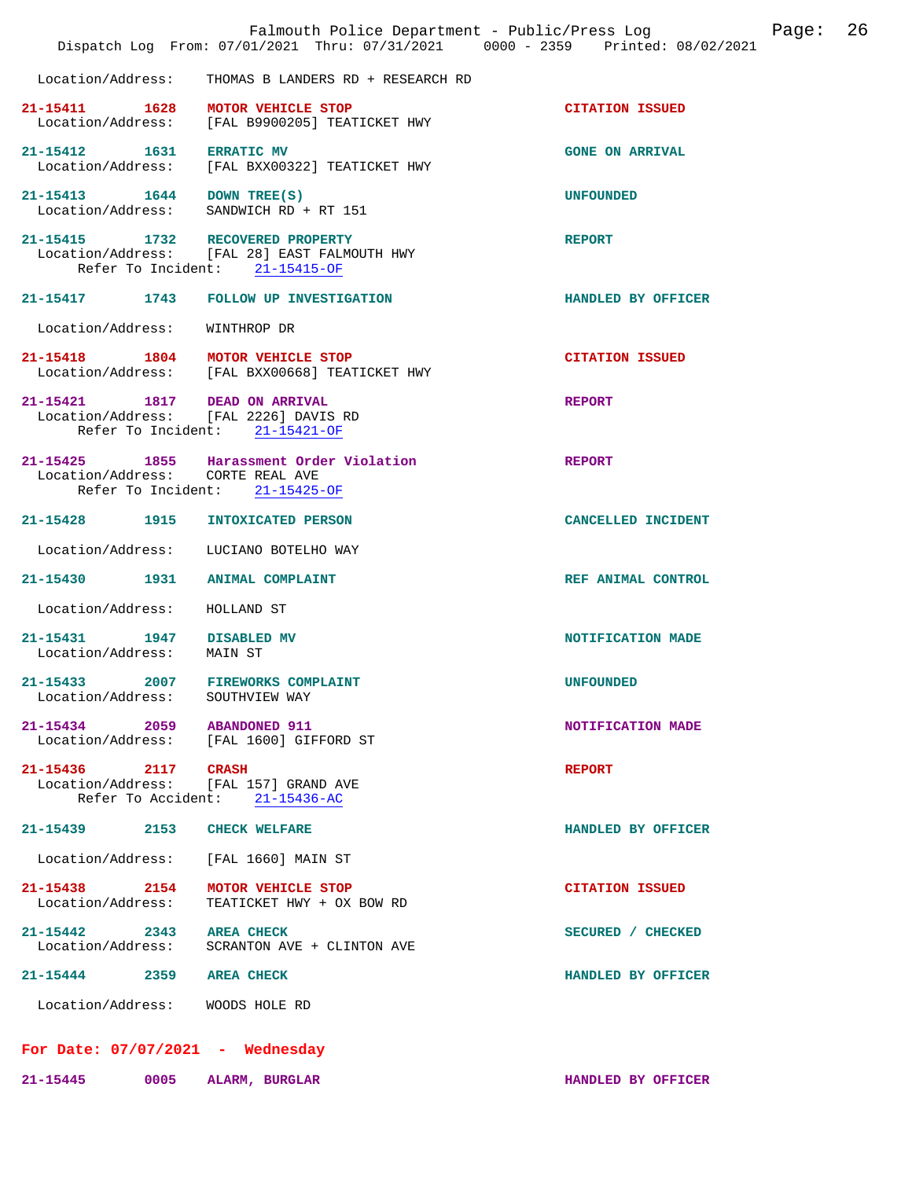Location/Address: THOMAS B LANDERS RD + RESEARCH RD

**21-15411 1628 MOTOR VEHICLE STOP** — CITATION ISSUED
Location/Address: [FAL B9900205] TEATICKET HWY

**21-15412 1631 ERRATIC MV** — GONE ON ARRIVAL
Location/Address: [FAL BXX00322] TEATICKET HWY

**21-15413 1644 DOWN TREE(S)** — UNFOUNDED
Location/Address: SANDWICH RD + RT 151

**21-15415 1732 RECOVERED PROPERTY** — REPORT
Location/Address: [FAL 28] EAST FALMOUTH HWY
Refer To Incident: 21-15415-OF

**21-15417 1743 FOLLOW UP INVESTIGATION** — HANDLED BY OFFICER
Location/Address: WINTHROP DR

**21-15418 1804 MOTOR VEHICLE STOP** — CITATION ISSUED
Location/Address: [FAL BXX00668] TEATICKET HWY

**21-15421 1817 DEAD ON ARRIVAL** — REPORT
Location/Address: [FAL 2226] DAVIS RD
Refer To Incident: 21-15421-OF

**21-15425 1855 Harassment Order Violation** — REPORT
Location/Address: CORTE REAL AVE
Refer To Incident: 21-15425-OF

**21-15428 1915 INTOXICATED PERSON** — CANCELLED INCIDENT
Location/Address: LUCIANO BOTELHO WAY

**21-15430 1931 ANIMAL COMPLAINT** — REF ANIMAL CONTROL
Location/Address: HOLLAND ST

**21-15431 1947 DISABLED MV** — NOTIFICATION MADE
Location/Address: MAIN ST

**21-15433 2007 FIREWORKS COMPLAINT** — UNFOUNDED
Location/Address: SOUTHVIEW WAY

**21-15434 2059 ABANDONED 911** — NOTIFICATION MADE
Location/Address: [FAL 1600] GIFFORD ST

**21-15436 2117 CRASH** — REPORT
Location/Address: [FAL 157] GRAND AVE
Refer To Accident: 21-15436-AC

**21-15439 2153 CHECK WELFARE** — HANDLED BY OFFICER
Location/Address: [FAL 1660] MAIN ST

**21-15438 2154 MOTOR VEHICLE STOP** — CITATION ISSUED
Location/Address: TEATICKET HWY + OX BOW RD

**21-15442 2343 AREA CHECK** — SECURED / CHECKED
Location/Address: SCRANTON AVE + CLINTON AVE

**21-15444 2359 AREA CHECK** — HANDLED BY OFFICER
Location/Address: WOODS HOLE RD

## For Date: 07/07/2021 - Wednesday

**21-15445 0005 ALARM, BURGLAR** — HANDLED BY OFFICER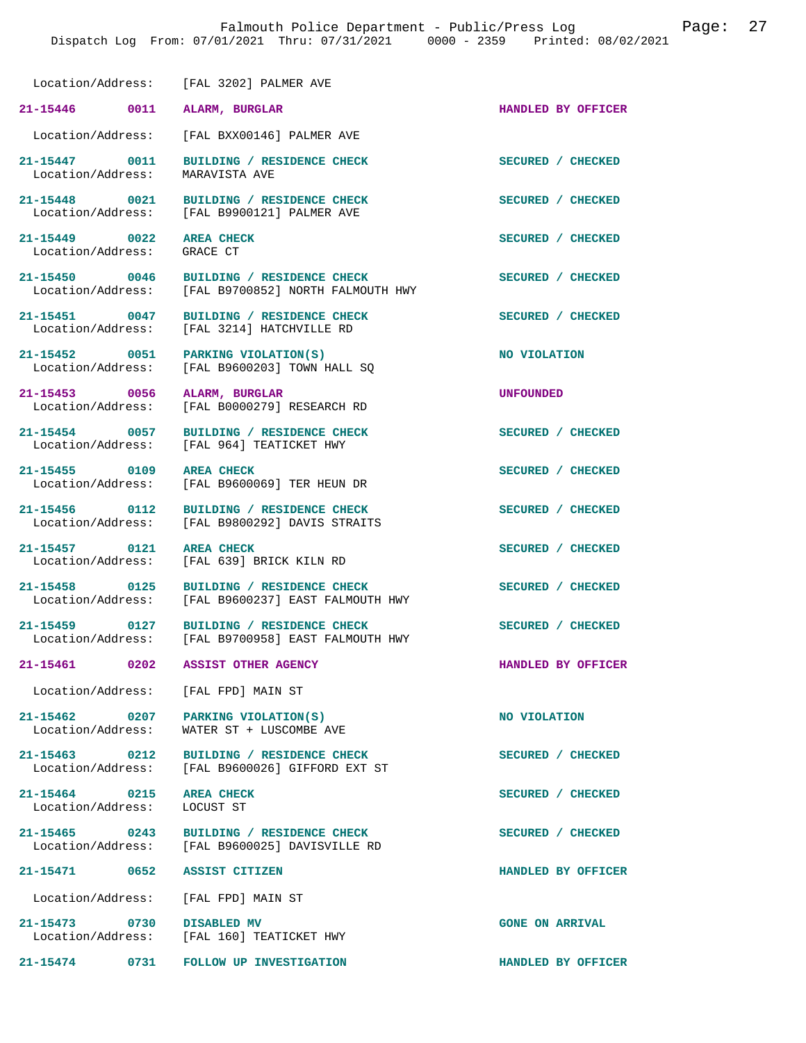Location/Address: [FAL 3202] PALMER AVE

**21-15446 0011 ALARM, BURGLAR** HANDLED BY OFFICER

Location/Address: [FAL BXX00146] PALMER AVE

**21-15447 0011 BUILDING / RESIDENCE CHECK** SECURED / CHECKED
Location/Address: MARAVISTA AVE

**21-15448 0021 BUILDING / RESIDENCE CHECK** SECURED / CHECKED
Location/Address: [FAL B9900121] PALMER AVE

**21-15449 0022 AREA CHECK** SECURED / CHECKED
Location/Address: GRACE CT

**21-15450 0046 BUILDING / RESIDENCE CHECK** SECURED / CHECKED
Location/Address: [FAL B9700852] NORTH FALMOUTH HWY

**21-15451 0047 BUILDING / RESIDENCE CHECK** SECURED / CHECKED
Location/Address: [FAL 3214] HATCHVILLE RD

**21-15452 0051 PARKING VIOLATION(S)** NO VIOLATION
Location/Address: [FAL B9600203] TOWN HALL SQ

**21-15453 0056 ALARM, BURGLAR** UNFOUNDED
Location/Address: [FAL B0000279] RESEARCH RD

**21-15454 0057 BUILDING / RESIDENCE CHECK** SECURED / CHECKED
Location/Address: [FAL 964] TEATICKET HWY

**21-15455 0109 AREA CHECK** SECURED / CHECKED
Location/Address: [FAL B9600069] TER HEUN DR

**21-15456 0112 BUILDING / RESIDENCE CHECK** SECURED / CHECKED
Location/Address: [FAL B9800292] DAVIS STRAITS

**21-15457 0121 AREA CHECK** SECURED / CHECKED
Location/Address: [FAL 639] BRICK KILN RD

**21-15458 0125 BUILDING / RESIDENCE CHECK** SECURED / CHECKED
Location/Address: [FAL B9600237] EAST FALMOUTH HWY

**21-15459 0127 BUILDING / RESIDENCE CHECK** SECURED / CHECKED
Location/Address: [FAL B9700958] EAST FALMOUTH HWY

**21-15461 0202 ASSIST OTHER AGENCY** HANDLED BY OFFICER

Location/Address: [FAL FPD] MAIN ST

**21-15462 0207 PARKING VIOLATION(S)** NO VIOLATION
Location/Address: WATER ST + LUSCOMBE AVE

**21-15463 0212 BUILDING / RESIDENCE CHECK** SECURED / CHECKED
Location/Address: [FAL B9600026] GIFFORD EXT ST

**21-15464 0215 AREA CHECK** SECURED / CHECKED
Location/Address: LOCUST ST

**21-15465 0243 BUILDING / RESIDENCE CHECK** SECURED / CHECKED
Location/Address: [FAL B9600025] DAVISVILLE RD

**21-15471 0652 ASSIST CITIZEN** HANDLED BY OFFICER

Location/Address: [FAL FPD] MAIN ST

**21-15473 0730 DISABLED MV** GONE ON ARRIVAL
Location/Address: [FAL 160] TEATICKET HWY

**21-15474 0731 FOLLOW UP INVESTIGATION** HANDLED BY OFFICER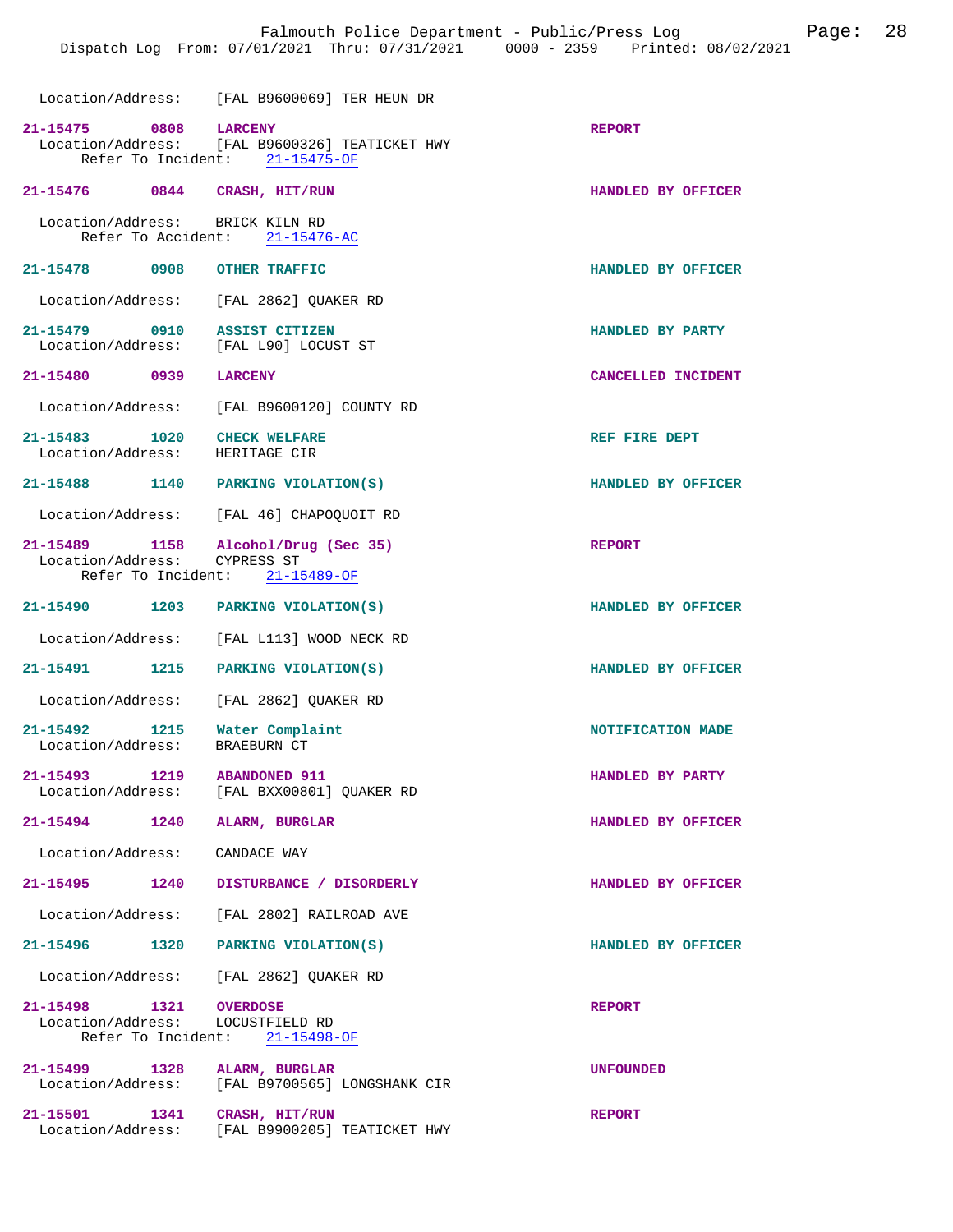Location/Address: [FAL B9600069] TER HEUN DR

**21-15475 0808 LARCENY** — REPORT
Location/Address: [FAL B9600326] TEATICKET HWY
Refer To Incident: 21-15475-OF

**21-15476 0844 CRASH, HIT/RUN** — HANDLED BY OFFICER
Location/Address: BRICK KILN RD
Refer To Accident: 21-15476-AC

**21-15478 0908 OTHER TRAFFIC** — HANDLED BY OFFICER
Location/Address: [FAL 2862] QUAKER RD

**21-15479 0910 ASSIST CITIZEN** — HANDLED BY PARTY
Location/Address: [FAL L90] LOCUST ST

**21-15480 0939 LARCENY** — CANCELLED INCIDENT
Location/Address: [FAL B9600120] COUNTY RD

**21-15483 1020 CHECK WELFARE** — REF FIRE DEPT
Location/Address: HERITAGE CIR

**21-15488 1140 PARKING VIOLATION(S)** — HANDLED BY OFFICER
Location/Address: [FAL 46] CHAPOQUOIT RD

**21-15489 1158 Alcohol/Drug (Sec 35)** — REPORT
Location/Address: CYPRESS ST
Refer To Incident: 21-15489-OF

**21-15490 1203 PARKING VIOLATION(S)** — HANDLED BY OFFICER
Location/Address: [FAL L113] WOOD NECK RD

**21-15491 1215 PARKING VIOLATION(S)** — HANDLED BY OFFICER
Location/Address: [FAL 2862] QUAKER RD

**21-15492 1215 Water Complaint** — NOTIFICATION MADE
Location/Address: BRAEBURN CT

**21-15493 1219 ABANDONED 911** — HANDLED BY PARTY
Location/Address: [FAL BXX00801] QUAKER RD

**21-15494 1240 ALARM, BURGLAR** — HANDLED BY OFFICER
Location/Address: CANDACE WAY

**21-15495 1240 DISTURBANCE / DISORDERLY** — HANDLED BY OFFICER
Location/Address: [FAL 2802] RAILROAD AVE

**21-15496 1320 PARKING VIOLATION(S)** — HANDLED BY OFFICER
Location/Address: [FAL 2862] QUAKER RD

**21-15498 1321 OVERDOSE** — REPORT
Location/Address: LOCUSTFIELD RD
Refer To Incident: 21-15498-OF

**21-15499 1328 ALARM, BURGLAR** — UNFOUNDED
Location/Address: [FAL B9700565] LONGSHANK CIR

**21-15501 1341 CRASH, HIT/RUN** — REPORT
Location/Address: [FAL B9900205] TEATICKET HWY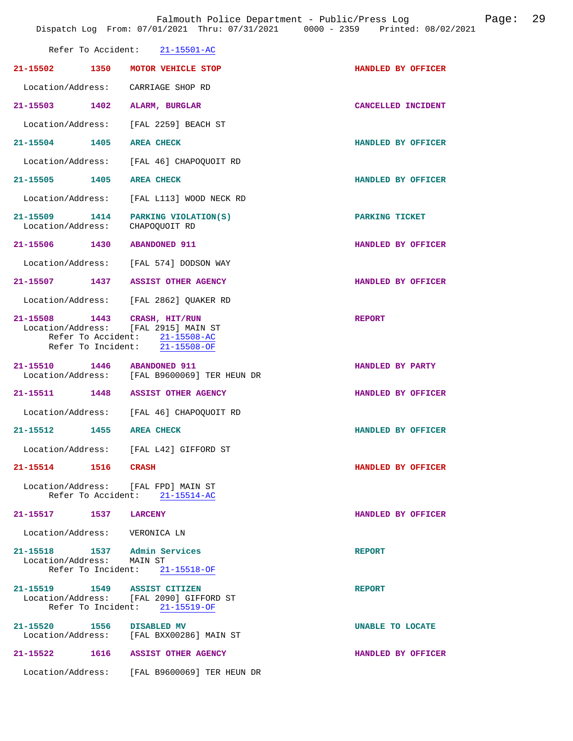Refer To Accident: 21-15501-AC

**21-15502 1350 MOTOR VEHICLE STOP** HANDLED BY OFFICER

Location/Address: CARRIAGE SHOP RD

**21-15503 1402 ALARM, BURGLAR** CANCELLED INCIDENT

Location/Address: [FAL 2259] BEACH ST

**21-15504 1405 AREA CHECK** HANDLED BY OFFICER

Location/Address: [FAL 46] CHAPOQUOIT RD

**21-15505 1405 AREA CHECK** HANDLED BY OFFICER

Location/Address: [FAL L113] WOOD NECK RD

**21-15509 1414 PARKING VIOLATION(S)** PARKING TICKET
Location/Address: CHAPOQUOIT RD

**21-15506 1430 ABANDONED 911** HANDLED BY OFFICER

Location/Address: [FAL 574] DODSON WAY

**21-15507 1437 ASSIST OTHER AGENCY** HANDLED BY OFFICER

Location/Address: [FAL 2862] QUAKER RD

**21-15508 1443 CRASH, HIT/RUN** REPORT
Location/Address: [FAL 2915] MAIN ST
Refer To Accident: 21-15508-AC
Refer To Incident: 21-15508-OF

**21-15510 1446 ABANDONED 911** HANDLED BY PARTY
Location/Address: [FAL B9600069] TER HEUN DR

**21-15511 1448 ASSIST OTHER AGENCY** HANDLED BY OFFICER

Location/Address: [FAL 46] CHAPOQUOIT RD

**21-15512 1455 AREA CHECK** HANDLED BY OFFICER

Location/Address: [FAL L42] GIFFORD ST

**21-15514 1516 CRASH** HANDLED BY OFFICER

Location/Address: [FAL FPD] MAIN ST
Refer To Accident: 21-15514-AC

**21-15517 1537 LARCENY** HANDLED BY OFFICER

Location/Address: VERONICA LN

**21-15518 1537 Admin Services** REPORT
Location/Address: MAIN ST
Refer To Incident: 21-15518-OF

**21-15519 1549 ASSIST CITIZEN** REPORT
Location/Address: [FAL 2090] GIFFORD ST
Refer To Incident: 21-15519-OF

**21-15520 1556 DISABLED MV** UNABLE TO LOCATE
Location/Address: [FAL BXX00286] MAIN ST

**21-15522 1616 ASSIST OTHER AGENCY** HANDLED BY OFFICER

Location/Address: [FAL B9600069] TER HEUN DR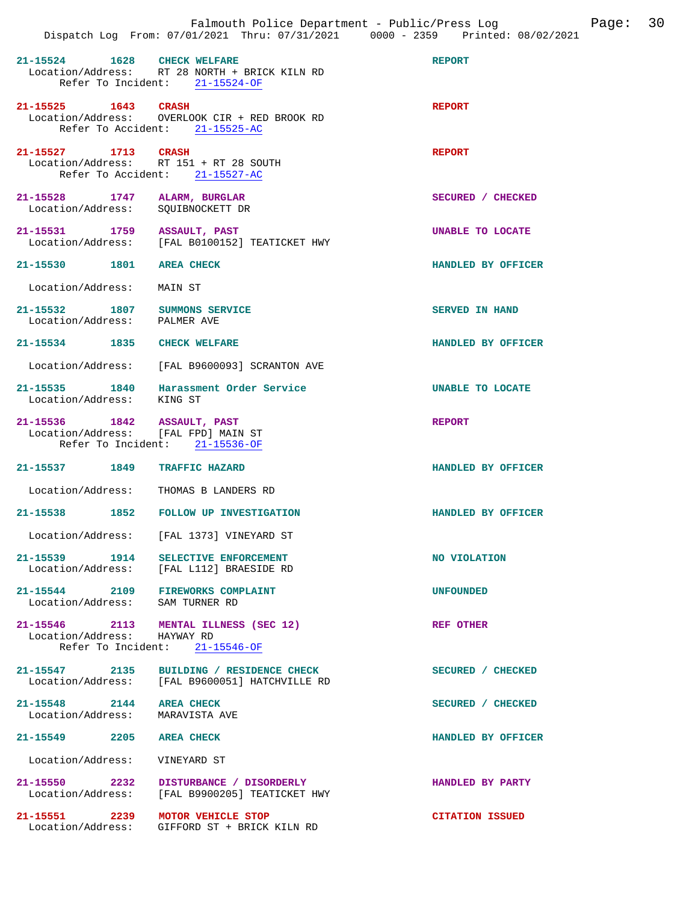**21-15524** 1628 **CHECK WELFARE** — REPORT
Location/Address: RT 28 NORTH + BRICK KILN RD
Refer To Incident: 21-15524-OF

**21-15525** 1643 **CRASH** — REPORT
Location/Address: OVERLOOK CIR + RED BROOK RD
Refer To Accident: 21-15525-AC

**21-15527** 1713 **CRASH** — REPORT
Location/Address: RT 151 + RT 28 SOUTH
Refer To Accident: 21-15527-AC

**21-15528** 1747 **ALARM, BURGLAR** — SECURED / CHECKED
Location/Address: SQUIBNOCKETT DR

**21-15531** 1759 **ASSAULT, PAST** — UNABLE TO LOCATE
Location/Address: [FAL B0100152] TEATICKET HWY

**21-15530** 1801 **AREA CHECK** — HANDLED BY OFFICER
Location/Address: MAIN ST

**21-15532** 1807 **SUMMONS SERVICE** — SERVED IN HAND
Location/Address: PALMER AVE

**21-15534** 1835 **CHECK WELFARE** — HANDLED BY OFFICER
Location/Address: [FAL B9600093] SCRANTON AVE

**21-15535** 1840 **Harassment Order Service** — UNABLE TO LOCATE
Location/Address: KING ST

**21-15536** 1842 **ASSAULT, PAST** — REPORT
Location/Address: [FAL FPD] MAIN ST
Refer To Incident: 21-15536-OF

**21-15537** 1849 **TRAFFIC HAZARD** — HANDLED BY OFFICER
Location/Address: THOMAS B LANDERS RD

**21-15538** 1852 **FOLLOW UP INVESTIGATION** — HANDLED BY OFFICER
Location/Address: [FAL 1373] VINEYARD ST

**21-15539** 1914 **SELECTIVE ENFORCEMENT** — NO VIOLATION
Location/Address: [FAL L112] BRAESIDE RD

**21-15544** 2109 **FIREWORKS COMPLAINT** — UNFOUNDED
Location/Address: SAM TURNER RD

**21-15546** 2113 **MENTAL ILLNESS (SEC 12)** — REF OTHER
Location/Address: HAYWAY RD
Refer To Incident: 21-15546-OF

**21-15547** 2135 **BUILDING / RESIDENCE CHECK** — SECURED / CHECKED
Location/Address: [FAL B9600051] HATCHVILLE RD

**21-15548** 2144 **AREA CHECK** — SECURED / CHECKED
Location/Address: MARAVISTA AVE

**21-15549** 2205 **AREA CHECK** — HANDLED BY OFFICER
Location/Address: VINEYARD ST

**21-15550** 2232 **DISTURBANCE / DISORDERLY** — HANDLED BY PARTY
Location/Address: [FAL B9900205] TEATICKET HWY

**21-15551** 2239 **MOTOR VEHICLE STOP** — CITATION ISSUED
Location/Address: GIFFORD ST + BRICK KILN RD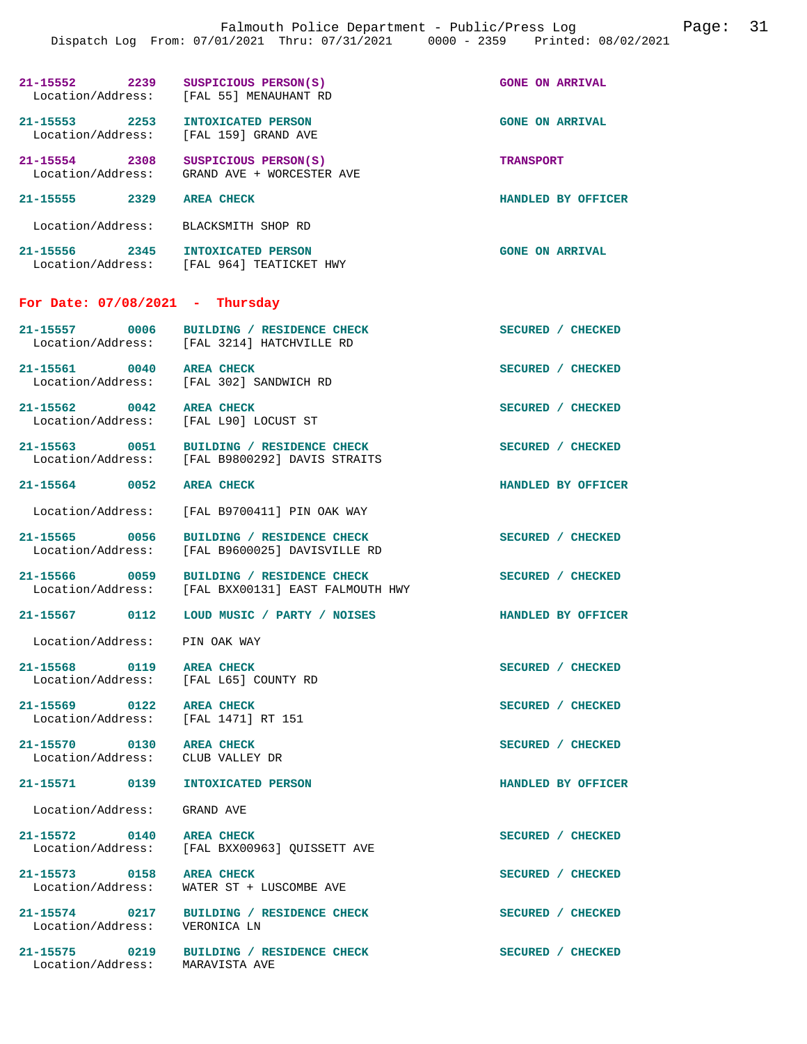| Call # | Time | Call Type | Disposition |
| --- | --- | --- | --- |
| 21-15552 | 2239 | SUSPICIOUS PERSON(S) | GONE ON ARRIVAL |
| Location/Address: | | [FAL 55] MENAUHANT RD | |
| 21-15553 | 2253 | INTOXICATED PERSON | GONE ON ARRIVAL |
| Location/Address: | | [FAL 159] GRAND AVE | |
| 21-15554 | 2308 | SUSPICIOUS PERSON(S) | TRANSPORT |
| Location/Address: | | GRAND AVE + WORCESTER AVE | |
| 21-15555 | 2329 | AREA CHECK | HANDLED BY OFFICER |
| Location/Address: | | BLACKSMITH SHOP RD | |
| 21-15556 | 2345 | INTOXICATED PERSON | GONE ON ARRIVAL |
| Location/Address: | | [FAL 964] TEATICKET HWY | |

**For Date: 07/08/2021 - Thursday**

| Call # | Time | Call Type | Disposition |
| --- | --- | --- | --- |
| 21-15557 | 0006 | BUILDING / RESIDENCE CHECK | SECURED / CHECKED |
| Location/Address: | | [FAL 3214] HATCHVILLE RD | |
| 21-15561 | 0040 | AREA CHECK | SECURED / CHECKED |
| Location/Address: | | [FAL 302] SANDWICH RD | |
| 21-15562 | 0042 | AREA CHECK | SECURED / CHECKED |
| Location/Address: | | [FAL L90] LOCUST ST | |
| 21-15563 | 0051 | BUILDING / RESIDENCE CHECK | SECURED / CHECKED |
| Location/Address: | | [FAL B9800292] DAVIS STRAITS | |
| 21-15564 | 0052 | AREA CHECK | HANDLED BY OFFICER |
| Location/Address: | | [FAL B9700411] PIN OAK WAY | |
| 21-15565 | 0056 | BUILDING / RESIDENCE CHECK | SECURED / CHECKED |
| Location/Address: | | [FAL B9600025] DAVISVILLE RD | |
| 21-15566 | 0059 | BUILDING / RESIDENCE CHECK | SECURED / CHECKED |
| Location/Address: | | [FAL BXX00131] EAST FALMOUTH HWY | |
| 21-15567 | 0112 | LOUD MUSIC / PARTY / NOISES | HANDLED BY OFFICER |
| Location/Address: | | PIN OAK WAY | |
| 21-15568 | 0119 | AREA CHECK | SECURED / CHECKED |
| Location/Address: | | [FAL L65] COUNTY RD | |
| 21-15569 | 0122 | AREA CHECK | SECURED / CHECKED |
| Location/Address: | | [FAL 1471] RT 151 | |
| 21-15570 | 0130 | AREA CHECK | SECURED / CHECKED |
| Location/Address: | | CLUB VALLEY DR | |
| 21-15571 | 0139 | INTOXICATED PERSON | HANDLED BY OFFICER |
| Location/Address: | | GRAND AVE | |
| 21-15572 | 0140 | AREA CHECK | SECURED / CHECKED |
| Location/Address: | | [FAL BXX00963] QUISSETT AVE | |
| 21-15573 | 0158 | AREA CHECK | SECURED / CHECKED |
| Location/Address: | | WATER ST + LUSCOMBE AVE | |
| 21-15574 | 0217 | BUILDING / RESIDENCE CHECK | SECURED / CHECKED |
| Location/Address: | | VERONICA LN | |
| 21-15575 | 0219 | BUILDING / RESIDENCE CHECK | SECURED / CHECKED |
| Location/Address: | | MARAVISTA AVE | |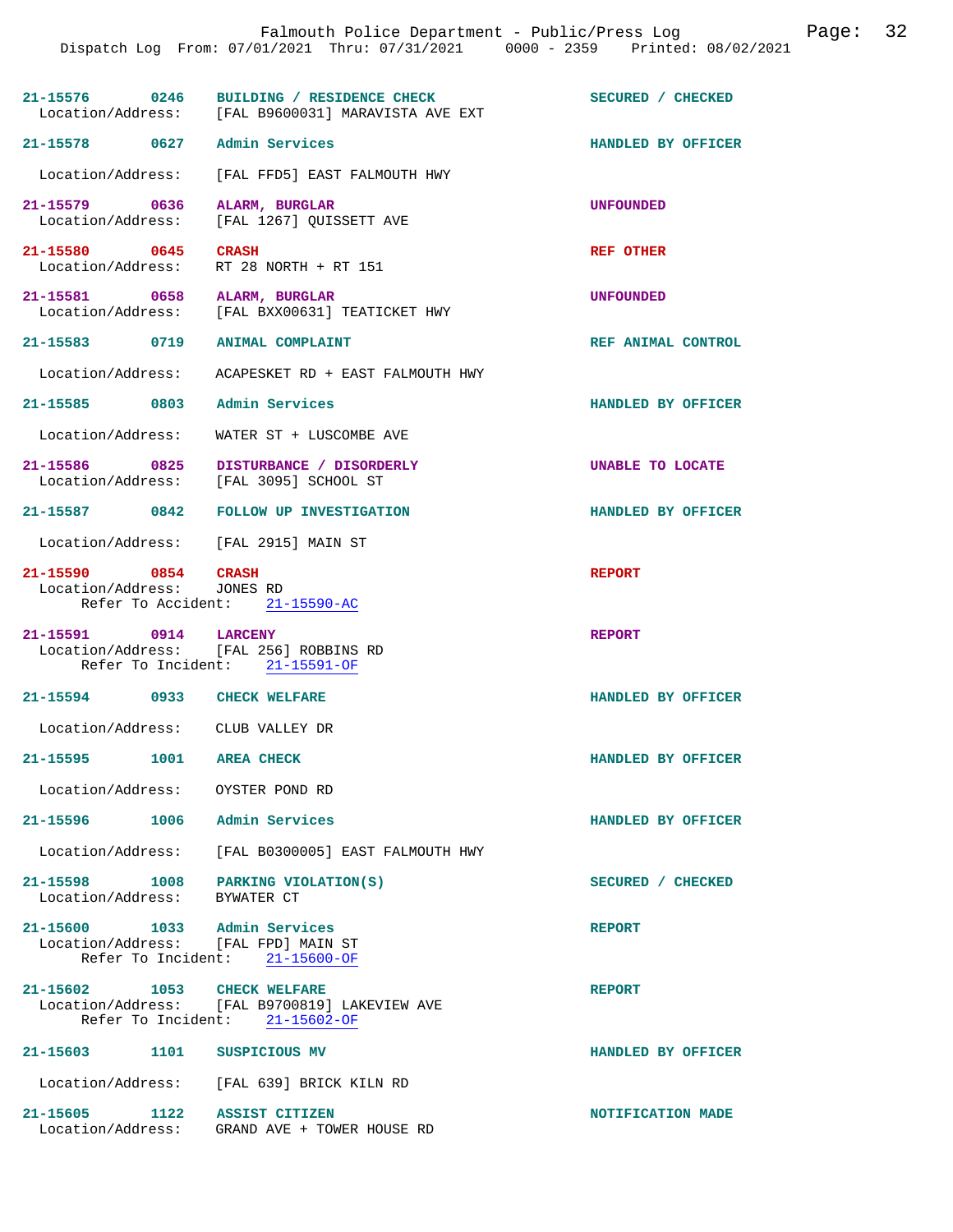21-15576 0246 BUILDING / RESIDENCE CHECK SECURED / CHECKED
Location/Address: [FAL B9600031] MARAVISTA AVE EXT

21-15578 0627 Admin Services HANDLED BY OFFICER
Location/Address: [FAL FFD5] EAST FALMOUTH HWY

21-15579 0636 ALARM, BURGLAR UNFOUNDED
Location/Address: [FAL 1267] QUISSETT AVE

21-15580 0645 CRASH REF OTHER
Location/Address: RT 28 NORTH + RT 151

21-15581 0658 ALARM, BURGLAR UNFOUNDED
Location/Address: [FAL BXX00631] TEATICKET HWY

21-15583 0719 ANIMAL COMPLAINT REF ANIMAL CONTROL
Location/Address: ACAPESKET RD + EAST FALMOUTH HWY

21-15585 0803 Admin Services HANDLED BY OFFICER
Location/Address: WATER ST + LUSCOMBE AVE

21-15586 0825 DISTURBANCE / DISORDERLY UNABLE TO LOCATE
Location/Address: [FAL 3095] SCHOOL ST

21-15587 0842 FOLLOW UP INVESTIGATION HANDLED BY OFFICER
Location/Address: [FAL 2915] MAIN ST

21-15590 0854 CRASH REPORT
Location/Address: JONES RD
Refer To Accident: 21-15590-AC

21-15591 0914 LARCENY REPORT
Location/Address: [FAL 256] ROBBINS RD
Refer To Incident: 21-15591-OF

21-15594 0933 CHECK WELFARE HANDLED BY OFFICER
Location/Address: CLUB VALLEY DR

21-15595 1001 AREA CHECK HANDLED BY OFFICER
Location/Address: OYSTER POND RD

21-15596 1006 Admin Services HANDLED BY OFFICER
Location/Address: [FAL B0300005] EAST FALMOUTH HWY

21-15598 1008 PARKING VIOLATION(S) SECURED / CHECKED
Location/Address: BYWATER CT

21-15600 1033 Admin Services REPORT
Location/Address: [FAL FPD] MAIN ST
Refer To Incident: 21-15600-OF

21-15602 1053 CHECK WELFARE REPORT
Location/Address: [FAL B9700819] LAKEVIEW AVE
Refer To Incident: 21-15602-OF

21-15603 1101 SUSPICIOUS MV HANDLED BY OFFICER
Location/Address: [FAL 639] BRICK KILN RD

21-15605 1122 ASSIST CITIZEN NOTIFICATION MADE
Location/Address: GRAND AVE + TOWER HOUSE RD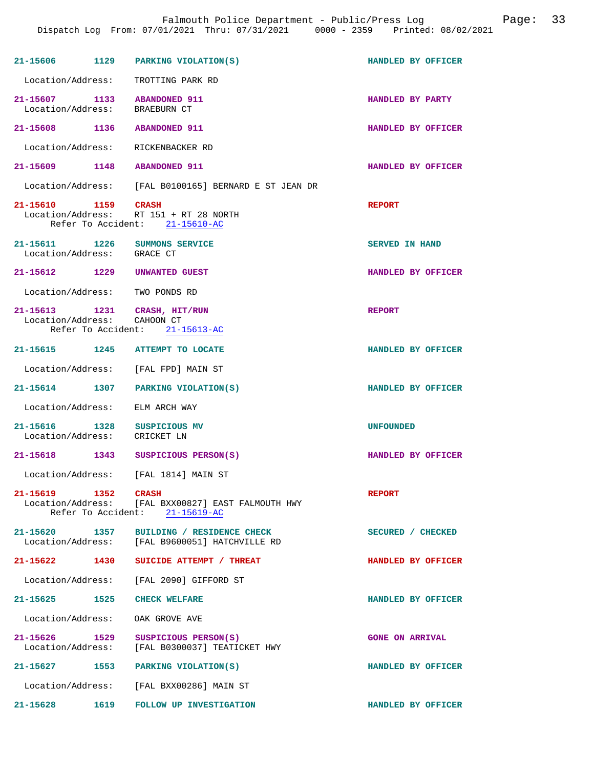| Call # | Time | Call Type | Disposition |
|---|---|---|---|
| 21-15606 | 1129 | PARKING VIOLATION(S) | HANDLED BY OFFICER |

Location/Address: TROTTING PARK RD

| Call # | Time | Call Type | Disposition |
|---|---|---|---|
| 21-15607 | 1133 | ABANDONED 911 | HANDLED BY PARTY |

Location/Address: BRAEBURN CT

| Call # | Time | Call Type | Disposition |
|---|---|---|---|
| 21-15608 | 1136 | ABANDONED 911 | HANDLED BY OFFICER |

Location/Address: RICKENBACKER RD

| Call # | Time | Call Type | Disposition |
|---|---|---|---|
| 21-15609 | 1148 | ABANDONED 911 | HANDLED BY OFFICER |

Location/Address: [FAL B0100165] BERNARD E ST JEAN DR

| Call # | Time | Call Type | Disposition |
|---|---|---|---|
| 21-15610 | 1159 | CRASH | REPORT |

Location/Address: RT 151 + RT 28 NORTH
Refer To Accident: 21-15610-AC

| Call # | Time | Call Type | Disposition |
|---|---|---|---|
| 21-15611 | 1226 | SUMMONS SERVICE | SERVED IN HAND |

Location/Address: GRACE CT

| Call # | Time | Call Type | Disposition |
|---|---|---|---|
| 21-15612 | 1229 | UNWANTED GUEST | HANDLED BY OFFICER |

Location/Address: TWO PONDS RD

| Call # | Time | Call Type | Disposition |
|---|---|---|---|
| 21-15613 | 1231 | CRASH, HIT/RUN | REPORT |

Location/Address: CAHOON CT
Refer To Accident: 21-15613-AC

| Call # | Time | Call Type | Disposition |
|---|---|---|---|
| 21-15615 | 1245 | ATTEMPT TO LOCATE | HANDLED BY OFFICER |

Location/Address: [FAL FPD] MAIN ST

| Call # | Time | Call Type | Disposition |
|---|---|---|---|
| 21-15614 | 1307 | PARKING VIOLATION(S) | HANDLED BY OFFICER |

Location/Address: ELM ARCH WAY

| Call # | Time | Call Type | Disposition |
|---|---|---|---|
| 21-15616 | 1328 | SUSPICIOUS MV | UNFOUNDED |

Location/Address: CRICKET LN

| Call # | Time | Call Type | Disposition |
|---|---|---|---|
| 21-15618 | 1343 | SUSPICIOUS PERSON(S) | HANDLED BY OFFICER |

Location/Address: [FAL 1814] MAIN ST

| Call # | Time | Call Type | Disposition |
|---|---|---|---|
| 21-15619 | 1352 | CRASH | REPORT |

Location/Address: [FAL BXX00827] EAST FALMOUTH HWY
Refer To Accident: 21-15619-AC

| Call # | Time | Call Type | Disposition |
|---|---|---|---|
| 21-15620 | 1357 | BUILDING / RESIDENCE CHECK | SECURED / CHECKED |

Location/Address: [FAL B9600051] HATCHVILLE RD

| Call # | Time | Call Type | Disposition |
|---|---|---|---|
| 21-15622 | 1430 | SUICIDE ATTEMPT / THREAT | HANDLED BY OFFICER |

Location/Address: [FAL 2090] GIFFORD ST

| Call # | Time | Call Type | Disposition |
|---|---|---|---|
| 21-15625 | 1525 | CHECK WELFARE | HANDLED BY OFFICER |

Location/Address: OAK GROVE AVE

| Call # | Time | Call Type | Disposition |
|---|---|---|---|
| 21-15626 | 1529 | SUSPICIOUS PERSON(S) | GONE ON ARRIVAL |

Location/Address: [FAL B0300037] TEATICKET HWY

| Call # | Time | Call Type | Disposition |
|---|---|---|---|
| 21-15627 | 1553 | PARKING VIOLATION(S) | HANDLED BY OFFICER |

Location/Address: [FAL BXX00286] MAIN ST

| Call # | Time | Call Type | Disposition |
|---|---|---|---|
| 21-15628 | 1619 | FOLLOW UP INVESTIGATION | HANDLED BY OFFICER |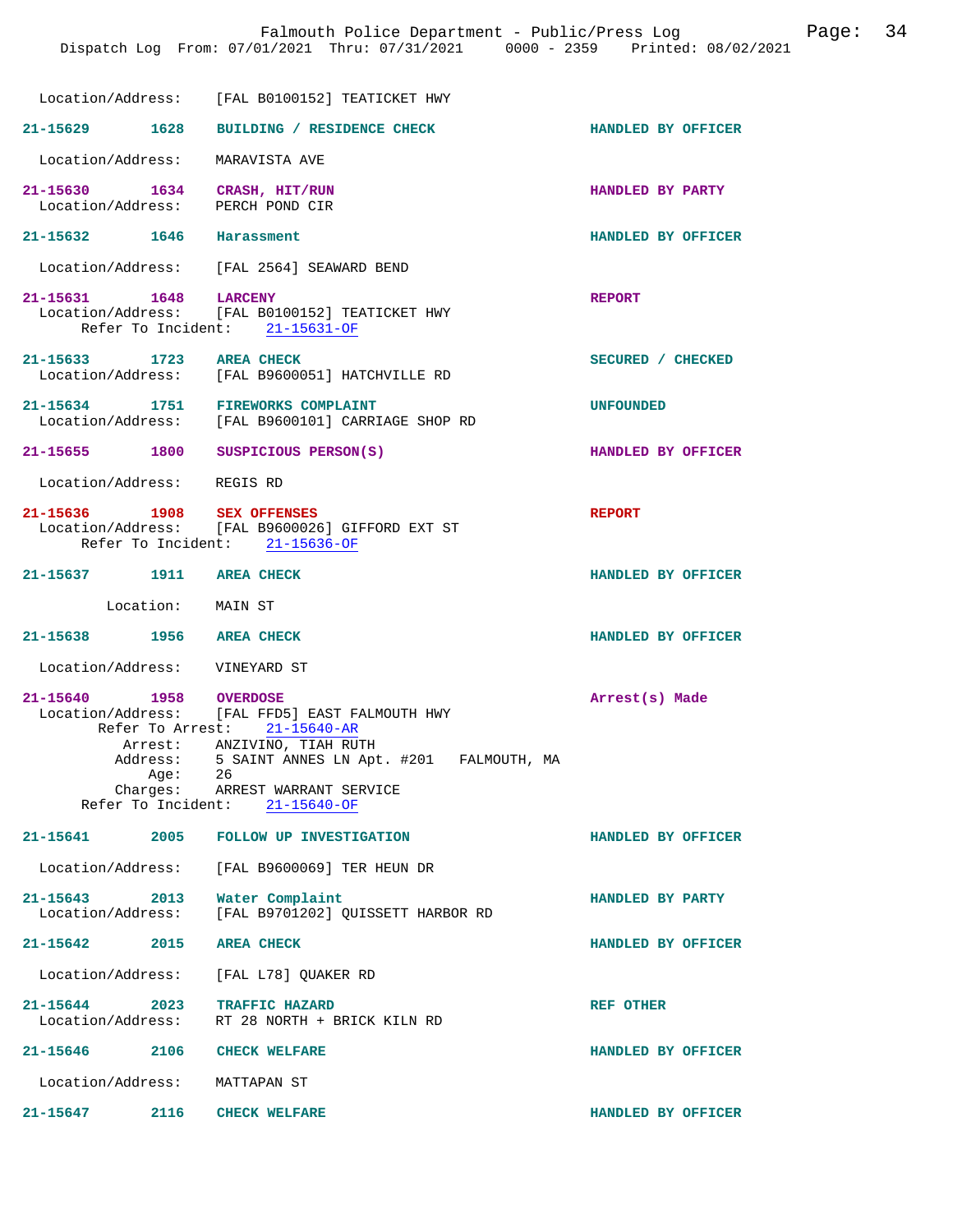Location/Address: [FAL B0100152] TEATICKET HWY

**21-15629** 1628 **BUILDING / RESIDENCE CHECK** HANDLED BY OFFICER
Location/Address: MARAVISTA AVE

**21-15630** 1634 **CRASH, HIT/RUN** HANDLED BY PARTY
Location/Address: PERCH POND CIR

**21-15632** 1646 **Harassment** HANDLED BY OFFICER
Location/Address: [FAL 2564] SEAWARD BEND

**21-15631** 1648 **LARCENY** REPORT
Location/Address: [FAL B0100152] TEATICKET HWY
Refer To Incident: 21-15631-OF

**21-15633** 1723 **AREA CHECK** SECURED / CHECKED
Location/Address: [FAL B9600051] HATCHVILLE RD

**21-15634** 1751 **FIREWORKS COMPLAINT** UNFOUNDED
Location/Address: [FAL B9600101] CARRIAGE SHOP RD

**21-15655** 1800 **SUSPICIOUS PERSON(S)** HANDLED BY OFFICER
Location/Address: REGIS RD

**21-15636** 1908 **SEX OFFENSES** REPORT
Location/Address: [FAL B9600026] GIFFORD EXT ST
Refer To Incident: 21-15636-OF

**21-15637** 1911 **AREA CHECK** HANDLED BY OFFICER
Location: MAIN ST

**21-15638** 1956 **AREA CHECK** HANDLED BY OFFICER
Location/Address: VINEYARD ST

**21-15640** 1958 **OVERDOSE** Arrest(s) Made
Location/Address: [FAL FFD5] EAST FALMOUTH HWY
Refer To Arrest: 21-15640-AR
Arrest: ANZIVINO, TIAH RUTH
Address: 5 SAINT ANNES LN Apt. #201 FALMOUTH, MA
Age: 26
Charges: ARREST WARRANT SERVICE
Refer To Incident: 21-15640-OF

**21-15641** 2005 **FOLLOW UP INVESTIGATION** HANDLED BY OFFICER
Location/Address: [FAL B9600069] TER HEUN DR

**21-15643** 2013 **Water Complaint** HANDLED BY PARTY
Location/Address: [FAL B9701202] QUISSETT HARBOR RD

**21-15642** 2015 **AREA CHECK** HANDLED BY OFFICER
Location/Address: [FAL L78] QUAKER RD

**21-15644** 2023 **TRAFFIC HAZARD** REF OTHER
Location/Address: RT 28 NORTH + BRICK KILN RD

**21-15646** 2106 **CHECK WELFARE** HANDLED BY OFFICER
Location/Address: MATTAPAN ST

**21-15647** 2116 **CHECK WELFARE** HANDLED BY OFFICER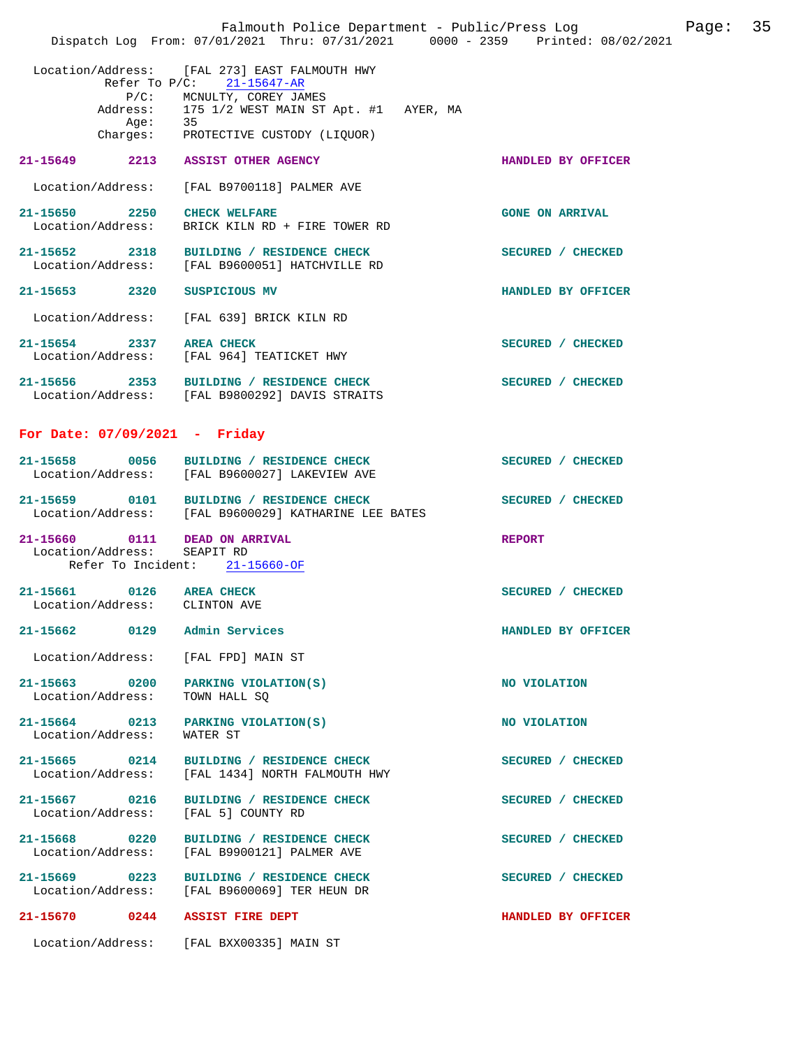Location/Address: [FAL 273] EAST FALMOUTH HWY
Refer To P/C: 21-15647-AR
P/C: MCNULTY, COREY JAMES
Address: 175 1/2 WEST MAIN ST Apt. #1 AYER, MA
Age: 35
Charges: PROTECTIVE CUSTODY (LIQUOR)

**21-15649 2213 ASSIST OTHER AGENCY** — HANDLED BY OFFICER
Location/Address: [FAL B9700118] PALMER AVE

**21-15650 2250 CHECK WELFARE** — GONE ON ARRIVAL
Location/Address: BRICK KILN RD + FIRE TOWER RD

**21-15652 2318 BUILDING / RESIDENCE CHECK** — SECURED / CHECKED
Location/Address: [FAL B9600051] HATCHVILLE RD

**21-15653 2320 SUSPICIOUS MV** — HANDLED BY OFFICER
Location/Address: [FAL 639] BRICK KILN RD

**21-15654 2337 AREA CHECK** — SECURED / CHECKED
Location/Address: [FAL 964] TEATICKET HWY

**21-15656 2353 BUILDING / RESIDENCE CHECK** — SECURED / CHECKED
Location/Address: [FAL B9800292] DAVIS STRAITS

## For Date: 07/09/2021 - Friday

**21-15658 0056 BUILDING / RESIDENCE CHECK** — SECURED / CHECKED
Location/Address: [FAL B9600027] LAKEVIEW AVE

**21-15659 0101 BUILDING / RESIDENCE CHECK** — SECURED / CHECKED
Location/Address: [FAL B9600029] KATHARINE LEE BATES

**21-15660 0111 DEAD ON ARRIVAL** — REPORT
Location/Address: SEAPIT RD
Refer To Incident: 21-15660-OF

**21-15661 0126 AREA CHECK** — SECURED / CHECKED
Location/Address: CLINTON AVE

**21-15662 0129 Admin Services** — HANDLED BY OFFICER
Location/Address: [FAL FPD] MAIN ST

**21-15663 0200 PARKING VIOLATION(S)** — NO VIOLATION
Location/Address: TOWN HALL SQ

**21-15664 0213 PARKING VIOLATION(S)** — NO VIOLATION
Location/Address: WATER ST

**21-15665 0214 BUILDING / RESIDENCE CHECK** — SECURED / CHECKED
Location/Address: [FAL 1434] NORTH FALMOUTH HWY

**21-15667 0216 BUILDING / RESIDENCE CHECK** — SECURED / CHECKED
Location/Address: [FAL 5] COUNTY RD

**21-15668 0220 BUILDING / RESIDENCE CHECK** — SECURED / CHECKED
Location/Address: [FAL B9900121] PALMER AVE

**21-15669 0223 BUILDING / RESIDENCE CHECK** — SECURED / CHECKED
Location/Address: [FAL B9600069] TER HEUN DR

**21-15670 0244 ASSIST FIRE DEPT** — HANDLED BY OFFICER
Location/Address: [FAL BXX00335] MAIN ST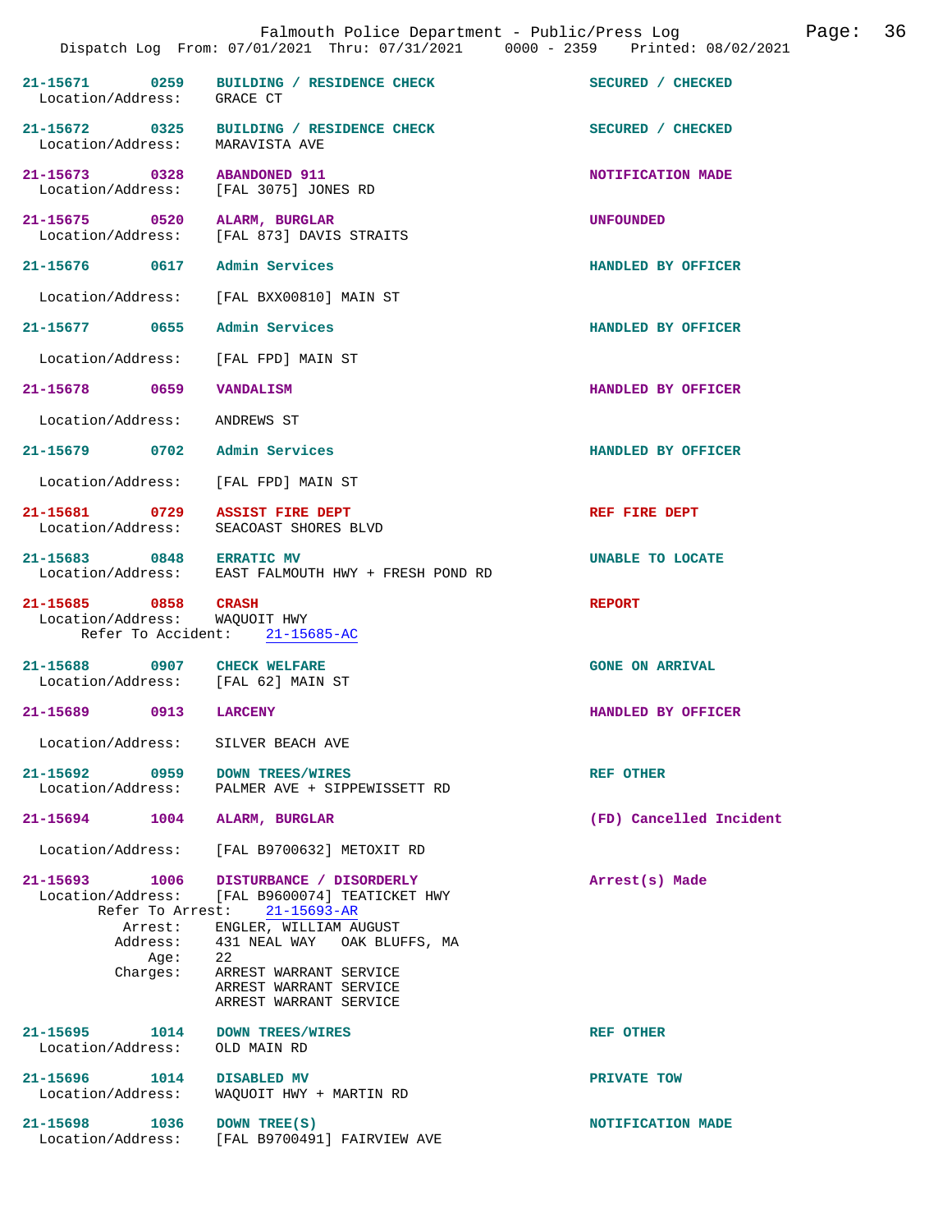Falmouth Police Department - Public/Press Log

Dispatch Log From: 07/01/2021 Thru: 07/31/2021 0000 - 2359 Printed: 08/02/2021

**21-15671 0259 BUILDING / RESIDENCE CHECK** — SECURED / CHECKED
Location/Address: GRACE CT

**21-15672 0325 BUILDING / RESIDENCE CHECK** — SECURED / CHECKED
Location/Address: MARAVISTA AVE

**21-15673 0328 ABANDONED 911** — NOTIFICATION MADE
Location/Address: [FAL 3075] JONES RD

**21-15675 0520 ALARM, BURGLAR** — UNFOUNDED
Location/Address: [FAL 873] DAVIS STRAITS

**21-15676 0617 Admin Services** — HANDLED BY OFFICER
Location/Address: [FAL BXX00810] MAIN ST

**21-15677 0655 Admin Services** — HANDLED BY OFFICER
Location/Address: [FAL FPD] MAIN ST

**21-15678 0659 VANDALISM** — HANDLED BY OFFICER
Location/Address: ANDREWS ST

**21-15679 0702 Admin Services** — HANDLED BY OFFICER
Location/Address: [FAL FPD] MAIN ST

**21-15681 0729 ASSIST FIRE DEPT** — REF FIRE DEPT
Location/Address: SEACOAST SHORES BLVD

**21-15683 0848 ERRATIC MV** — UNABLE TO LOCATE
Location/Address: EAST FALMOUTH HWY + FRESH POND RD

**21-15685 0858 CRASH** — REPORT
Location/Address: WAQUOIT HWY
Refer To Accident: 21-15685-AC

**21-15688 0907 CHECK WELFARE** — GONE ON ARRIVAL
Location/Address: [FAL 62] MAIN ST

**21-15689 0913 LARCENY** — HANDLED BY OFFICER
Location/Address: SILVER BEACH AVE

**21-15692 0959 DOWN TREES/WIRES** — REF OTHER
Location/Address: PALMER AVE + SIPPEWISSETT RD

**21-15694 1004 ALARM, BURGLAR** — (FD) Cancelled Incident
Location/Address: [FAL B9700632] METOXIT RD

**21-15693 1006 DISTURBANCE / DISORDERLY** — Arrest(s) Made
Location/Address: [FAL B9600074] TEATICKET HWY
Refer To Arrest: 21-15693-AR
Arrest: ENGLER, WILLIAM AUGUST
Address: 431 NEAL WAY OAK BLUFFS, MA
Age: 22
Charges: ARREST WARRANT SERVICE
ARREST WARRANT SERVICE
ARREST WARRANT SERVICE

**21-15695 1014 DOWN TREES/WIRES** — REF OTHER
Location/Address: OLD MAIN RD

**21-15696 1014 DISABLED MV** — PRIVATE TOW
Location/Address: WAQUOIT HWY + MARTIN RD

**21-15698 1036 DOWN TREE(S)** — NOTIFICATION MADE
Location/Address: [FAL B9700491] FAIRVIEW AVE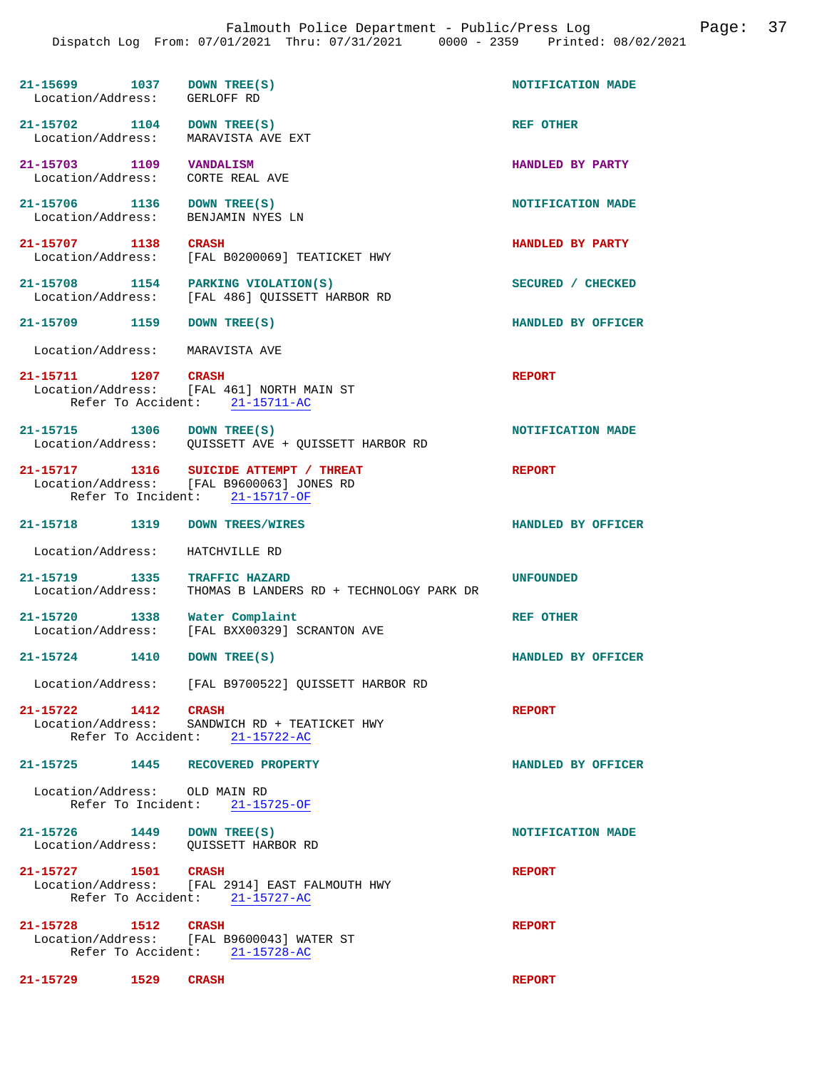21-15699 1037 DOWN TREE(S) NOTIFICATION MADE
Location/Address: GERLOFF RD

21-15702 1104 DOWN TREE(S) REF OTHER
Location/Address: MARAVISTA AVE EXT

21-15703 1109 VANDALISM HANDLED BY PARTY
Location/Address: CORTE REAL AVE

21-15706 1136 DOWN TREE(S) NOTIFICATION MADE
Location/Address: BENJAMIN NYES LN

21-15707 1138 CRASH HANDLED BY PARTY
Location/Address: [FAL B0200069] TEATICKET HWY

21-15708 1154 PARKING VIOLATION(S) SECURED / CHECKED
Location/Address: [FAL 486] QUISSETT HARBOR RD

21-15709 1159 DOWN TREE(S) HANDLED BY OFFICER
Location/Address: MARAVISTA AVE

21-15711 1207 CRASH REPORT
Location/Address: [FAL 461] NORTH MAIN ST
Refer To Accident: 21-15711-AC

21-15715 1306 DOWN TREE(S) NOTIFICATION MADE
Location/Address: QUISSETT AVE + QUISSETT HARBOR RD

21-15717 1316 SUICIDE ATTEMPT / THREAT REPORT
Location/Address: [FAL B9600063] JONES RD
Refer To Incident: 21-15717-OF

21-15718 1319 DOWN TREES/WIRES HANDLED BY OFFICER
Location/Address: HATCHVILLE RD

21-15719 1335 TRAFFIC HAZARD UNFOUNDED
Location/Address: THOMAS B LANDERS RD + TECHNOLOGY PARK DR

21-15720 1338 Water Complaint REF OTHER
Location/Address: [FAL BXX00329] SCRANTON AVE

21-15724 1410 DOWN TREE(S) HANDLED BY OFFICER
Location/Address: [FAL B9700522] QUISSETT HARBOR RD

21-15722 1412 CRASH REPORT
Location/Address: SANDWICH RD + TEATICKET HWY
Refer To Accident: 21-15722-AC

21-15725 1445 RECOVERED PROPERTY HANDLED BY OFFICER
Location/Address: OLD MAIN RD
Refer To Incident: 21-15725-OF

21-15726 1449 DOWN TREE(S) NOTIFICATION MADE
Location/Address: QUISSETT HARBOR RD

21-15727 1501 CRASH REPORT
Location/Address: [FAL 2914] EAST FALMOUTH HWY
Refer To Accident: 21-15727-AC

21-15728 1512 CRASH REPORT
Location/Address: [FAL B9600043] WATER ST
Refer To Accident: 21-15728-AC

21-15729 1529 CRASH REPORT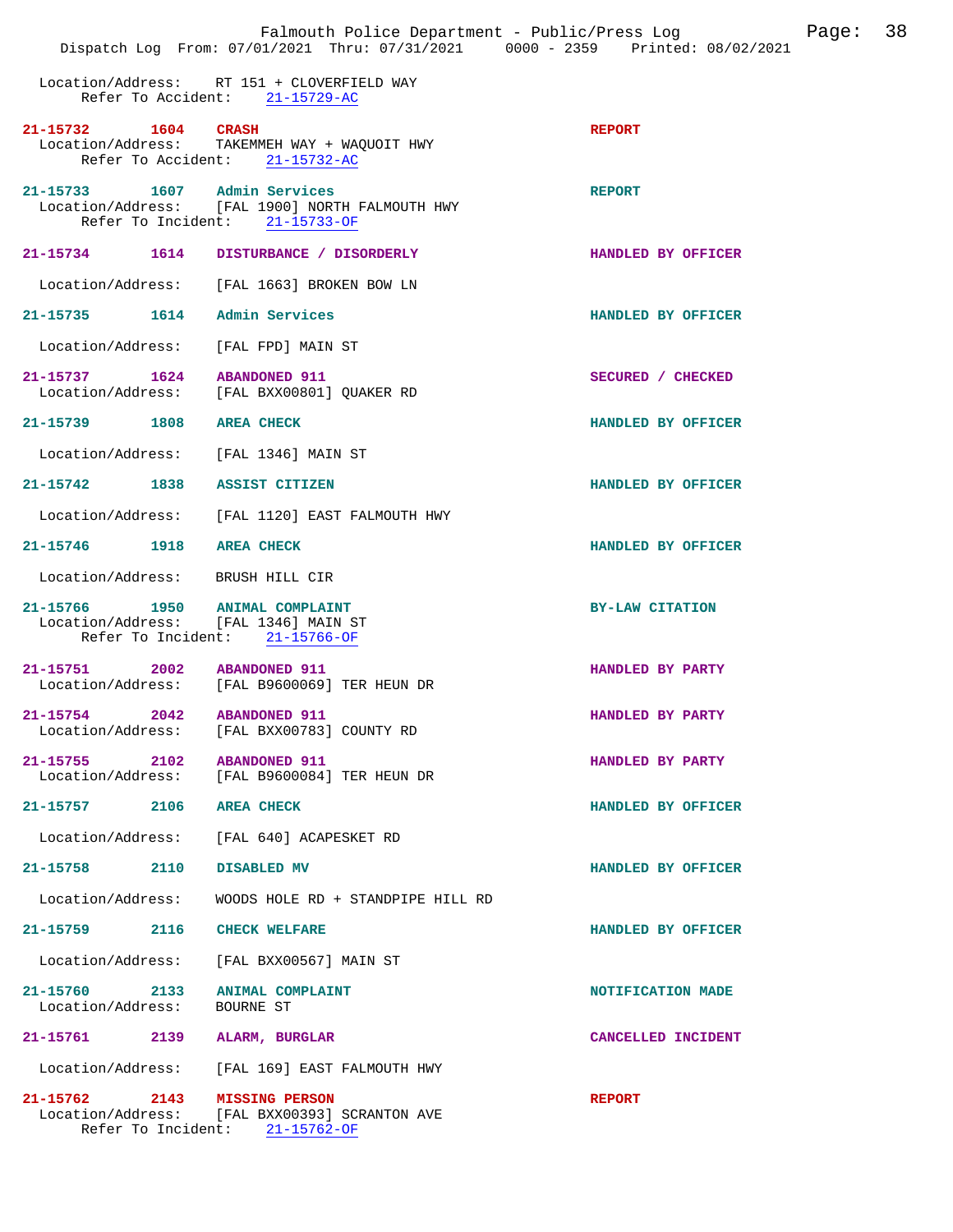Location/Address: RT 151 + CLOVERFIELD WAY
Refer To Accident: 21-15729-AC

**21-15732 1604 CRASH** — REPORT
Location/Address: TAKEMMEH WAY + WAQUOIT HWY
Refer To Accident: 21-15732-AC

**21-15733 1607 Admin Services** — REPORT
Location/Address: [FAL 1900] NORTH FALMOUTH HWY
Refer To Incident: 21-15733-OF

**21-15734 1614 DISTURBANCE / DISORDERLY** — HANDLED BY OFFICER
Location/Address: [FAL 1663] BROKEN BOW LN

**21-15735 1614 Admin Services** — HANDLED BY OFFICER
Location/Address: [FAL FPD] MAIN ST

**21-15737 1624 ABANDONED 911** — SECURED / CHECKED
Location/Address: [FAL BXX00801] QUAKER RD

**21-15739 1808 AREA CHECK** — HANDLED BY OFFICER
Location/Address: [FAL 1346] MAIN ST

**21-15742 1838 ASSIST CITIZEN** — HANDLED BY OFFICER
Location/Address: [FAL 1120] EAST FALMOUTH HWY

**21-15746 1918 AREA CHECK** — HANDLED BY OFFICER
Location/Address: BRUSH HILL CIR

**21-15766 1950 ANIMAL COMPLAINT** — BY-LAW CITATION
Location/Address: [FAL 1346] MAIN ST
Refer To Incident: 21-15766-OF

**21-15751 2002 ABANDONED 911** — HANDLED BY PARTY
Location/Address: [FAL B9600069] TER HEUN DR

**21-15754 2042 ABANDONED 911** — HANDLED BY PARTY
Location/Address: [FAL BXX00783] COUNTY RD

**21-15755 2102 ABANDONED 911** — HANDLED BY PARTY
Location/Address: [FAL B9600084] TER HEUN DR

**21-15757 2106 AREA CHECK** — HANDLED BY OFFICER
Location/Address: [FAL 640] ACAPESKET RD

**21-15758 2110 DISABLED MV** — HANDLED BY OFFICER
Location/Address: WOODS HOLE RD + STANDPIPE HILL RD

**21-15759 2116 CHECK WELFARE** — HANDLED BY OFFICER
Location/Address: [FAL BXX00567] MAIN ST

**21-15760 2133 ANIMAL COMPLAINT** — NOTIFICATION MADE
Location/Address: BOURNE ST

**21-15761 2139 ALARM, BURGLAR** — CANCELLED INCIDENT
Location/Address: [FAL 169] EAST FALMOUTH HWY

**21-15762 2143 MISSING PERSON** — REPORT
Location/Address: [FAL BXX00393] SCRANTON AVE
Refer To Incident: 21-15762-OF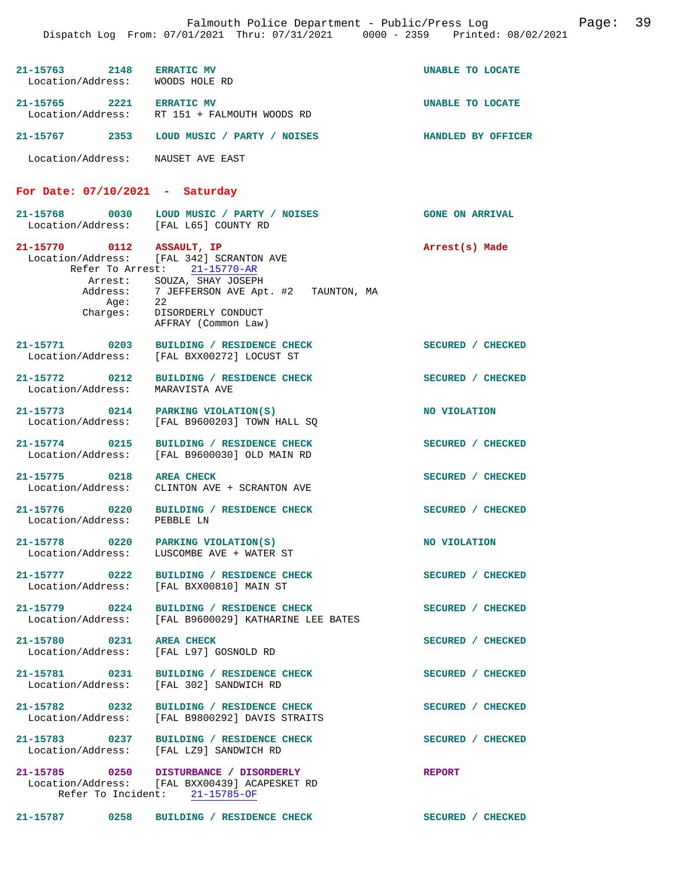21-15763 2148 ERRATIC MV UNABLE TO LOCATE
Location/Address: WOODS HOLE RD

21-15765 2221 ERRATIC MV UNABLE TO LOCATE
Location/Address: RT 151 + FALMOUTH WOODS RD

21-15767 2353 LOUD MUSIC / PARTY / NOISES HANDLED BY OFFICER
Location/Address: NAUSET AVE EAST

## For Date: 07/10/2021 - Saturday

21-15768 0030 LOUD MUSIC / PARTY / NOISES GONE ON ARRIVAL
Location/Address: [FAL L65] COUNTY RD

21-15770 0112 ASSAULT, IP Arrest(s) Made
Location/Address: [FAL 342] SCRANTON AVE
Refer To Arrest: 21-15770-AR
Arrest: SOUZA, SHAY JOSEPH
Address: 7 JEFFERSON AVE Apt. #2 TAUNTON, MA
Age: 22
Charges: DISORDERLY CONDUCT
AFFRAY (Common Law)

21-15771 0203 BUILDING / RESIDENCE CHECK SECURED / CHECKED
Location/Address: [FAL BXX00272] LOCUST ST

21-15772 0212 BUILDING / RESIDENCE CHECK SECURED / CHECKED
Location/Address: MARAVISTA AVE

21-15773 0214 PARKING VIOLATION(S) NO VIOLATION
Location/Address: [FAL B9600203] TOWN HALL SQ

21-15774 0215 BUILDING / RESIDENCE CHECK SECURED / CHECKED
Location/Address: [FAL B9600030] OLD MAIN RD

21-15775 0218 AREA CHECK SECURED / CHECKED
Location/Address: CLINTON AVE + SCRANTON AVE

21-15776 0220 BUILDING / RESIDENCE CHECK SECURED / CHECKED
Location/Address: PEBBLE LN

21-15778 0220 PARKING VIOLATION(S) NO VIOLATION
Location/Address: LUSCOMBE AVE + WATER ST

21-15777 0222 BUILDING / RESIDENCE CHECK SECURED / CHECKED
Location/Address: [FAL BXX00810] MAIN ST

21-15779 0224 BUILDING / RESIDENCE CHECK SECURED / CHECKED
Location/Address: [FAL B9600029] KATHARINE LEE BATES

21-15780 0231 AREA CHECK SECURED / CHECKED
Location/Address: [FAL L97] GOSNOLD RD

21-15781 0231 BUILDING / RESIDENCE CHECK SECURED / CHECKED
Location/Address: [FAL 302] SANDWICH RD

21-15782 0232 BUILDING / RESIDENCE CHECK SECURED / CHECKED
Location/Address: [FAL B9800292] DAVIS STRAITS

21-15783 0237 BUILDING / RESIDENCE CHECK SECURED / CHECKED
Location/Address: [FAL LZ9] SANDWICH RD

21-15785 0250 DISTURBANCE / DISORDERLY REPORT
Location/Address: [FAL BXX00439] ACAPESKET RD
Refer To Incident: 21-15785-OF

21-15787 0258 BUILDING / RESIDENCE CHECK SECURED / CHECKED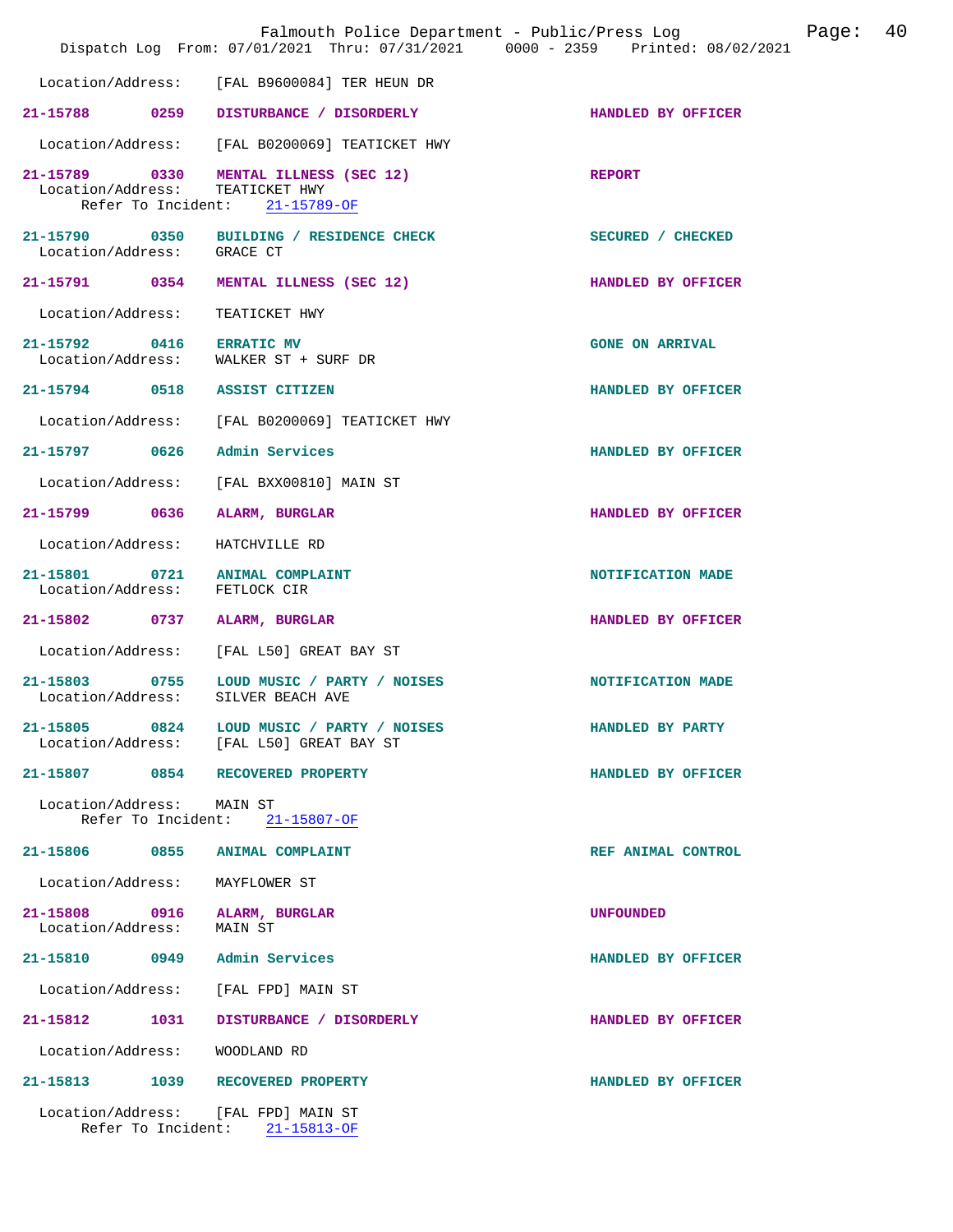Location/Address: [FAL B9600084] TER HEUN DR

**21-15788 0259 DISTURBANCE / DISORDERLY** HANDLED BY OFFICER

Location/Address: [FAL B0200069] TEATICKET HWY

**21-15789 0330 MENTAL ILLNESS (SEC 12)** REPORT
Location/Address: TEATICKET HWY
Refer To Incident: 21-15789-OF

**21-15790 0350 BUILDING / RESIDENCE CHECK** SECURED / CHECKED
Location/Address: GRACE CT

**21-15791 0354 MENTAL ILLNESS (SEC 12)** HANDLED BY OFFICER

Location/Address: TEATICKET HWY

**21-15792 0416 ERRATIC MV** GONE ON ARRIVAL
Location/Address: WALKER ST + SURF DR

**21-15794 0518 ASSIST CITIZEN** HANDLED BY OFFICER

Location/Address: [FAL B0200069] TEATICKET HWY

**21-15797 0626 Admin Services** HANDLED BY OFFICER

Location/Address: [FAL BXX00810] MAIN ST

**21-15799 0636 ALARM, BURGLAR** HANDLED BY OFFICER

Location/Address: HATCHVILLE RD

**21-15801 0721 ANIMAL COMPLAINT** NOTIFICATION MADE
Location/Address: FETLOCK CIR

**21-15802 0737 ALARM, BURGLAR** HANDLED BY OFFICER

Location/Address: [FAL L50] GREAT BAY ST

**21-15803 0755 LOUD MUSIC / PARTY / NOISES** NOTIFICATION MADE
Location/Address: SILVER BEACH AVE

**21-15805 0824 LOUD MUSIC / PARTY / NOISES** HANDLED BY PARTY
Location/Address: [FAL L50] GREAT BAY ST

**21-15807 0854 RECOVERED PROPERTY** HANDLED BY OFFICER

Location/Address: MAIN ST
Refer To Incident: 21-15807-OF

**21-15806 0855 ANIMAL COMPLAINT** REF ANIMAL CONTROL

Location/Address: MAYFLOWER ST

**21-15808 0916 ALARM, BURGLAR** UNFOUNDED
Location/Address: MAIN ST

**21-15810 0949 Admin Services** HANDLED BY OFFICER

Location/Address: [FAL FPD] MAIN ST

**21-15812 1031 DISTURBANCE / DISORDERLY** HANDLED BY OFFICER

Location/Address: WOODLAND RD

**21-15813 1039 RECOVERED PROPERTY** HANDLED BY OFFICER

Location/Address: [FAL FPD] MAIN ST
Refer To Incident: 21-15813-OF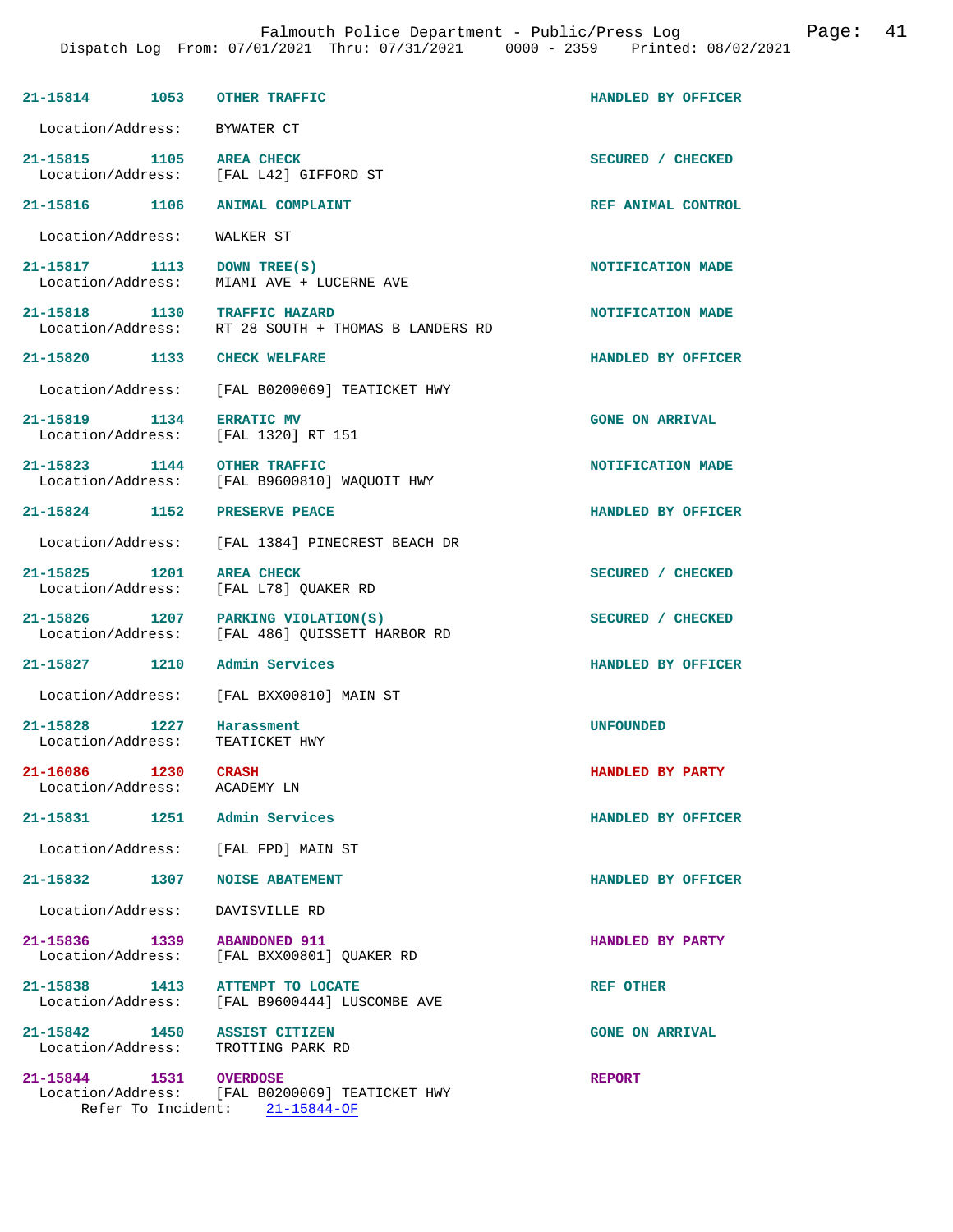| Incident | Time | Call Type | Disposition |
|---|---|---|---|
| 21-15814 | 1053 | OTHER TRAFFIC | HANDLED BY OFFICER |

Location/Address: BYWATER CT

| Incident | Time | Call Type | Disposition |
|---|---|---|---|
| 21-15815 | 1105 | AREA CHECK | SECURED / CHECKED |

Location/Address: [FAL L42] GIFFORD ST

| Incident | Time | Call Type | Disposition |
|---|---|---|---|
| 21-15816 | 1106 | ANIMAL COMPLAINT | REF ANIMAL CONTROL |

Location/Address: WALKER ST

| Incident | Time | Call Type | Disposition |
|---|---|---|---|
| 21-15817 | 1113 | DOWN TREE(S) | NOTIFICATION MADE |

Location/Address: MIAMI AVE + LUCERNE AVE

| Incident | Time | Call Type | Disposition |
|---|---|---|---|
| 21-15818 | 1130 | TRAFFIC HAZARD | NOTIFICATION MADE |

Location/Address: RT 28 SOUTH + THOMAS B LANDERS RD

| Incident | Time | Call Type | Disposition |
|---|---|---|---|
| 21-15820 | 1133 | CHECK WELFARE | HANDLED BY OFFICER |

Location/Address: [FAL B0200069] TEATICKET HWY

| Incident | Time | Call Type | Disposition |
|---|---|---|---|
| 21-15819 | 1134 | ERRATIC MV | GONE ON ARRIVAL |

Location/Address: [FAL 1320] RT 151

| Incident | Time | Call Type | Disposition |
|---|---|---|---|
| 21-15823 | 1144 | OTHER TRAFFIC | NOTIFICATION MADE |

Location/Address: [FAL B9600810] WAQUOIT HWY

| Incident | Time | Call Type | Disposition |
|---|---|---|---|
| 21-15824 | 1152 | PRESERVE PEACE | HANDLED BY OFFICER |

Location/Address: [FAL 1384] PINECREST BEACH DR

| Incident | Time | Call Type | Disposition |
|---|---|---|---|
| 21-15825 | 1201 | AREA CHECK | SECURED / CHECKED |

Location/Address: [FAL L78] QUAKER RD

| Incident | Time | Call Type | Disposition |
|---|---|---|---|
| 21-15826 | 1207 | PARKING VIOLATION(S) | SECURED / CHECKED |

Location/Address: [FAL 486] QUISSETT HARBOR RD

| Incident | Time | Call Type | Disposition |
|---|---|---|---|
| 21-15827 | 1210 | Admin Services | HANDLED BY OFFICER |

Location/Address: [FAL BXX00810] MAIN ST

| Incident | Time | Call Type | Disposition |
|---|---|---|---|
| 21-15828 | 1227 | Harassment | UNFOUNDED |

Location/Address: TEATICKET HWY

| Incident | Time | Call Type | Disposition |
|---|---|---|---|
| 21-16086 | 1230 | CRASH | HANDLED BY PARTY |

Location/Address: ACADEMY LN

| Incident | Time | Call Type | Disposition |
|---|---|---|---|
| 21-15831 | 1251 | Admin Services | HANDLED BY OFFICER |

Location/Address: [FAL FPD] MAIN ST

| Incident | Time | Call Type | Disposition |
|---|---|---|---|
| 21-15832 | 1307 | NOISE ABATEMENT | HANDLED BY OFFICER |

Location/Address: DAVISVILLE RD

| Incident | Time | Call Type | Disposition |
|---|---|---|---|
| 21-15836 | 1339 | ABANDONED 911 | HANDLED BY PARTY |

Location/Address: [FAL BXX00801] QUAKER RD

| Incident | Time | Call Type | Disposition |
|---|---|---|---|
| 21-15838 | 1413 | ATTEMPT TO LOCATE | REF OTHER |

Location/Address: [FAL B9600444] LUSCOMBE AVE

| Incident | Time | Call Type | Disposition |
|---|---|---|---|
| 21-15842 | 1450 | ASSIST CITIZEN | GONE ON ARRIVAL |

Location/Address: TROTTING PARK RD

| Incident | Time | Call Type | Disposition |
|---|---|---|---|
| 21-15844 | 1531 | OVERDOSE | REPORT |

Location/Address: [FAL B0200069] TEATICKET HWY
Refer To Incident: 21-15844-OF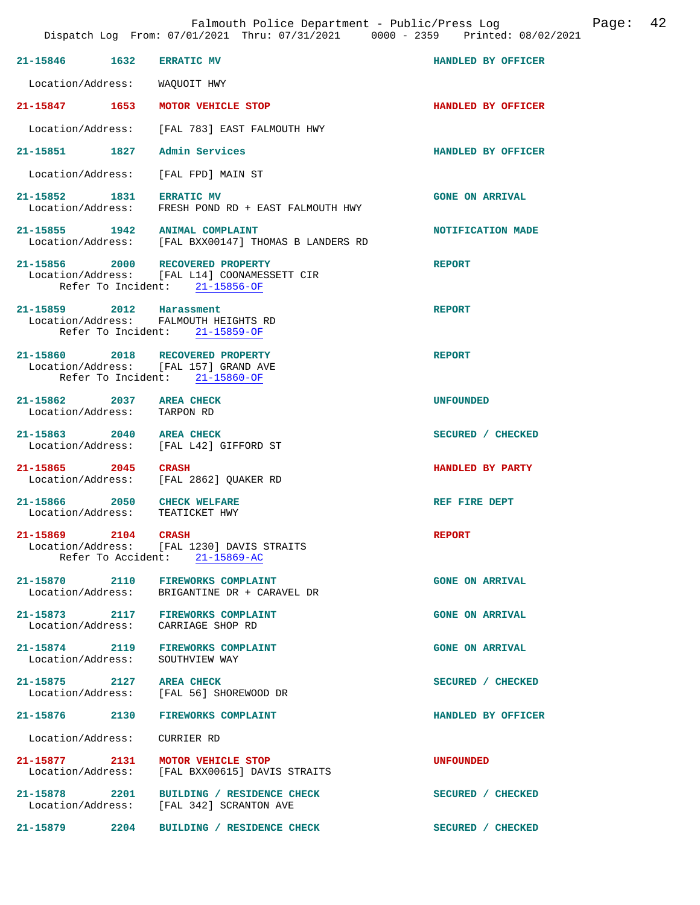| Call # | Time | Call Type | Disposition |
|---|---|---|---|
| 21-15846 | 1632 | ERRATIC MV | HANDLED BY OFFICER |
| Location/Address: | | WAQUOIT HWY | |
| 21-15847 | 1653 | MOTOR VEHICLE STOP | HANDLED BY OFFICER |
| Location/Address: | | [FAL 783] EAST FALMOUTH HWY | |
| 21-15851 | 1827 | Admin Services | HANDLED BY OFFICER |
| Location/Address: | | [FAL FPD] MAIN ST | |
| 21-15852 | 1831 | ERRATIC MV | GONE ON ARRIVAL |
| Location/Address: | | FRESH POND RD + EAST FALMOUTH HWY | |
| 21-15855 | 1942 | ANIMAL COMPLAINT | NOTIFICATION MADE |
| Location/Address: | | [FAL BXX00147] THOMAS B LANDERS RD | |
| 21-15856 | 2000 | RECOVERED PROPERTY | REPORT |
| Location/Address: | | [FAL L14] COONAMESSETT CIR | |
| Refer To Incident: | | 21-15856-OF | |
| 21-15859 | 2012 | Harassment | REPORT |
| Location/Address: | | FALMOUTH HEIGHTS RD | |
| Refer To Incident: | | 21-15859-OF | |
| 21-15860 | 2018 | RECOVERED PROPERTY | REPORT |
| Location/Address: | | [FAL 157] GRAND AVE | |
| Refer To Incident: | | 21-15860-OF | |
| 21-15862 | 2037 | AREA CHECK | UNFOUNDED |
| Location/Address: | | TARPON RD | |
| 21-15863 | 2040 | AREA CHECK | SECURED / CHECKED |
| Location/Address: | | [FAL L42] GIFFORD ST | |
| 21-15865 | 2045 | CRASH | HANDLED BY PARTY |
| Location/Address: | | [FAL 2862] QUAKER RD | |
| 21-15866 | 2050 | CHECK WELFARE | REF FIRE DEPT |
| Location/Address: | | TEATICKET HWY | |
| 21-15869 | 2104 | CRASH | REPORT |
| Location/Address: | | [FAL 1230] DAVIS STRAITS | |
| Refer To Accident: | | 21-15869-AC | |
| 21-15870 | 2110 | FIREWORKS COMPLAINT | GONE ON ARRIVAL |
| Location/Address: | | BRIGANTINE DR + CARAVEL DR | |
| 21-15873 | 2117 | FIREWORKS COMPLAINT | GONE ON ARRIVAL |
| Location/Address: | | CARRIAGE SHOP RD | |
| 21-15874 | 2119 | FIREWORKS COMPLAINT | GONE ON ARRIVAL |
| Location/Address: | | SOUTHVIEW WAY | |
| 21-15875 | 2127 | AREA CHECK | SECURED / CHECKED |
| Location/Address: | | [FAL 56] SHOREWOOD DR | |
| 21-15876 | 2130 | FIREWORKS COMPLAINT | HANDLED BY OFFICER |
| Location/Address: | | CURRIER RD | |
| 21-15877 | 2131 | MOTOR VEHICLE STOP | UNFOUNDED |
| Location/Address: | | [FAL BXX00615] DAVIS STRAITS | |
| 21-15878 | 2201 | BUILDING / RESIDENCE CHECK | SECURED / CHECKED |
| Location/Address: | | [FAL 342] SCRANTON AVE | |
| 21-15879 | 2204 | BUILDING / RESIDENCE CHECK | SECURED / CHECKED |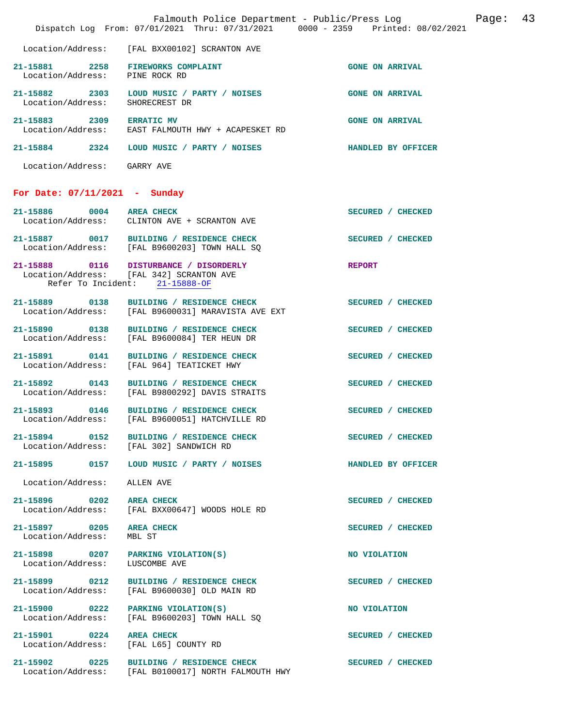Location/Address: [FAL BXX00102] SCRANTON AVE

21-15881 2258 FIREWORKS COMPLAINT GONE ON ARRIVAL
Location/Address: PINE ROCK RD

21-15882 2303 LOUD MUSIC / PARTY / NOISES GONE ON ARRIVAL
Location/Address: SHORECREST DR

21-15883 2309 ERRATIC MV GONE ON ARRIVAL
Location/Address: EAST FALMOUTH HWY + ACAPESKET RD

21-15884 2324 LOUD MUSIC / PARTY / NOISES HANDLED BY OFFICER
Location/Address: GARRY AVE

## For Date: 07/11/2021 - Sunday

21-15886 0004 AREA CHECK SECURED / CHECKED
Location/Address: CLINTON AVE + SCRANTON AVE

21-15887 0017 BUILDING / RESIDENCE CHECK SECURED / CHECKED
Location/Address: [FAL B9600203] TOWN HALL SQ

21-15888 0116 DISTURBANCE / DISORDERLY REPORT
Location/Address: [FAL 342] SCRANTON AVE
Refer To Incident: 21-15888-OF

21-15889 0138 BUILDING / RESIDENCE CHECK SECURED / CHECKED
Location/Address: [FAL B9600031] MARAVISTA AVE EXT

21-15890 0138 BUILDING / RESIDENCE CHECK SECURED / CHECKED
Location/Address: [FAL B9600084] TER HEUN DR

21-15891 0141 BUILDING / RESIDENCE CHECK SECURED / CHECKED
Location/Address: [FAL 964] TEATICKET HWY

21-15892 0143 BUILDING / RESIDENCE CHECK SECURED / CHECKED
Location/Address: [FAL B9800292] DAVIS STRAITS

21-15893 0146 BUILDING / RESIDENCE CHECK SECURED / CHECKED
Location/Address: [FAL B9600051] HATCHVILLE RD

21-15894 0152 BUILDING / RESIDENCE CHECK SECURED / CHECKED
Location/Address: [FAL 302] SANDWICH RD

21-15895 0157 LOUD MUSIC / PARTY / NOISES HANDLED BY OFFICER
Location/Address: ALLEN AVE

21-15896 0202 AREA CHECK SECURED / CHECKED
Location/Address: [FAL BXX00647] WOODS HOLE RD

21-15897 0205 AREA CHECK SECURED / CHECKED
Location/Address: MBL ST

21-15898 0207 PARKING VIOLATION(S) NO VIOLATION
Location/Address: LUSCOMBE AVE

21-15899 0212 BUILDING / RESIDENCE CHECK SECURED / CHECKED
Location/Address: [FAL B9600030] OLD MAIN RD

21-15900 0222 PARKING VIOLATION(S) NO VIOLATION
Location/Address: [FAL B9600203] TOWN HALL SQ

21-15901 0224 AREA CHECK SECURED / CHECKED
Location/Address: [FAL L65] COUNTY RD

21-15902 0225 BUILDING / RESIDENCE CHECK SECURED / CHECKED
Location/Address: [FAL B0100017] NORTH FALMOUTH HWY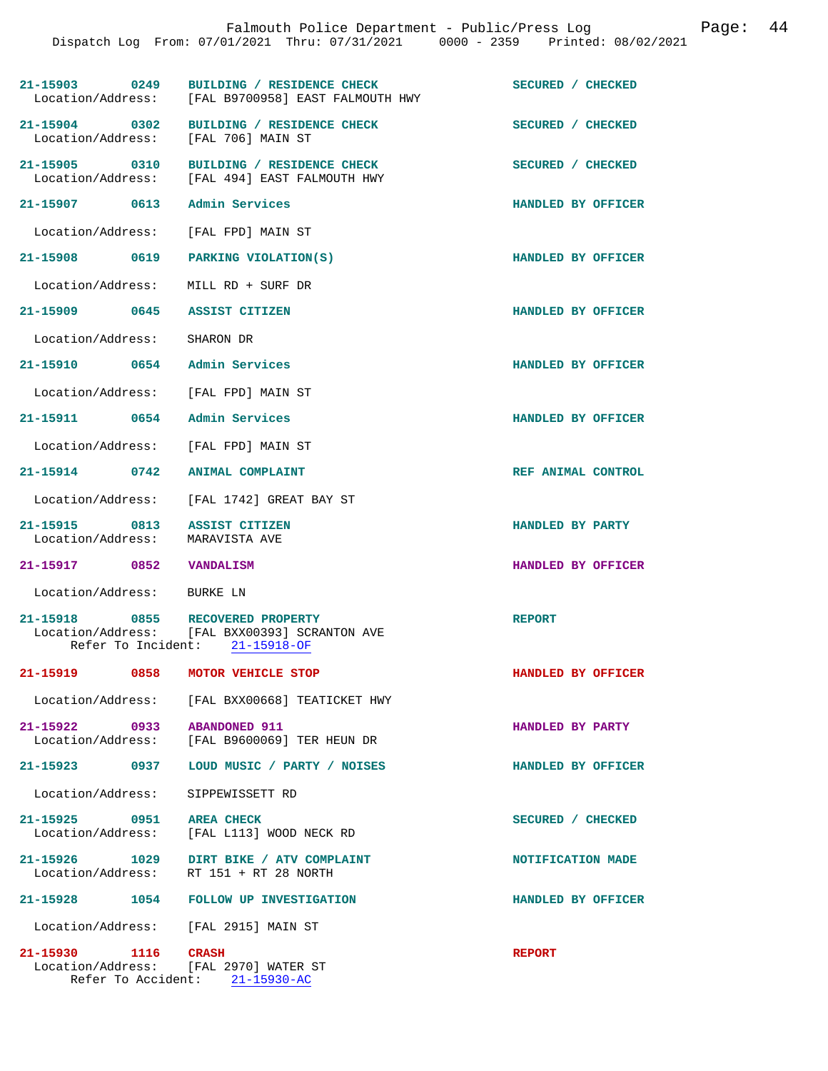| Call # | Time | Type | Disposition |
|---|---|---|---|
| 21-15903 | 0249 | BUILDING / RESIDENCE CHECK | SECURED / CHECKED |
| Location/Address: | | [FAL B9700958] EAST FALMOUTH HWY | |
| 21-15904 | 0302 | BUILDING / RESIDENCE CHECK | SECURED / CHECKED |
| Location/Address: | | [FAL 706] MAIN ST | |
| 21-15905 | 0310 | BUILDING / RESIDENCE CHECK | SECURED / CHECKED |
| Location/Address: | | [FAL 494] EAST FALMOUTH HWY | |
| 21-15907 | 0613 | Admin Services | HANDLED BY OFFICER |
| Location/Address: | | [FAL FPD] MAIN ST | |
| 21-15908 | 0619 | PARKING VIOLATION(S) | HANDLED BY OFFICER |
| Location/Address: | | MILL RD + SURF DR | |
| 21-15909 | 0645 | ASSIST CITIZEN | HANDLED BY OFFICER |
| Location/Address: | | SHARON DR | |
| 21-15910 | 0654 | Admin Services | HANDLED BY OFFICER |
| Location/Address: | | [FAL FPD] MAIN ST | |
| 21-15911 | 0654 | Admin Services | HANDLED BY OFFICER |
| Location/Address: | | [FAL FPD] MAIN ST | |
| 21-15914 | 0742 | ANIMAL COMPLAINT | REF ANIMAL CONTROL |
| Location/Address: | | [FAL 1742] GREAT BAY ST | |
| 21-15915 | 0813 | ASSIST CITIZEN | HANDLED BY PARTY |
| Location/Address: | | MARAVISTA AVE | |
| 21-15917 | 0852 | VANDALISM | HANDLED BY OFFICER |
| Location/Address: | | BURKE LN | |
| 21-15918 | 0855 | RECOVERED PROPERTY | REPORT |
| Location/Address: | | [FAL BXX00393] SCRANTON AVE | |
| Refer To Incident: | | 21-15918-OF | |
| 21-15919 | 0858 | MOTOR VEHICLE STOP | HANDLED BY OFFICER |
| Location/Address: | | [FAL BXX00668] TEATICKET HWY | |
| 21-15922 | 0933 | ABANDONED 911 | HANDLED BY PARTY |
| Location/Address: | | [FAL B9600069] TER HEUN DR | |
| 21-15923 | 0937 | LOUD MUSIC / PARTY / NOISES | HANDLED BY OFFICER |
| Location/Address: | | SIPPEWISSETT RD | |
| 21-15925 | 0951 | AREA CHECK | SECURED / CHECKED |
| Location/Address: | | [FAL L113] WOOD NECK RD | |
| 21-15926 | 1029 | DIRT BIKE / ATV COMPLAINT | NOTIFICATION MADE |
| Location/Address: | | RT 151 + RT 28 NORTH | |
| 21-15928 | 1054 | FOLLOW UP INVESTIGATION | HANDLED BY OFFICER |
| Location/Address: | | [FAL 2915] MAIN ST | |
| 21-15930 | 1116 | CRASH | REPORT |
| Location/Address: | | [FAL 2970] WATER ST | |
| Refer To Accident: | | 21-15930-AC | |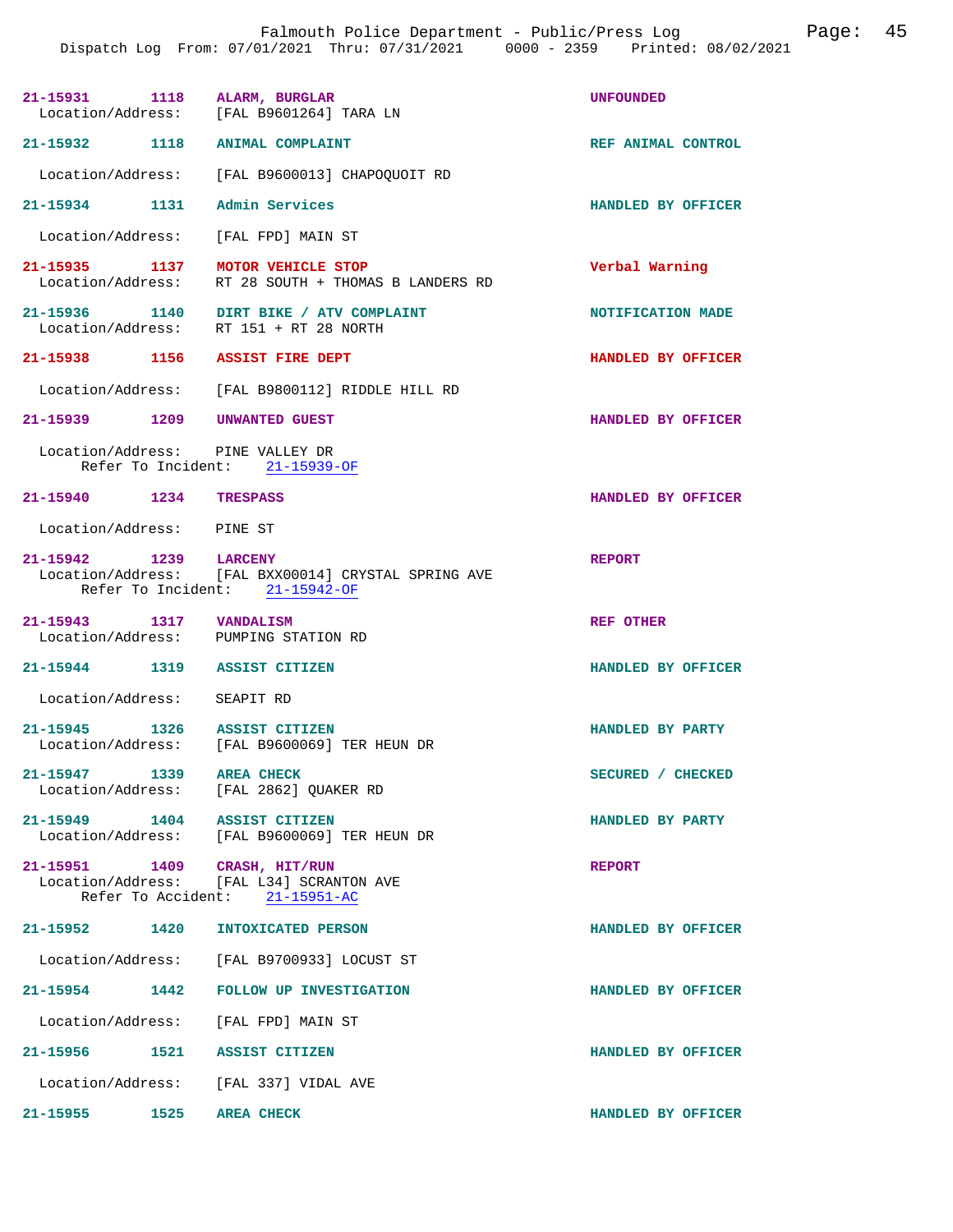| Call # | Time | Type | Disposition |
|---|---|---|---|
| 21-15931 | 1118 | ALARM, BURGLAR | UNFOUNDED |
| Location/Address: [FAL B9601264] TARA LN | | | |
| 21-15932 | 1118 | ANIMAL COMPLAINT | REF ANIMAL CONTROL |
| Location/Address: [FAL B9600013] CHAPOQUOIT RD | | | |
| 21-15934 | 1131 | Admin Services | HANDLED BY OFFICER |
| Location/Address: [FAL FPD] MAIN ST | | | |
| 21-15935 | 1137 | MOTOR VEHICLE STOP | Verbal Warning |
| Location/Address: RT 28 SOUTH + THOMAS B LANDERS RD | | | |
| 21-15936 | 1140 | DIRT BIKE / ATV COMPLAINT | NOTIFICATION MADE |
| Location/Address: RT 151 + RT 28 NORTH | | | |
| 21-15938 | 1156 | ASSIST FIRE DEPT | HANDLED BY OFFICER |
| Location/Address: [FAL B9800112] RIDDLE HILL RD | | | |
| 21-15939 | 1209 | UNWANTED GUEST | HANDLED BY OFFICER |
| Location/Address: PINE VALLEY DR; Refer To Incident: 21-15939-OF | | | |
| 21-15940 | 1234 | TRESPASS | HANDLED BY OFFICER |
| Location/Address: PINE ST | | | |
| 21-15942 | 1239 | LARCENY | REPORT |
| Location/Address: [FAL BXX00014] CRYSTAL SPRING AVE; Refer To Incident: 21-15942-OF | | | |
| 21-15943 | 1317 | VANDALISM | REF OTHER |
| Location/Address: PUMPING STATION RD | | | |
| 21-15944 | 1319 | ASSIST CITIZEN | HANDLED BY OFFICER |
| Location/Address: SEAPIT RD | | | |
| 21-15945 | 1326 | ASSIST CITIZEN | HANDLED BY PARTY |
| Location/Address: [FAL B9600069] TER HEUN DR | | | |
| 21-15947 | 1339 | AREA CHECK | SECURED / CHECKED |
| Location/Address: [FAL 2862] QUAKER RD | | | |
| 21-15949 | 1404 | ASSIST CITIZEN | HANDLED BY PARTY |
| Location/Address: [FAL B9600069] TER HEUN DR | | | |
| 21-15951 | 1409 | CRASH, HIT/RUN | REPORT |
| Location/Address: [FAL L34] SCRANTON AVE; Refer To Accident: 21-15951-AC | | | |
| 21-15952 | 1420 | INTOXICATED PERSON | HANDLED BY OFFICER |
| Location/Address: [FAL B9700933] LOCUST ST | | | |
| 21-15954 | 1442 | FOLLOW UP INVESTIGATION | HANDLED BY OFFICER |
| Location/Address: [FAL FPD] MAIN ST | | | |
| 21-15956 | 1521 | ASSIST CITIZEN | HANDLED BY OFFICER |
| Location/Address: [FAL 337] VIDAL AVE | | | |
| 21-15955 | 1525 | AREA CHECK | HANDLED BY OFFICER |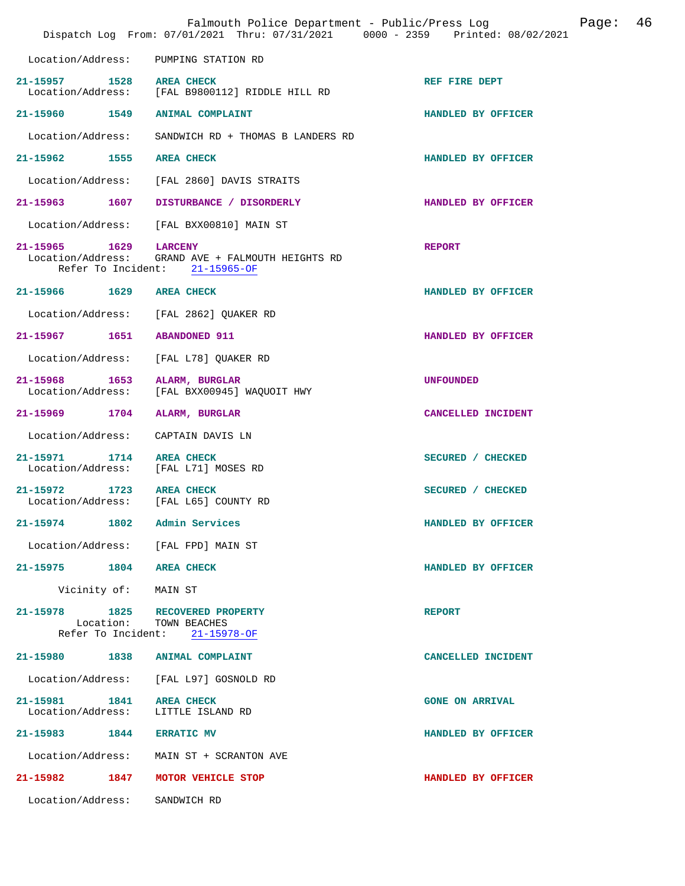Location/Address: PUMPING STATION RD

21-15957 1528 AREA CHECK REF FIRE DEPT
Location/Address: [FAL B9800112] RIDDLE HILL RD

21-15960 1549 ANIMAL COMPLAINT HANDLED BY OFFICER
Location/Address: SANDWICH RD + THOMAS B LANDERS RD

21-15962 1555 AREA CHECK HANDLED BY OFFICER
Location/Address: [FAL 2860] DAVIS STRAITS

21-15963 1607 DISTURBANCE / DISORDERLY HANDLED BY OFFICER
Location/Address: [FAL BXX00810] MAIN ST

21-15965 1629 LARCENY REPORT
Location/Address: GRAND AVE + FALMOUTH HEIGHTS RD
Refer To Incident: 21-15965-OF

21-15966 1629 AREA CHECK HANDLED BY OFFICER
Location/Address: [FAL 2862] QUAKER RD

21-15967 1651 ABANDONED 911 HANDLED BY OFFICER
Location/Address: [FAL L78] QUAKER RD

21-15968 1653 ALARM, BURGLAR UNFOUNDED
Location/Address: [FAL BXX00945] WAQUOIT HWY

21-15969 1704 ALARM, BURGLAR CANCELLED INCIDENT
Location/Address: CAPTAIN DAVIS LN

21-15971 1714 AREA CHECK SECURED / CHECKED
Location/Address: [FAL L71] MOSES RD

21-15972 1723 AREA CHECK SECURED / CHECKED
Location/Address: [FAL L65] COUNTY RD

21-15974 1802 Admin Services HANDLED BY OFFICER
Location/Address: [FAL FPD] MAIN ST

21-15975 1804 AREA CHECK HANDLED BY OFFICER
Vicinity of: MAIN ST

21-15978 1825 RECOVERED PROPERTY REPORT
Location: TOWN BEACHES
Refer To Incident: 21-15978-OF

21-15980 1838 ANIMAL COMPLAINT CANCELLED INCIDENT
Location/Address: [FAL L97] GOSNOLD RD

21-15981 1841 AREA CHECK GONE ON ARRIVAL
Location/Address: LITTLE ISLAND RD

21-15983 1844 ERRATIC MV HANDLED BY OFFICER
Location/Address: MAIN ST + SCRANTON AVE

21-15982 1847 MOTOR VEHICLE STOP HANDLED BY OFFICER
Location/Address: SANDWICH RD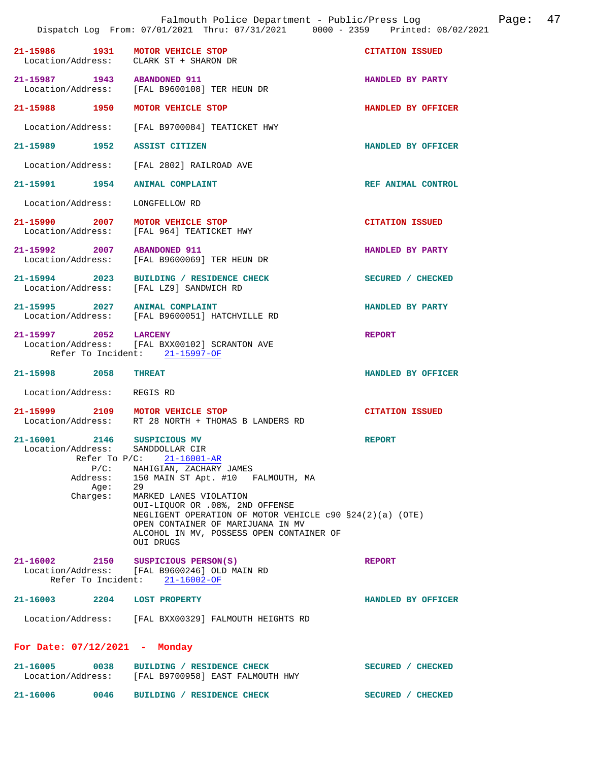21-15986 1931 MOTOR VEHICLE STOP CITATION ISSUED
Location/Address: CLARK ST + SHARON DR

21-15987 1943 ABANDONED 911 HANDLED BY PARTY
Location/Address: [FAL B9600108] TER HEUN DR

21-15988 1950 MOTOR VEHICLE STOP HANDLED BY OFFICER
Location/Address: [FAL B9700084] TEATICKET HWY

21-15989 1952 ASSIST CITIZEN HANDLED BY OFFICER
Location/Address: [FAL 2802] RAILROAD AVE

21-15991 1954 ANIMAL COMPLAINT REF ANIMAL CONTROL
Location/Address: LONGFELLOW RD

21-15990 2007 MOTOR VEHICLE STOP CITATION ISSUED
Location/Address: [FAL 964] TEATICKET HWY

21-15992 2007 ABANDONED 911 HANDLED BY PARTY
Location/Address: [FAL B9600069] TER HEUN DR

21-15994 2023 BUILDING / RESIDENCE CHECK SECURED / CHECKED
Location/Address: [FAL LZ9] SANDWICH RD

21-15995 2027 ANIMAL COMPLAINT HANDLED BY PARTY
Location/Address: [FAL B9600051] HATCHVILLE RD

21-15997 2052 LARCENY REPORT
Location/Address: [FAL BXX00102] SCRANTON AVE
Refer To Incident: 21-15997-OF

21-15998 2058 THREAT HANDLED BY OFFICER
Location/Address: REGIS RD

21-15999 2109 MOTOR VEHICLE STOP CITATION ISSUED
Location/Address: RT 28 NORTH + THOMAS B LANDERS RD

21-16001 2146 SUSPICIOUS MV REPORT
Location/Address: SANDDOLLAR CIR
Refer To P/C: 21-16001-AR
P/C: NAHIGIAN, ZACHARY JAMES
Address: 150 MAIN ST Apt. #10 FALMOUTH, MA
Age: 29
Charges: MARKED LANES VIOLATION
OUI-LIQUOR OR .08%, 2ND OFFENSE
NEGLIGENT OPERATION OF MOTOR VEHICLE c90 §24(2)(a) (OTE)
OPEN CONTAINER OF MARIJUANA IN MV
ALCOHOL IN MV, POSSESS OPEN CONTAINER OF
OUI DRUGS

21-16002 2150 SUSPICIOUS PERSON(S) REPORT
Location/Address: [FAL B9600246] OLD MAIN RD
Refer To Incident: 21-16002-OF

21-16003 2204 LOST PROPERTY HANDLED BY OFFICER
Location/Address: [FAL BXX00329] FALMOUTH HEIGHTS RD

## For Date: 07/12/2021 - Monday

21-16005 0038 BUILDING / RESIDENCE CHECK SECURED / CHECKED
Location/Address: [FAL B9700958] EAST FALMOUTH HWY

21-16006 0046 BUILDING / RESIDENCE CHECK SECURED / CHECKED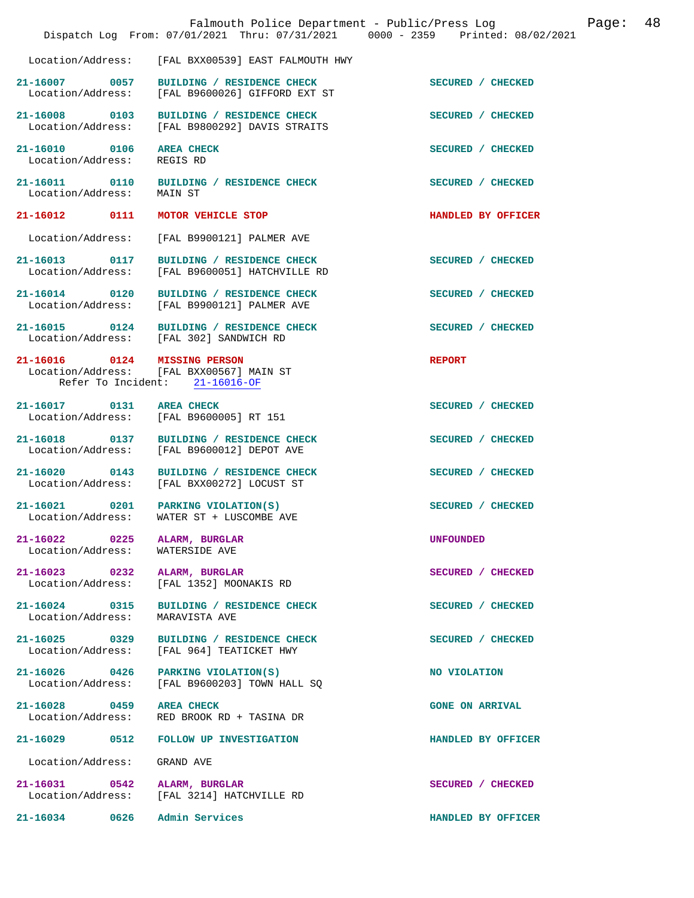Location/Address: [FAL BXX00539] EAST FALMOUTH HWY

**21-16007 0057 BUILDING / RESIDENCE CHECK** — SECURED / CHECKED
Location/Address: [FAL B9600026] GIFFORD EXT ST

**21-16008 0103 BUILDING / RESIDENCE CHECK** — SECURED / CHECKED
Location/Address: [FAL B9800292] DAVIS STRAITS

**21-16010 0106 AREA CHECK** — SECURED / CHECKED
Location/Address: REGIS RD

**21-16011 0110 BUILDING / RESIDENCE CHECK** — SECURED / CHECKED
Location/Address: MAIN ST

**21-16012 0111 MOTOR VEHICLE STOP** — HANDLED BY OFFICER
Location/Address: [FAL B9900121] PALMER AVE

**21-16013 0117 BUILDING / RESIDENCE CHECK** — SECURED / CHECKED
Location/Address: [FAL B9600051] HATCHVILLE RD

**21-16014 0120 BUILDING / RESIDENCE CHECK** — SECURED / CHECKED
Location/Address: [FAL B9900121] PALMER AVE

**21-16015 0124 BUILDING / RESIDENCE CHECK** — SECURED / CHECKED
Location/Address: [FAL 302] SANDWICH RD

**21-16016 0124 MISSING PERSON** — REPORT
Location/Address: [FAL BXX00567] MAIN ST
Refer To Incident: 21-16016-OF

**21-16017 0131 AREA CHECK** — SECURED / CHECKED
Location/Address: [FAL B9600005] RT 151

**21-16018 0137 BUILDING / RESIDENCE CHECK** — SECURED / CHECKED
Location/Address: [FAL B9600012] DEPOT AVE

**21-16020 0143 BUILDING / RESIDENCE CHECK** — SECURED / CHECKED
Location/Address: [FAL BXX00272] LOCUST ST

**21-16021 0201 PARKING VIOLATION(S)** — SECURED / CHECKED
Location/Address: WATER ST + LUSCOMBE AVE

**21-16022 0225 ALARM, BURGLAR** — UNFOUNDED
Location/Address: WATERSIDE AVE

**21-16023 0232 ALARM, BURGLAR** — SECURED / CHECKED
Location/Address: [FAL 1352] MOONAKIS RD

**21-16024 0315 BUILDING / RESIDENCE CHECK** — SECURED / CHECKED
Location/Address: MARAVISTA AVE

**21-16025 0329 BUILDING / RESIDENCE CHECK** — SECURED / CHECKED
Location/Address: [FAL 964] TEATICKET HWY

**21-16026 0426 PARKING VIOLATION(S)** — NO VIOLATION
Location/Address: [FAL B9600203] TOWN HALL SQ

**21-16028 0459 AREA CHECK** — GONE ON ARRIVAL
Location/Address: RED BROOK RD + TASINA DR

**21-16029 0512 FOLLOW UP INVESTIGATION** — HANDLED BY OFFICER
Location/Address: GRAND AVE

**21-16031 0542 ALARM, BURGLAR** — SECURED / CHECKED
Location/Address: [FAL 3214] HATCHVILLE RD

**21-16034 0626 Admin Services** — HANDLED BY OFFICER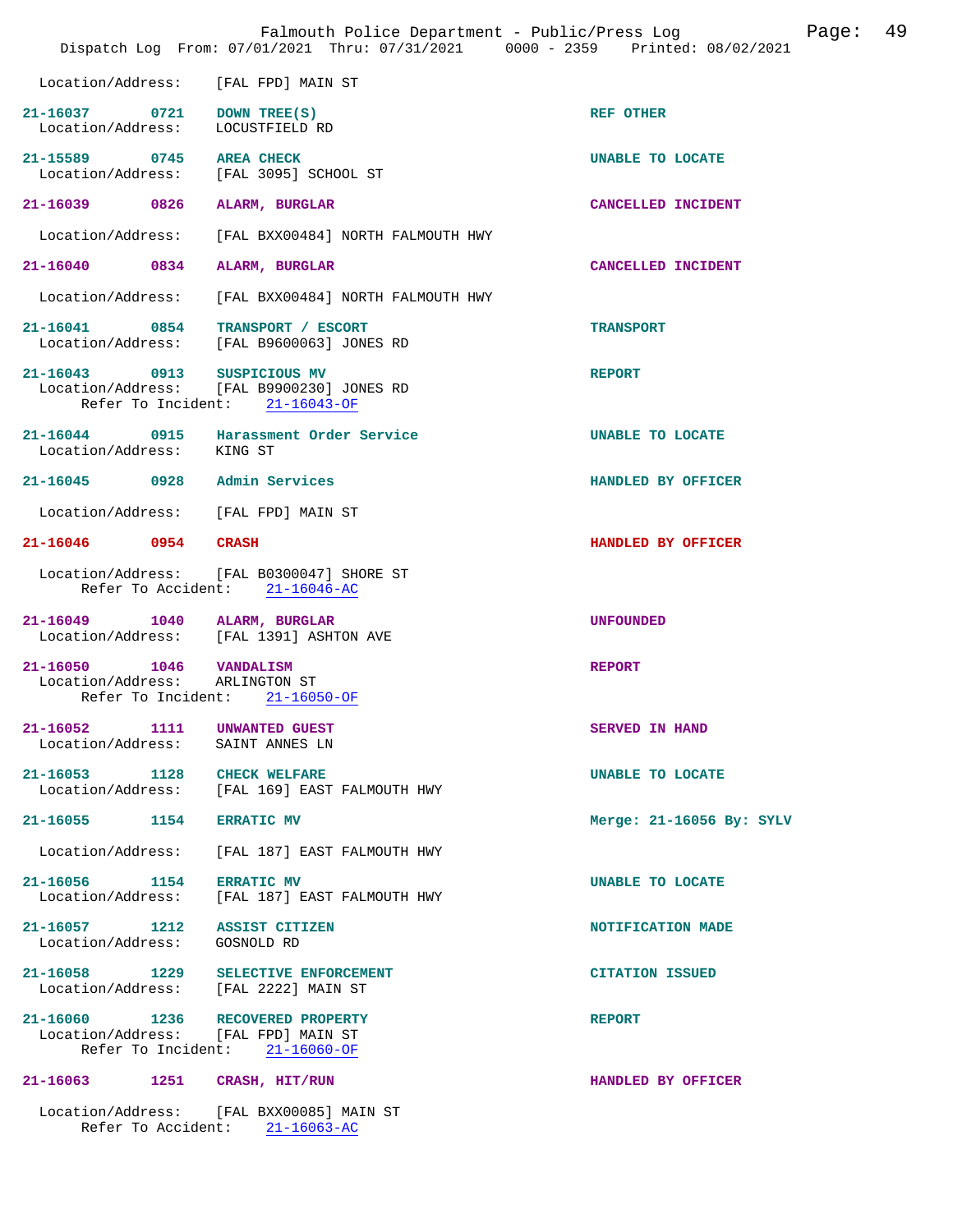Location/Address: [FAL FPD] MAIN ST

**21-16037 0721 DOWN TREE(S)** — REF OTHER
Location/Address: LOCUSTFIELD RD

**21-15589 0745 AREA CHECK** — UNABLE TO LOCATE
Location/Address: [FAL 3095] SCHOOL ST

**21-16039 0826 ALARM, BURGLAR** — CANCELLED INCIDENT
Location/Address: [FAL BXX00484] NORTH FALMOUTH HWY

**21-16040 0834 ALARM, BURGLAR** — CANCELLED INCIDENT
Location/Address: [FAL BXX00484] NORTH FALMOUTH HWY

**21-16041 0854 TRANSPORT / ESCORT** — TRANSPORT
Location/Address: [FAL B9600063] JONES RD

**21-16043 0913 SUSPICIOUS MV** — REPORT
Location/Address: [FAL B9900230] JONES RD
Refer To Incident: 21-16043-OF

**21-16044 0915 Harassment Order Service** — UNABLE TO LOCATE
Location/Address: KING ST

**21-16045 0928 Admin Services** — HANDLED BY OFFICER
Location/Address: [FAL FPD] MAIN ST

**21-16046 0954 CRASH** — HANDLED BY OFFICER
Location/Address: [FAL B0300047] SHORE ST
Refer To Accident: 21-16046-AC

**21-16049 1040 ALARM, BURGLAR** — UNFOUNDED
Location/Address: [FAL 1391] ASHTON AVE

**21-16050 1046 VANDALISM** — REPORT
Location/Address: ARLINGTON ST
Refer To Incident: 21-16050-OF

**21-16052 1111 UNWANTED GUEST** — SERVED IN HAND
Location/Address: SAINT ANNES LN

**21-16053 1128 CHECK WELFARE** — UNABLE TO LOCATE
Location/Address: [FAL 169] EAST FALMOUTH HWY

**21-16055 1154 ERRATIC MV** — Merge: 21-16056 By: SYLV
Location/Address: [FAL 187] EAST FALMOUTH HWY

**21-16056 1154 ERRATIC MV** — UNABLE TO LOCATE
Location/Address: [FAL 187] EAST FALMOUTH HWY

**21-16057 1212 ASSIST CITIZEN** — NOTIFICATION MADE
Location/Address: GOSNOLD RD

**21-16058 1229 SELECTIVE ENFORCEMENT** — CITATION ISSUED
Location/Address: [FAL 2222] MAIN ST

**21-16060 1236 RECOVERED PROPERTY** — REPORT
Location/Address: [FAL FPD] MAIN ST
Refer To Incident: 21-16060-OF

**21-16063 1251 CRASH, HIT/RUN** — HANDLED BY OFFICER
Location/Address: [FAL BXX00085] MAIN ST
Refer To Accident: 21-16063-AC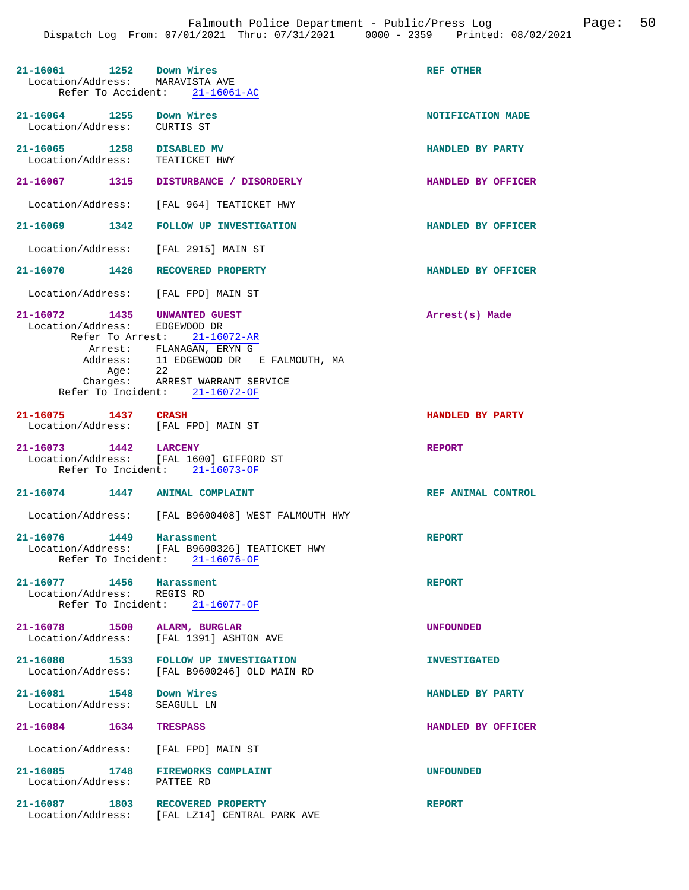21-16061 1252 Down Wires REF OTHER
Location/Address: MARAVISTA AVE
Refer To Accident: 21-16061-AC

21-16064 1255 Down Wires NOTIFICATION MADE
Location/Address: CURTIS ST

21-16065 1258 DISABLED MV HANDLED BY PARTY
Location/Address: TEATICKET HWY

21-16067 1315 DISTURBANCE / DISORDERLY HANDLED BY OFFICER
Location/Address: [FAL 964] TEATICKET HWY

21-16069 1342 FOLLOW UP INVESTIGATION HANDLED BY OFFICER
Location/Address: [FAL 2915] MAIN ST

21-16070 1426 RECOVERED PROPERTY HANDLED BY OFFICER
Location/Address: [FAL FPD] MAIN ST

21-16072 1435 UNWANTED GUEST Arrest(s) Made
Location/Address: EDGEWOOD DR
Refer To Arrest: 21-16072-AR
Arrest: FLANAGAN, ERYN G
Address: 11 EDGEWOOD DR E FALMOUTH, MA
Age: 22
Charges: ARREST WARRANT SERVICE
Refer To Incident: 21-16072-OF

21-16075 1437 CRASH HANDLED BY PARTY
Location/Address: [FAL FPD] MAIN ST

21-16073 1442 LARCENY REPORT
Location/Address: [FAL 1600] GIFFORD ST
Refer To Incident: 21-16073-OF

21-16074 1447 ANIMAL COMPLAINT REF ANIMAL CONTROL
Location/Address: [FAL B9600408] WEST FALMOUTH HWY

21-16076 1449 Harassment REPORT
Location/Address: [FAL B9600326] TEATICKET HWY
Refer To Incident: 21-16076-OF

21-16077 1456 Harassment REPORT
Location/Address: REGIS RD
Refer To Incident: 21-16077-OF

21-16078 1500 ALARM, BURGLAR UNFOUNDED
Location/Address: [FAL 1391] ASHTON AVE

21-16080 1533 FOLLOW UP INVESTIGATION INVESTIGATED
Location/Address: [FAL B9600246] OLD MAIN RD

21-16081 1548 Down Wires HANDLED BY PARTY
Location/Address: SEAGULL LN

21-16084 1634 TRESPASS HANDLED BY OFFICER
Location/Address: [FAL FPD] MAIN ST

21-16085 1748 FIREWORKS COMPLAINT UNFOUNDED
Location/Address: PATTEE RD

21-16087 1803 RECOVERED PROPERTY REPORT
Location/Address: [FAL LZ14] CENTRAL PARK AVE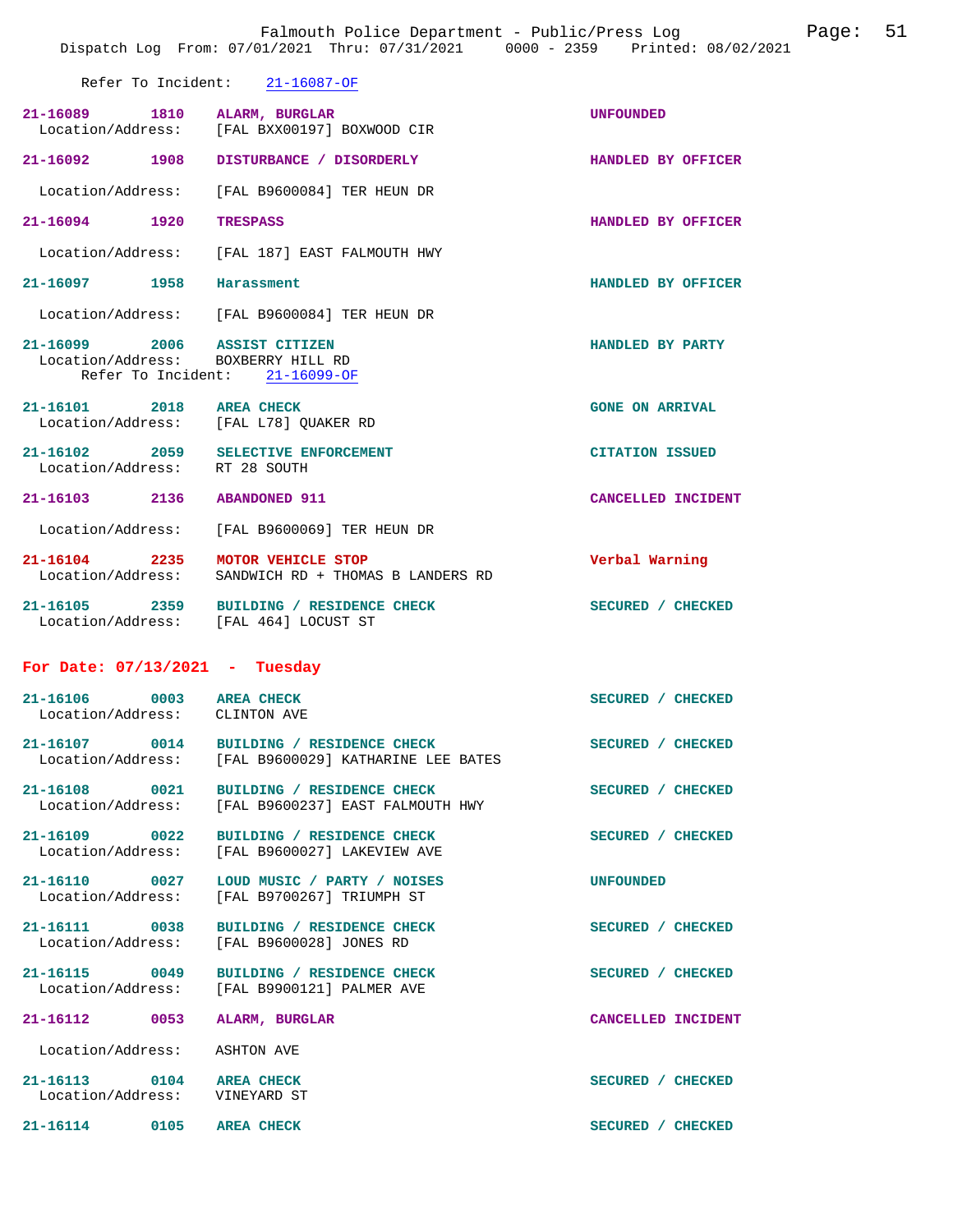Refer To Incident: 21-16087-OF

21-16089 1810 ALARM, BURGLAR UNFOUNDED
Location/Address: [FAL BXX00197] BOXWOOD CIR

21-16092 1908 DISTURBANCE / DISORDERLY HANDLED BY OFFICER
Location/Address: [FAL B9600084] TER HEUN DR

21-16094 1920 TRESPASS HANDLED BY OFFICER
Location/Address: [FAL 187] EAST FALMOUTH HWY

21-16097 1958 Harassment HANDLED BY OFFICER
Location/Address: [FAL B9600084] TER HEUN DR

21-16099 2006 ASSIST CITIZEN HANDLED BY PARTY
Location/Address: BOXBERRY HILL RD
Refer To Incident: 21-16099-OF

21-16101 2018 AREA CHECK GONE ON ARRIVAL
Location/Address: [FAL L78] QUAKER RD

21-16102 2059 SELECTIVE ENFORCEMENT CITATION ISSUED
Location/Address: RT 28 SOUTH

21-16103 2136 ABANDONED 911 CANCELLED INCIDENT
Location/Address: [FAL B9600069] TER HEUN DR

21-16104 2235 MOTOR VEHICLE STOP Verbal Warning
Location/Address: SANDWICH RD + THOMAS B LANDERS RD

21-16105 2359 BUILDING / RESIDENCE CHECK SECURED / CHECKED
Location/Address: [FAL 464] LOCUST ST

## For Date: 07/13/2021 - Tuesday

21-16106 0003 AREA CHECK SECURED / CHECKED
Location/Address: CLINTON AVE

21-16107 0014 BUILDING / RESIDENCE CHECK SECURED / CHECKED
Location/Address: [FAL B9600029] KATHARINE LEE BATES

21-16108 0021 BUILDING / RESIDENCE CHECK SECURED / CHECKED
Location/Address: [FAL B9600237] EAST FALMOUTH HWY

21-16109 0022 BUILDING / RESIDENCE CHECK SECURED / CHECKED
Location/Address: [FAL B9600027] LAKEVIEW AVE

21-16110 0027 LOUD MUSIC / PARTY / NOISES UNFOUNDED
Location/Address: [FAL B9700267] TRIUMPH ST

21-16111 0038 BUILDING / RESIDENCE CHECK SECURED / CHECKED
Location/Address: [FAL B9600028] JONES RD

21-16115 0049 BUILDING / RESIDENCE CHECK SECURED / CHECKED
Location/Address: [FAL B9900121] PALMER AVE

21-16112 0053 ALARM, BURGLAR CANCELLED INCIDENT
Location/Address: ASHTON AVE

21-16113 0104 AREA CHECK SECURED / CHECKED
Location/Address: VINEYARD ST

21-16114 0105 AREA CHECK SECURED / CHECKED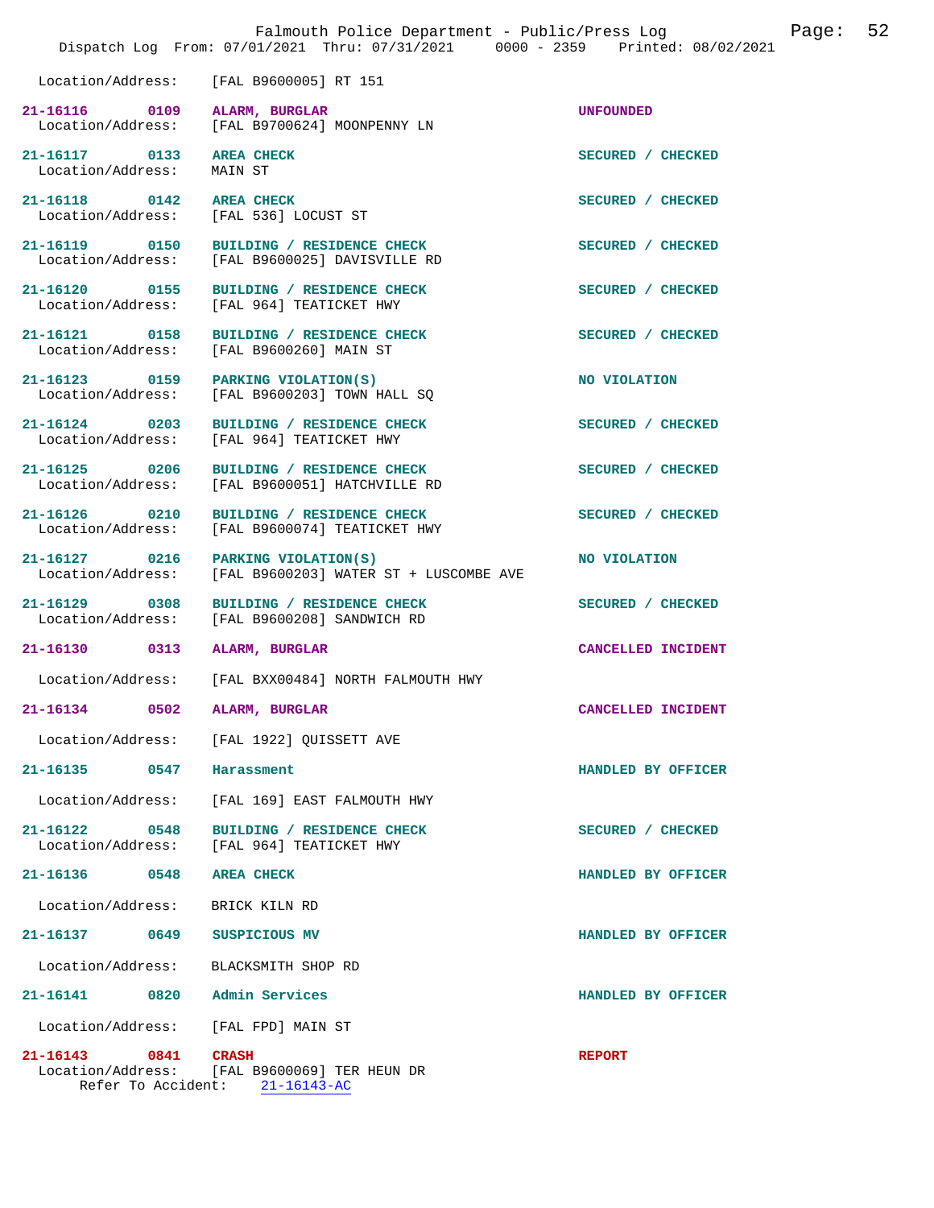Location/Address: [FAL B9600005] RT 151

**21-16116 0109 ALARM, BURGLAR** UNFOUNDED
Location/Address: [FAL B9700624] MOONPENNY LN

**21-16117 0133 AREA CHECK** SECURED / CHECKED
Location/Address: MAIN ST

**21-16118 0142 AREA CHECK** SECURED / CHECKED
Location/Address: [FAL 536] LOCUST ST

**21-16119 0150 BUILDING / RESIDENCE CHECK** SECURED / CHECKED
Location/Address: [FAL B9600025] DAVISVILLE RD

**21-16120 0155 BUILDING / RESIDENCE CHECK** SECURED / CHECKED
Location/Address: [FAL 964] TEATICKET HWY

**21-16121 0158 BUILDING / RESIDENCE CHECK** SECURED / CHECKED
Location/Address: [FAL B9600260] MAIN ST

**21-16123 0159 PARKING VIOLATION(S)** NO VIOLATION
Location/Address: [FAL B9600203] TOWN HALL SQ

**21-16124 0203 BUILDING / RESIDENCE CHECK** SECURED / CHECKED
Location/Address: [FAL 964] TEATICKET HWY

**21-16125 0206 BUILDING / RESIDENCE CHECK** SECURED / CHECKED
Location/Address: [FAL B9600051] HATCHVILLE RD

**21-16126 0210 BUILDING / RESIDENCE CHECK** SECURED / CHECKED
Location/Address: [FAL B9600074] TEATICKET HWY

**21-16127 0216 PARKING VIOLATION(S)** NO VIOLATION
Location/Address: [FAL B9600203] WATER ST + LUSCOMBE AVE

**21-16129 0308 BUILDING / RESIDENCE CHECK** SECURED / CHECKED
Location/Address: [FAL B9600208] SANDWICH RD

**21-16130 0313 ALARM, BURGLAR** CANCELLED INCIDENT
Location/Address: [FAL BXX00484] NORTH FALMOUTH HWY

**21-16134 0502 ALARM, BURGLAR** CANCELLED INCIDENT
Location/Address: [FAL 1922] QUISSETT AVE

**21-16135 0547 Harassment** HANDLED BY OFFICER
Location/Address: [FAL 169] EAST FALMOUTH HWY

**21-16122 0548 BUILDING / RESIDENCE CHECK** SECURED / CHECKED
Location/Address: [FAL 964] TEATICKET HWY

**21-16136 0548 AREA CHECK** HANDLED BY OFFICER
Location/Address: BRICK KILN RD

**21-16137 0649 SUSPICIOUS MV** HANDLED BY OFFICER
Location/Address: BLACKSMITH SHOP RD

**21-16141 0820 Admin Services** HANDLED BY OFFICER
Location/Address: [FAL FPD] MAIN ST

**21-16143 0841 CRASH** REPORT
Location/Address: [FAL B9600069] TER HEUN DR
Refer To Accident: 21-16143-AC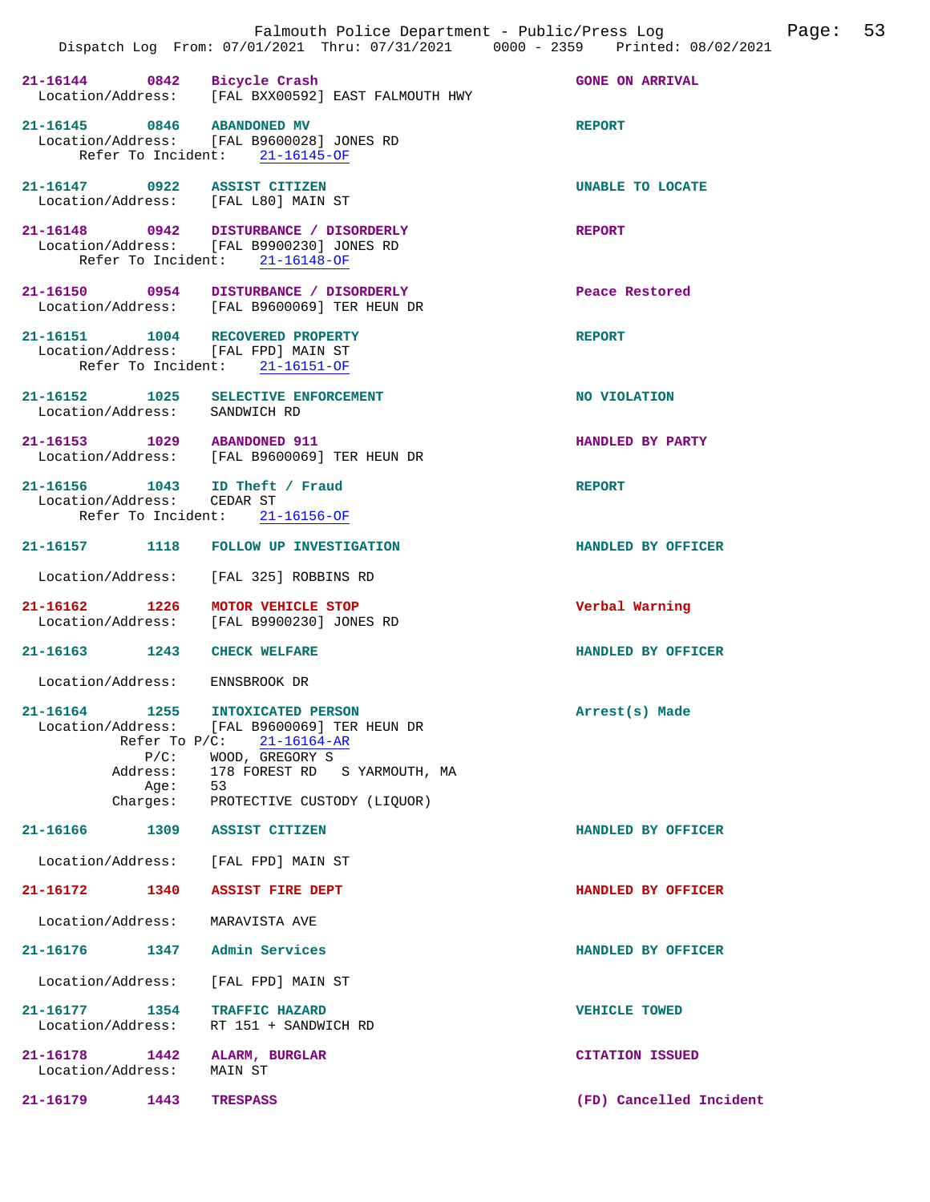21-16144 0842 Bicycle Crash GONE ON ARRIVAL
Location/Address: [FAL BXX00592] EAST FALMOUTH HWY

21-16145 0846 ABANDONED MV REPORT
Location/Address: [FAL B9600028] JONES RD
Refer To Incident: 21-16145-OF

21-16147 0922 ASSIST CITIZEN UNABLE TO LOCATE
Location/Address: [FAL L80] MAIN ST

21-16148 0942 DISTURBANCE / DISORDERLY REPORT
Location/Address: [FAL B9900230] JONES RD
Refer To Incident: 21-16148-OF

21-16150 0954 DISTURBANCE / DISORDERLY Peace Restored
Location/Address: [FAL B9600069] TER HEUN DR

21-16151 1004 RECOVERED PROPERTY REPORT
Location/Address: [FAL FPD] MAIN ST
Refer To Incident: 21-16151-OF

21-16152 1025 SELECTIVE ENFORCEMENT NO VIOLATION
Location/Address: SANDWICH RD

21-16153 1029 ABANDONED 911 HANDLED BY PARTY
Location/Address: [FAL B9600069] TER HEUN DR

21-16156 1043 ID Theft / Fraud REPORT
Location/Address: CEDAR ST
Refer To Incident: 21-16156-OF

21-16157 1118 FOLLOW UP INVESTIGATION HANDLED BY OFFICER
Location/Address: [FAL 325] ROBBINS RD

21-16162 1226 MOTOR VEHICLE STOP Verbal Warning
Location/Address: [FAL B9900230] JONES RD

21-16163 1243 CHECK WELFARE HANDLED BY OFFICER
Location/Address: ENNSBROOK DR

21-16164 1255 INTOXICATED PERSON Arrest(s) Made
Location/Address: [FAL B9600069] TER HEUN DR
Refer To P/C: 21-16164-AR
P/C: WOOD, GREGORY S
Address: 178 FOREST RD S YARMOUTH, MA
Age: 53
Charges: PROTECTIVE CUSTODY (LIQUOR)

21-16166 1309 ASSIST CITIZEN HANDLED BY OFFICER
Location/Address: [FAL FPD] MAIN ST

21-16172 1340 ASSIST FIRE DEPT HANDLED BY OFFICER
Location/Address: MARAVISTA AVE

21-16176 1347 Admin Services HANDLED BY OFFICER
Location/Address: [FAL FPD] MAIN ST

21-16177 1354 TRAFFIC HAZARD VEHICLE TOWED
Location/Address: RT 151 + SANDWICH RD

21-16178 1442 ALARM, BURGLAR CITATION ISSUED
Location/Address: MAIN ST

21-16179 1443 TRESPASS (FD) Cancelled Incident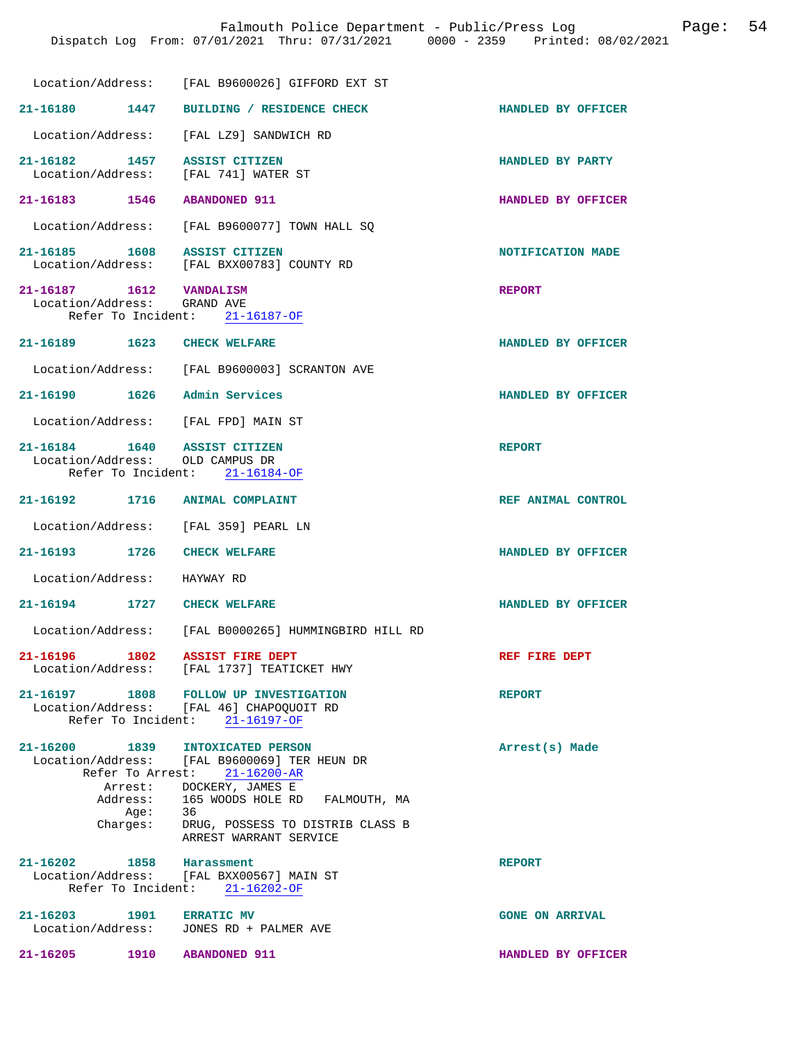Location/Address: [FAL B9600026] GIFFORD EXT ST

**21-16180 1447 BUILDING / RESIDENCE CHECK** — HANDLED BY OFFICER
Location/Address: [FAL LZ9] SANDWICH RD

**21-16182 1457 ASSIST CITIZEN** — HANDLED BY PARTY
Location/Address: [FAL 741] WATER ST

**21-16183 1546 ABANDONED 911** — HANDLED BY OFFICER
Location/Address: [FAL B9600077] TOWN HALL SQ

**21-16185 1608 ASSIST CITIZEN** — NOTIFICATION MADE
Location/Address: [FAL BXX00783] COUNTY RD

**21-16187 1612 VANDALISM** — REPORT
Location/Address: GRAND AVE
Refer To Incident: 21-16187-OF

**21-16189 1623 CHECK WELFARE** — HANDLED BY OFFICER
Location/Address: [FAL B9600003] SCRANTON AVE

**21-16190 1626 Admin Services** — HANDLED BY OFFICER
Location/Address: [FAL FPD] MAIN ST

**21-16184 1640 ASSIST CITIZEN** — REPORT
Location/Address: OLD CAMPUS DR
Refer To Incident: 21-16184-OF

**21-16192 1716 ANIMAL COMPLAINT** — REF ANIMAL CONTROL
Location/Address: [FAL 359] PEARL LN

**21-16193 1726 CHECK WELFARE** — HANDLED BY OFFICER
Location/Address: HAYWAY RD

**21-16194 1727 CHECK WELFARE** — HANDLED BY OFFICER
Location/Address: [FAL B0000265] HUMMINGBIRD HILL RD

**21-16196 1802 ASSIST FIRE DEPT** — REF FIRE DEPT
Location/Address: [FAL 1737] TEATICKET HWY

**21-16197 1808 FOLLOW UP INVESTIGATION** — REPORT
Location/Address: [FAL 46] CHAPOQUOIT RD
Refer To Incident: 21-16197-OF

**21-16200 1839 INTOXICATED PERSON** — Arrest(s) Made
Location/Address: [FAL B9600069] TER HEUN DR
Refer To Arrest: 21-16200-AR
Arrest: DOCKERY, JAMES E
Address: 165 WOODS HOLE RD FALMOUTH, MA
Age: 36
Charges: DRUG, POSSESS TO DISTRIB CLASS B
ARREST WARRANT SERVICE

**21-16202 1858 Harassment** — REPORT
Location/Address: [FAL BXX00567] MAIN ST
Refer To Incident: 21-16202-OF

**21-16203 1901 ERRATIC MV** — GONE ON ARRIVAL
Location/Address: JONES RD + PALMER AVE

**21-16205 1910 ABANDONED 911** — HANDLED BY OFFICER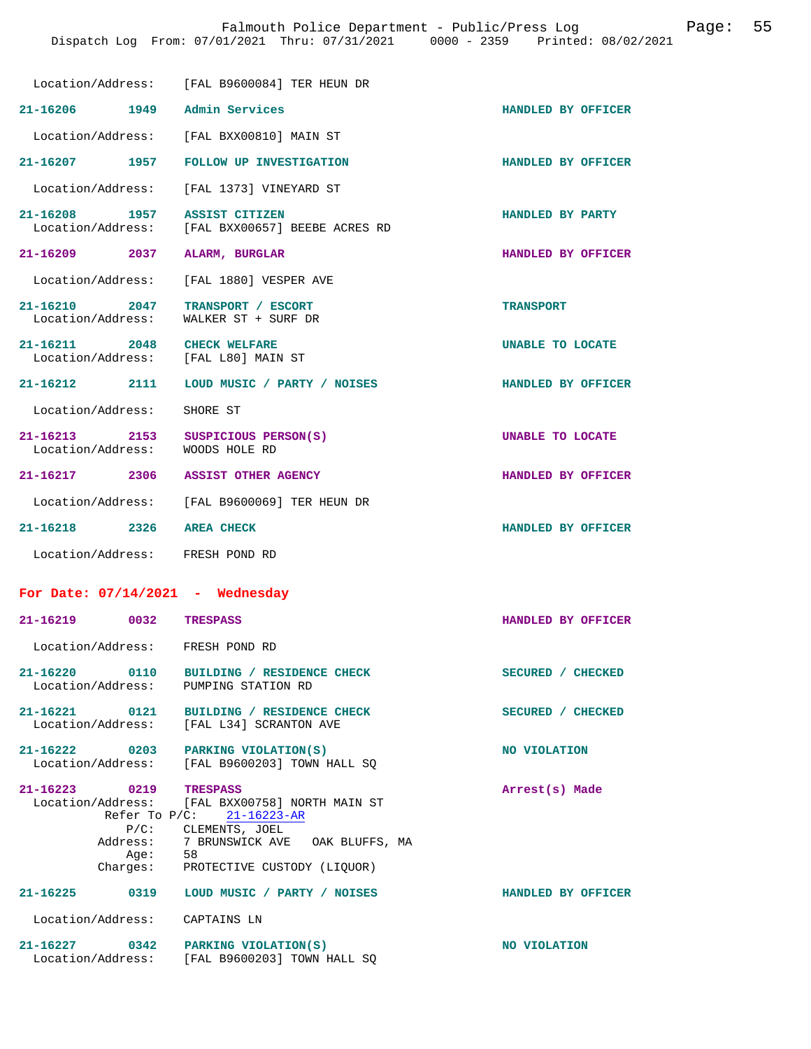Location/Address: [FAL B9600084] TER HEUN DR

**21-16206 1949 Admin Services** HANDLED BY OFFICER
Location/Address: [FAL BXX00810] MAIN ST

**21-16207 1957 FOLLOW UP INVESTIGATION** HANDLED BY OFFICER
Location/Address: [FAL 1373] VINEYARD ST

**21-16208 1957 ASSIST CITIZEN** HANDLED BY PARTY
Location/Address: [FAL BXX00657] BEEBE ACRES RD

**21-16209 2037 ALARM, BURGLAR** HANDLED BY OFFICER
Location/Address: [FAL 1880] VESPER AVE

**21-16210 2047 TRANSPORT / ESCORT** TRANSPORT
Location/Address: WALKER ST + SURF DR

**21-16211 2048 CHECK WELFARE** UNABLE TO LOCATE
Location/Address: [FAL L80] MAIN ST

**21-16212 2111 LOUD MUSIC / PARTY / NOISES** HANDLED BY OFFICER
Location/Address: SHORE ST

**21-16213 2153 SUSPICIOUS PERSON(S)** UNABLE TO LOCATE
Location/Address: WOODS HOLE RD

**21-16217 2306 ASSIST OTHER AGENCY** HANDLED BY OFFICER
Location/Address: [FAL B9600069] TER HEUN DR

**21-16218 2326 AREA CHECK** HANDLED BY OFFICER
Location/Address: FRESH POND RD

## For Date: 07/14/2021 - Wednesday

**21-16219 0032 TRESPASS** HANDLED BY OFFICER
Location/Address: FRESH POND RD

**21-16220 0110 BUILDING / RESIDENCE CHECK** SECURED / CHECKED
Location/Address: PUMPING STATION RD

**21-16221 0121 BUILDING / RESIDENCE CHECK** SECURED / CHECKED
Location/Address: [FAL L34] SCRANTON AVE

**21-16222 0203 PARKING VIOLATION(S)** NO VIOLATION
Location/Address: [FAL B9600203] TOWN HALL SQ

**21-16223 0219 TRESPASS** Arrest(s) Made
Location/Address: [FAL BXX00758] NORTH MAIN ST
Refer To P/C: 21-16223-AR
P/C: CLEMENTS, JOEL
Address: 7 BRUNSWICK AVE OAK BLUFFS, MA
Age: 58
Charges: PROTECTIVE CUSTODY (LIQUOR)

**21-16225 0319 LOUD MUSIC / PARTY / NOISES** HANDLED BY OFFICER
Location/Address: CAPTAINS LN

**21-16227 0342 PARKING VIOLATION(S)** NO VIOLATION
Location/Address: [FAL B9600203] TOWN HALL SQ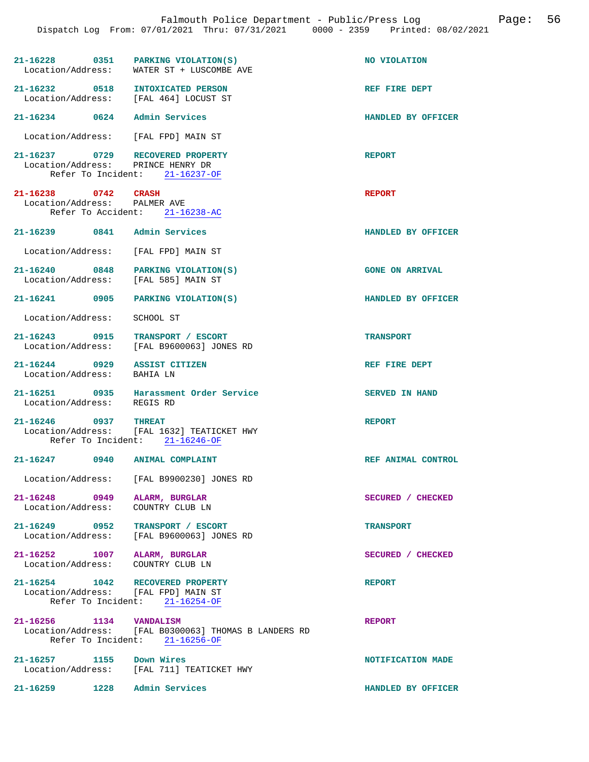21-16228 0351 PARKING VIOLATION(S) NO VIOLATION
Location/Address: WATER ST + LUSCOMBE AVE

21-16232 0518 INTOXICATED PERSON REF FIRE DEPT
Location/Address: [FAL 464] LOCUST ST

21-16234 0624 Admin Services HANDLED BY OFFICER

Location/Address: [FAL FPD] MAIN ST

21-16237 0729 RECOVERED PROPERTY REPORT
Location/Address: PRINCE HENRY DR
Refer To Incident: 21-16237-OF

21-16238 0742 CRASH REPORT
Location/Address: PALMER AVE
Refer To Accident: 21-16238-AC

21-16239 0841 Admin Services HANDLED BY OFFICER

Location/Address: [FAL FPD] MAIN ST

21-16240 0848 PARKING VIOLATION(S) GONE ON ARRIVAL
Location/Address: [FAL 585] MAIN ST

21-16241 0905 PARKING VIOLATION(S) HANDLED BY OFFICER

Location/Address: SCHOOL ST

21-16243 0915 TRANSPORT / ESCORT TRANSPORT
Location/Address: [FAL B9600063] JONES RD

21-16244 0929 ASSIST CITIZEN REF FIRE DEPT
Location/Address: BAHIA LN

21-16251 0935 Harassment Order Service SERVED IN HAND
Location/Address: REGIS RD

21-16246 0937 THREAT REPORT
Location/Address: [FAL 1632] TEATICKET HWY
Refer To Incident: 21-16246-OF

21-16247 0940 ANIMAL COMPLAINT REF ANIMAL CONTROL

Location/Address: [FAL B9900230] JONES RD

21-16248 0949 ALARM, BURGLAR SECURED / CHECKED
Location/Address: COUNTRY CLUB LN

21-16249 0952 TRANSPORT / ESCORT TRANSPORT
Location/Address: [FAL B9600063] JONES RD

21-16252 1007 ALARM, BURGLAR SECURED / CHECKED
Location/Address: COUNTRY CLUB LN

21-16254 1042 RECOVERED PROPERTY REPORT
Location/Address: [FAL FPD] MAIN ST
Refer To Incident: 21-16254-OF

21-16256 1134 VANDALISM REPORT
Location/Address: [FAL B0300063] THOMAS B LANDERS RD
Refer To Incident: 21-16256-OF

21-16257 1155 Down Wires NOTIFICATION MADE
Location/Address: [FAL 711] TEATICKET HWY

21-16259 1228 Admin Services HANDLED BY OFFICER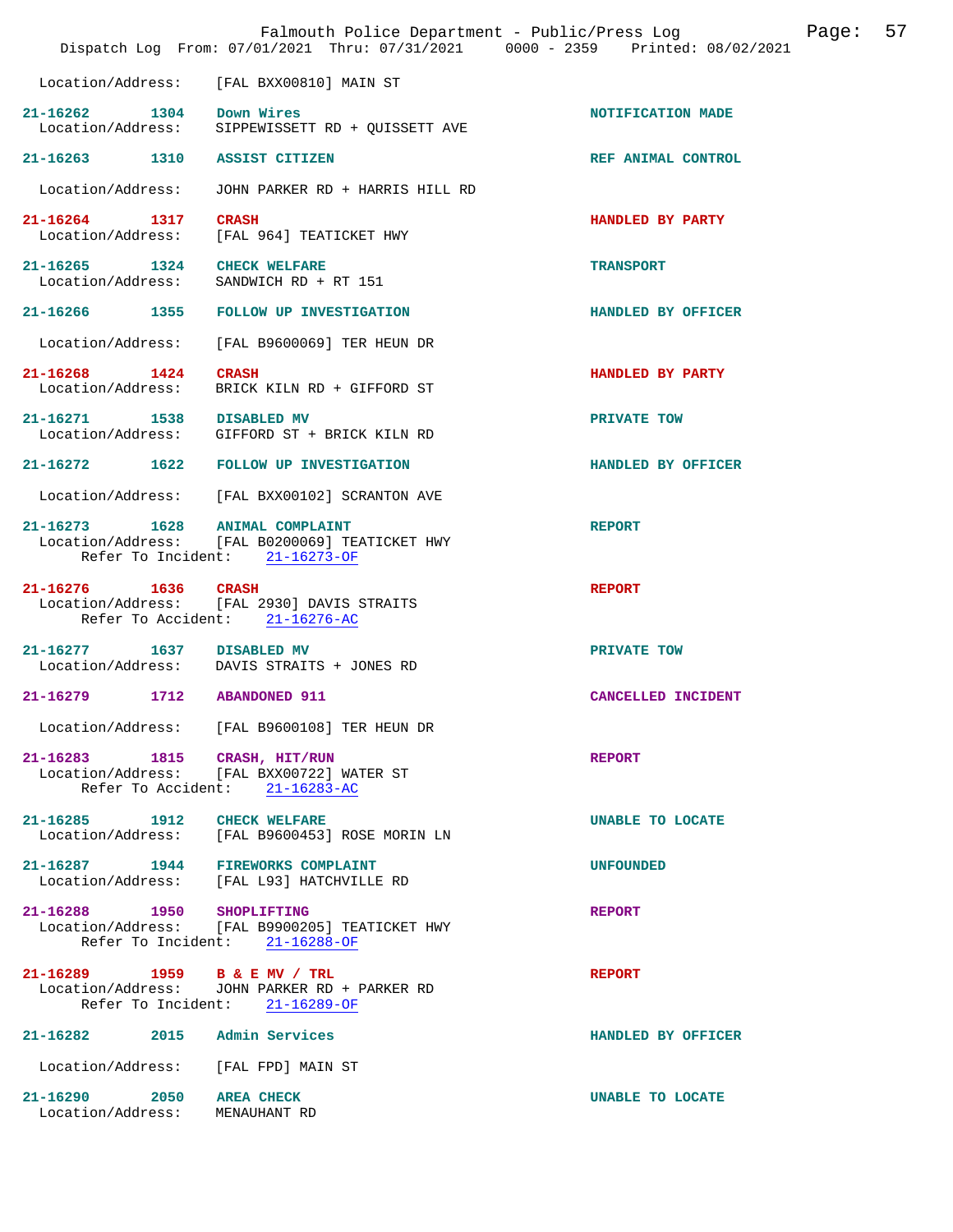Location/Address: [FAL BXX00810] MAIN ST

**21-16262 1304 Down Wires** NOTIFICATION MADE
Location/Address: SIPPEWISSETT RD + QUISSETT AVE

**21-16263 1310 ASSIST CITIZEN** REF ANIMAL CONTROL
Location/Address: JOHN PARKER RD + HARRIS HILL RD

**21-16264 1317 CRASH** HANDLED BY PARTY
Location/Address: [FAL 964] TEATICKET HWY

**21-16265 1324 CHECK WELFARE** TRANSPORT
Location/Address: SANDWICH RD + RT 151

**21-16266 1355 FOLLOW UP INVESTIGATION** HANDLED BY OFFICER
Location/Address: [FAL B9600069] TER HEUN DR

**21-16268 1424 CRASH** HANDLED BY PARTY
Location/Address: BRICK KILN RD + GIFFORD ST

**21-16271 1538 DISABLED MV** PRIVATE TOW
Location/Address: GIFFORD ST + BRICK KILN RD

**21-16272 1622 FOLLOW UP INVESTIGATION** HANDLED BY OFFICER
Location/Address: [FAL BXX00102] SCRANTON AVE

**21-16273 1628 ANIMAL COMPLAINT** REPORT
Location/Address: [FAL B0200069] TEATICKET HWY
Refer To Incident: 21-16273-OF

**21-16276 1636 CRASH** REPORT
Location/Address: [FAL 2930] DAVIS STRAITS
Refer To Accident: 21-16276-AC

**21-16277 1637 DISABLED MV** PRIVATE TOW
Location/Address: DAVIS STRAITS + JONES RD

**21-16279 1712 ABANDONED 911** CANCELLED INCIDENT
Location/Address: [FAL B9600108] TER HEUN DR

**21-16283 1815 CRASH, HIT/RUN** REPORT
Location/Address: [FAL BXX00722] WATER ST
Refer To Accident: 21-16283-AC

**21-16285 1912 CHECK WELFARE** UNABLE TO LOCATE
Location/Address: [FAL B9600453] ROSE MORIN LN

**21-16287 1944 FIREWORKS COMPLAINT** UNFOUNDED
Location/Address: [FAL L93] HATCHVILLE RD

**21-16288 1950 SHOPLIFTING** REPORT
Location/Address: [FAL B9900205] TEATICKET HWY
Refer To Incident: 21-16288-OF

**21-16289 1959 B & E MV / TRL** REPORT
Location/Address: JOHN PARKER RD + PARKER RD
Refer To Incident: 21-16289-OF

**21-16282 2015 Admin Services** HANDLED BY OFFICER
Location/Address: [FAL FPD] MAIN ST

**21-16290 2050 AREA CHECK** UNABLE TO LOCATE
Location/Address: MENAUHANT RD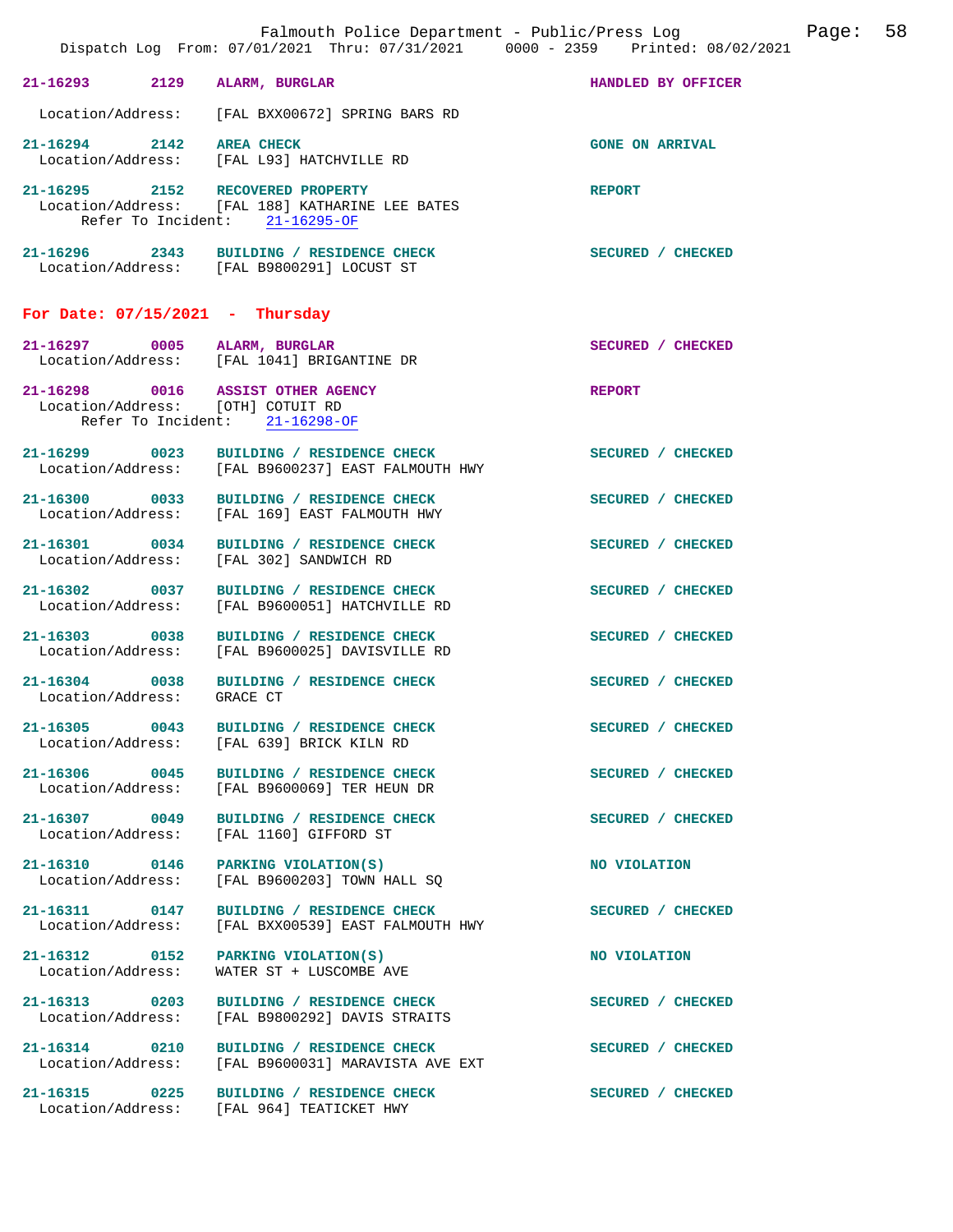21-16293 2129 **ALARM, BURGLAR** HANDLED BY OFFICER
Location/Address: [FAL BXX00672] SPRING BARS RD

21-16294 2142 **AREA CHECK** GONE ON ARRIVAL
Location/Address: [FAL L93] HATCHVILLE RD

21-16295 2152 **RECOVERED PROPERTY** REPORT
Location/Address: [FAL 188] KATHARINE LEE BATES
Refer To Incident: 21-16295-OF

21-16296 2343 **BUILDING / RESIDENCE CHECK** SECURED / CHECKED
Location/Address: [FAL B9800291] LOCUST ST

## For Date: 07/15/2021 - Thursday

21-16297 0005 **ALARM, BURGLAR** SECURED / CHECKED
Location/Address: [FAL 1041] BRIGANTINE DR

21-16298 0016 **ASSIST OTHER AGENCY** REPORT
Location/Address: [OTH] COTUIT RD
Refer To Incident: 21-16298-OF

21-16299 0023 **BUILDING / RESIDENCE CHECK** SECURED / CHECKED
Location/Address: [FAL B9600237] EAST FALMOUTH HWY

21-16300 0033 **BUILDING / RESIDENCE CHECK** SECURED / CHECKED
Location/Address: [FAL 169] EAST FALMOUTH HWY

21-16301 0034 **BUILDING / RESIDENCE CHECK** SECURED / CHECKED
Location/Address: [FAL 302] SANDWICH RD

21-16302 0037 **BUILDING / RESIDENCE CHECK** SECURED / CHECKED
Location/Address: [FAL B9600051] HATCHVILLE RD

21-16303 0038 **BUILDING / RESIDENCE CHECK** SECURED / CHECKED
Location/Address: [FAL B9600025] DAVISVILLE RD

21-16304 0038 **BUILDING / RESIDENCE CHECK** SECURED / CHECKED
Location/Address: GRACE CT

21-16305 0043 **BUILDING / RESIDENCE CHECK** SECURED / CHECKED
Location/Address: [FAL 639] BRICK KILN RD

21-16306 0045 **BUILDING / RESIDENCE CHECK** SECURED / CHECKED
Location/Address: [FAL B9600069] TER HEUN DR

21-16307 0049 **BUILDING / RESIDENCE CHECK** SECURED / CHECKED
Location/Address: [FAL 1160] GIFFORD ST

21-16310 0146 **PARKING VIOLATION(S)** NO VIOLATION
Location/Address: [FAL B9600203] TOWN HALL SQ

21-16311 0147 **BUILDING / RESIDENCE CHECK** SECURED / CHECKED
Location/Address: [FAL BXX00539] EAST FALMOUTH HWY

21-16312 0152 **PARKING VIOLATION(S)** NO VIOLATION
Location/Address: WATER ST + LUSCOMBE AVE

21-16313 0203 **BUILDING / RESIDENCE CHECK** SECURED / CHECKED
Location/Address: [FAL B9800292] DAVIS STRAITS

21-16314 0210 **BUILDING / RESIDENCE CHECK** SECURED / CHECKED
Location/Address: [FAL B9600031] MARAVISTA AVE EXT

21-16315 0225 **BUILDING / RESIDENCE CHECK** SECURED / CHECKED
Location/Address: [FAL 964] TEATICKET HWY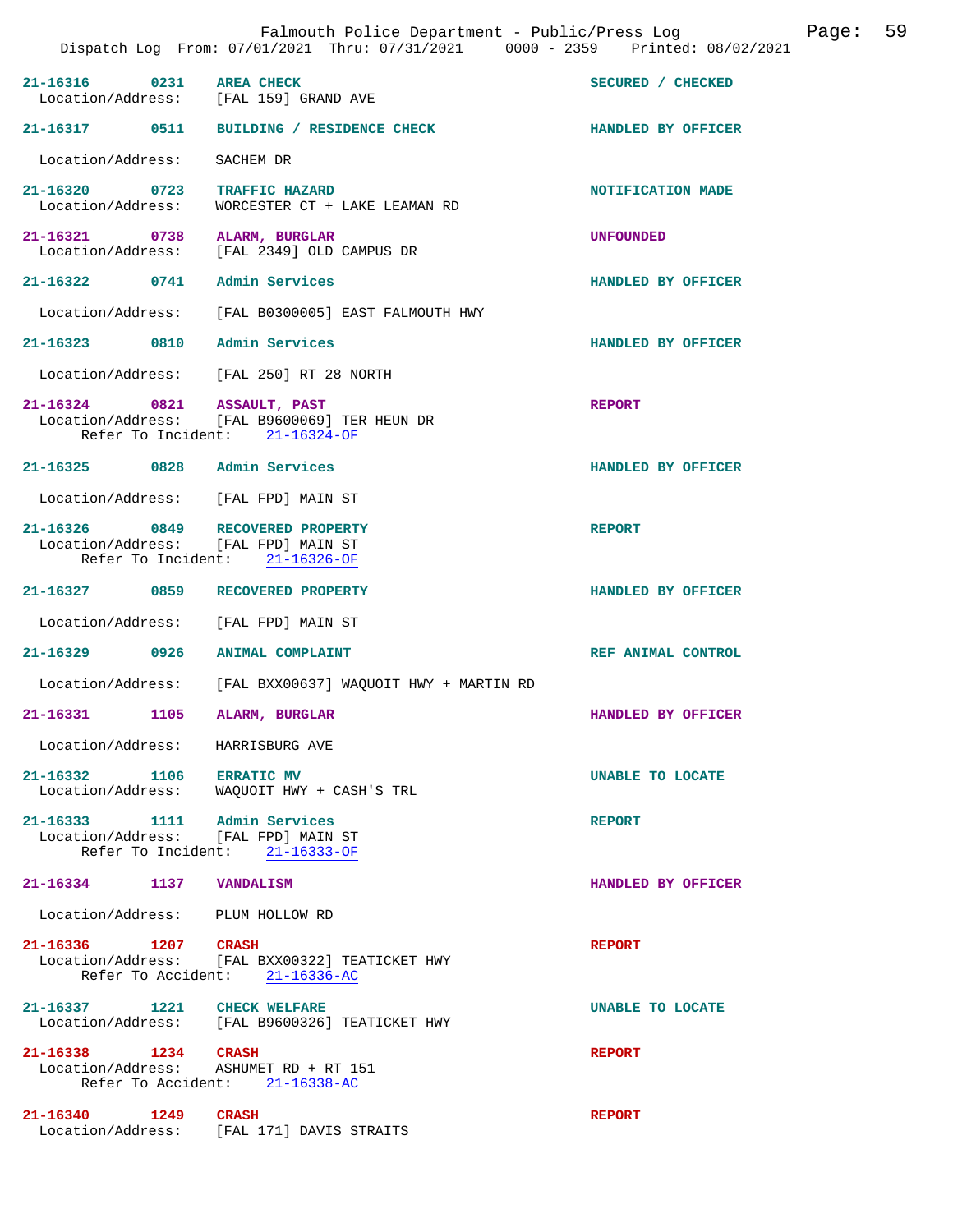21-16316 0231 AREA CHECK SECURED / CHECKED
Location/Address: [FAL 159] GRAND AVE

21-16317 0511 BUILDING / RESIDENCE CHECK HANDLED BY OFFICER

Location/Address: SACHEM DR

21-16320 0723 TRAFFIC HAZARD NOTIFICATION MADE
Location/Address: WORCESTER CT + LAKE LEAMAN RD

21-16321 0738 ALARM, BURGLAR UNFOUNDED
Location/Address: [FAL 2349] OLD CAMPUS DR

21-16322 0741 Admin Services HANDLED BY OFFICER

Location/Address: [FAL B0300005] EAST FALMOUTH HWY

21-16323 0810 Admin Services HANDLED BY OFFICER

Location/Address: [FAL 250] RT 28 NORTH

21-16324 0821 ASSAULT, PAST REPORT
Location/Address: [FAL B9600069] TER HEUN DR
Refer To Incident: 21-16324-OF

21-16325 0828 Admin Services HANDLED BY OFFICER

Location/Address: [FAL FPD] MAIN ST

21-16326 0849 RECOVERED PROPERTY REPORT
Location/Address: [FAL FPD] MAIN ST
Refer To Incident: 21-16326-OF

21-16327 0859 RECOVERED PROPERTY HANDLED BY OFFICER

Location/Address: [FAL FPD] MAIN ST

21-16329 0926 ANIMAL COMPLAINT REF ANIMAL CONTROL

Location/Address: [FAL BXX00637] WAQUOIT HWY + MARTIN RD

21-16331 1105 ALARM, BURGLAR HANDLED BY OFFICER

Location/Address: HARRISBURG AVE

21-16332 1106 ERRATIC MV UNABLE TO LOCATE
Location/Address: WAQUOIT HWY + CASH'S TRL

21-16333 1111 Admin Services REPORT
Location/Address: [FAL FPD] MAIN ST
Refer To Incident: 21-16333-OF

21-16334 1137 VANDALISM HANDLED BY OFFICER

Location/Address: PLUM HOLLOW RD

21-16336 1207 CRASH REPORT
Location/Address: [FAL BXX00322] TEATICKET HWY
Refer To Accident: 21-16336-AC

21-16337 1221 CHECK WELFARE UNABLE TO LOCATE
Location/Address: [FAL B9600326] TEATICKET HWY

21-16338 1234 CRASH REPORT
Location/Address: ASHUMET RD + RT 151
Refer To Accident: 21-16338-AC

21-16340 1249 CRASH REPORT
Location/Address: [FAL 171] DAVIS STRAITS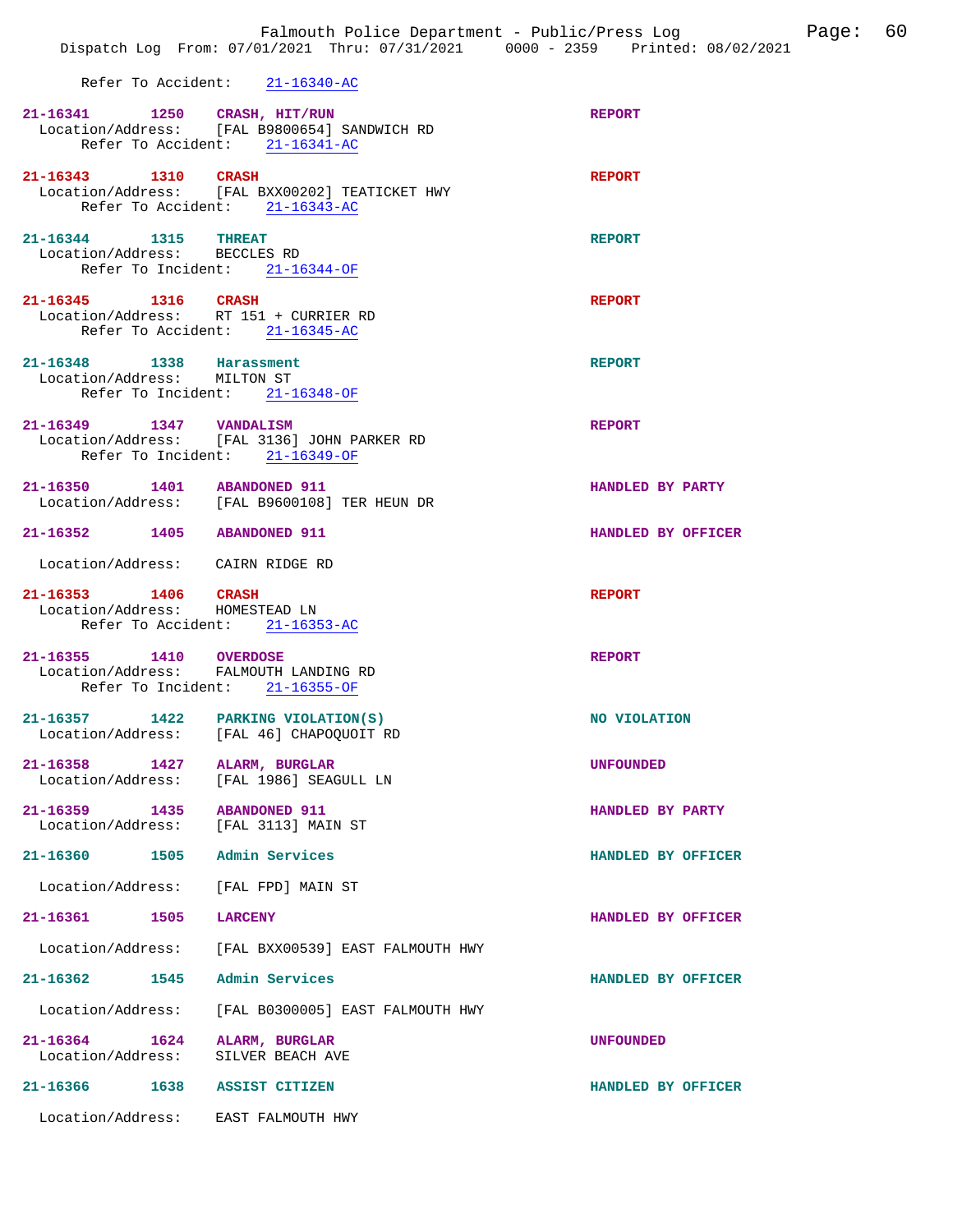Refer To Accident: 21-16340-AC

**21-16341 1250 CRASH, HIT/RUN** REPORT
Location/Address: [FAL B9800654] SANDWICH RD
Refer To Accident: 21-16341-AC

**21-16343 1310 CRASH** REPORT
Location/Address: [FAL BXX00202] TEATICKET HWY
Refer To Accident: 21-16343-AC

**21-16344 1315 THREAT** REPORT
Location/Address: BECCLES RD
Refer To Incident: 21-16344-OF

**21-16345 1316 CRASH** REPORT
Location/Address: RT 151 + CURRIER RD
Refer To Accident: 21-16345-AC

**21-16348 1338 Harassment** REPORT
Location/Address: MILTON ST
Refer To Incident: 21-16348-OF

**21-16349 1347 VANDALISM** REPORT
Location/Address: [FAL 3136] JOHN PARKER RD
Refer To Incident: 21-16349-OF

**21-16350 1401 ABANDONED 911** HANDLED BY PARTY
Location/Address: [FAL B9600108] TER HEUN DR

**21-16352 1405 ABANDONED 911** HANDLED BY OFFICER
Location/Address: CAIRN RIDGE RD

**21-16353 1406 CRASH** REPORT
Location/Address: HOMESTEAD LN
Refer To Accident: 21-16353-AC

**21-16355 1410 OVERDOSE** REPORT
Location/Address: FALMOUTH LANDING RD
Refer To Incident: 21-16355-OF

**21-16357 1422 PARKING VIOLATION(S)** NO VIOLATION
Location/Address: [FAL 46] CHAPOQUOIT RD

**21-16358 1427 ALARM, BURGLAR** UNFOUNDED
Location/Address: [FAL 1986] SEAGULL LN

**21-16359 1435 ABANDONED 911** HANDLED BY PARTY
Location/Address: [FAL 3113] MAIN ST

**21-16360 1505 Admin Services** HANDLED BY OFFICER
Location/Address: [FAL FPD] MAIN ST

**21-16361 1505 LARCENY** HANDLED BY OFFICER
Location/Address: [FAL BXX00539] EAST FALMOUTH HWY

**21-16362 1545 Admin Services** HANDLED BY OFFICER
Location/Address: [FAL B0300005] EAST FALMOUTH HWY

**21-16364 1624 ALARM, BURGLAR** UNFOUNDED
Location/Address: SILVER BEACH AVE

**21-16366 1638 ASSIST CITIZEN** HANDLED BY OFFICER
Location/Address: EAST FALMOUTH HWY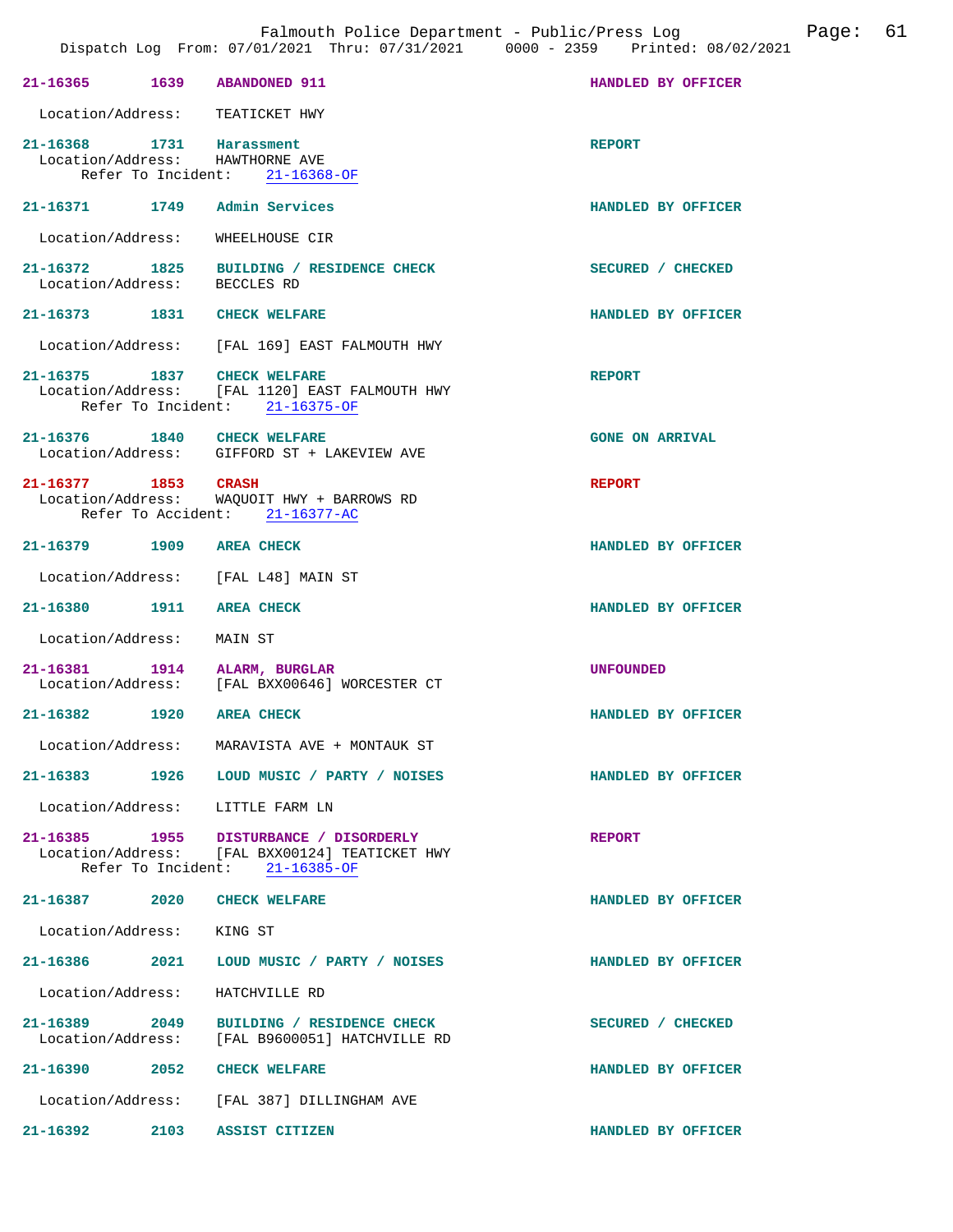| Call Number | Time | Call Reason | Action |
|---|---|---|---|
| 21-16365 | 1639 | ABANDONED 911 | HANDLED BY OFFICER |
| | | Location/Address: TEATICKET HWY | |
| 21-16368 | 1731 | Harassment | REPORT |
| | | Location/Address: HAWTHORNE AVE | |
| | | Refer To Incident: 21-16368-OF | |
| 21-16371 | 1749 | Admin Services | HANDLED BY OFFICER |
| | | Location/Address: WHEELHOUSE CIR | |
| 21-16372 | 1825 | BUILDING / RESIDENCE CHECK | SECURED / CHECKED |
| | | Location/Address: BECCLES RD | |
| 21-16373 | 1831 | CHECK WELFARE | HANDLED BY OFFICER |
| | | Location/Address: [FAL 169] EAST FALMOUTH HWY | |
| 21-16375 | 1837 | CHECK WELFARE | REPORT |
| | | Location/Address: [FAL 1120] EAST FALMOUTH HWY | |
| | | Refer To Incident: 21-16375-OF | |
| 21-16376 | 1840 | CHECK WELFARE | GONE ON ARRIVAL |
| | | Location/Address: GIFFORD ST + LAKEVIEW AVE | |
| 21-16377 | 1853 | CRASH | REPORT |
| | | Location/Address: WAQUOIT HWY + BARROWS RD | |
| | | Refer To Accident: 21-16377-AC | |
| 21-16379 | 1909 | AREA CHECK | HANDLED BY OFFICER |
| | | Location/Address: [FAL L48] MAIN ST | |
| 21-16380 | 1911 | AREA CHECK | HANDLED BY OFFICER |
| | | Location/Address: MAIN ST | |
| 21-16381 | 1914 | ALARM, BURGLAR | UNFOUNDED |
| | | Location/Address: [FAL BXX00646] WORCESTER CT | |
| 21-16382 | 1920 | AREA CHECK | HANDLED BY OFFICER |
| | | Location/Address: MARAVISTA AVE + MONTAUK ST | |
| 21-16383 | 1926 | LOUD MUSIC / PARTY / NOISES | HANDLED BY OFFICER |
| | | Location/Address: LITTLE FARM LN | |
| 21-16385 | 1955 | DISTURBANCE / DISORDERLY | REPORT |
| | | Location/Address: [FAL BXX00124] TEATICKET HWY | |
| | | Refer To Incident: 21-16385-OF | |
| 21-16387 | 2020 | CHECK WELFARE | HANDLED BY OFFICER |
| | | Location/Address: KING ST | |
| 21-16386 | 2021 | LOUD MUSIC / PARTY / NOISES | HANDLED BY OFFICER |
| | | Location/Address: HATCHVILLE RD | |
| 21-16389 | 2049 | BUILDING / RESIDENCE CHECK | SECURED / CHECKED |
| | | Location/Address: [FAL B9600051] HATCHVILLE RD | |
| 21-16390 | 2052 | CHECK WELFARE | HANDLED BY OFFICER |
| | | Location/Address: [FAL 387] DILLINGHAM AVE | |
| 21-16392 | 2103 | ASSIST CITIZEN | HANDLED BY OFFICER |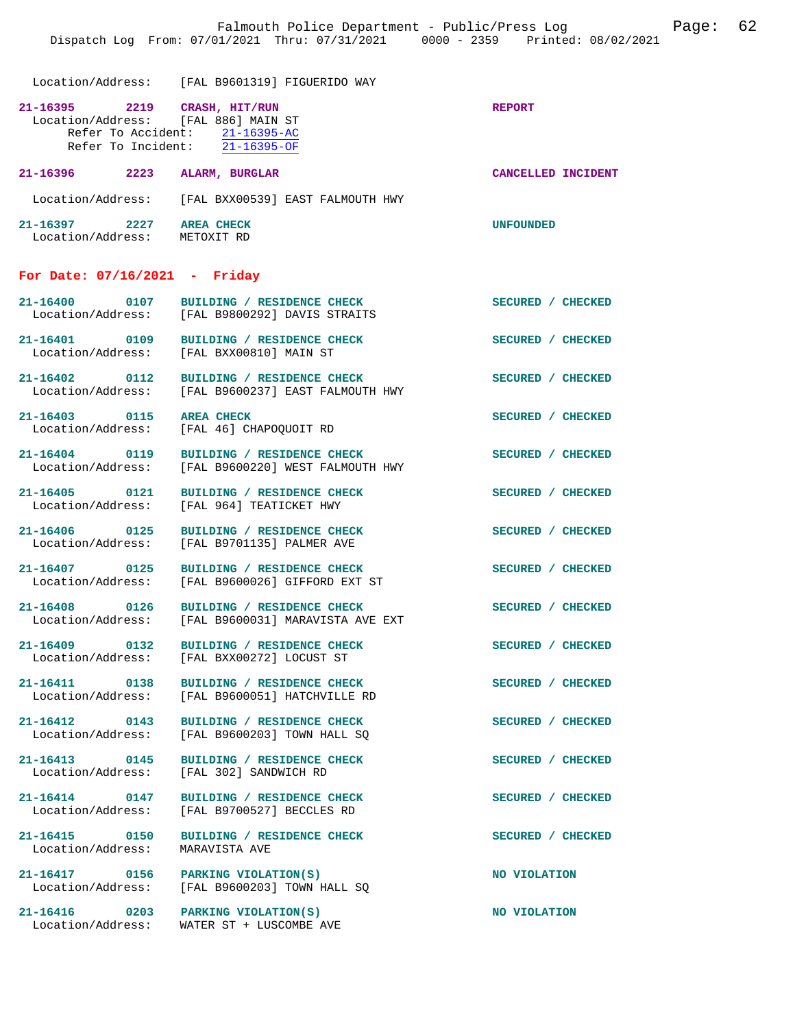Location/Address: [FAL B9601319] FIGUERIDO WAY

**21-16395 2219 CRASH, HIT/RUN** — REPORT
Location/Address: [FAL 886] MAIN ST
Refer To Accident: 21-16395-AC
Refer To Incident: 21-16395-OF

**21-16396 2223 ALARM, BURGLAR** — CANCELLED INCIDENT
Location/Address: [FAL BXX00539] EAST FALMOUTH HWY

**21-16397 2227 AREA CHECK** — UNFOUNDED
Location/Address: METOXIT RD

## For Date: 07/16/2021 - Friday

**21-16400 0107 BUILDING / RESIDENCE CHECK** — SECURED / CHECKED
Location/Address: [FAL B9800292] DAVIS STRAITS

**21-16401 0109 BUILDING / RESIDENCE CHECK** — SECURED / CHECKED
Location/Address: [FAL BXX00810] MAIN ST

**21-16402 0112 BUILDING / RESIDENCE CHECK** — SECURED / CHECKED
Location/Address: [FAL B9600237] EAST FALMOUTH HWY

**21-16403 0115 AREA CHECK** — SECURED / CHECKED
Location/Address: [FAL 46] CHAPOQUOIT RD

**21-16404 0119 BUILDING / RESIDENCE CHECK** — SECURED / CHECKED
Location/Address: [FAL B9600220] WEST FALMOUTH HWY

**21-16405 0121 BUILDING / RESIDENCE CHECK** — SECURED / CHECKED
Location/Address: [FAL 964] TEATICKET HWY

**21-16406 0125 BUILDING / RESIDENCE CHECK** — SECURED / CHECKED
Location/Address: [FAL B9701135] PALMER AVE

**21-16407 0125 BUILDING / RESIDENCE CHECK** — SECURED / CHECKED
Location/Address: [FAL B9600026] GIFFORD EXT ST

**21-16408 0126 BUILDING / RESIDENCE CHECK** — SECURED / CHECKED
Location/Address: [FAL B9600031] MARAVISTA AVE EXT

**21-16409 0132 BUILDING / RESIDENCE CHECK** — SECURED / CHECKED
Location/Address: [FAL BXX00272] LOCUST ST

**21-16411 0138 BUILDING / RESIDENCE CHECK** — SECURED / CHECKED
Location/Address: [FAL B9600051] HATCHVILLE RD

**21-16412 0143 BUILDING / RESIDENCE CHECK** — SECURED / CHECKED
Location/Address: [FAL B9600203] TOWN HALL SQ

**21-16413 0145 BUILDING / RESIDENCE CHECK** — SECURED / CHECKED
Location/Address: [FAL 302] SANDWICH RD

**21-16414 0147 BUILDING / RESIDENCE CHECK** — SECURED / CHECKED
Location/Address: [FAL B9700527] BECCLES RD

**21-16415 0150 BUILDING / RESIDENCE CHECK** — SECURED / CHECKED
Location/Address: MARAVISTA AVE

**21-16417 0156 PARKING VIOLATION(S)** — NO VIOLATION
Location/Address: [FAL B9600203] TOWN HALL SQ

**21-16416 0203 PARKING VIOLATION(S)** — NO VIOLATION
Location/Address: WATER ST + LUSCOMBE AVE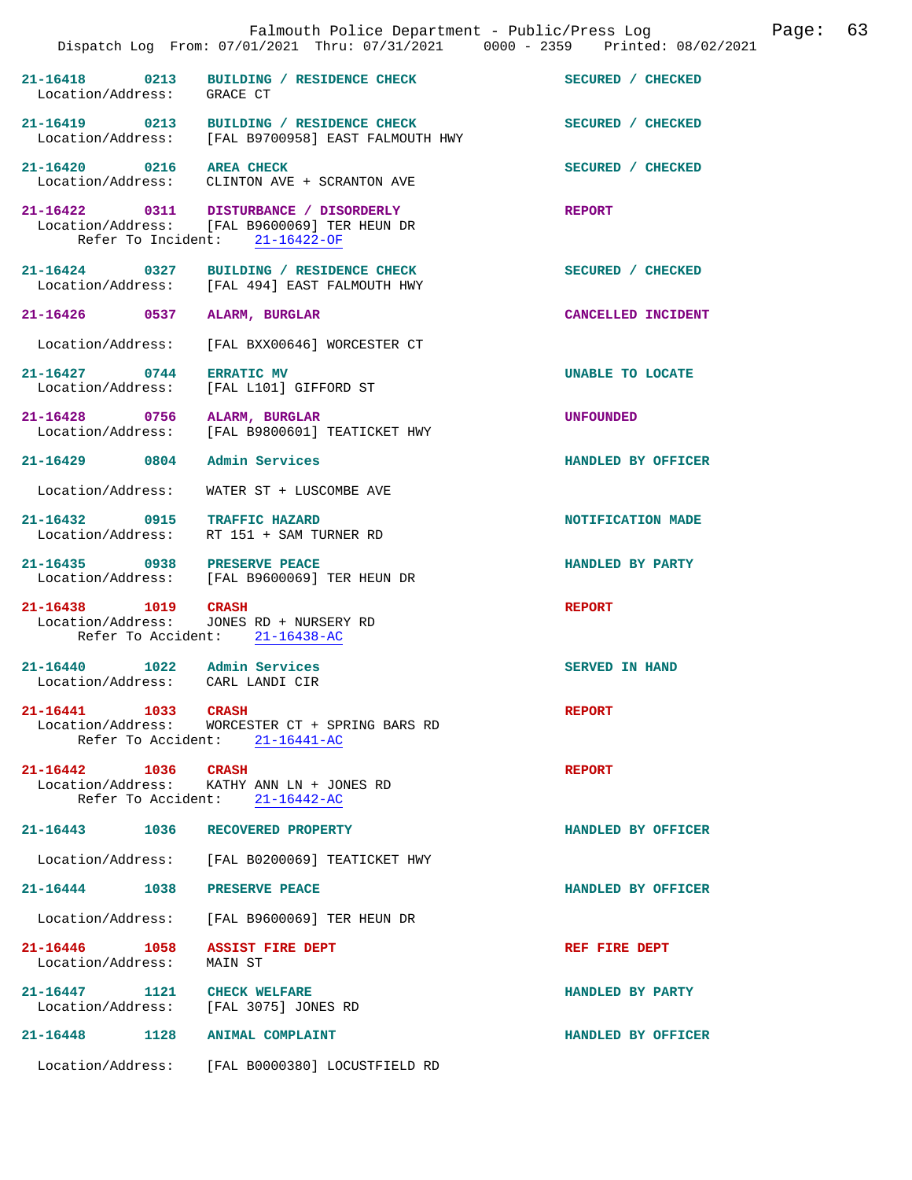Falmouth Police Department - Public/Press Log

Dispatch Log From: 07/01/2021 Thru: 07/31/2021 0000 - 2359 Printed: 08/02/2021

**21-16418 0213 BUILDING / RESIDENCE CHECK** — SECURED / CHECKED
Location/Address: GRACE CT

**21-16419 0213 BUILDING / RESIDENCE CHECK** — SECURED / CHECKED
Location/Address: [FAL B9700958] EAST FALMOUTH HWY

**21-16420 0216 AREA CHECK** — SECURED / CHECKED
Location/Address: CLINTON AVE + SCRANTON AVE

**21-16422 0311 DISTURBANCE / DISORDERLY** — REPORT
Location/Address: [FAL B9600069] TER HEUN DR
Refer To Incident: 21-16422-OF

**21-16424 0327 BUILDING / RESIDENCE CHECK** — SECURED / CHECKED
Location/Address: [FAL 494] EAST FALMOUTH HWY

**21-16426 0537 ALARM, BURGLAR** — CANCELLED INCIDENT
Location/Address: [FAL BXX00646] WORCESTER CT

**21-16427 0744 ERRATIC MV** — UNABLE TO LOCATE
Location/Address: [FAL L101] GIFFORD ST

**21-16428 0756 ALARM, BURGLAR** — UNFOUNDED
Location/Address: [FAL B9800601] TEATICKET HWY

**21-16429 0804 Admin Services** — HANDLED BY OFFICER
Location/Address: WATER ST + LUSCOMBE AVE

**21-16432 0915 TRAFFIC HAZARD** — NOTIFICATION MADE
Location/Address: RT 151 + SAM TURNER RD

**21-16435 0938 PRESERVE PEACE** — HANDLED BY PARTY
Location/Address: [FAL B9600069] TER HEUN DR

**21-16438 1019 CRASH** — REPORT
Location/Address: JONES RD + NURSERY RD
Refer To Accident: 21-16438-AC

**21-16440 1022 Admin Services** — SERVED IN HAND
Location/Address: CARL LANDI CIR

**21-16441 1033 CRASH** — REPORT
Location/Address: WORCESTER CT + SPRING BARS RD
Refer To Accident: 21-16441-AC

**21-16442 1036 CRASH** — REPORT
Location/Address: KATHY ANN LN + JONES RD
Refer To Accident: 21-16442-AC

**21-16443 1036 RECOVERED PROPERTY** — HANDLED BY OFFICER
Location/Address: [FAL B0200069] TEATICKET HWY

**21-16444 1038 PRESERVE PEACE** — HANDLED BY OFFICER
Location/Address: [FAL B9600069] TER HEUN DR

**21-16446 1058 ASSIST FIRE DEPT** — REF FIRE DEPT
Location/Address: MAIN ST

**21-16447 1121 CHECK WELFARE** — HANDLED BY PARTY
Location/Address: [FAL 3075] JONES RD

**21-16448 1128 ANIMAL COMPLAINT** — HANDLED BY OFFICER
Location/Address: [FAL B0000380] LOCUSTFIELD RD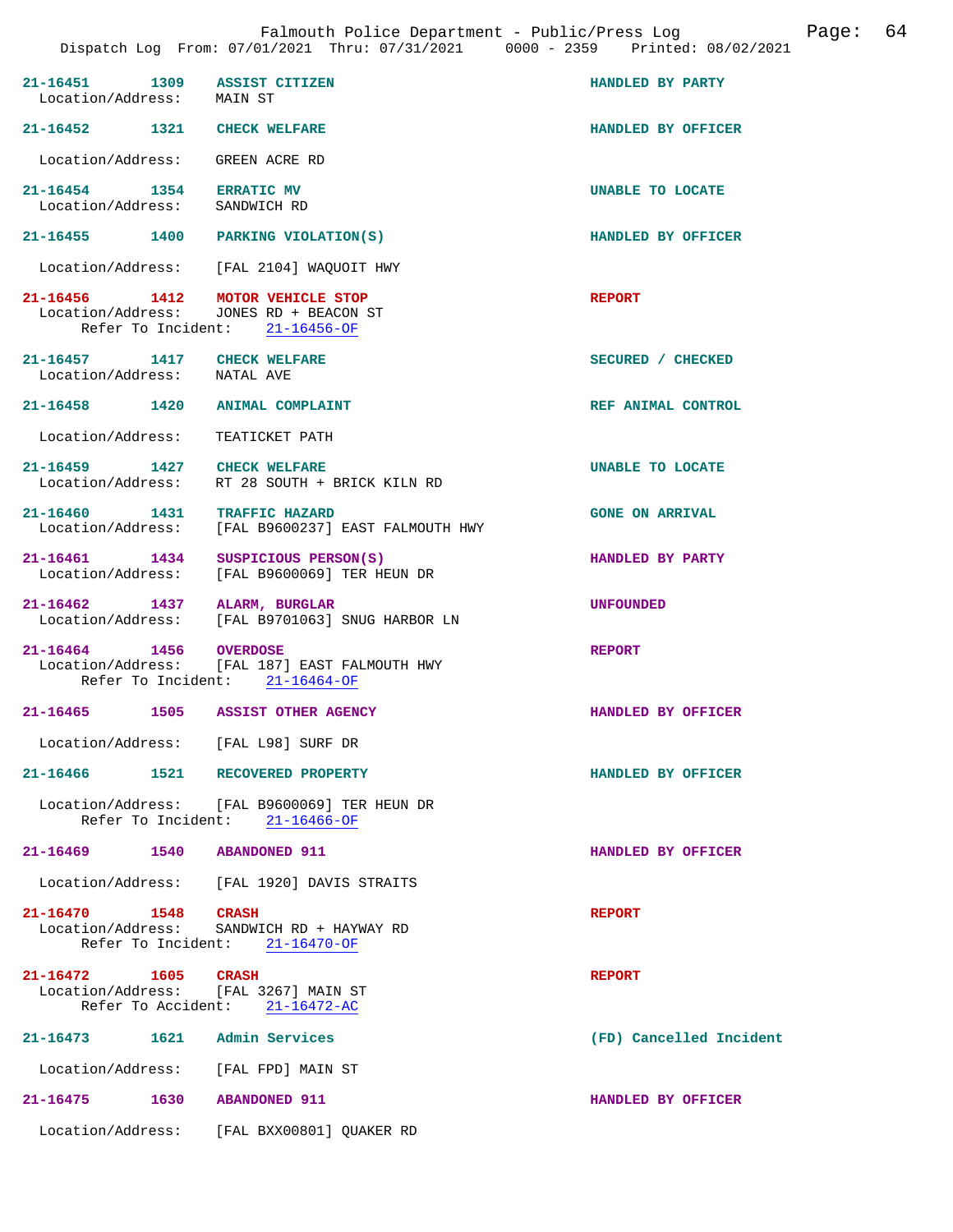| Call # | Time | Call Type | Disposition |
|---|---|---|---|
| 21-16451 | 1309 | ASSIST CITIZEN | HANDLED BY PARTY |
| Location/Address: MAIN ST | | | |
| 21-16452 | 1321 | CHECK WELFARE | HANDLED BY OFFICER |
| Location/Address: GREEN ACRE RD | | | |
| 21-16454 | 1354 | ERRATIC MV | UNABLE TO LOCATE |
| Location/Address: SANDWICH RD | | | |
| 21-16455 | 1400 | PARKING VIOLATION(S) | HANDLED BY OFFICER |
| Location/Address: [FAL 2104] WAQUOIT HWY | | | |
| 21-16456 | 1412 | MOTOR VEHICLE STOP | REPORT |
| Location/Address: JONES RD + BEACON ST | | | |
| Refer To Incident: 21-16456-OF | | | |
| 21-16457 | 1417 | CHECK WELFARE | SECURED / CHECKED |
| Location/Address: NATAL AVE | | | |
| 21-16458 | 1420 | ANIMAL COMPLAINT | REF ANIMAL CONTROL |
| Location/Address: TEATICKET PATH | | | |
| 21-16459 | 1427 | CHECK WELFARE | UNABLE TO LOCATE |
| Location/Address: RT 28 SOUTH + BRICK KILN RD | | | |
| 21-16460 | 1431 | TRAFFIC HAZARD | GONE ON ARRIVAL |
| Location/Address: [FAL B9600237] EAST FALMOUTH HWY | | | |
| 21-16461 | 1434 | SUSPICIOUS PERSON(S) | HANDLED BY PARTY |
| Location/Address: [FAL B9600069] TER HEUN DR | | | |
| 21-16462 | 1437 | ALARM, BURGLAR | UNFOUNDED |
| Location/Address: [FAL B9701063] SNUG HARBOR LN | | | |
| 21-16464 | 1456 | OVERDOSE | REPORT |
| Location/Address: [FAL 187] EAST FALMOUTH HWY | | | |
| Refer To Incident: 21-16464-OF | | | |
| 21-16465 | 1505 | ASSIST OTHER AGENCY | HANDLED BY OFFICER |
| Location/Address: [FAL L98] SURF DR | | | |
| 21-16466 | 1521 | RECOVERED PROPERTY | HANDLED BY OFFICER |
| Location/Address: [FAL B9600069] TER HEUN DR | | | |
| Refer To Incident: 21-16466-OF | | | |
| 21-16469 | 1540 | ABANDONED 911 | HANDLED BY OFFICER |
| Location/Address: [FAL 1920] DAVIS STRAITS | | | |
| 21-16470 | 1548 | CRASH | REPORT |
| Location/Address: SANDWICH RD + HAYWAY RD | | | |
| Refer To Incident: 21-16470-OF | | | |
| 21-16472 | 1605 | CRASH | REPORT |
| Location/Address: [FAL 3267] MAIN ST | | | |
| Refer To Accident: 21-16472-AC | | | |
| 21-16473 | 1621 | Admin Services | (FD) Cancelled Incident |
| Location/Address: [FAL FPD] MAIN ST | | | |
| 21-16475 | 1630 | ABANDONED 911 | HANDLED BY OFFICER |
| Location/Address: [FAL BXX00801] QUAKER RD | | | |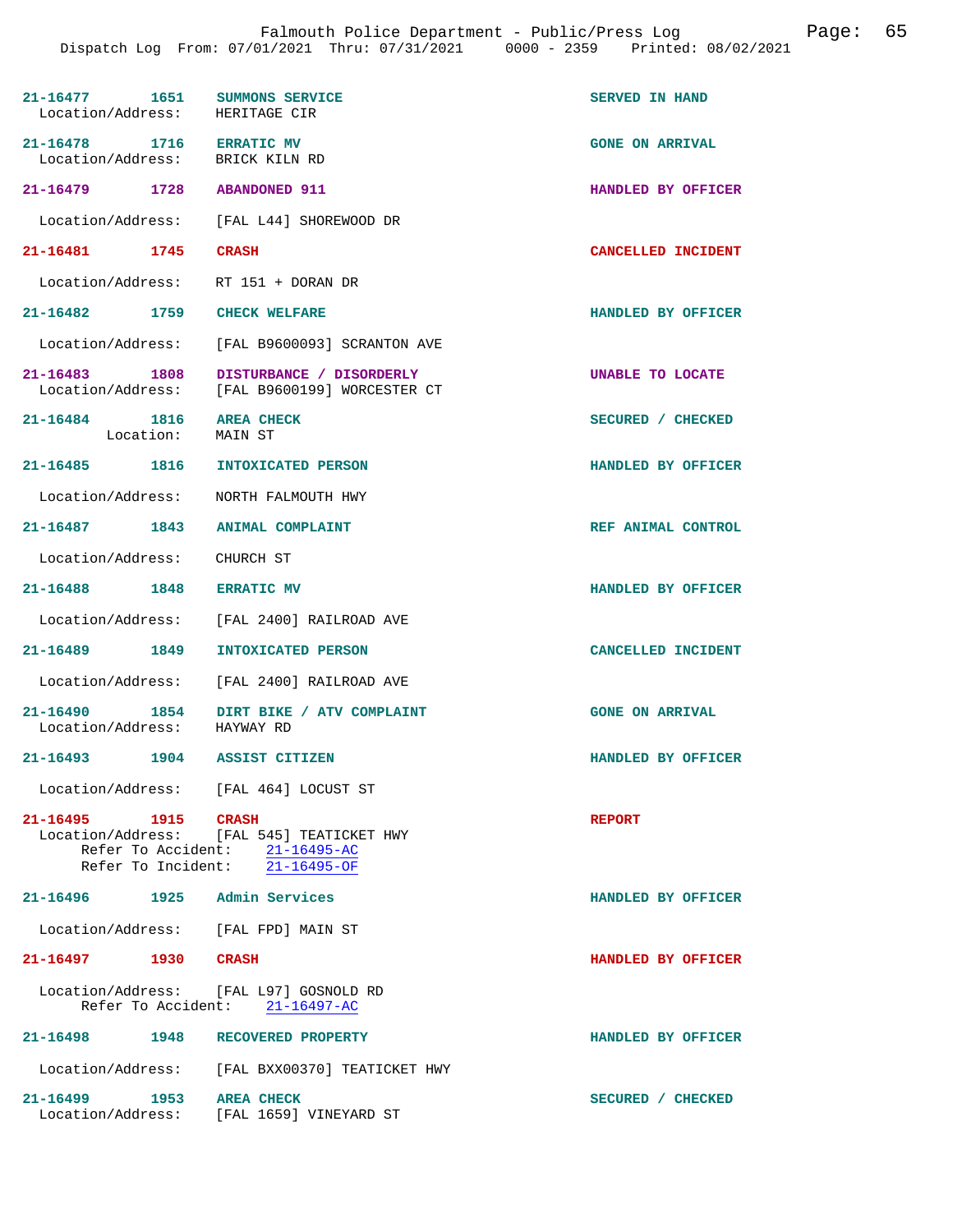21-16477 1651 **SUMMONS SERVICE** SERVED IN HAND
Location/Address: HERITAGE CIR

21-16478 1716 **ERRATIC MV** GONE ON ARRIVAL
Location/Address: BRICK KILN RD

21-16479 1728 **ABANDONED 911** HANDLED BY OFFICER
Location/Address: [FAL L44] SHOREWOOD DR

21-16481 1745 **CRASH** CANCELLED INCIDENT
Location/Address: RT 151 + DORAN DR

21-16482 1759 **CHECK WELFARE** HANDLED BY OFFICER
Location/Address: [FAL B9600093] SCRANTON AVE

21-16483 1808 **DISTURBANCE / DISORDERLY** UNABLE TO LOCATE
Location/Address: [FAL B9600199] WORCESTER CT

21-16484 1816 **AREA CHECK** SECURED / CHECKED
Location: MAIN ST

21-16485 1816 **INTOXICATED PERSON** HANDLED BY OFFICER
Location/Address: NORTH FALMOUTH HWY

21-16487 1843 **ANIMAL COMPLAINT** REF ANIMAL CONTROL
Location/Address: CHURCH ST

21-16488 1848 **ERRATIC MV** HANDLED BY OFFICER
Location/Address: [FAL 2400] RAILROAD AVE

21-16489 1849 **INTOXICATED PERSON** CANCELLED INCIDENT
Location/Address: [FAL 2400] RAILROAD AVE

21-16490 1854 **DIRT BIKE / ATV COMPLAINT** GONE ON ARRIVAL
Location/Address: HAYWAY RD

21-16493 1904 **ASSIST CITIZEN** HANDLED BY OFFICER
Location/Address: [FAL 464] LOCUST ST

21-16495 1915 **CRASH** REPORT
Location/Address: [FAL 545] TEATICKET HWY
Refer To Accident: 21-16495-AC
Refer To Incident: 21-16495-OF

21-16496 1925 **Admin Services** HANDLED BY OFFICER
Location/Address: [FAL FPD] MAIN ST

21-16497 1930 **CRASH** HANDLED BY OFFICER
Location/Address: [FAL L97] GOSNOLD RD
Refer To Accident: 21-16497-AC

21-16498 1948 **RECOVERED PROPERTY** HANDLED BY OFFICER
Location/Address: [FAL BXX00370] TEATICKET HWY

21-16499 1953 **AREA CHECK** SECURED / CHECKED
Location/Address: [FAL 1659] VINEYARD ST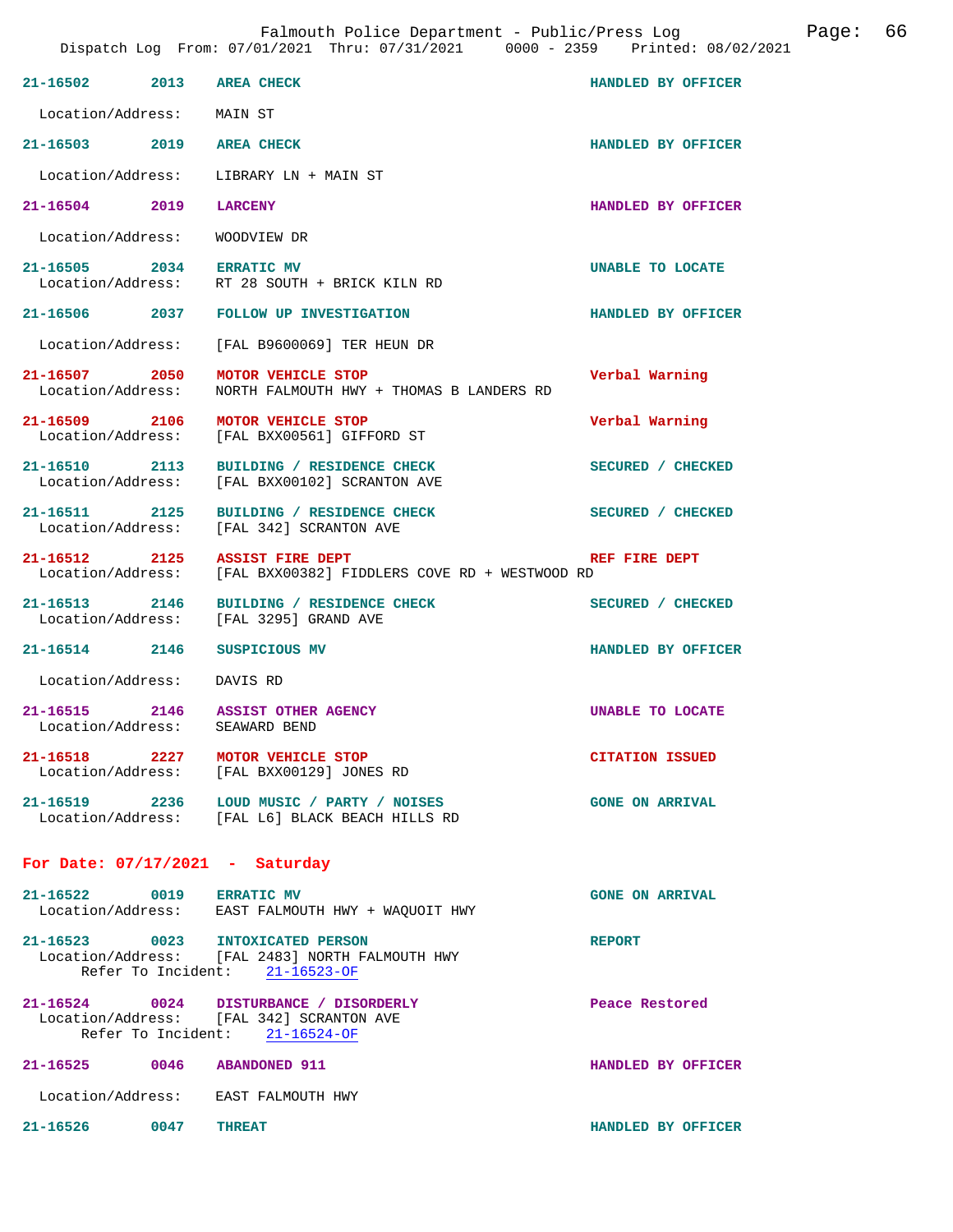Falmouth Police Department - Public/Press Log

Dispatch Log From: 07/01/2021 Thru: 07/31/2021 0000 - 2359 Printed: 08/02/2021

**21-16502** 2013 **AREA CHECK** HANDLED BY OFFICER
Location/Address: MAIN ST

**21-16503** 2019 **AREA CHECK** HANDLED BY OFFICER
Location/Address: LIBRARY LN + MAIN ST

**21-16504** 2019 **LARCENY** HANDLED BY OFFICER
Location/Address: WOODVIEW DR

**21-16505** 2034 **ERRATIC MV** UNABLE TO LOCATE
Location/Address: RT 28 SOUTH + BRICK KILN RD

**21-16506** 2037 **FOLLOW UP INVESTIGATION** HANDLED BY OFFICER
Location/Address: [FAL B9600069] TER HEUN DR

**21-16507** 2050 **MOTOR VEHICLE STOP** Verbal Warning
Location/Address: NORTH FALMOUTH HWY + THOMAS B LANDERS RD

**21-16509** 2106 **MOTOR VEHICLE STOP** Verbal Warning
Location/Address: [FAL BXX00561] GIFFORD ST

**21-16510** 2113 **BUILDING / RESIDENCE CHECK** SECURED / CHECKED
Location/Address: [FAL BXX00102] SCRANTON AVE

**21-16511** 2125 **BUILDING / RESIDENCE CHECK** SECURED / CHECKED
Location/Address: [FAL 342] SCRANTON AVE

**21-16512** 2125 **ASSIST FIRE DEPT** REF FIRE DEPT
Location/Address: [FAL BXX00382] FIDDLERS COVE RD + WESTWOOD RD

**21-16513** 2146 **BUILDING / RESIDENCE CHECK** SECURED / CHECKED
Location/Address: [FAL 3295] GRAND AVE

**21-16514** 2146 **SUSPICIOUS MV** HANDLED BY OFFICER
Location/Address: DAVIS RD

**21-16515** 2146 **ASSIST OTHER AGENCY** UNABLE TO LOCATE
Location/Address: SEAWARD BEND

**21-16518** 2227 **MOTOR VEHICLE STOP** CITATION ISSUED
Location/Address: [FAL BXX00129] JONES RD

**21-16519** 2236 **LOUD MUSIC / PARTY / NOISES** GONE ON ARRIVAL
Location/Address: [FAL L6] BLACK BEACH HILLS RD

## For Date: 07/17/2021 - Saturday

**21-16522** 0019 **ERRATIC MV** GONE ON ARRIVAL
Location/Address: EAST FALMOUTH HWY + WAQUOIT HWY

**21-16523** 0023 **INTOXICATED PERSON** REPORT
Location/Address: [FAL 2483] NORTH FALMOUTH HWY
Refer To Incident: 21-16523-OF

**21-16524** 0024 **DISTURBANCE / DISORDERLY** Peace Restored
Location/Address: [FAL 342] SCRANTON AVE
Refer To Incident: 21-16524-OF

**21-16525** 0046 **ABANDONED 911** HANDLED BY OFFICER
Location/Address: EAST FALMOUTH HWY

**21-16526** 0047 **THREAT** HANDLED BY OFFICER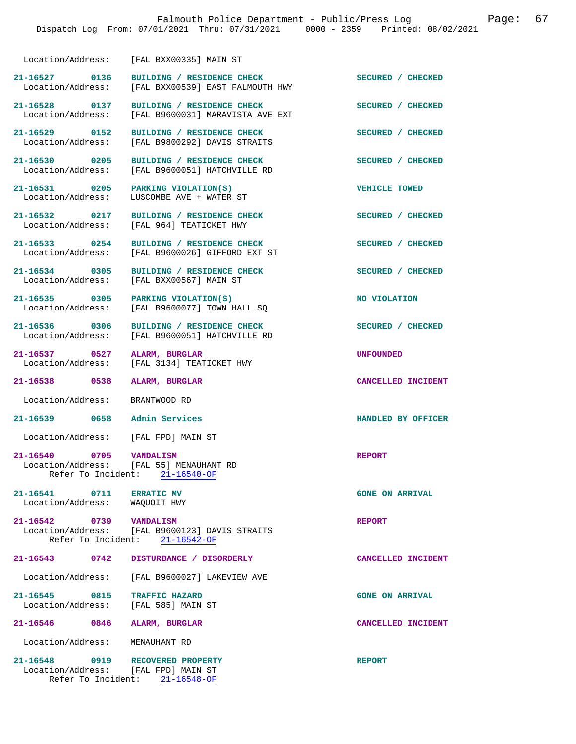Location/Address: [FAL BXX00335] MAIN ST

**21-16527 0136 BUILDING / RESIDENCE CHECK** — SECURED / CHECKED
Location/Address: [FAL BXX00539] EAST FALMOUTH HWY

**21-16528 0137 BUILDING / RESIDENCE CHECK** — SECURED / CHECKED
Location/Address: [FAL B9600031] MARAVISTA AVE EXT

**21-16529 0152 BUILDING / RESIDENCE CHECK** — SECURED / CHECKED
Location/Address: [FAL B9800292] DAVIS STRAITS

**21-16530 0205 BUILDING / RESIDENCE CHECK** — SECURED / CHECKED
Location/Address: [FAL B9600051] HATCHVILLE RD

**21-16531 0205 PARKING VIOLATION(S)** — VEHICLE TOWED
Location/Address: LUSCOMBE AVE + WATER ST

**21-16532 0217 BUILDING / RESIDENCE CHECK** — SECURED / CHECKED
Location/Address: [FAL 964] TEATICKET HWY

**21-16533 0254 BUILDING / RESIDENCE CHECK** — SECURED / CHECKED
Location/Address: [FAL B9600026] GIFFORD EXT ST

**21-16534 0305 BUILDING / RESIDENCE CHECK** — SECURED / CHECKED
Location/Address: [FAL BXX00567] MAIN ST

**21-16535 0305 PARKING VIOLATION(S)** — NO VIOLATION
Location/Address: [FAL B9600077] TOWN HALL SQ

**21-16536 0306 BUILDING / RESIDENCE CHECK** — SECURED / CHECKED
Location/Address: [FAL B9600051] HATCHVILLE RD

**21-16537 0527 ALARM, BURGLAR** — UNFOUNDED
Location/Address: [FAL 3134] TEATICKET HWY

**21-16538 0538 ALARM, BURGLAR** — CANCELLED INCIDENT
Location/Address: BRANTWOOD RD

**21-16539 0658 Admin Services** — HANDLED BY OFFICER
Location/Address: [FAL FPD] MAIN ST

**21-16540 0705 VANDALISM** — REPORT
Location/Address: [FAL 55] MENAUHANT RD
Refer To Incident: 21-16540-OF

**21-16541 0711 ERRATIC MV** — GONE ON ARRIVAL
Location/Address: WAQUOIT HWY

**21-16542 0739 VANDALISM** — REPORT
Location/Address: [FAL B9600123] DAVIS STRAITS
Refer To Incident: 21-16542-OF

**21-16543 0742 DISTURBANCE / DISORDERLY** — CANCELLED INCIDENT
Location/Address: [FAL B9600027] LAKEVIEW AVE

**21-16545 0815 TRAFFIC HAZARD** — GONE ON ARRIVAL
Location/Address: [FAL 585] MAIN ST

**21-16546 0846 ALARM, BURGLAR** — CANCELLED INCIDENT
Location/Address: MENAUHANT RD

**21-16548 0919 RECOVERED PROPERTY** — REPORT
Location/Address: [FAL FPD] MAIN ST
Refer To Incident: 21-16548-OF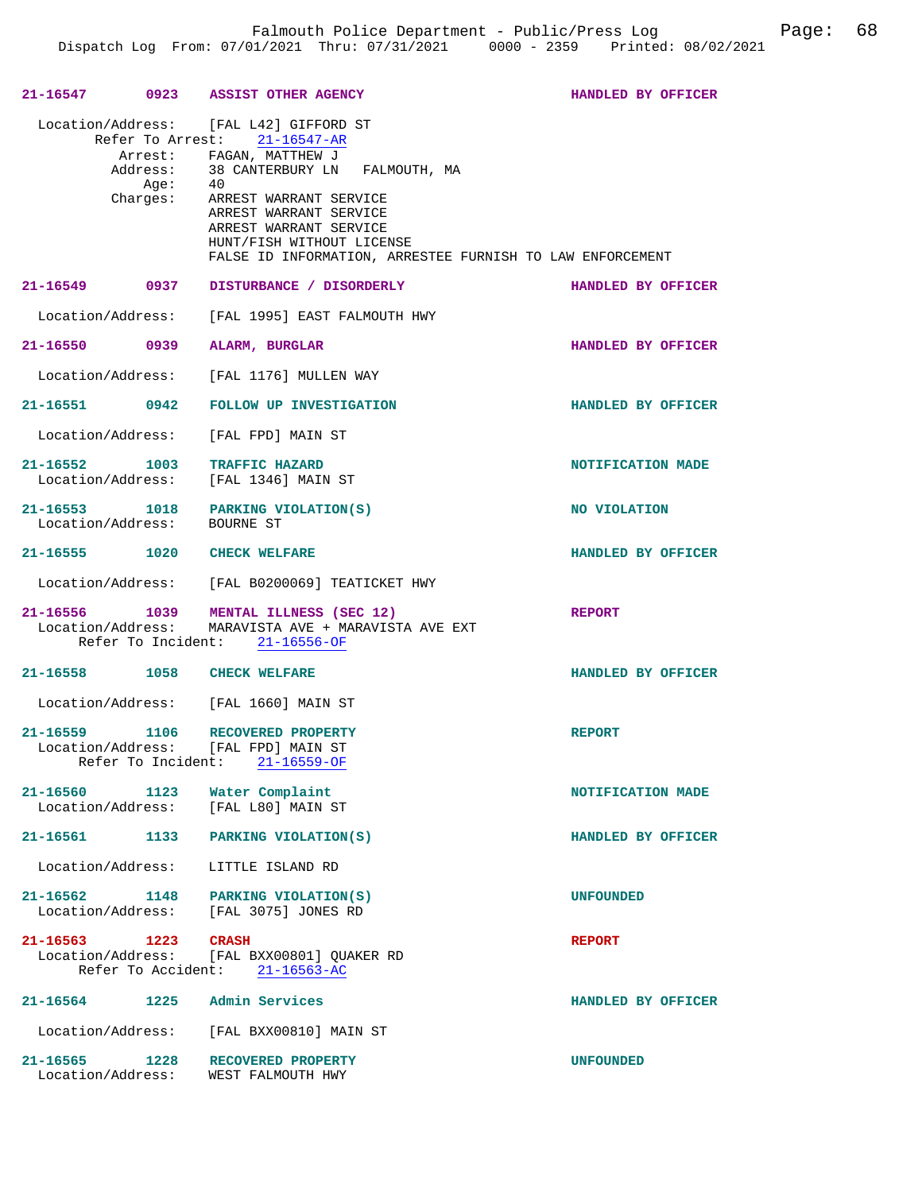**21-16547 0923 ASSIST OTHER AGENCY** — HANDLED BY OFFICER

Location/Address: [FAL L42] GIFFORD ST
Refer To Arrest: 21-16547-AR
Arrest: FAGAN, MATTHEW J
Address: 38 CANTERBURY LN FALMOUTH, MA
Age: 40
Charges: ARREST WARRANT SERVICE
ARREST WARRANT SERVICE
ARREST WARRANT SERVICE
HUNT/FISH WITHOUT LICENSE
FALSE ID INFORMATION, ARRESTEE FURNISH TO LAW ENFORCEMENT

**21-16549 0937 DISTURBANCE / DISORDERLY** — HANDLED BY OFFICER

Location/Address: [FAL 1995] EAST FALMOUTH HWY

**21-16550 0939 ALARM, BURGLAR** — HANDLED BY OFFICER

Location/Address: [FAL 1176] MULLEN WAY

**21-16551 0942 FOLLOW UP INVESTIGATION** — HANDLED BY OFFICER

Location/Address: [FAL FPD] MAIN ST

**21-16552 1003 TRAFFIC HAZARD** — NOTIFICATION MADE
Location/Address: [FAL 1346] MAIN ST

**21-16553 1018 PARKING VIOLATION(S)** — NO VIOLATION
Location/Address: BOURNE ST

**21-16555 1020 CHECK WELFARE** — HANDLED BY OFFICER

Location/Address: [FAL B0200069] TEATICKET HWY

**21-16556 1039 MENTAL ILLNESS (SEC 12)** — REPORT
Location/Address: MARAVISTA AVE + MARAVISTA AVE EXT
Refer To Incident: 21-16556-OF

**21-16558 1058 CHECK WELFARE** — HANDLED BY OFFICER

Location/Address: [FAL 1660] MAIN ST

**21-16559 1106 RECOVERED PROPERTY** — REPORT
Location/Address: [FAL FPD] MAIN ST
Refer To Incident: 21-16559-OF

**21-16560 1123 Water Complaint** — NOTIFICATION MADE
Location/Address: [FAL L80] MAIN ST

**21-16561 1133 PARKING VIOLATION(S)** — HANDLED BY OFFICER

Location/Address: LITTLE ISLAND RD

**21-16562 1148 PARKING VIOLATION(S)** — UNFOUNDED
Location/Address: [FAL 3075] JONES RD

**21-16563 1223 CRASH** — REPORT
Location/Address: [FAL BXX00801] QUAKER RD
Refer To Accident: 21-16563-AC

**21-16564 1225 Admin Services** — HANDLED BY OFFICER

Location/Address: [FAL BXX00810] MAIN ST

**21-16565 1228 RECOVERED PROPERTY** — UNFOUNDED
Location/Address: WEST FALMOUTH HWY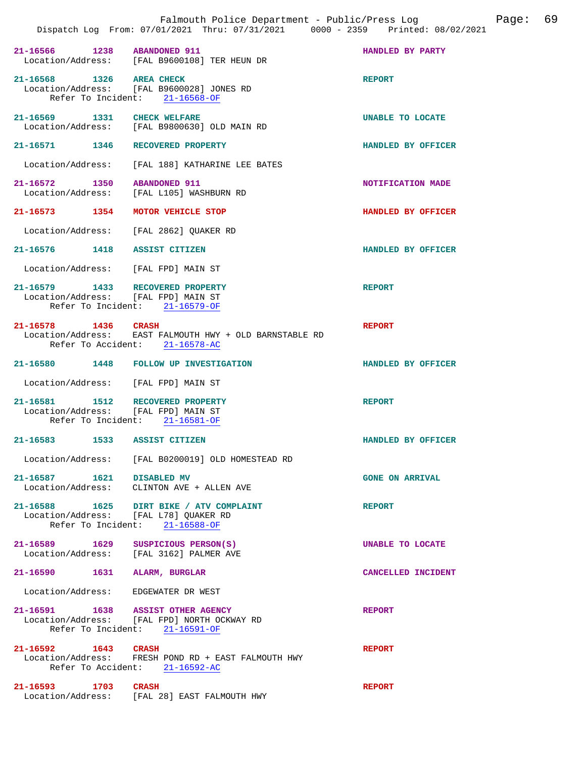**21-16566 1238 ABANDONED 911** — HANDLED BY PARTY
Location/Address: [FAL B9600108] TER HEUN DR

**21-16568 1326 AREA CHECK** — REPORT
Location/Address: [FAL B9600028] JONES RD
Refer To Incident: 21-16568-OF

**21-16569 1331 CHECK WELFARE** — UNABLE TO LOCATE
Location/Address: [FAL B9800630] OLD MAIN RD

**21-16571 1346 RECOVERED PROPERTY** — HANDLED BY OFFICER
Location/Address: [FAL 188] KATHARINE LEE BATES

**21-16572 1350 ABANDONED 911** — NOTIFICATION MADE
Location/Address: [FAL L105] WASHBURN RD

**21-16573 1354 MOTOR VEHICLE STOP** — HANDLED BY OFFICER
Location/Address: [FAL 2862] QUAKER RD

**21-16576 1418 ASSIST CITIZEN** — HANDLED BY OFFICER
Location/Address: [FAL FPD] MAIN ST

**21-16579 1433 RECOVERED PROPERTY** — REPORT
Location/Address: [FAL FPD] MAIN ST
Refer To Incident: 21-16579-OF

**21-16578 1436 CRASH** — REPORT
Location/Address: EAST FALMOUTH HWY + OLD BARNSTABLE RD
Refer To Accident: 21-16578-AC

**21-16580 1448 FOLLOW UP INVESTIGATION** — HANDLED BY OFFICER
Location/Address: [FAL FPD] MAIN ST

**21-16581 1512 RECOVERED PROPERTY** — REPORT
Location/Address: [FAL FPD] MAIN ST
Refer To Incident: 21-16581-OF

**21-16583 1533 ASSIST CITIZEN** — HANDLED BY OFFICER
Location/Address: [FAL B0200019] OLD HOMESTEAD RD

**21-16587 1621 DISABLED MV** — GONE ON ARRIVAL
Location/Address: CLINTON AVE + ALLEN AVE

**21-16588 1625 DIRT BIKE / ATV COMPLAINT** — REPORT
Location/Address: [FAL L78] QUAKER RD
Refer To Incident: 21-16588-OF

**21-16589 1629 SUSPICIOUS PERSON(S)** — UNABLE TO LOCATE
Location/Address: [FAL 3162] PALMER AVE

**21-16590 1631 ALARM, BURGLAR** — CANCELLED INCIDENT
Location/Address: EDGEWATER DR WEST

**21-16591 1638 ASSIST OTHER AGENCY** — REPORT
Location/Address: [FAL FPD] NORTH OCKWAY RD
Refer To Incident: 21-16591-OF

**21-16592 1643 CRASH** — REPORT
Location/Address: FRESH POND RD + EAST FALMOUTH HWY
Refer To Accident: 21-16592-AC

**21-16593 1703 CRASH** — REPORT
Location/Address: [FAL 28] EAST FALMOUTH HWY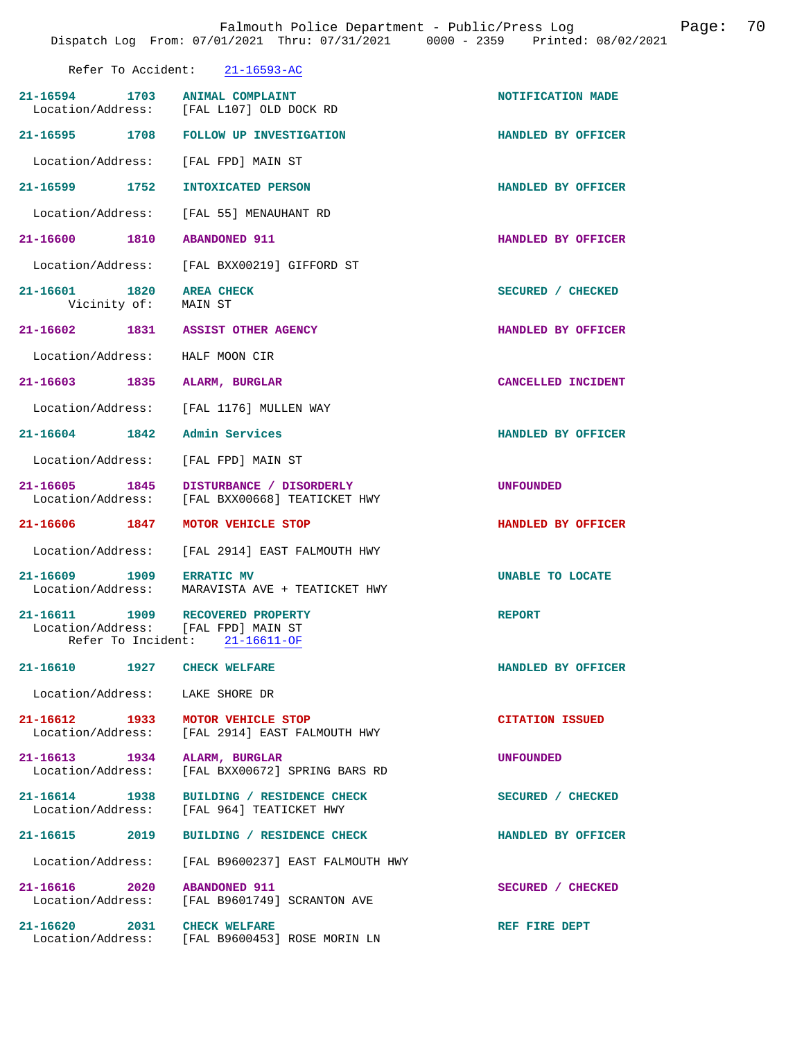Refer To Accident: 21-16593-AC

| Incident | Time | Call Type | Disposition |
|---|---|---|---|
| 21-16594 | 1703 | ANIMAL COMPLAINT | NOTIFICATION MADE |
| Location/Address: | | [FAL L107] OLD DOCK RD | |
| 21-16595 | 1708 | FOLLOW UP INVESTIGATION | HANDLED BY OFFICER |
| Location/Address: | | [FAL FPD] MAIN ST | |
| 21-16599 | 1752 | INTOXICATED PERSON | HANDLED BY OFFICER |
| Location/Address: | | [FAL 55] MENAUHANT RD | |
| 21-16600 | 1810 | ABANDONED 911 | HANDLED BY OFFICER |
| Location/Address: | | [FAL BXX00219] GIFFORD ST | |
| 21-16601 | 1820 | AREA CHECK | SECURED / CHECKED |
| Vicinity of: | | MAIN ST | |
| 21-16602 | 1831 | ASSIST OTHER AGENCY | HANDLED BY OFFICER |
| Location/Address: | | HALF MOON CIR | |
| 21-16603 | 1835 | ALARM, BURGLAR | CANCELLED INCIDENT |
| Location/Address: | | [FAL 1176] MULLEN WAY | |
| 21-16604 | 1842 | Admin Services | HANDLED BY OFFICER |
| Location/Address: | | [FAL FPD] MAIN ST | |
| 21-16605 | 1845 | DISTURBANCE / DISORDERLY | UNFOUNDED |
| Location/Address: | | [FAL BXX00668] TEATICKET HWY | |
| 21-16606 | 1847 | MOTOR VEHICLE STOP | HANDLED BY OFFICER |
| Location/Address: | | [FAL 2914] EAST FALMOUTH HWY | |
| 21-16609 | 1909 | ERRATIC MV | UNABLE TO LOCATE |
| Location/Address: | | MARAVISTA AVE + TEATICKET HWY | |
| 21-16611 | 1909 | RECOVERED PROPERTY | REPORT |
| Location/Address: | | [FAL FPD] MAIN ST | |
| Refer To Incident: | | 21-16611-OF | |
| 21-16610 | 1927 | CHECK WELFARE | HANDLED BY OFFICER |
| Location/Address: | | LAKE SHORE DR | |
| 21-16612 | 1933 | MOTOR VEHICLE STOP | CITATION ISSUED |
| Location/Address: | | [FAL 2914] EAST FALMOUTH HWY | |
| 21-16613 | 1934 | ALARM, BURGLAR | UNFOUNDED |
| Location/Address: | | [FAL BXX00672] SPRING BARS RD | |
| 21-16614 | 1938 | BUILDING / RESIDENCE CHECK | SECURED / CHECKED |
| Location/Address: | | [FAL 964] TEATICKET HWY | |
| 21-16615 | 2019 | BUILDING / RESIDENCE CHECK | HANDLED BY OFFICER |
| Location/Address: | | [FAL B9600237] EAST FALMOUTH HWY | |
| 21-16616 | 2020 | ABANDONED 911 | SECURED / CHECKED |
| Location/Address: | | [FAL B9601749] SCRANTON AVE | |
| 21-16620 | 2031 | CHECK WELFARE | REF FIRE DEPT |
| Location/Address: | | [FAL B9600453] ROSE MORIN LN | |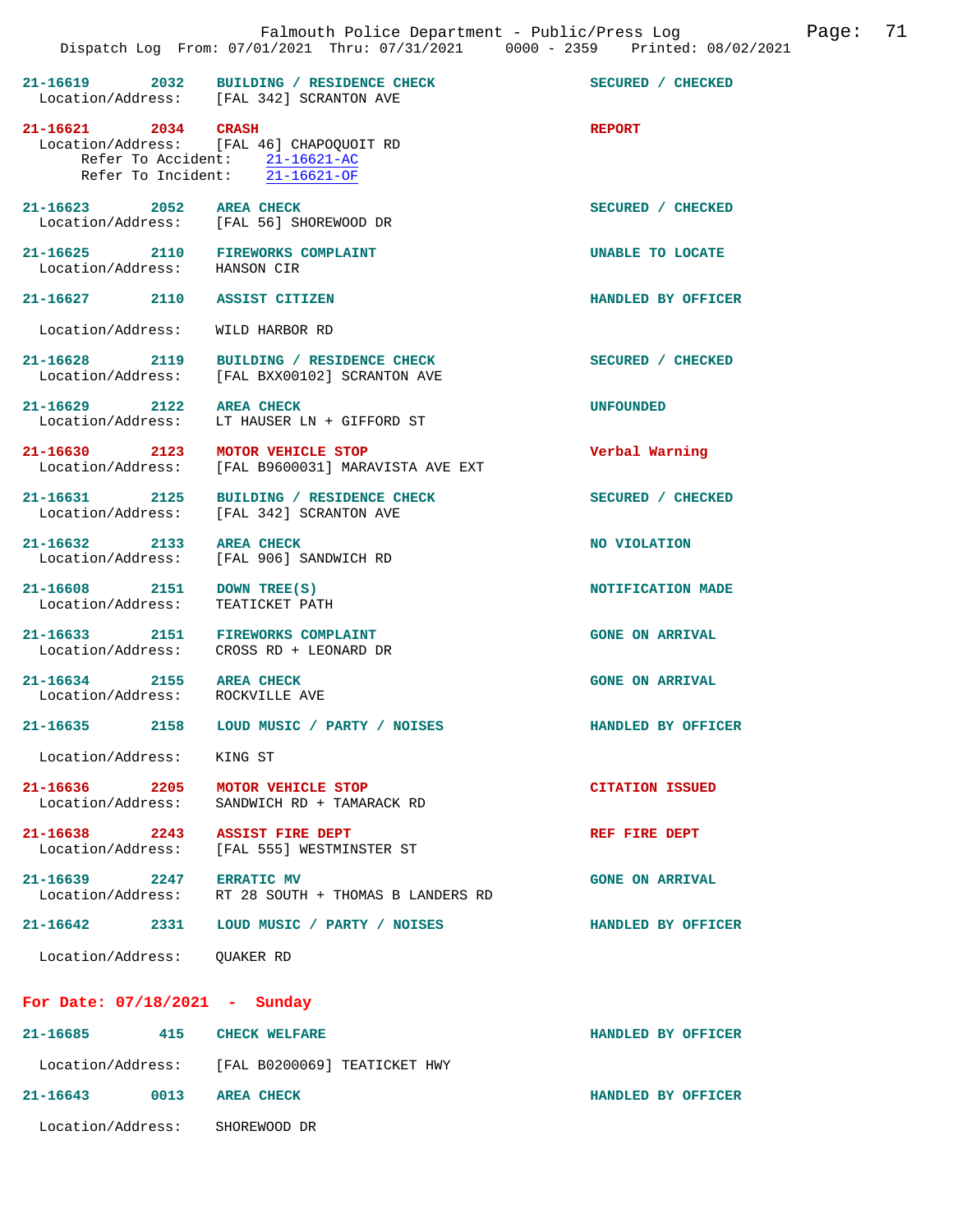21-16619 2032 **BUILDING / RESIDENCE CHECK** SECURED / CHECKED
Location/Address: [FAL 342] SCRANTON AVE

21-16621 2034 **CRASH** REPORT
Location/Address: [FAL 46] CHAPOQUOIT RD
Refer To Accident: 21-16621-AC
Refer To Incident: 21-16621-OF

21-16623 2052 **AREA CHECK** SECURED / CHECKED
Location/Address: [FAL 56] SHOREWOOD DR

21-16625 2110 **FIREWORKS COMPLAINT** UNABLE TO LOCATE
Location/Address: HANSON CIR

21-16627 2110 **ASSIST CITIZEN** HANDLED BY OFFICER
Location/Address: WILD HARBOR RD

21-16628 2119 **BUILDING / RESIDENCE CHECK** SECURED / CHECKED
Location/Address: [FAL BXX00102] SCRANTON AVE

21-16629 2122 **AREA CHECK** UNFOUNDED
Location/Address: LT HAUSER LN + GIFFORD ST

21-16630 2123 **MOTOR VEHICLE STOP** Verbal Warning
Location/Address: [FAL B9600031] MARAVISTA AVE EXT

21-16631 2125 **BUILDING / RESIDENCE CHECK** SECURED / CHECKED
Location/Address: [FAL 342] SCRANTON AVE

21-16632 2133 **AREA CHECK** NO VIOLATION
Location/Address: [FAL 906] SANDWICH RD

21-16608 2151 **DOWN TREE(S)** NOTIFICATION MADE
Location/Address: TEATICKET PATH

21-16633 2151 **FIREWORKS COMPLAINT** GONE ON ARRIVAL
Location/Address: CROSS RD + LEONARD DR

21-16634 2155 **AREA CHECK** GONE ON ARRIVAL
Location/Address: ROCKVILLE AVE

21-16635 2158 **LOUD MUSIC / PARTY / NOISES** HANDLED BY OFFICER
Location/Address: KING ST

21-16636 2205 **MOTOR VEHICLE STOP** CITATION ISSUED
Location/Address: SANDWICH RD + TAMARACK RD

21-16638 2243 **ASSIST FIRE DEPT** REF FIRE DEPT
Location/Address: [FAL 555] WESTMINSTER ST

21-16639 2247 **ERRATIC MV** GONE ON ARRIVAL
Location/Address: RT 28 SOUTH + THOMAS B LANDERS RD

21-16642 2331 **LOUD MUSIC / PARTY / NOISES** HANDLED BY OFFICER
Location/Address: QUAKER RD

## For Date: 07/18/2021 - Sunday

21-16685 415 **CHECK WELFARE** HANDLED BY OFFICER
Location/Address: [FAL B0200069] TEATICKET HWY

21-16643 0013 **AREA CHECK** HANDLED BY OFFICER
Location/Address: SHOREWOOD DR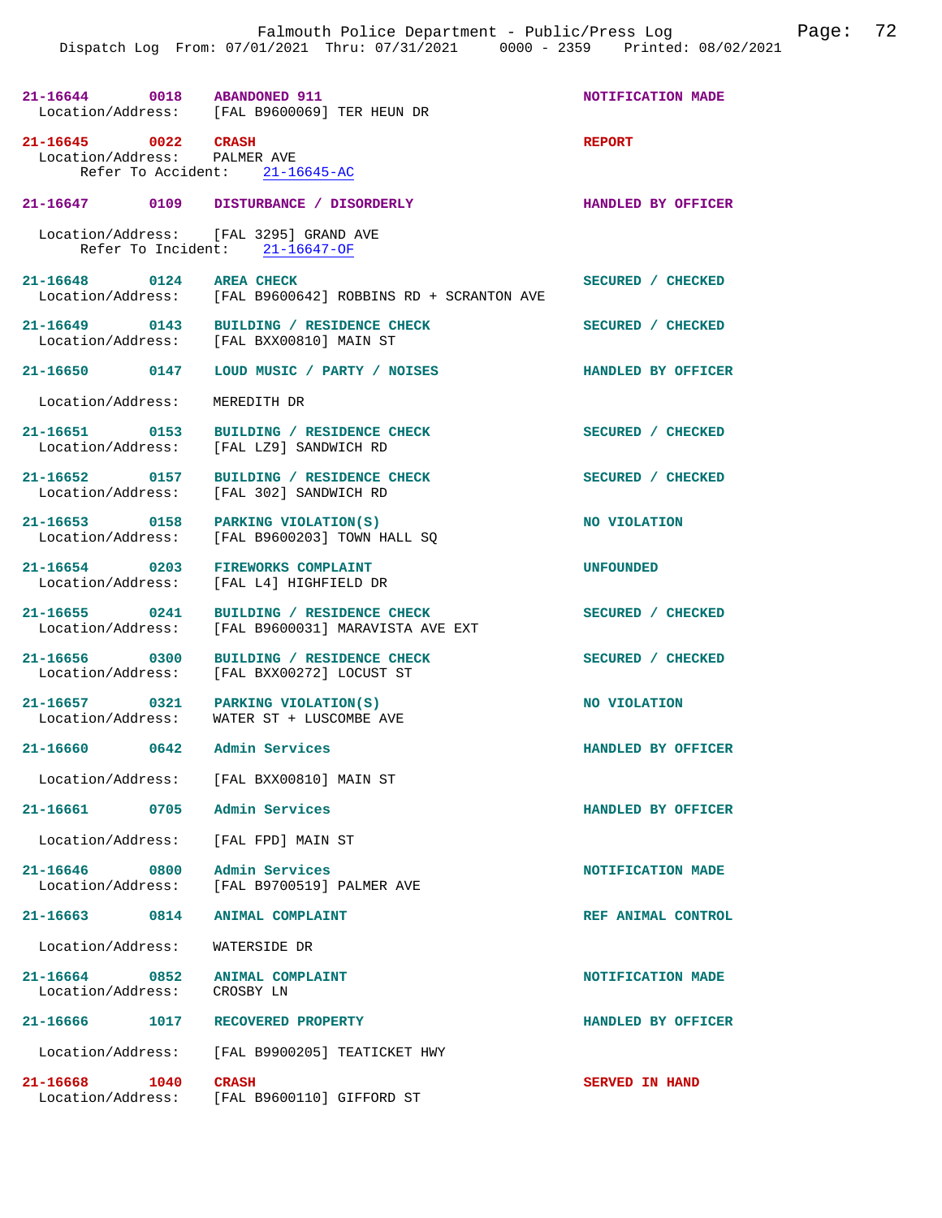| Call # | Time | Call Type | Disposition |
|---|---|---|---|
| 21-16644 | 0018 | ABANDONED 911 | NOTIFICATION MADE |
| Location/Address: | | [FAL B9600069] TER HEUN DR | |
| 21-16645 | 0022 | CRASH | REPORT |
| Location/Address: | | PALMER AVE | |
| Refer To Accident: | | 21-16645-AC | |
| 21-16647 | 0109 | DISTURBANCE / DISORDERLY | HANDLED BY OFFICER |
| Location/Address: | | [FAL 3295] GRAND AVE | |
| Refer To Incident: | | 21-16647-OF | |
| 21-16648 | 0124 | AREA CHECK | SECURED / CHECKED |
| Location/Address: | | [FAL B9600642] ROBBINS RD + SCRANTON AVE | |
| 21-16649 | 0143 | BUILDING / RESIDENCE CHECK | SECURED / CHECKED |
| Location/Address: | | [FAL BXX00810] MAIN ST | |
| 21-16650 | 0147 | LOUD MUSIC / PARTY / NOISES | HANDLED BY OFFICER |
| Location/Address: | | MEREDITH DR | |
| 21-16651 | 0153 | BUILDING / RESIDENCE CHECK | SECURED / CHECKED |
| Location/Address: | | [FAL LZ9] SANDWICH RD | |
| 21-16652 | 0157 | BUILDING / RESIDENCE CHECK | SECURED / CHECKED |
| Location/Address: | | [FAL 302] SANDWICH RD | |
| 21-16653 | 0158 | PARKING VIOLATION(S) | NO VIOLATION |
| Location/Address: | | [FAL B9600203] TOWN HALL SQ | |
| 21-16654 | 0203 | FIREWORKS COMPLAINT | UNFOUNDED |
| Location/Address: | | [FAL L4] HIGHFIELD DR | |
| 21-16655 | 0241 | BUILDING / RESIDENCE CHECK | SECURED / CHECKED |
| Location/Address: | | [FAL B9600031] MARAVISTA AVE EXT | |
| 21-16656 | 0300 | BUILDING / RESIDENCE CHECK | SECURED / CHECKED |
| Location/Address: | | [FAL BXX00272] LOCUST ST | |
| 21-16657 | 0321 | PARKING VIOLATION(S) | NO VIOLATION |
| Location/Address: | | WATER ST + LUSCOMBE AVE | |
| 21-16660 | 0642 | Admin Services | HANDLED BY OFFICER |
| Location/Address: | | [FAL BXX00810] MAIN ST | |
| 21-16661 | 0705 | Admin Services | HANDLED BY OFFICER |
| Location/Address: | | [FAL FPD] MAIN ST | |
| 21-16646 | 0800 | Admin Services | NOTIFICATION MADE |
| Location/Address: | | [FAL B9700519] PALMER AVE | |
| 21-16663 | 0814 | ANIMAL COMPLAINT | REF ANIMAL CONTROL |
| Location/Address: | | WATERSIDE DR | |
| 21-16664 | 0852 | ANIMAL COMPLAINT | NOTIFICATION MADE |
| Location/Address: | | CROSBY LN | |
| 21-16666 | 1017 | RECOVERED PROPERTY | HANDLED BY OFFICER |
| Location/Address: | | [FAL B9900205] TEATICKET HWY | |
| 21-16668 | 1040 | CRASH | SERVED IN HAND |
| Location/Address: | | [FAL B9600110] GIFFORD ST | |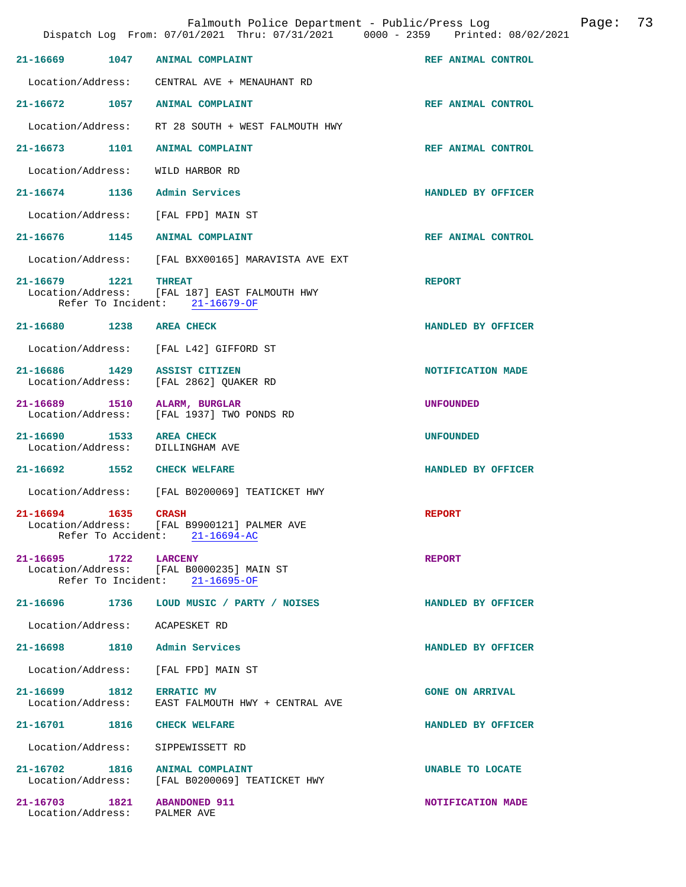21-16669 1047 **ANIMAL COMPLAINT** REF ANIMAL CONTROL

Location/Address: CENTRAL AVE + MENAUHANT RD

21-16672 1057 **ANIMAL COMPLAINT** REF ANIMAL CONTROL

Location/Address: RT 28 SOUTH + WEST FALMOUTH HWY

21-16673 1101 **ANIMAL COMPLAINT** REF ANIMAL CONTROL

Location/Address: WILD HARBOR RD

21-16674 1136 **Admin Services** HANDLED BY OFFICER

Location/Address: [FAL FPD] MAIN ST

21-16676 1145 **ANIMAL COMPLAINT** REF ANIMAL CONTROL

Location/Address: [FAL BXX00165] MARAVISTA AVE EXT

21-16679 1221 **THREAT** REPORT
Location/Address: [FAL 187] EAST FALMOUTH HWY
Refer To Incident: 21-16679-OF

21-16680 1238 **AREA CHECK** HANDLED BY OFFICER

Location/Address: [FAL L42] GIFFORD ST

21-16686 1429 **ASSIST CITIZEN** NOTIFICATION MADE
Location/Address: [FAL 2862] QUAKER RD

21-16689 1510 **ALARM, BURGLAR** UNFOUNDED
Location/Address: [FAL 1937] TWO PONDS RD

21-16690 1533 **AREA CHECK** UNFOUNDED
Location/Address: DILLINGHAM AVE

21-16692 1552 **CHECK WELFARE** HANDLED BY OFFICER

Location/Address: [FAL B0200069] TEATICKET HWY

21-16694 1635 **CRASH** REPORT
Location/Address: [FAL B9900121] PALMER AVE
Refer To Accident: 21-16694-AC

21-16695 1722 **LARCENY** REPORT
Location/Address: [FAL B0000235] MAIN ST
Refer To Incident: 21-16695-OF

21-16696 1736 **LOUD MUSIC / PARTY / NOISES** HANDLED BY OFFICER

Location/Address: ACAPESKET RD

21-16698 1810 **Admin Services** HANDLED BY OFFICER

Location/Address: [FAL FPD] MAIN ST

21-16699 1812 **ERRATIC MV** GONE ON ARRIVAL
Location/Address: EAST FALMOUTH HWY + CENTRAL AVE

21-16701 1816 **CHECK WELFARE** HANDLED BY OFFICER

Location/Address: SIPPEWISSETT RD

21-16702 1816 **ANIMAL COMPLAINT** UNABLE TO LOCATE
Location/Address: [FAL B0200069] TEATICKET HWY

21-16703 1821 **ABANDONED 911** NOTIFICATION MADE
Location/Address: PALMER AVE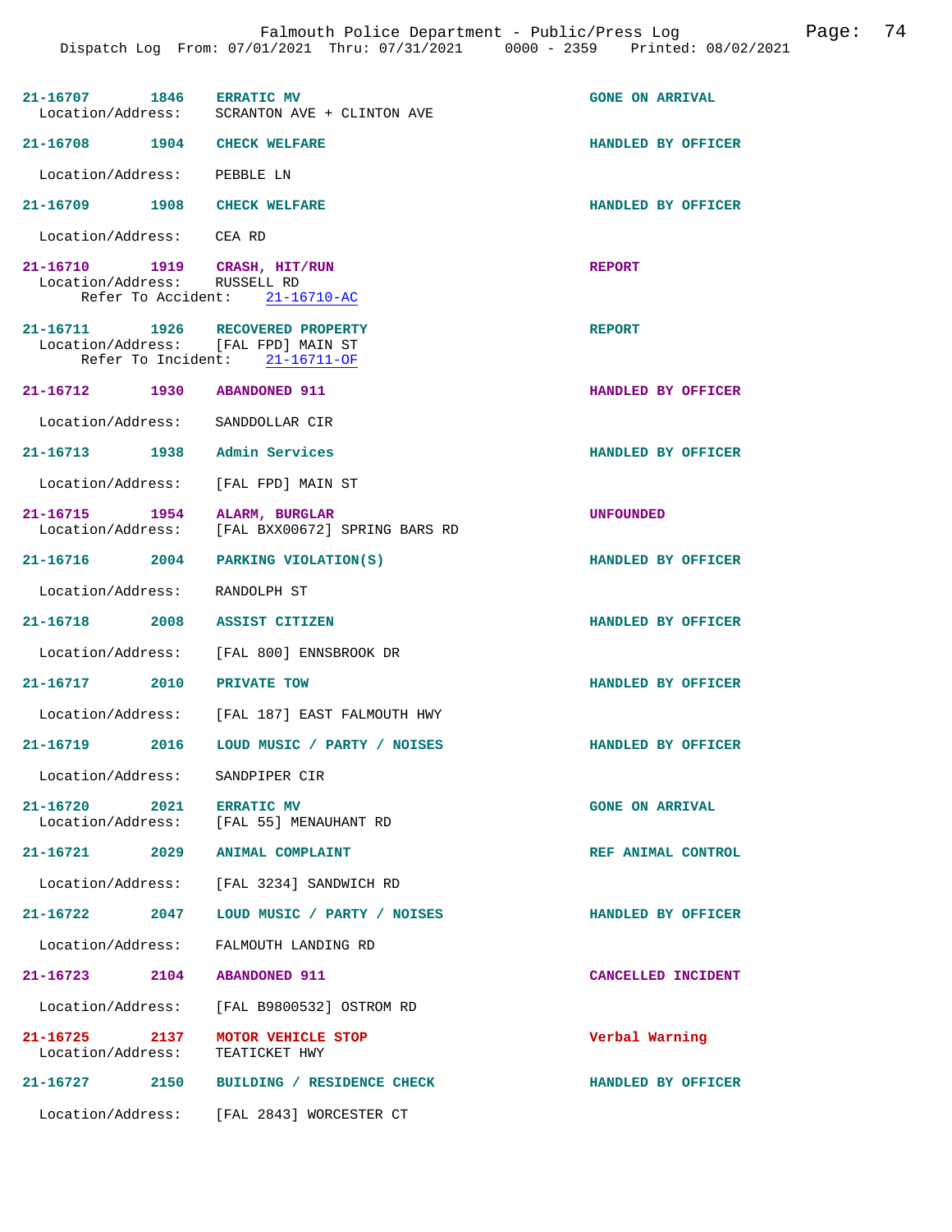21-16707 1846 **ERRATIC MV** — GONE ON ARRIVAL
Location/Address: SCRANTON AVE + CLINTON AVE

21-16708 1904 **CHECK WELFARE** — HANDLED BY OFFICER
Location/Address: PEBBLE LN

21-16709 1908 **CHECK WELFARE** — HANDLED BY OFFICER
Location/Address: CEA RD

21-16710 1919 **CRASH, HIT/RUN** — REPORT
Location/Address: RUSSELL RD
Refer To Accident: 21-16710-AC

21-16711 1926 **RECOVERED PROPERTY** — REPORT
Location/Address: [FAL FPD] MAIN ST
Refer To Incident: 21-16711-OF

21-16712 1930 **ABANDONED 911** — HANDLED BY OFFICER
Location/Address: SANDDOLLAR CIR

21-16713 1938 **Admin Services** — HANDLED BY OFFICER
Location/Address: [FAL FPD] MAIN ST

21-16715 1954 **ALARM, BURGLAR** — UNFOUNDED
Location/Address: [FAL BXX00672] SPRING BARS RD

21-16716 2004 **PARKING VIOLATION(S)** — HANDLED BY OFFICER
Location/Address: RANDOLPH ST

21-16718 2008 **ASSIST CITIZEN** — HANDLED BY OFFICER
Location/Address: [FAL 800] ENNSBROOK DR

21-16717 2010 **PRIVATE TOW** — HANDLED BY OFFICER
Location/Address: [FAL 187] EAST FALMOUTH HWY

21-16719 2016 **LOUD MUSIC / PARTY / NOISES** — HANDLED BY OFFICER
Location/Address: SANDPIPER CIR

21-16720 2021 **ERRATIC MV** — GONE ON ARRIVAL
Location/Address: [FAL 55] MENAUHANT RD

21-16721 2029 **ANIMAL COMPLAINT** — REF ANIMAL CONTROL
Location/Address: [FAL 3234] SANDWICH RD

21-16722 2047 **LOUD MUSIC / PARTY / NOISES** — HANDLED BY OFFICER
Location/Address: FALMOUTH LANDING RD

21-16723 2104 **ABANDONED 911** — CANCELLED INCIDENT
Location/Address: [FAL B9800532] OSTROM RD

21-16725 2137 **MOTOR VEHICLE STOP** — Verbal Warning
Location/Address: TEATICKET HWY

21-16727 2150 **BUILDING / RESIDENCE CHECK** — HANDLED BY OFFICER
Location/Address: [FAL 2843] WORCESTER CT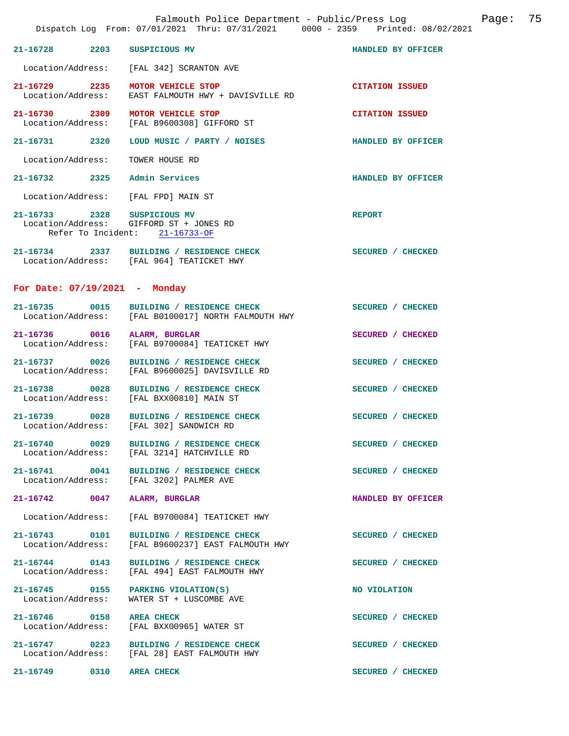21-16728 2203 SUSPICIOUS MV HANDLED BY OFFICER

Location/Address: [FAL 342] SCRANTON AVE

21-16729 2235 MOTOR VEHICLE STOP CITATION ISSUED
Location/Address: EAST FALMOUTH HWY + DAVISVILLE RD

21-16730 2309 MOTOR VEHICLE STOP CITATION ISSUED
Location/Address: [FAL B9600308] GIFFORD ST

21-16731 2320 LOUD MUSIC / PARTY / NOISES HANDLED BY OFFICER

Location/Address: TOWER HOUSE RD

21-16732 2325 Admin Services HANDLED BY OFFICER

Location/Address: [FAL FPD] MAIN ST

21-16733 2328 SUSPICIOUS MV REPORT
Location/Address: GIFFORD ST + JONES RD
Refer To Incident: 21-16733-OF

21-16734 2337 BUILDING / RESIDENCE CHECK SECURED / CHECKED
Location/Address: [FAL 964] TEATICKET HWY

## For Date: 07/19/2021 - Monday

21-16735 0015 BUILDING / RESIDENCE CHECK SECURED / CHECKED
Location/Address: [FAL B0100017] NORTH FALMOUTH HWY

21-16736 0016 ALARM, BURGLAR SECURED / CHECKED
Location/Address: [FAL B9700084] TEATICKET HWY

21-16737 0026 BUILDING / RESIDENCE CHECK SECURED / CHECKED
Location/Address: [FAL B9600025] DAVISVILLE RD

21-16738 0028 BUILDING / RESIDENCE CHECK SECURED / CHECKED
Location/Address: [FAL BXX00810] MAIN ST

21-16739 0028 BUILDING / RESIDENCE CHECK SECURED / CHECKED
Location/Address: [FAL 302] SANDWICH RD

21-16740 0029 BUILDING / RESIDENCE CHECK SECURED / CHECKED
Location/Address: [FAL 3214] HATCHVILLE RD

21-16741 0041 BUILDING / RESIDENCE CHECK SECURED / CHECKED
Location/Address: [FAL 3202] PALMER AVE

21-16742 0047 ALARM, BURGLAR HANDLED BY OFFICER

Location/Address: [FAL B9700084] TEATICKET HWY

21-16743 0101 BUILDING / RESIDENCE CHECK SECURED / CHECKED
Location/Address: [FAL B9600237] EAST FALMOUTH HWY

21-16744 0143 BUILDING / RESIDENCE CHECK SECURED / CHECKED
Location/Address: [FAL 494] EAST FALMOUTH HWY

21-16745 0155 PARKING VIOLATION(S) NO VIOLATION
Location/Address: WATER ST + LUSCOMBE AVE

21-16746 0158 AREA CHECK SECURED / CHECKED
Location/Address: [FAL BXX00965] WATER ST

21-16747 0223 BUILDING / RESIDENCE CHECK SECURED / CHECKED
Location/Address: [FAL 28] EAST FALMOUTH HWY

21-16749 0310 AREA CHECK SECURED / CHECKED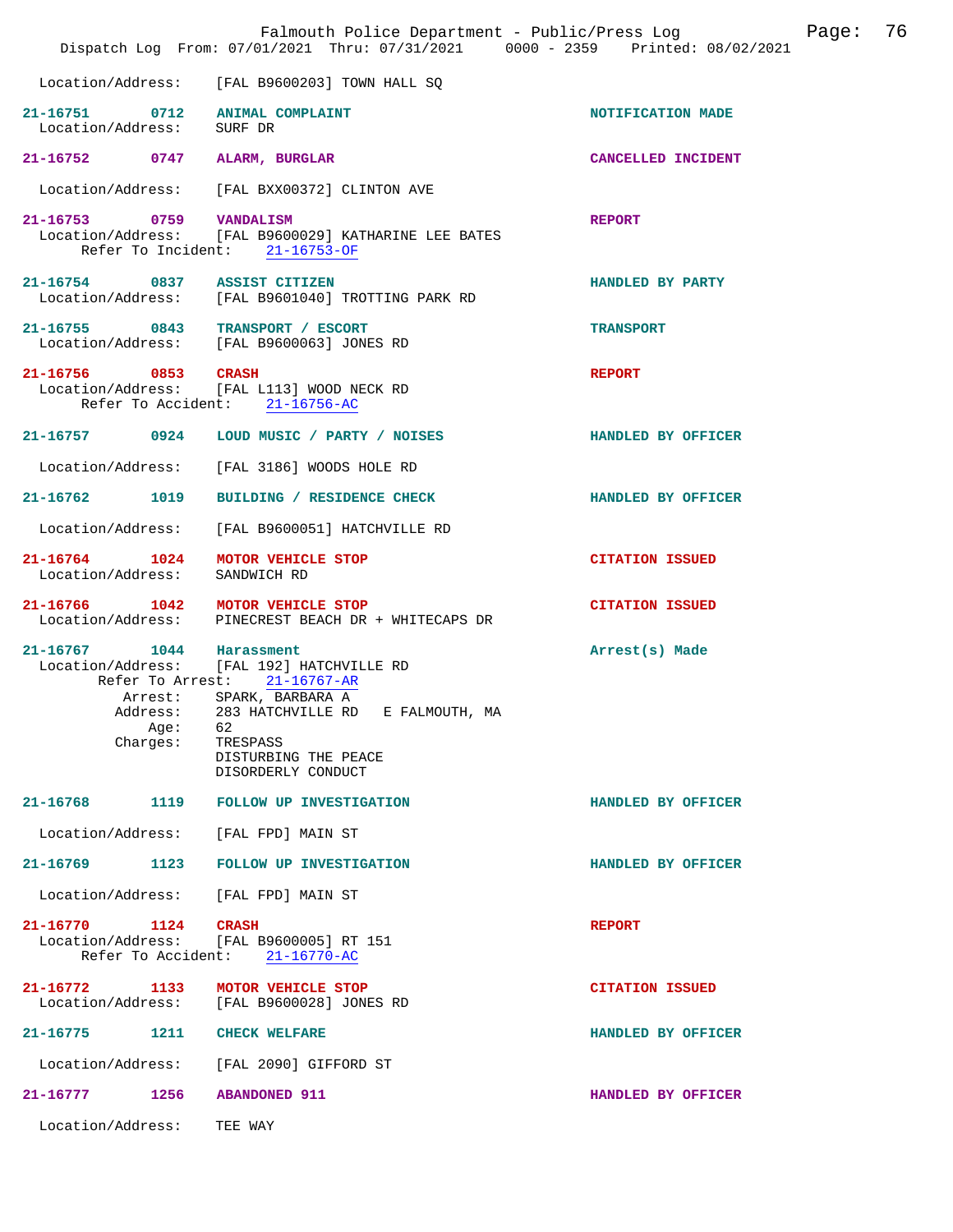Location/Address: [FAL B9600203] TOWN HALL SQ

**21-16751 0712 ANIMAL COMPLAINT** NOTIFICATION MADE
Location/Address: SURF DR

**21-16752 0747 ALARM, BURGLAR** CANCELLED INCIDENT

Location/Address: [FAL BXX00372] CLINTON AVE

**21-16753 0759 VANDALISM** REPORT
Location/Address: [FAL B9600029] KATHARINE LEE BATES
Refer To Incident: 21-16753-OF

**21-16754 0837 ASSIST CITIZEN** HANDLED BY PARTY
Location/Address: [FAL B9601040] TROTTING PARK RD

**21-16755 0843 TRANSPORT / ESCORT** TRANSPORT
Location/Address: [FAL B9600063] JONES RD

**21-16756 0853 CRASH** REPORT
Location/Address: [FAL L113] WOOD NECK RD
Refer To Accident: 21-16756-AC

**21-16757 0924 LOUD MUSIC / PARTY / NOISES** HANDLED BY OFFICER

Location/Address: [FAL 3186] WOODS HOLE RD

**21-16762 1019 BUILDING / RESIDENCE CHECK** HANDLED BY OFFICER

Location/Address: [FAL B9600051] HATCHVILLE RD

**21-16764 1024 MOTOR VEHICLE STOP** CITATION ISSUED
Location/Address: SANDWICH RD

**21-16766 1042 MOTOR VEHICLE STOP** CITATION ISSUED
Location/Address: PINECREST BEACH DR + WHITECAPS DR

**21-16767 1044 Harassment** Arrest(s) Made
Location/Address: [FAL 192] HATCHVILLE RD
Refer To Arrest: 21-16767-AR
Arrest: SPARK, BARBARA A
Address: 283 HATCHVILLE RD E FALMOUTH, MA
Age: 62
Charges: TRESPASS
DISTURBING THE PEACE
DISORDERLY CONDUCT

**21-16768 1119 FOLLOW UP INVESTIGATION** HANDLED BY OFFICER

Location/Address: [FAL FPD] MAIN ST

**21-16769 1123 FOLLOW UP INVESTIGATION** HANDLED BY OFFICER

Location/Address: [FAL FPD] MAIN ST

**21-16770 1124 CRASH** REPORT
Location/Address: [FAL B9600005] RT 151
Refer To Accident: 21-16770-AC

**21-16772 1133 MOTOR VEHICLE STOP** CITATION ISSUED
Location/Address: [FAL B9600028] JONES RD

**21-16775 1211 CHECK WELFARE** HANDLED BY OFFICER

Location/Address: [FAL 2090] GIFFORD ST

**21-16777 1256 ABANDONED 911** HANDLED BY OFFICER

Location/Address: TEE WAY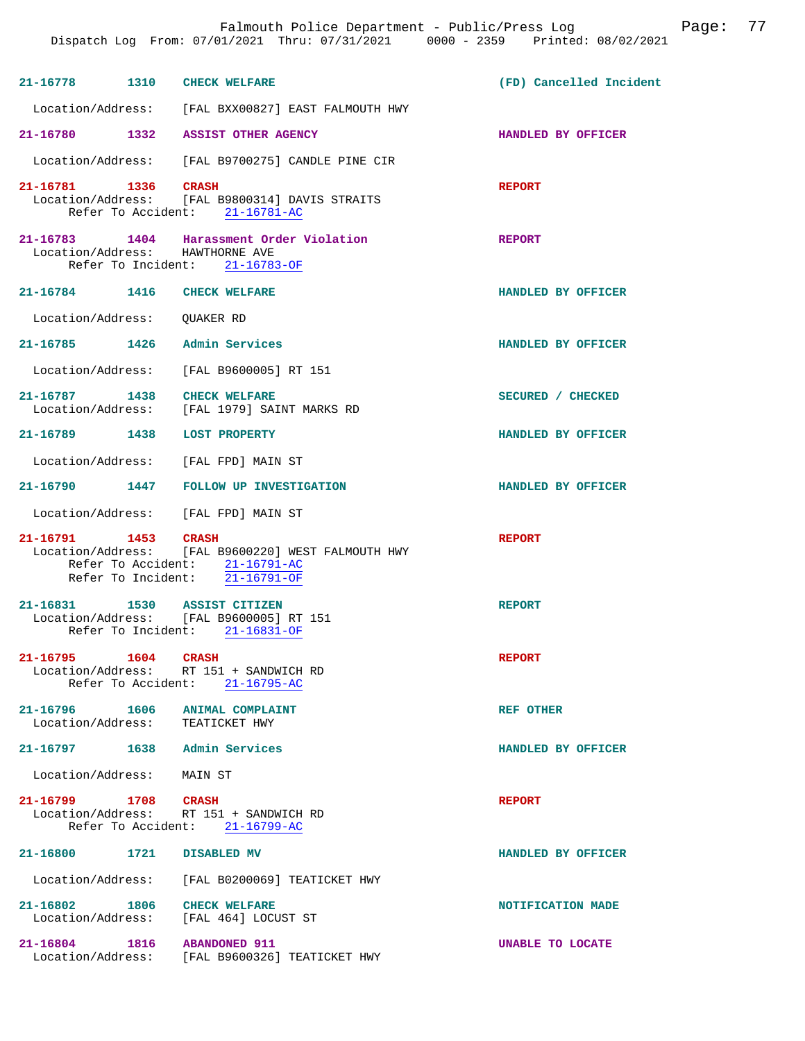**21-16778** 1310 **CHECK WELFARE** (FD) Cancelled Incident

Location/Address: [FAL BXX00827] EAST FALMOUTH HWY

**21-16780** 1332 **ASSIST OTHER AGENCY** HANDLED BY OFFICER

Location/Address: [FAL B9700275] CANDLE PINE CIR

**21-16781** 1336 **CRASH** REPORT

Location/Address: [FAL B9800314] DAVIS STRAITS
Refer To Accident: 21-16781-AC

**21-16783** 1404 **Harassment Order Violation** REPORT

Location/Address: HAWTHORNE AVE
Refer To Incident: 21-16783-OF

**21-16784** 1416 **CHECK WELFARE** HANDLED BY OFFICER

Location/Address: QUAKER RD

**21-16785** 1426 **Admin Services** HANDLED BY OFFICER

Location/Address: [FAL B9600005] RT 151

**21-16787** 1438 **CHECK WELFARE** SECURED / CHECKED

Location/Address: [FAL 1979] SAINT MARKS RD

**21-16789** 1438 **LOST PROPERTY** HANDLED BY OFFICER

Location/Address: [FAL FPD] MAIN ST

**21-16790** 1447 **FOLLOW UP INVESTIGATION** HANDLED BY OFFICER

Location/Address: [FAL FPD] MAIN ST

**21-16791** 1453 **CRASH** REPORT

Location/Address: [FAL B9600220] WEST FALMOUTH HWY
Refer To Accident: 21-16791-AC
Refer To Incident: 21-16791-OF

**21-16831** 1530 **ASSIST CITIZEN** REPORT

Location/Address: [FAL B9600005] RT 151
Refer To Incident: 21-16831-OF

**21-16795** 1604 **CRASH** REPORT

Location/Address: RT 151 + SANDWICH RD
Refer To Accident: 21-16795-AC

**21-16796** 1606 **ANIMAL COMPLAINT** REF OTHER

Location/Address: TEATICKET HWY

**21-16797** 1638 **Admin Services** HANDLED BY OFFICER

Location/Address: MAIN ST

**21-16799** 1708 **CRASH** REPORT

Location/Address: RT 151 + SANDWICH RD
Refer To Accident: 21-16799-AC

**21-16800** 1721 **DISABLED MV** HANDLED BY OFFICER

Location/Address: [FAL B0200069] TEATICKET HWY

**21-16802** 1806 **CHECK WELFARE** NOTIFICATION MADE

Location/Address: [FAL 464] LOCUST ST

**21-16804** 1816 **ABANDONED 911** UNABLE TO LOCATE

Location/Address: [FAL B9600326] TEATICKET HWY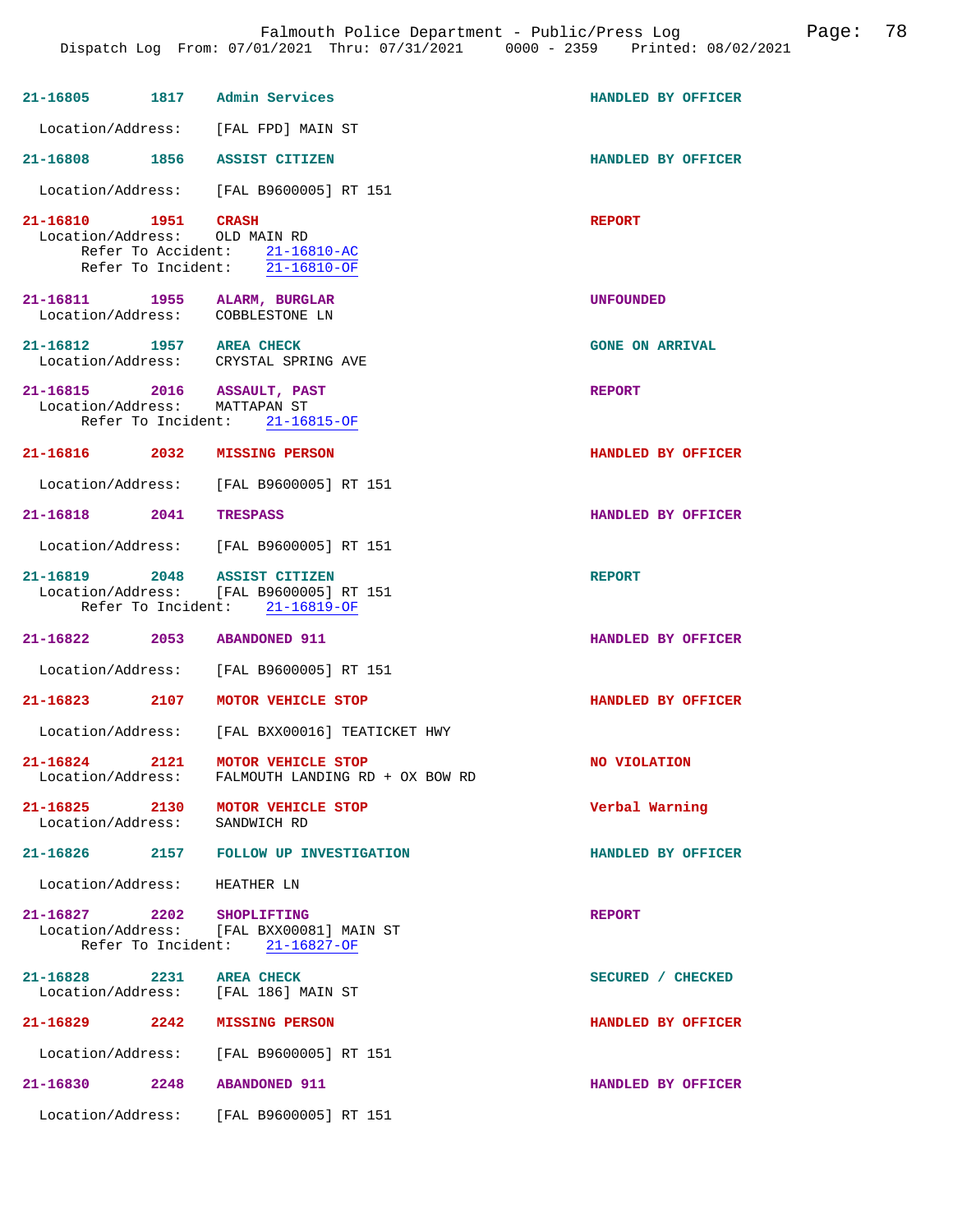Falmouth Police Department - Public/Press Log
Dispatch Log From: 07/01/2021 Thru: 07/31/2021 0000 - 2359 Printed: 08/02/2021

**21-16805** 1817 **Admin Services** — HANDLED BY OFFICER
Location/Address: [FAL FPD] MAIN ST

**21-16808** 1856 **ASSIST CITIZEN** — HANDLED BY OFFICER
Location/Address: [FAL B9600005] RT 151

**21-16810** 1951 **CRASH** — REPORT
Location/Address: OLD MAIN RD
Refer To Accident: 21-16810-AC
Refer To Incident: 21-16810-OF

**21-16811** 1955 **ALARM, BURGLAR** — UNFOUNDED
Location/Address: COBBLESTONE LN

**21-16812** 1957 **AREA CHECK** — GONE ON ARRIVAL
Location/Address: CRYSTAL SPRING AVE

**21-16815** 2016 **ASSAULT, PAST** — REPORT
Location/Address: MATTAPAN ST
Refer To Incident: 21-16815-OF

**21-16816** 2032 **MISSING PERSON** — HANDLED BY OFFICER
Location/Address: [FAL B9600005] RT 151

**21-16818** 2041 **TRESPASS** — HANDLED BY OFFICER
Location/Address: [FAL B9600005] RT 151

**21-16819** 2048 **ASSIST CITIZEN** — REPORT
Location/Address: [FAL B9600005] RT 151
Refer To Incident: 21-16819-OF

**21-16822** 2053 **ABANDONED 911** — HANDLED BY OFFICER
Location/Address: [FAL B9600005] RT 151

**21-16823** 2107 **MOTOR VEHICLE STOP** — HANDLED BY OFFICER
Location/Address: [FAL BXX00016] TEATICKET HWY

**21-16824** 2121 **MOTOR VEHICLE STOP** — NO VIOLATION
Location/Address: FALMOUTH LANDING RD + OX BOW RD

**21-16825** 2130 **MOTOR VEHICLE STOP** — Verbal Warning
Location/Address: SANDWICH RD

**21-16826** 2157 **FOLLOW UP INVESTIGATION** — HANDLED BY OFFICER
Location/Address: HEATHER LN

**21-16827** 2202 **SHOPLIFTING** — REPORT
Location/Address: [FAL BXX00081] MAIN ST
Refer To Incident: 21-16827-OF

**21-16828** 2231 **AREA CHECK** — SECURED / CHECKED
Location/Address: [FAL 186] MAIN ST

**21-16829** 2242 **MISSING PERSON** — HANDLED BY OFFICER
Location/Address: [FAL B9600005] RT 151

**21-16830** 2248 **ABANDONED 911** — HANDLED BY OFFICER
Location/Address: [FAL B9600005] RT 151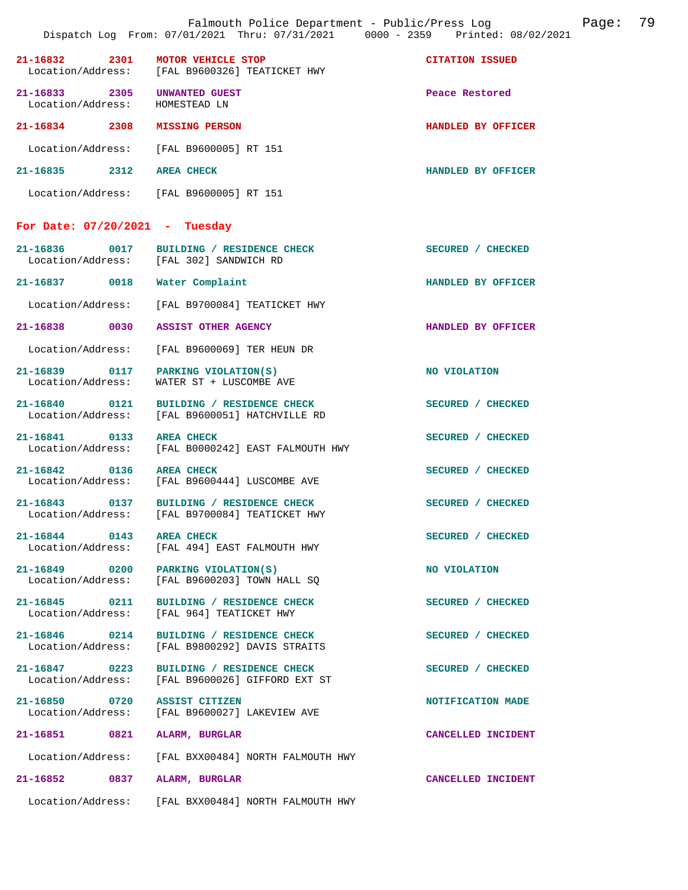21-16832 2301 **MOTOR VEHICLE STOP** CITATION ISSUED
Location/Address: [FAL B9600326] TEATICKET HWY

21-16833 2305 **UNWANTED GUEST** Peace Restored
Location/Address: HOMESTEAD LN

21-16834 2308 **MISSING PERSON** HANDLED BY OFFICER
Location/Address: [FAL B9600005] RT 151

21-16835 2312 **AREA CHECK** HANDLED BY OFFICER
Location/Address: [FAL B9600005] RT 151

## For Date: 07/20/2021 - Tuesday

21-16836 0017 **BUILDING / RESIDENCE CHECK** SECURED / CHECKED
Location/Address: [FAL 302] SANDWICH RD

21-16837 0018 **Water Complaint** HANDLED BY OFFICER
Location/Address: [FAL B9700084] TEATICKET HWY

21-16838 0030 **ASSIST OTHER AGENCY** HANDLED BY OFFICER
Location/Address: [FAL B9600069] TER HEUN DR

21-16839 0117 **PARKING VIOLATION(S)** NO VIOLATION
Location/Address: WATER ST + LUSCOMBE AVE

21-16840 0121 **BUILDING / RESIDENCE CHECK** SECURED / CHECKED
Location/Address: [FAL B9600051] HATCHVILLE RD

21-16841 0133 **AREA CHECK** SECURED / CHECKED
Location/Address: [FAL B0000242] EAST FALMOUTH HWY

21-16842 0136 **AREA CHECK** SECURED / CHECKED
Location/Address: [FAL B9600444] LUSCOMBE AVE

21-16843 0137 **BUILDING / RESIDENCE CHECK** SECURED / CHECKED
Location/Address: [FAL B9700084] TEATICKET HWY

21-16844 0143 **AREA CHECK** SECURED / CHECKED
Location/Address: [FAL 494] EAST FALMOUTH HWY

21-16849 0200 **PARKING VIOLATION(S)** NO VIOLATION
Location/Address: [FAL B9600203] TOWN HALL SQ

21-16845 0211 **BUILDING / RESIDENCE CHECK** SECURED / CHECKED
Location/Address: [FAL 964] TEATICKET HWY

21-16846 0214 **BUILDING / RESIDENCE CHECK** SECURED / CHECKED
Location/Address: [FAL B9800292] DAVIS STRAITS

21-16847 0223 **BUILDING / RESIDENCE CHECK** SECURED / CHECKED
Location/Address: [FAL B9600026] GIFFORD EXT ST

21-16850 0720 **ASSIST CITIZEN** NOTIFICATION MADE
Location/Address: [FAL B9600027] LAKEVIEW AVE

21-16851 0821 **ALARM, BURGLAR** CANCELLED INCIDENT
Location/Address: [FAL BXX00484] NORTH FALMOUTH HWY

21-16852 0837 **ALARM, BURGLAR** CANCELLED INCIDENT
Location/Address: [FAL BXX00484] NORTH FALMOUTH HWY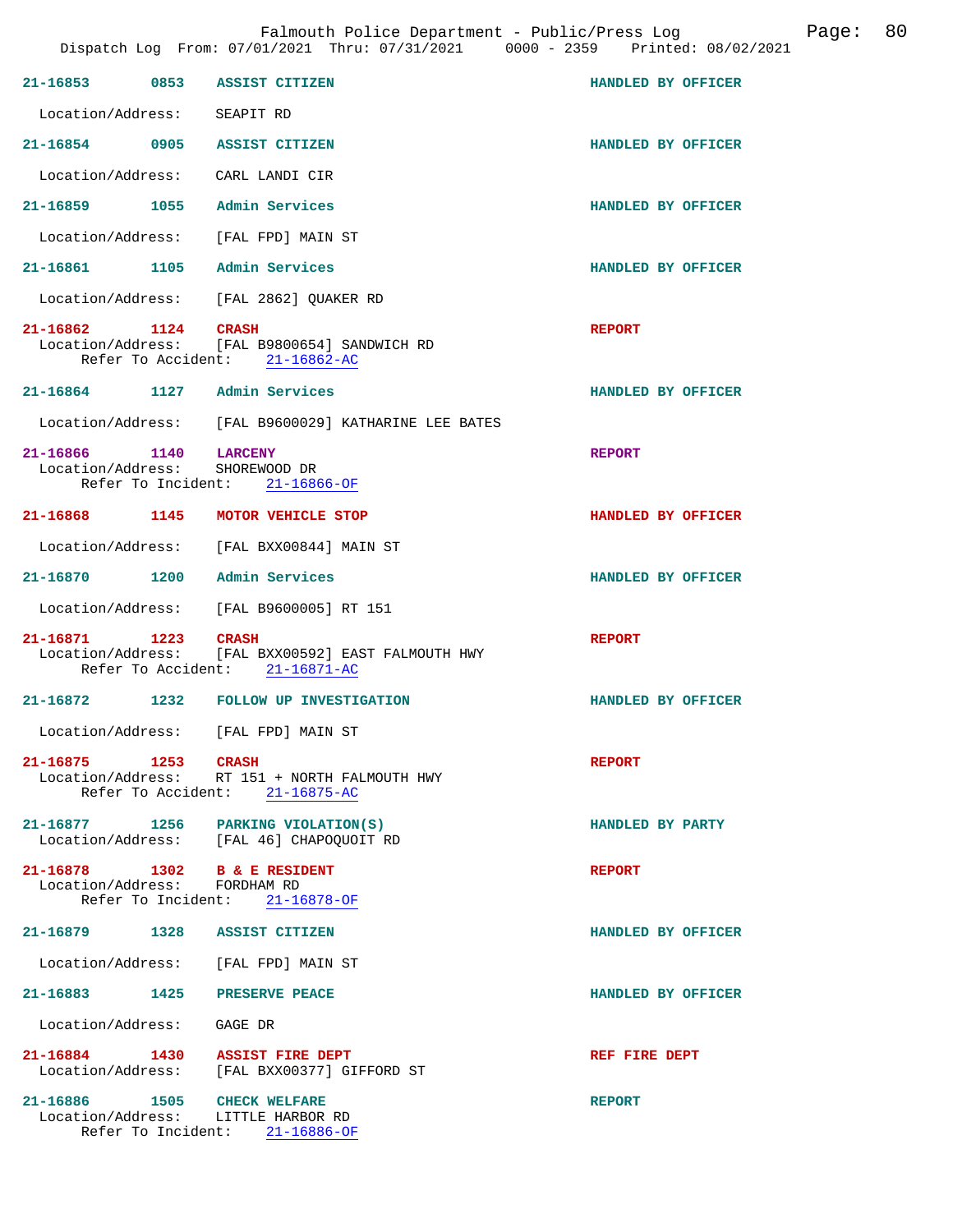Falmouth Police Department - Public/Press Log
Dispatch Log From: 07/01/2021 Thru: 07/31/2021 0000 - 2359 Printed: 08/02/2021

**21-16853 0853 ASSIST CITIZEN** — HANDLED BY OFFICER
Location/Address: SEAPIT RD

**21-16854 0905 ASSIST CITIZEN** — HANDLED BY OFFICER
Location/Address: CARL LANDI CIR

**21-16859 1055 Admin Services** — HANDLED BY OFFICER
Location/Address: [FAL FPD] MAIN ST

**21-16861 1105 Admin Services** — HANDLED BY OFFICER
Location/Address: [FAL 2862] QUAKER RD

**21-16862 1124 CRASH** — REPORT
Location/Address: [FAL B9800654] SANDWICH RD
Refer To Accident: 21-16862-AC

**21-16864 1127 Admin Services** — HANDLED BY OFFICER
Location/Address: [FAL B9600029] KATHARINE LEE BATES

**21-16866 1140 LARCENY** — REPORT
Location/Address: SHOREWOOD DR
Refer To Incident: 21-16866-OF

**21-16868 1145 MOTOR VEHICLE STOP** — HANDLED BY OFFICER
Location/Address: [FAL BXX00844] MAIN ST

**21-16870 1200 Admin Services** — HANDLED BY OFFICER
Location/Address: [FAL B9600005] RT 151

**21-16871 1223 CRASH** — REPORT
Location/Address: [FAL BXX00592] EAST FALMOUTH HWY
Refer To Accident: 21-16871-AC

**21-16872 1232 FOLLOW UP INVESTIGATION** — HANDLED BY OFFICER
Location/Address: [FAL FPD] MAIN ST

**21-16875 1253 CRASH** — REPORT
Location/Address: RT 151 + NORTH FALMOUTH HWY
Refer To Accident: 21-16875-AC

**21-16877 1256 PARKING VIOLATION(S)** — HANDLED BY PARTY
Location/Address: [FAL 46] CHAPOQUOIT RD

**21-16878 1302 B & E RESIDENT** — REPORT
Location/Address: FORDHAM RD
Refer To Incident: 21-16878-OF

**21-16879 1328 ASSIST CITIZEN** — HANDLED BY OFFICER
Location/Address: [FAL FPD] MAIN ST

**21-16883 1425 PRESERVE PEACE** — HANDLED BY OFFICER
Location/Address: GAGE DR

**21-16884 1430 ASSIST FIRE DEPT** — REF FIRE DEPT
Location/Address: [FAL BXX00377] GIFFORD ST

**21-16886 1505 CHECK WELFARE** — REPORT
Location/Address: LITTLE HARBOR RD
Refer To Incident: 21-16886-OF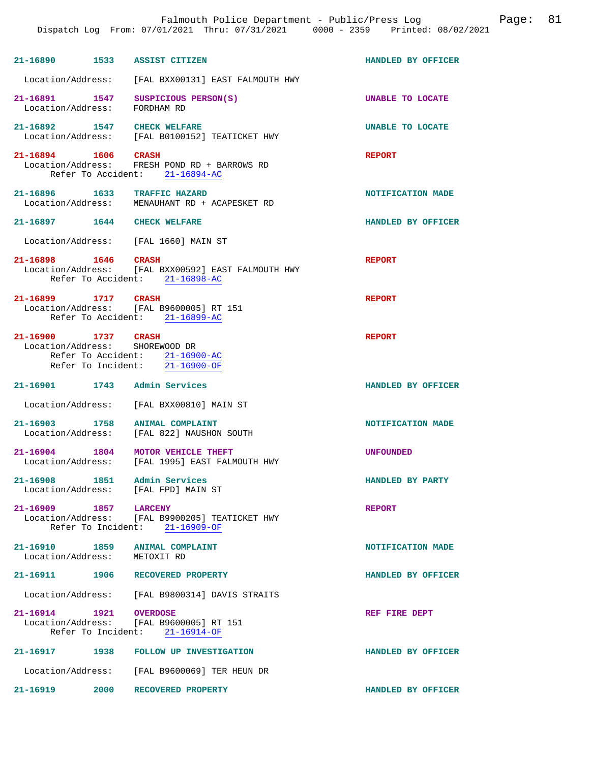**21-16890** 1533 **ASSIST CITIZEN** — HANDLED BY OFFICER
Location/Address: [FAL BXX00131] EAST FALMOUTH HWY

**21-16891** 1547 **SUSPICIOUS PERSON(S)** — UNABLE TO LOCATE
Location/Address: FORDHAM RD

**21-16892** 1547 **CHECK WELFARE** — UNABLE TO LOCATE
Location/Address: [FAL B0100152] TEATICKET HWY

**21-16894** 1606 **CRASH** — REPORT
Location/Address: FRESH POND RD + BARROWS RD
Refer To Accident: 21-16894-AC

**21-16896** 1633 **TRAFFIC HAZARD** — NOTIFICATION MADE
Location/Address: MENAUHANT RD + ACAPESKET RD

**21-16897** 1644 **CHECK WELFARE** — HANDLED BY OFFICER
Location/Address: [FAL 1660] MAIN ST

**21-16898** 1646 **CRASH** — REPORT
Location/Address: [FAL BXX00592] EAST FALMOUTH HWY
Refer To Accident: 21-16898-AC

**21-16899** 1717 **CRASH** — REPORT
Location/Address: [FAL B9600005] RT 151
Refer To Accident: 21-16899-AC

**21-16900** 1737 **CRASH** — REPORT
Location/Address: SHOREWOOD DR
Refer To Accident: 21-16900-AC
Refer To Incident: 21-16900-OF

**21-16901** 1743 **Admin Services** — HANDLED BY OFFICER
Location/Address: [FAL BXX00810] MAIN ST

**21-16903** 1758 **ANIMAL COMPLAINT** — NOTIFICATION MADE
Location/Address: [FAL 822] NAUSHON SOUTH

**21-16904** 1804 **MOTOR VEHICLE THEFT** — UNFOUNDED
Location/Address: [FAL 1995] EAST FALMOUTH HWY

**21-16908** 1851 **Admin Services** — HANDLED BY PARTY
Location/Address: [FAL FPD] MAIN ST

**21-16909** 1857 **LARCENY** — REPORT
Location/Address: [FAL B9900205] TEATICKET HWY
Refer To Incident: 21-16909-OF

**21-16910** 1859 **ANIMAL COMPLAINT** — NOTIFICATION MADE
Location/Address: METOXIT RD

**21-16911** 1906 **RECOVERED PROPERTY** — HANDLED BY OFFICER
Location/Address: [FAL B9800314] DAVIS STRAITS

**21-16914** 1921 **OVERDOSE** — REF FIRE DEPT
Location/Address: [FAL B9600005] RT 151
Refer To Incident: 21-16914-OF

**21-16917** 1938 **FOLLOW UP INVESTIGATION** — HANDLED BY OFFICER
Location/Address: [FAL B9600069] TER HEUN DR

**21-16919** 2000 **RECOVERED PROPERTY** — HANDLED BY OFFICER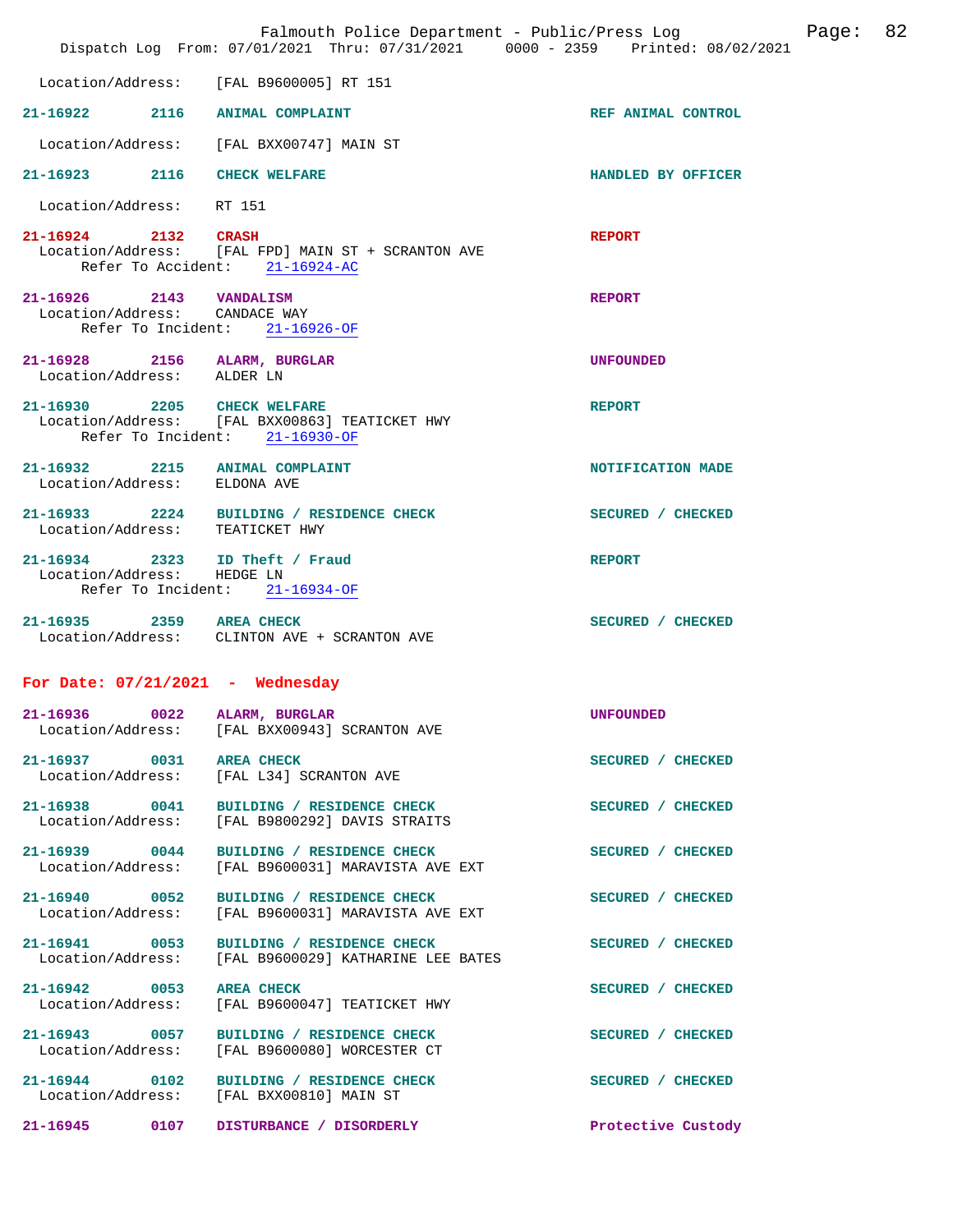Location/Address: [FAL B9600005] RT 151

**21-16922** 2116 **ANIMAL COMPLAINT** REF ANIMAL CONTROL
Location/Address: [FAL BXX00747] MAIN ST

**21-16923** 2116 **CHECK WELFARE** HANDLED BY OFFICER
Location/Address: RT 151

**21-16924** 2132 **CRASH** REPORT
Location/Address: [FAL FPD] MAIN ST + SCRANTON AVE
Refer To Accident: 21-16924-AC

**21-16926** 2143 **VANDALISM** REPORT
Location/Address: CANDACE WAY
Refer To Incident: 21-16926-OF

**21-16928** 2156 **ALARM, BURGLAR** UNFOUNDED
Location/Address: ALDER LN

**21-16930** 2205 **CHECK WELFARE** REPORT
Location/Address: [FAL BXX00863] TEATICKET HWY
Refer To Incident: 21-16930-OF

**21-16932** 2215 **ANIMAL COMPLAINT** NOTIFICATION MADE
Location/Address: ELDONA AVE

**21-16933** 2224 **BUILDING / RESIDENCE CHECK** SECURED / CHECKED
Location/Address: TEATICKET HWY

**21-16934** 2323 **ID Theft / Fraud** REPORT
Location/Address: HEDGE LN
Refer To Incident: 21-16934-OF

**21-16935** 2359 **AREA CHECK** SECURED / CHECKED
Location/Address: CLINTON AVE + SCRANTON AVE

## For Date: 07/21/2021 - Wednesday

**21-16936** 0022 **ALARM, BURGLAR** UNFOUNDED
Location/Address: [FAL BXX00943] SCRANTON AVE

**21-16937** 0031 **AREA CHECK** SECURED / CHECKED
Location/Address: [FAL L34] SCRANTON AVE

**21-16938** 0041 **BUILDING / RESIDENCE CHECK** SECURED / CHECKED
Location/Address: [FAL B9800292] DAVIS STRAITS

**21-16939** 0044 **BUILDING / RESIDENCE CHECK** SECURED / CHECKED
Location/Address: [FAL B9600031] MARAVISTA AVE EXT

**21-16940** 0052 **BUILDING / RESIDENCE CHECK** SECURED / CHECKED
Location/Address: [FAL B9600031] MARAVISTA AVE EXT

**21-16941** 0053 **BUILDING / RESIDENCE CHECK** SECURED / CHECKED
Location/Address: [FAL B9600029] KATHARINE LEE BATES

**21-16942** 0053 **AREA CHECK** SECURED / CHECKED
Location/Address: [FAL B9600047] TEATICKET HWY

**21-16943** 0057 **BUILDING / RESIDENCE CHECK** SECURED / CHECKED
Location/Address: [FAL B9600080] WORCESTER CT

**21-16944** 0102 **BUILDING / RESIDENCE CHECK** SECURED / CHECKED
Location/Address: [FAL BXX00810] MAIN ST

**21-16945** 0107 **DISTURBANCE / DISORDERLY** Protective Custody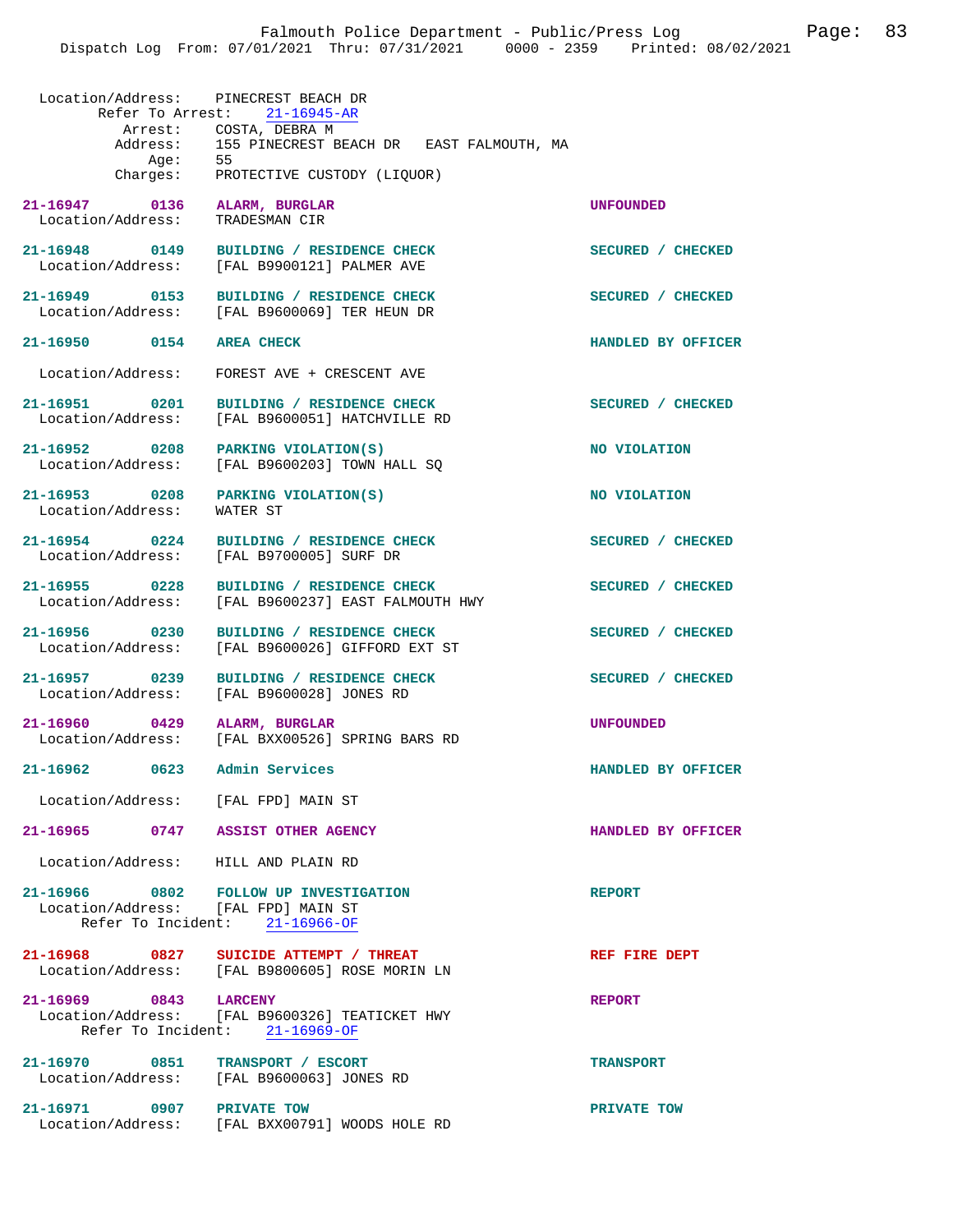Location/Address: PINECREST BEACH DR
Refer To Arrest: 21-16945-AR
Arrest: COSTA, DEBRA M
Address: 155 PINECREST BEACH DR EAST FALMOUTH, MA
Age: 55
Charges: PROTECTIVE CUSTODY (LIQUOR)

**21-16947 0136 ALARM, BURGLAR** — UNFOUNDED
Location/Address: TRADESMAN CIR

**21-16948 0149 BUILDING / RESIDENCE CHECK** — SECURED / CHECKED
Location/Address: [FAL B9900121] PALMER AVE

**21-16949 0153 BUILDING / RESIDENCE CHECK** — SECURED / CHECKED
Location/Address: [FAL B9600069] TER HEUN DR

**21-16950 0154 AREA CHECK** — HANDLED BY OFFICER
Location/Address: FOREST AVE + CRESCENT AVE

**21-16951 0201 BUILDING / RESIDENCE CHECK** — SECURED / CHECKED
Location/Address: [FAL B9600051] HATCHVILLE RD

**21-16952 0208 PARKING VIOLATION(S)** — NO VIOLATION
Location/Address: [FAL B9600203] TOWN HALL SQ

**21-16953 0208 PARKING VIOLATION(S)** — NO VIOLATION
Location/Address: WATER ST

**21-16954 0224 BUILDING / RESIDENCE CHECK** — SECURED / CHECKED
Location/Address: [FAL B9700005] SURF DR

**21-16955 0228 BUILDING / RESIDENCE CHECK** — SECURED / CHECKED
Location/Address: [FAL B9600237] EAST FALMOUTH HWY

**21-16956 0230 BUILDING / RESIDENCE CHECK** — SECURED / CHECKED
Location/Address: [FAL B9600026] GIFFORD EXT ST

**21-16957 0239 BUILDING / RESIDENCE CHECK** — SECURED / CHECKED
Location/Address: [FAL B9600028] JONES RD

**21-16960 0429 ALARM, BURGLAR** — UNFOUNDED
Location/Address: [FAL BXX00526] SPRING BARS RD

**21-16962 0623 Admin Services** — HANDLED BY OFFICER
Location/Address: [FAL FPD] MAIN ST

**21-16965 0747 ASSIST OTHER AGENCY** — HANDLED BY OFFICER
Location/Address: HILL AND PLAIN RD

**21-16966 0802 FOLLOW UP INVESTIGATION** — REPORT
Location/Address: [FAL FPD] MAIN ST
Refer To Incident: 21-16966-OF

**21-16968 0827 SUICIDE ATTEMPT / THREAT** — REF FIRE DEPT
Location/Address: [FAL B9800605] ROSE MORIN LN

**21-16969 0843 LARCENY** — REPORT
Location/Address: [FAL B9600326] TEATICKET HWY
Refer To Incident: 21-16969-OF

**21-16970 0851 TRANSPORT / ESCORT** — TRANSPORT
Location/Address: [FAL B9600063] JONES RD

**21-16971 0907 PRIVATE TOW** — PRIVATE TOW
Location/Address: [FAL BXX00791] WOODS HOLE RD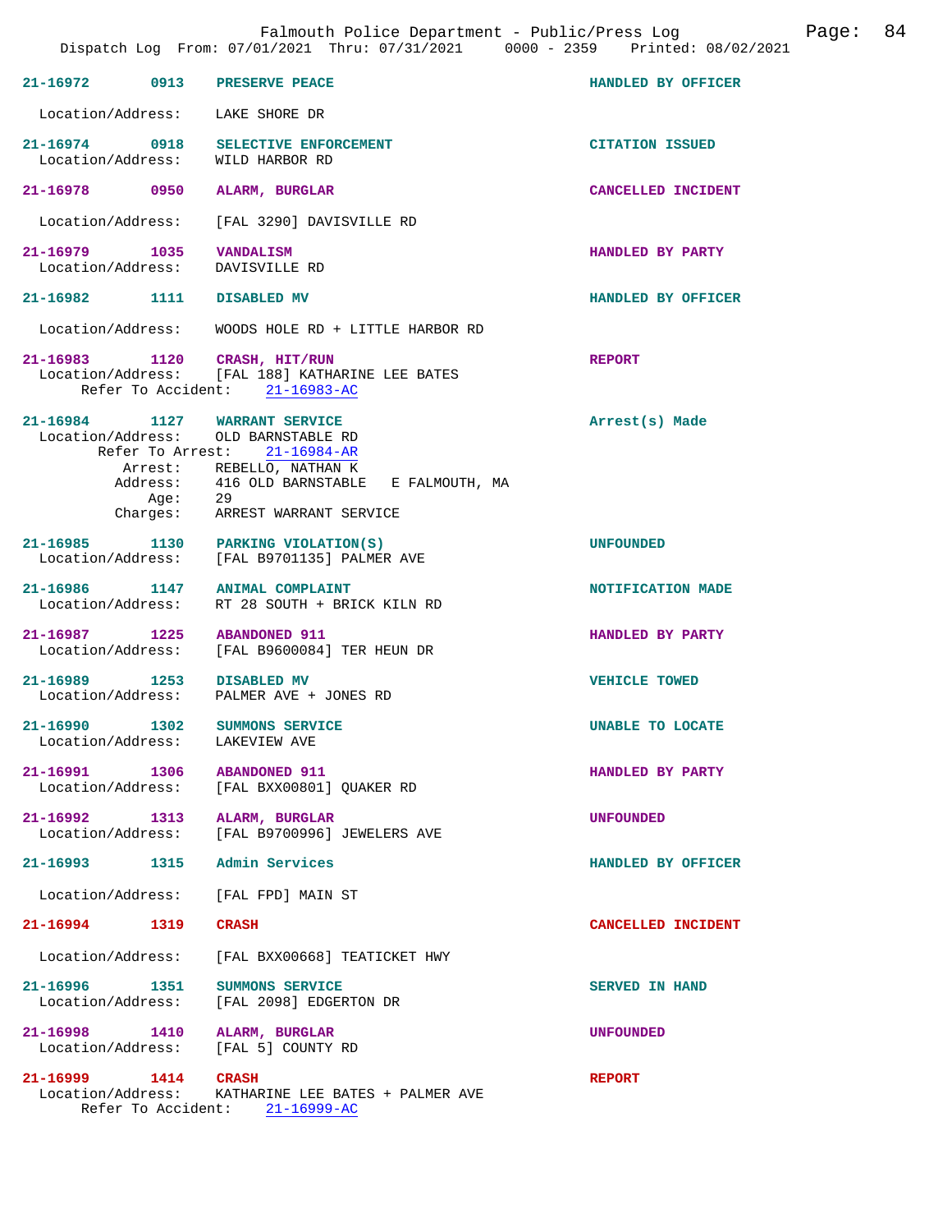21-16972 0913 PRESERVE PEACE HANDLED BY OFFICER

Location/Address: LAKE SHORE DR

21-16974 0918 SELECTIVE ENFORCEMENT CITATION ISSUED
Location/Address: WILD HARBOR RD

21-16978 0950 ALARM, BURGLAR CANCELLED INCIDENT

Location/Address: [FAL 3290] DAVISVILLE RD

21-16979 1035 VANDALISM HANDLED BY PARTY
Location/Address: DAVISVILLE RD

21-16982 1111 DISABLED MV HANDLED BY OFFICER

Location/Address: WOODS HOLE RD + LITTLE HARBOR RD

21-16983 1120 CRASH, HIT/RUN REPORT
Location/Address: [FAL 188] KATHARINE LEE BATES
Refer To Accident: 21-16983-AC

21-16984 1127 WARRANT SERVICE Arrest(s) Made
Location/Address: OLD BARNSTABLE RD
Refer To Arrest: 21-16984-AR
Arrest: REBELLO, NATHAN K
Address: 416 OLD BARNSTABLE E FALMOUTH, MA
Age: 29
Charges: ARREST WARRANT SERVICE

21-16985 1130 PARKING VIOLATION(S) UNFOUNDED
Location/Address: [FAL B9701135] PALMER AVE

21-16986 1147 ANIMAL COMPLAINT NOTIFICATION MADE
Location/Address: RT 28 SOUTH + BRICK KILN RD

21-16987 1225 ABANDONED 911 HANDLED BY PARTY
Location/Address: [FAL B9600084] TER HEUN DR

21-16989 1253 DISABLED MV VEHICLE TOWED
Location/Address: PALMER AVE + JONES RD

21-16990 1302 SUMMONS SERVICE UNABLE TO LOCATE
Location/Address: LAKEVIEW AVE

21-16991 1306 ABANDONED 911 HANDLED BY PARTY
Location/Address: [FAL BXX00801] QUAKER RD

21-16992 1313 ALARM, BURGLAR UNFOUNDED
Location/Address: [FAL B9700996] JEWELERS AVE

21-16993 1315 Admin Services HANDLED BY OFFICER

Location/Address: [FAL FPD] MAIN ST

21-16994 1319 CRASH CANCELLED INCIDENT

Location/Address: [FAL BXX00668] TEATICKET HWY

21-16996 1351 SUMMONS SERVICE SERVED IN HAND
Location/Address: [FAL 2098] EDGERTON DR

21-16998 1410 ALARM, BURGLAR UNFOUNDED
Location/Address: [FAL 5] COUNTY RD

21-16999 1414 CRASH REPORT
Location/Address: KATHARINE LEE BATES + PALMER AVE
Refer To Accident: 21-16999-AC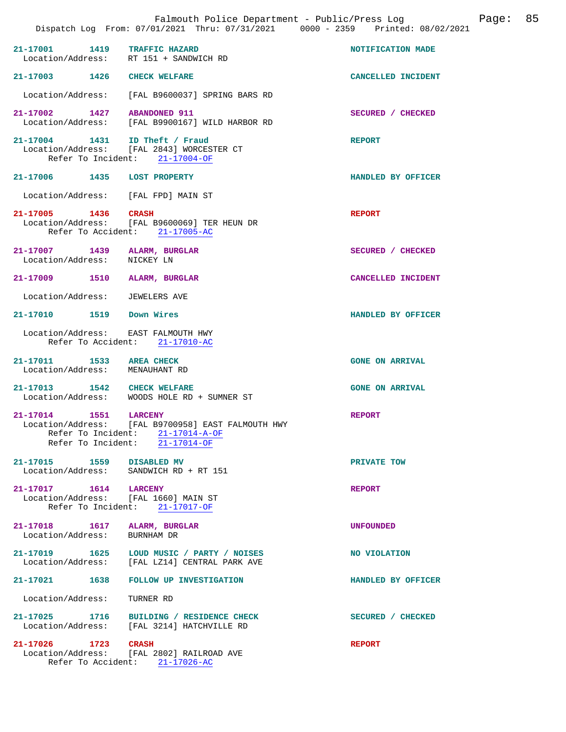21-17001 1419 TRAFFIC HAZARD NOTIFICATION MADE
Location/Address: RT 151 + SANDWICH RD

21-17003 1426 CHECK WELFARE CANCELLED INCIDENT
Location/Address: [FAL B9600037] SPRING BARS RD

21-17002 1427 ABANDONED 911 SECURED / CHECKED
Location/Address: [FAL B9900167] WILD HARBOR RD

21-17004 1431 ID Theft / Fraud REPORT
Location/Address: [FAL 2843] WORCESTER CT
Refer To Incident: 21-17004-OF

21-17006 1435 LOST PROPERTY HANDLED BY OFFICER
Location/Address: [FAL FPD] MAIN ST

21-17005 1436 CRASH REPORT
Location/Address: [FAL B9600069] TER HEUN DR
Refer To Accident: 21-17005-AC

21-17007 1439 ALARM, BURGLAR SECURED / CHECKED
Location/Address: NICKEY LN

21-17009 1510 ALARM, BURGLAR CANCELLED INCIDENT
Location/Address: JEWELERS AVE

21-17010 1519 Down Wires HANDLED BY OFFICER
Location/Address: EAST FALMOUTH HWY
Refer To Accident: 21-17010-AC

21-17011 1533 AREA CHECK GONE ON ARRIVAL
Location/Address: MENAUHANT RD

21-17013 1542 CHECK WELFARE GONE ON ARRIVAL
Location/Address: WOODS HOLE RD + SUMNER ST

21-17014 1551 LARCENY REPORT
Location/Address: [FAL B9700958] EAST FALMOUTH HWY
Refer To Incident: 21-17014-A-OF
Refer To Incident: 21-17014-OF

21-17015 1559 DISABLED MV PRIVATE TOW
Location/Address: SANDWICH RD + RT 151

21-17017 1614 LARCENY REPORT
Location/Address: [FAL 1660] MAIN ST
Refer To Incident: 21-17017-OF

21-17018 1617 ALARM, BURGLAR UNFOUNDED
Location/Address: BURNHAM DR

21-17019 1625 LOUD MUSIC / PARTY / NOISES NO VIOLATION
Location/Address: [FAL LZ14] CENTRAL PARK AVE

21-17021 1638 FOLLOW UP INVESTIGATION HANDLED BY OFFICER
Location/Address: TURNER RD

21-17025 1716 BUILDING / RESIDENCE CHECK SECURED / CHECKED
Location/Address: [FAL 3214] HATCHVILLE RD

21-17026 1723 CRASH REPORT
Location/Address: [FAL 2802] RAILROAD AVE
Refer To Accident: 21-17026-AC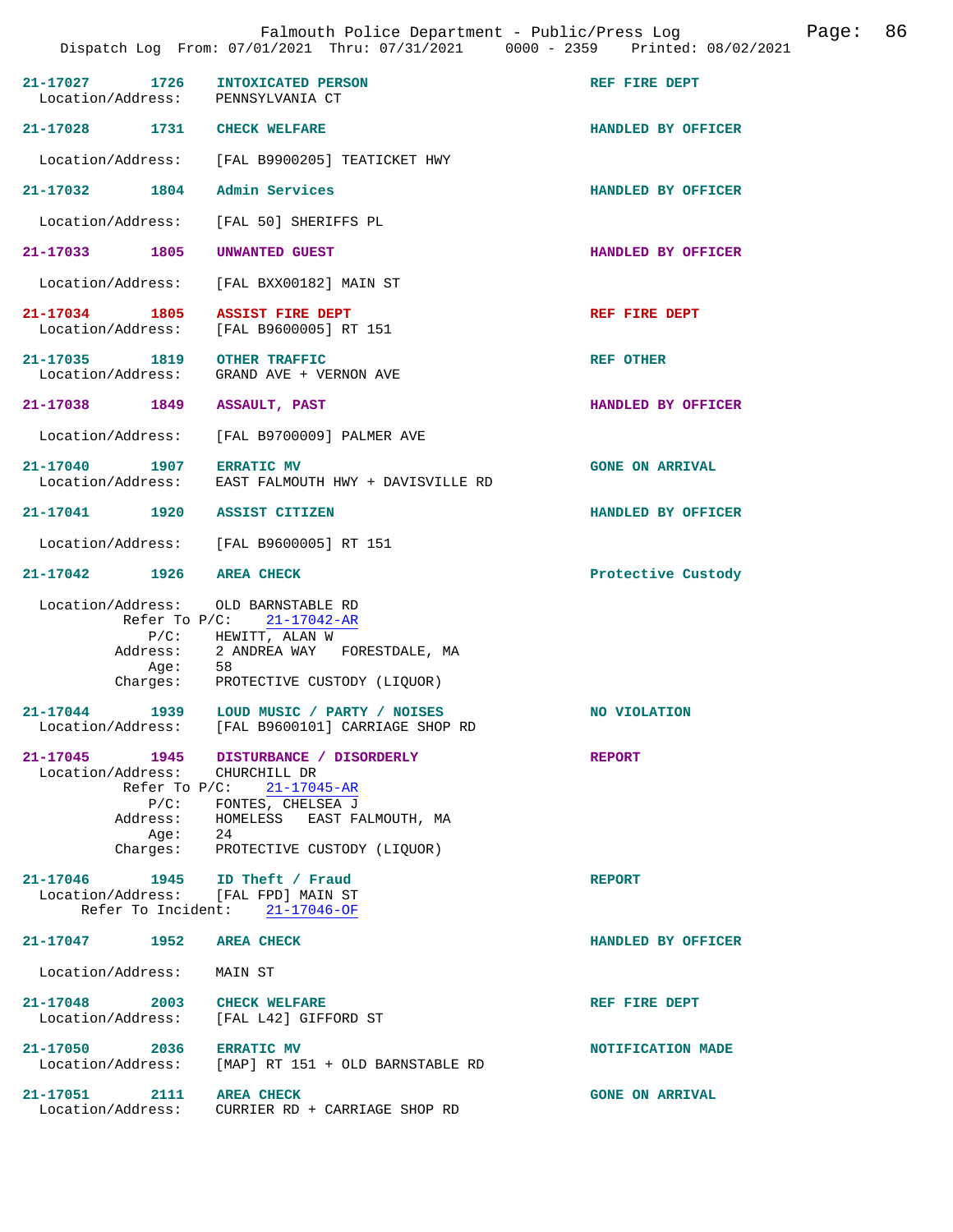**21-17027** 1726 **INTOXICATED PERSON** REF FIRE DEPT
Location/Address: PENNSYLVANIA CT

**21-17028** 1731 **CHECK WELFARE** HANDLED BY OFFICER
Location/Address: [FAL B9900205] TEATICKET HWY

**21-17032** 1804 **Admin Services** HANDLED BY OFFICER
Location/Address: [FAL 50] SHERIFFS PL

**21-17033** 1805 **UNWANTED GUEST** HANDLED BY OFFICER
Location/Address: [FAL BXX00182] MAIN ST

**21-17034** 1805 **ASSIST FIRE DEPT** REF FIRE DEPT
Location/Address: [FAL B9600005] RT 151

**21-17035** 1819 **OTHER TRAFFIC** REF OTHER
Location/Address: GRAND AVE + VERNON AVE

**21-17038** 1849 **ASSAULT, PAST** HANDLED BY OFFICER
Location/Address: [FAL B9700009] PALMER AVE

**21-17040** 1907 **ERRATIC MV** GONE ON ARRIVAL
Location/Address: EAST FALMOUTH HWY + DAVISVILLE RD

**21-17041** 1920 **ASSIST CITIZEN** HANDLED BY OFFICER
Location/Address: [FAL B9600005] RT 151

**21-17042** 1926 **AREA CHECK** Protective Custody
Location/Address: OLD BARNSTABLE RD
Refer To P/C: 21-17042-AR
P/C: HEWITT, ALAN W
Address: 2 ANDREA WAY FORESTDALE, MA
Age: 58
Charges: PROTECTIVE CUSTODY (LIQUOR)

**21-17044** 1939 **LOUD MUSIC / PARTY / NOISES** NO VIOLATION
Location/Address: [FAL B9600101] CARRIAGE SHOP RD

**21-17045** 1945 **DISTURBANCE / DISORDERLY** REPORT
Location/Address: CHURCHILL DR
Refer To P/C: 21-17045-AR
P/C: FONTES, CHELSEA J
Address: HOMELESS EAST FALMOUTH, MA
Age: 24
Charges: PROTECTIVE CUSTODY (LIQUOR)

**21-17046** 1945 **ID Theft / Fraud** REPORT
Location/Address: [FAL FPD] MAIN ST
Refer To Incident: 21-17046-OF

**21-17047** 1952 **AREA CHECK** HANDLED BY OFFICER
Location/Address: MAIN ST

**21-17048** 2003 **CHECK WELFARE** REF FIRE DEPT
Location/Address: [FAL L42] GIFFORD ST

**21-17050** 2036 **ERRATIC MV** NOTIFICATION MADE
Location/Address: [MAP] RT 151 + OLD BARNSTABLE RD

**21-17051** 2111 **AREA CHECK** GONE ON ARRIVAL
Location/Address: CURRIER RD + CARRIAGE SHOP RD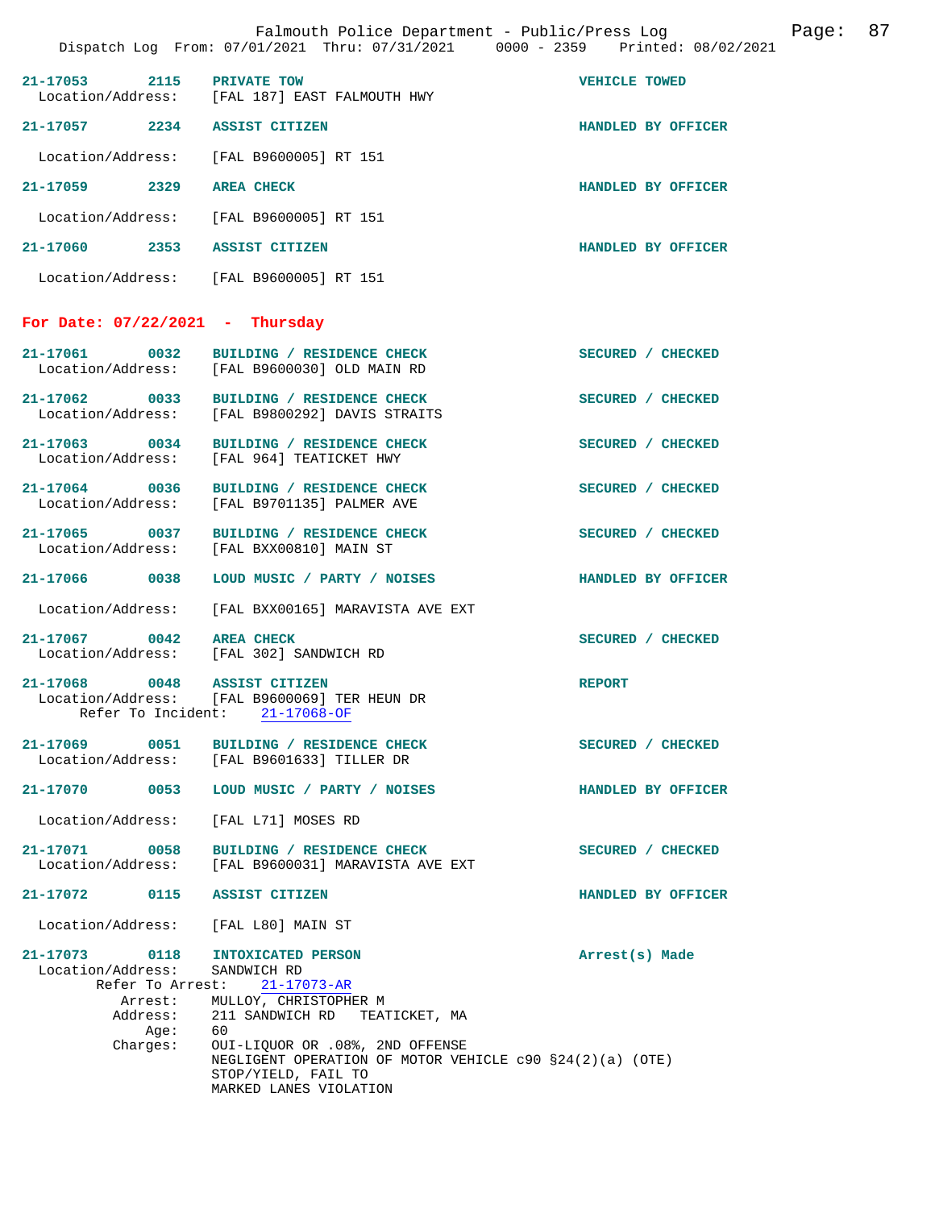21-17053 2115 PRIVATE TOW VEHICLE TOWED
Location/Address: [FAL 187] EAST FALMOUTH HWY

21-17057 2234 ASSIST CITIZEN HANDLED BY OFFICER

Location/Address: [FAL B9600005] RT 151

21-17059 2329 AREA CHECK HANDLED BY OFFICER

Location/Address: [FAL B9600005] RT 151

21-17060 2353 ASSIST CITIZEN HANDLED BY OFFICER

Location/Address: [FAL B9600005] RT 151

## For Date: 07/22/2021 - Thursday

21-17061 0032 BUILDING / RESIDENCE CHECK SECURED / CHECKED
Location/Address: [FAL B9600030] OLD MAIN RD

21-17062 0033 BUILDING / RESIDENCE CHECK SECURED / CHECKED
Location/Address: [FAL B9800292] DAVIS STRAITS

21-17063 0034 BUILDING / RESIDENCE CHECK SECURED / CHECKED
Location/Address: [FAL 964] TEATICKET HWY

21-17064 0036 BUILDING / RESIDENCE CHECK SECURED / CHECKED
Location/Address: [FAL B9701135] PALMER AVE

21-17065 0037 BUILDING / RESIDENCE CHECK SECURED / CHECKED
Location/Address: [FAL BXX00810] MAIN ST

21-17066 0038 LOUD MUSIC / PARTY / NOISES HANDLED BY OFFICER

Location/Address: [FAL BXX00165] MARAVISTA AVE EXT

21-17067 0042 AREA CHECK SECURED / CHECKED
Location/Address: [FAL 302] SANDWICH RD

21-17068 0048 ASSIST CITIZEN REPORT
Location/Address: [FAL B9600069] TER HEUN DR
Refer To Incident: 21-17068-OF

21-17069 0051 BUILDING / RESIDENCE CHECK SECURED / CHECKED
Location/Address: [FAL B9601633] TILLER DR

21-17070 0053 LOUD MUSIC / PARTY / NOISES HANDLED BY OFFICER

Location/Address: [FAL L71] MOSES RD

21-17071 0058 BUILDING / RESIDENCE CHECK SECURED / CHECKED
Location/Address: [FAL B9600031] MARAVISTA AVE EXT

21-17072 0115 ASSIST CITIZEN HANDLED BY OFFICER

Location/Address: [FAL L80] MAIN ST

21-17073 0118 INTOXICATED PERSON Arrest(s) Made
Location/Address: SANDWICH RD
Refer To Arrest: 21-17073-AR
Arrest: MULLOY, CHRISTOPHER M
Address: 211 SANDWICH RD TEATICKET, MA
Age: 60
Charges: OUI-LIQUOR OR .08%, 2ND OFFENSE
NEGLIGENT OPERATION OF MOTOR VEHICLE c90 §24(2)(a) (OTE)
STOP/YIELD, FAIL TO
MARKED LANES VIOLATION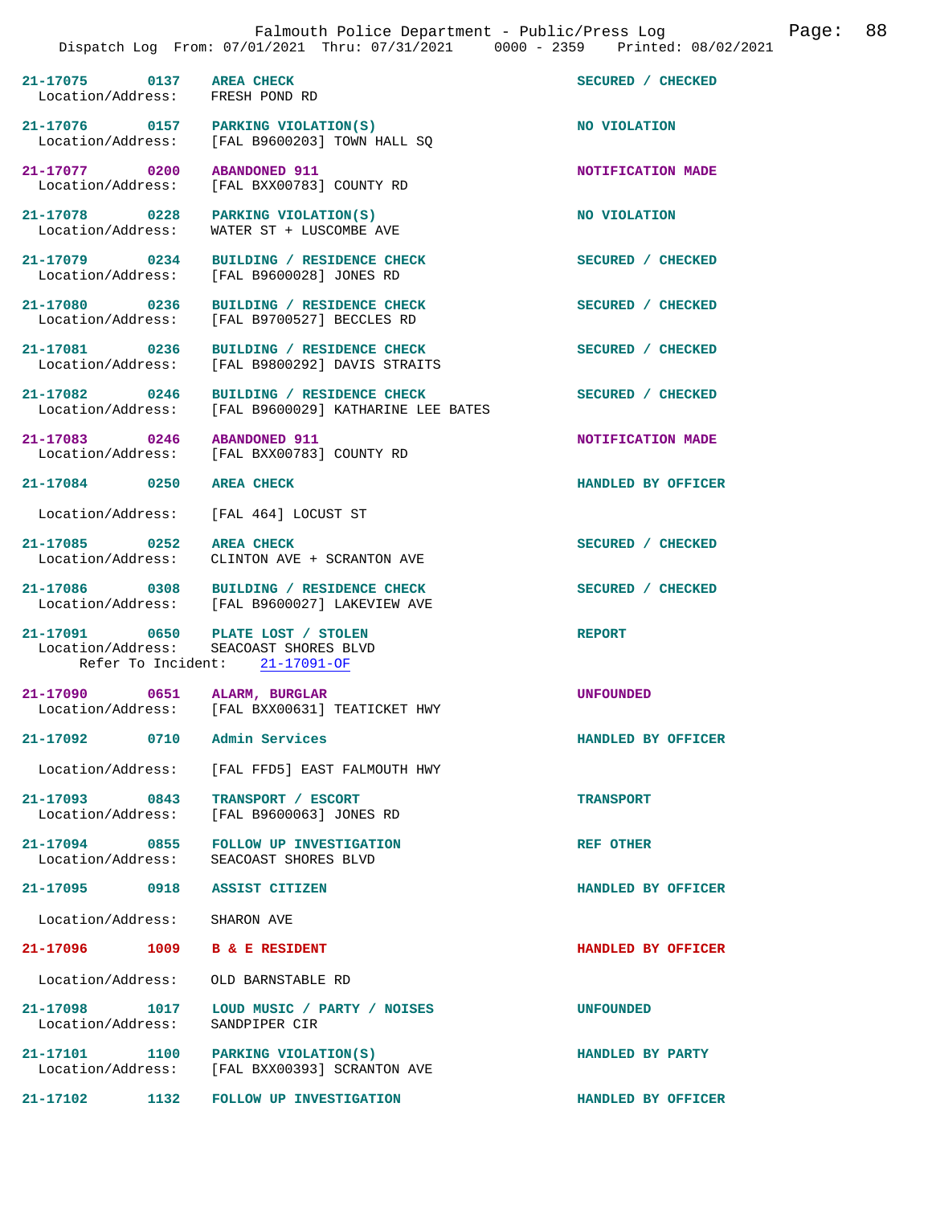21-17075 0137 AREA CHECK SECURED / CHECKED
Location/Address: FRESH POND RD

21-17076 0157 PARKING VIOLATION(S) NO VIOLATION
Location/Address: [FAL B9600203] TOWN HALL SQ

21-17077 0200 ABANDONED 911 NOTIFICATION MADE
Location/Address: [FAL BXX00783] COUNTY RD

21-17078 0228 PARKING VIOLATION(S) NO VIOLATION
Location/Address: WATER ST + LUSCOMBE AVE

21-17079 0234 BUILDING / RESIDENCE CHECK SECURED / CHECKED
Location/Address: [FAL B9600028] JONES RD

21-17080 0236 BUILDING / RESIDENCE CHECK SECURED / CHECKED
Location/Address: [FAL B9700527] BECCLES RD

21-17081 0236 BUILDING / RESIDENCE CHECK SECURED / CHECKED
Location/Address: [FAL B9800292] DAVIS STRAITS

21-17082 0246 BUILDING / RESIDENCE CHECK SECURED / CHECKED
Location/Address: [FAL B9600029] KATHARINE LEE BATES

21-17083 0246 ABANDONED 911 NOTIFICATION MADE
Location/Address: [FAL BXX00783] COUNTY RD

21-17084 0250 AREA CHECK HANDLED BY OFFICER
Location/Address: [FAL 464] LOCUST ST

21-17085 0252 AREA CHECK SECURED / CHECKED
Location/Address: CLINTON AVE + SCRANTON AVE

21-17086 0308 BUILDING / RESIDENCE CHECK SECURED / CHECKED
Location/Address: [FAL B9600027] LAKEVIEW AVE

21-17091 0650 PLATE LOST / STOLEN REPORT
Location/Address: SEACOAST SHORES BLVD
Refer To Incident: 21-17091-OF

21-17090 0651 ALARM, BURGLAR UNFOUNDED
Location/Address: [FAL BXX00631] TEATICKET HWY

21-17092 0710 Admin Services HANDLED BY OFFICER
Location/Address: [FAL FFD5] EAST FALMOUTH HWY

21-17093 0843 TRANSPORT / ESCORT TRANSPORT
Location/Address: [FAL B9600063] JONES RD

21-17094 0855 FOLLOW UP INVESTIGATION REF OTHER
Location/Address: SEACOAST SHORES BLVD

21-17095 0918 ASSIST CITIZEN HANDLED BY OFFICER
Location/Address: SHARON AVE

21-17096 1009 B & E RESIDENT HANDLED BY OFFICER
Location/Address: OLD BARNSTABLE RD

21-17098 1017 LOUD MUSIC / PARTY / NOISES UNFOUNDED
Location/Address: SANDPIPER CIR

21-17101 1100 PARKING VIOLATION(S) HANDLED BY PARTY
Location/Address: [FAL BXX00393] SCRANTON AVE

21-17102 1132 FOLLOW UP INVESTIGATION HANDLED BY OFFICER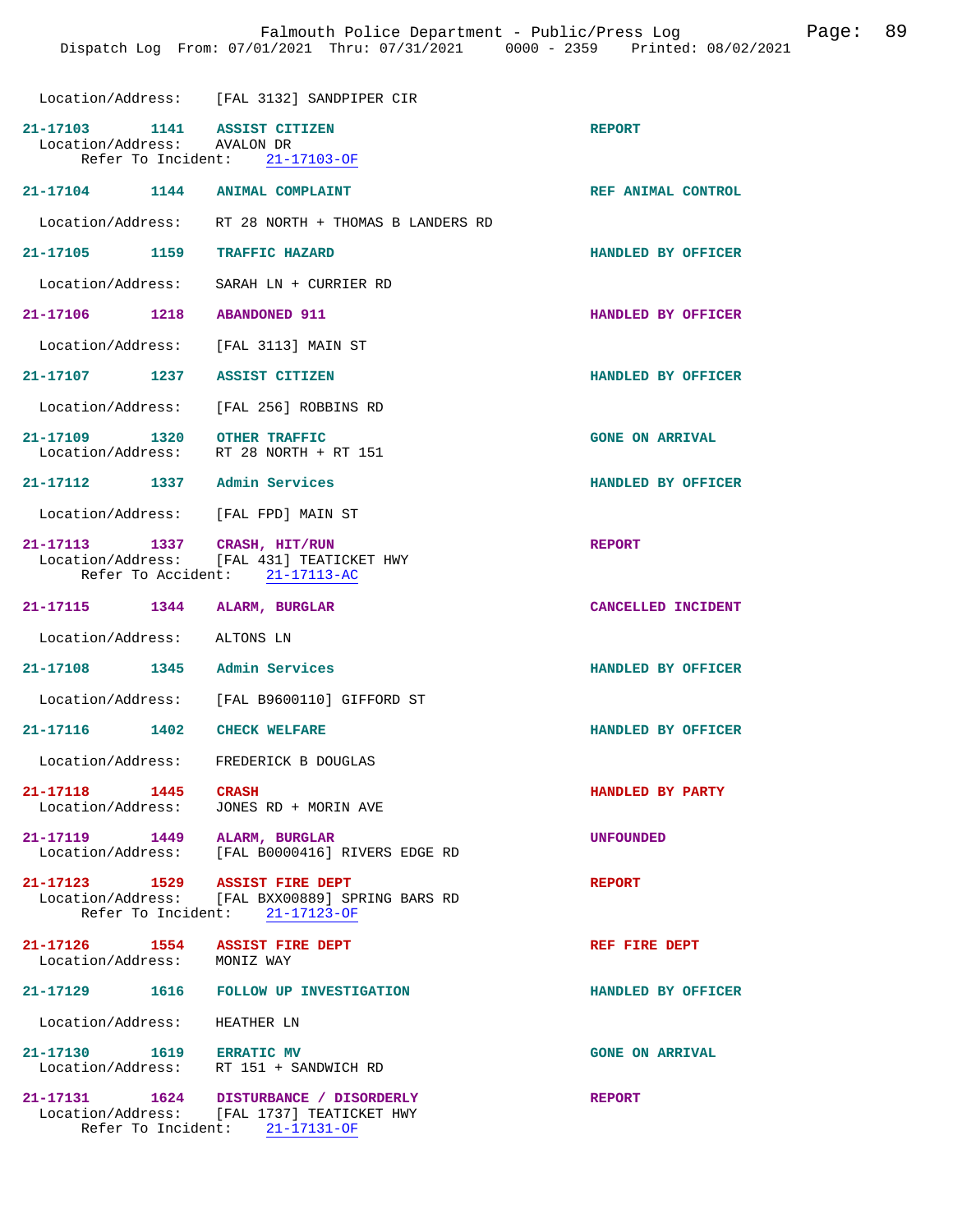Location/Address: [FAL 3132] SANDPIPER CIR

**21-17103** 1141 **ASSIST CITIZEN** REPORT
Location/Address: AVALON DR
Refer To Incident: 21-17103-OF

**21-17104** 1144 **ANIMAL COMPLAINT** REF ANIMAL CONTROL
Location/Address: RT 28 NORTH + THOMAS B LANDERS RD

**21-17105** 1159 **TRAFFIC HAZARD** HANDLED BY OFFICER
Location/Address: SARAH LN + CURRIER RD

**21-17106** 1218 **ABANDONED 911** HANDLED BY OFFICER
Location/Address: [FAL 3113] MAIN ST

**21-17107** 1237 **ASSIST CITIZEN** HANDLED BY OFFICER
Location/Address: [FAL 256] ROBBINS RD

**21-17109** 1320 **OTHER TRAFFIC** GONE ON ARRIVAL
Location/Address: RT 28 NORTH + RT 151

**21-17112** 1337 **Admin Services** HANDLED BY OFFICER
Location/Address: [FAL FPD] MAIN ST

**21-17113** 1337 **CRASH, HIT/RUN** REPORT
Location/Address: [FAL 431] TEATICKET HWY
Refer To Accident: 21-17113-AC

**21-17115** 1344 **ALARM, BURGLAR** CANCELLED INCIDENT
Location/Address: ALTONS LN

**21-17108** 1345 **Admin Services** HANDLED BY OFFICER
Location/Address: [FAL B9600110] GIFFORD ST

**21-17116** 1402 **CHECK WELFARE** HANDLED BY OFFICER
Location/Address: FREDERICK B DOUGLAS

**21-17118** 1445 **CRASH** HANDLED BY PARTY
Location/Address: JONES RD + MORIN AVE

**21-17119** 1449 **ALARM, BURGLAR** UNFOUNDED
Location/Address: [FAL B0000416] RIVERS EDGE RD

**21-17123** 1529 **ASSIST FIRE DEPT** REPORT
Location/Address: [FAL BXX00889] SPRING BARS RD
Refer To Incident: 21-17123-OF

**21-17126** 1554 **ASSIST FIRE DEPT** REF FIRE DEPT
Location/Address: MONIZ WAY

**21-17129** 1616 **FOLLOW UP INVESTIGATION** HANDLED BY OFFICER
Location/Address: HEATHER LN

**21-17130** 1619 **ERRATIC MV** GONE ON ARRIVAL
Location/Address: RT 151 + SANDWICH RD

**21-17131** 1624 **DISTURBANCE / DISORDERLY** REPORT
Location/Address: [FAL 1737] TEATICKET HWY
Refer To Incident: 21-17131-OF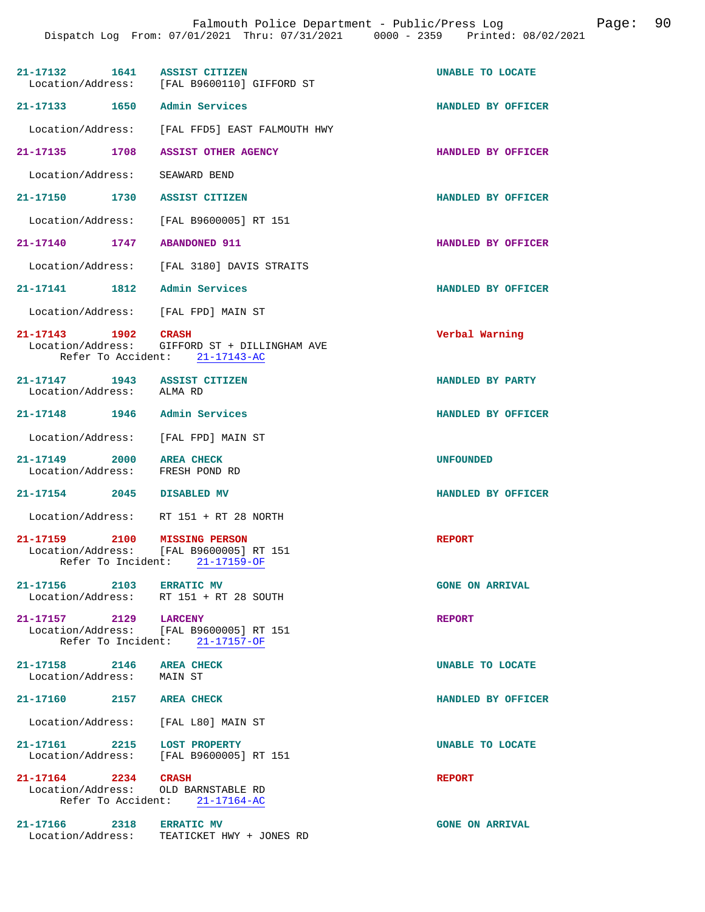Falmouth Police Department - Public/Press Log

Dispatch Log From: 07/01/2021 Thru: 07/31/2021 0000 - 2359 Printed: 08/02/2021

**21-17132** 1641 **ASSIST CITIZEN** — UNABLE TO LOCATE
Location/Address: [FAL B9600110] GIFFORD ST

**21-17133** 1650 **Admin Services** — HANDLED BY OFFICER
Location/Address: [FAL FFD5] EAST FALMOUTH HWY

**21-17135** 1708 **ASSIST OTHER AGENCY** — HANDLED BY OFFICER
Location/Address: SEAWARD BEND

**21-17150** 1730 **ASSIST CITIZEN** — HANDLED BY OFFICER
Location/Address: [FAL B9600005] RT 151

**21-17140** 1747 **ABANDONED 911** — HANDLED BY OFFICER
Location/Address: [FAL 3180] DAVIS STRAITS

**21-17141** 1812 **Admin Services** — HANDLED BY OFFICER
Location/Address: [FAL FPD] MAIN ST

**21-17143** 1902 **CRASH** — Verbal Warning
Location/Address: GIFFORD ST + DILLINGHAM AVE
Refer To Accident: 21-17143-AC

**21-17147** 1943 **ASSIST CITIZEN** — HANDLED BY PARTY
Location/Address: ALMA RD

**21-17148** 1946 **Admin Services** — HANDLED BY OFFICER
Location/Address: [FAL FPD] MAIN ST

**21-17149** 2000 **AREA CHECK** — UNFOUNDED
Location/Address: FRESH POND RD

**21-17154** 2045 **DISABLED MV** — HANDLED BY OFFICER
Location/Address: RT 151 + RT 28 NORTH

**21-17159** 2100 **MISSING PERSON** — REPORT
Location/Address: [FAL B9600005] RT 151
Refer To Incident: 21-17159-OF

**21-17156** 2103 **ERRATIC MV** — GONE ON ARRIVAL
Location/Address: RT 151 + RT 28 SOUTH

**21-17157** 2129 **LARCENY** — REPORT
Location/Address: [FAL B9600005] RT 151
Refer To Incident: 21-17157-OF

**21-17158** 2146 **AREA CHECK** — UNABLE TO LOCATE
Location/Address: MAIN ST

**21-17160** 2157 **AREA CHECK** — HANDLED BY OFFICER
Location/Address: [FAL L80] MAIN ST

**21-17161** 2215 **LOST PROPERTY** — UNABLE TO LOCATE
Location/Address: [FAL B9600005] RT 151

**21-17164** 2234 **CRASH** — REPORT
Location/Address: OLD BARNSTABLE RD
Refer To Accident: 21-17164-AC

**21-17166** 2318 **ERRATIC MV** — GONE ON ARRIVAL
Location/Address: TEATICKET HWY + JONES RD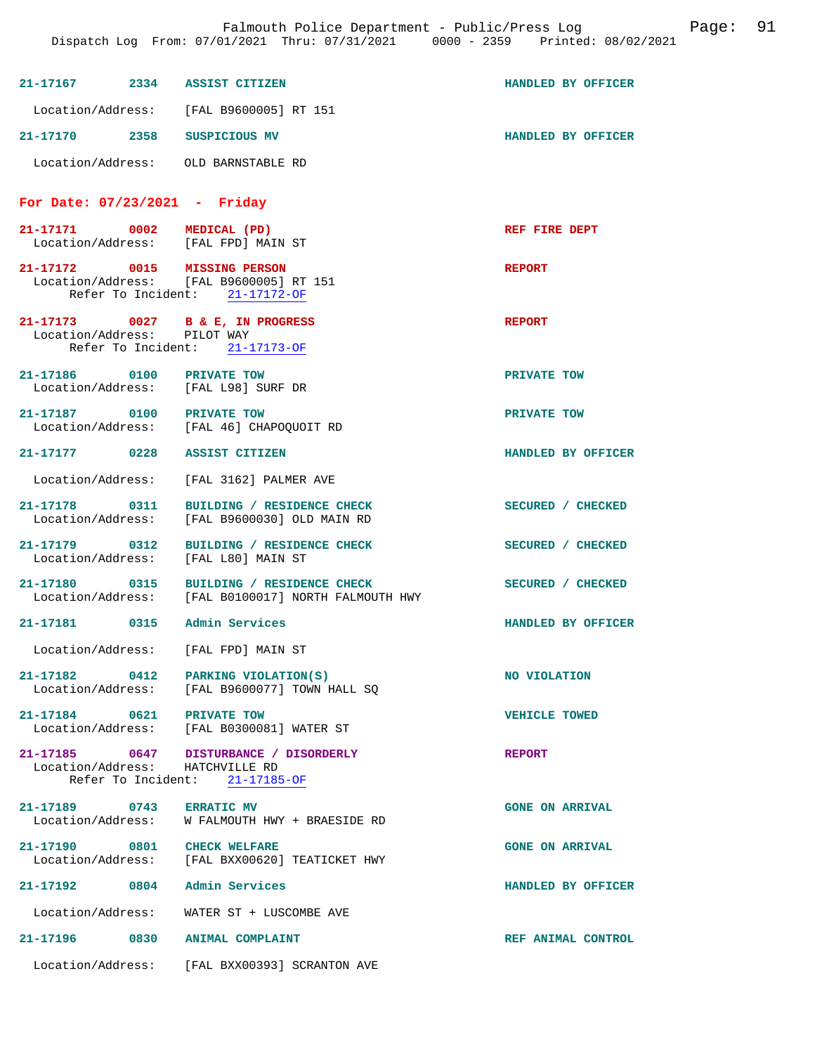21-17167 2334 ASSIST CITIZEN HANDLED BY OFFICER

Location/Address: [FAL B9600005] RT 151

21-17170 2358 SUSPICIOUS MV HANDLED BY OFFICER

Location/Address: OLD BARNSTABLE RD

## For Date: 07/23/2021 - Friday

21-17171 0002 MEDICAL (PD) REF FIRE DEPT
Location/Address: [FAL FPD] MAIN ST

21-17172 0015 MISSING PERSON REPORT
Location/Address: [FAL B9600005] RT 151
Refer To Incident: 21-17172-OF

21-17173 0027 B & E, IN PROGRESS REPORT
Location/Address: PILOT WAY
Refer To Incident: 21-17173-OF

21-17186 0100 PRIVATE TOW PRIVATE TOW
Location/Address: [FAL L98] SURF DR

21-17187 0100 PRIVATE TOW PRIVATE TOW
Location/Address: [FAL 46] CHAPOQUOIT RD

21-17177 0228 ASSIST CITIZEN HANDLED BY OFFICER

Location/Address: [FAL 3162] PALMER AVE

21-17178 0311 BUILDING / RESIDENCE CHECK SECURED / CHECKED
Location/Address: [FAL B9600030] OLD MAIN RD

21-17179 0312 BUILDING / RESIDENCE CHECK SECURED / CHECKED
Location/Address: [FAL L80] MAIN ST

21-17180 0315 BUILDING / RESIDENCE CHECK SECURED / CHECKED
Location/Address: [FAL B0100017] NORTH FALMOUTH HWY

21-17181 0315 Admin Services HANDLED BY OFFICER

Location/Address: [FAL FPD] MAIN ST

21-17182 0412 PARKING VIOLATION(S) NO VIOLATION
Location/Address: [FAL B9600077] TOWN HALL SQ

21-17184 0621 PRIVATE TOW VEHICLE TOWED
Location/Address: [FAL B0300081] WATER ST

21-17185 0647 DISTURBANCE / DISORDERLY REPORT
Location/Address: HATCHVILLE RD
Refer To Incident: 21-17185-OF

21-17189 0743 ERRATIC MV GONE ON ARRIVAL
Location/Address: W FALMOUTH HWY + BRAESIDE RD

21-17190 0801 CHECK WELFARE GONE ON ARRIVAL
Location/Address: [FAL BXX00620] TEATICKET HWY

21-17192 0804 Admin Services HANDLED BY OFFICER

Location/Address: WATER ST + LUSCOMBE AVE

21-17196 0830 ANIMAL COMPLAINT REF ANIMAL CONTROL

Location/Address: [FAL BXX00393] SCRANTON AVE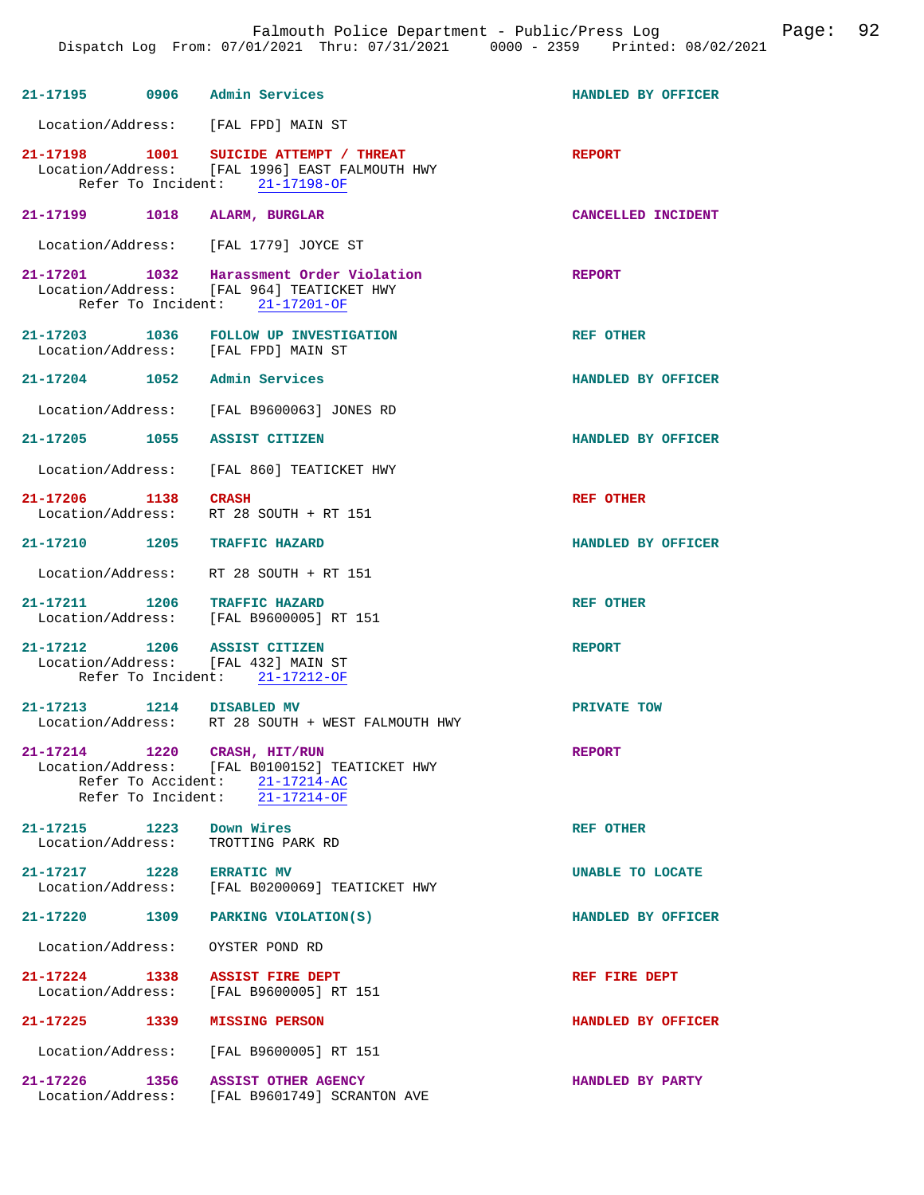**21-17195** 0906 **Admin Services** — HANDLED BY OFFICER
Location/Address: [FAL FPD] MAIN ST

**21-17198** 1001 **SUICIDE ATTEMPT / THREAT** — REPORT
Location/Address: [FAL 1996] EAST FALMOUTH HWY
Refer To Incident: 21-17198-OF

**21-17199** 1018 **ALARM, BURGLAR** — CANCELLED INCIDENT
Location/Address: [FAL 1779] JOYCE ST

**21-17201** 1032 **Harassment Order Violation** — REPORT
Location/Address: [FAL 964] TEATICKET HWY
Refer To Incident: 21-17201-OF

**21-17203** 1036 **FOLLOW UP INVESTIGATION** — REF OTHER
Location/Address: [FAL FPD] MAIN ST

**21-17204** 1052 **Admin Services** — HANDLED BY OFFICER
Location/Address: [FAL B9600063] JONES RD

**21-17205** 1055 **ASSIST CITIZEN** — HANDLED BY OFFICER
Location/Address: [FAL 860] TEATICKET HWY

**21-17206** 1138 **CRASH** — REF OTHER
Location/Address: RT 28 SOUTH + RT 151

**21-17210** 1205 **TRAFFIC HAZARD** — HANDLED BY OFFICER
Location/Address: RT 28 SOUTH + RT 151

**21-17211** 1206 **TRAFFIC HAZARD** — REF OTHER
Location/Address: [FAL B9600005] RT 151

**21-17212** 1206 **ASSIST CITIZEN** — REPORT
Location/Address: [FAL 432] MAIN ST
Refer To Incident: 21-17212-OF

**21-17213** 1214 **DISABLED MV** — PRIVATE TOW
Location/Address: RT 28 SOUTH + WEST FALMOUTH HWY

**21-17214** 1220 **CRASH, HIT/RUN** — REPORT
Location/Address: [FAL B0100152] TEATICKET HWY
Refer To Accident: 21-17214-AC
Refer To Incident: 21-17214-OF

**21-17215** 1223 **Down Wires** — REF OTHER
Location/Address: TROTTING PARK RD

**21-17217** 1228 **ERRATIC MV** — UNABLE TO LOCATE
Location/Address: [FAL B0200069] TEATICKET HWY

**21-17220** 1309 **PARKING VIOLATION(S)** — HANDLED BY OFFICER
Location/Address: OYSTER POND RD

**21-17224** 1338 **ASSIST FIRE DEPT** — REF FIRE DEPT
Location/Address: [FAL B9600005] RT 151

**21-17225** 1339 **MISSING PERSON** — HANDLED BY OFFICER
Location/Address: [FAL B9600005] RT 151

**21-17226** 1356 **ASSIST OTHER AGENCY** — HANDLED BY PARTY
Location/Address: [FAL B9601749] SCRANTON AVE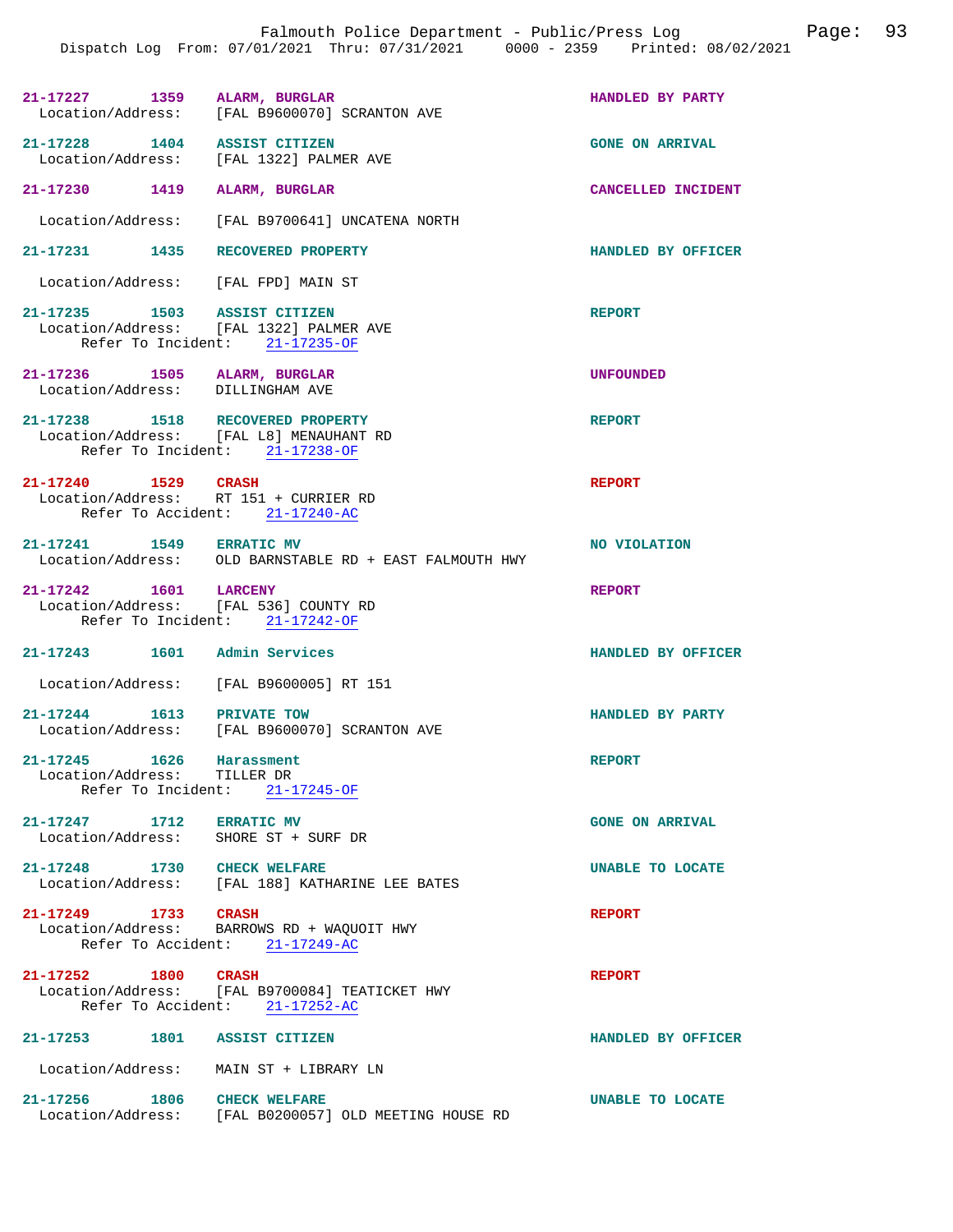21-17227 1359 **ALARM, BURGLAR** **HANDLED BY PARTY**
Location/Address: [FAL B9600070] SCRANTON AVE

21-17228 1404 **ASSIST CITIZEN** **GONE ON ARRIVAL**
Location/Address: [FAL 1322] PALMER AVE

21-17230 1419 **ALARM, BURGLAR** **CANCELLED INCIDENT**
Location/Address: [FAL B9700641] UNCATENA NORTH

21-17231 1435 **RECOVERED PROPERTY** **HANDLED BY OFFICER**
Location/Address: [FAL FPD] MAIN ST

21-17235 1503 **ASSIST CITIZEN** **REPORT**
Location/Address: [FAL 1322] PALMER AVE
Refer To Incident: 21-17235-OF

21-17236 1505 **ALARM, BURGLAR** **UNFOUNDED**
Location/Address: DILLINGHAM AVE

21-17238 1518 **RECOVERED PROPERTY** **REPORT**
Location/Address: [FAL L8] MENAUHANT RD
Refer To Incident: 21-17238-OF

21-17240 1529 **CRASH** **REPORT**
Location/Address: RT 151 + CURRIER RD
Refer To Accident: 21-17240-AC

21-17241 1549 **ERRATIC MV** **NO VIOLATION**
Location/Address: OLD BARNSTABLE RD + EAST FALMOUTH HWY

21-17242 1601 **LARCENY** **REPORT**
Location/Address: [FAL 536] COUNTY RD
Refer To Incident: 21-17242-OF

21-17243 1601 **Admin Services** **HANDLED BY OFFICER**
Location/Address: [FAL B9600005] RT 151

21-17244 1613 **PRIVATE TOW** **HANDLED BY PARTY**
Location/Address: [FAL B9600070] SCRANTON AVE

21-17245 1626 **Harassment** **REPORT**
Location/Address: TILLER DR
Refer To Incident: 21-17245-OF

21-17247 1712 **ERRATIC MV** **GONE ON ARRIVAL**
Location/Address: SHORE ST + SURF DR

21-17248 1730 **CHECK WELFARE** **UNABLE TO LOCATE**
Location/Address: [FAL 188] KATHARINE LEE BATES

21-17249 1733 **CRASH** **REPORT**
Location/Address: BARROWS RD + WAQUOIT HWY
Refer To Accident: 21-17249-AC

21-17252 1800 **CRASH** **REPORT**
Location/Address: [FAL B9700084] TEATICKET HWY
Refer To Accident: 21-17252-AC

21-17253 1801 **ASSIST CITIZEN** **HANDLED BY OFFICER**
Location/Address: MAIN ST + LIBRARY LN

21-17256 1806 **CHECK WELFARE** **UNABLE TO LOCATE**
Location/Address: [FAL B0200057] OLD MEETING HOUSE RD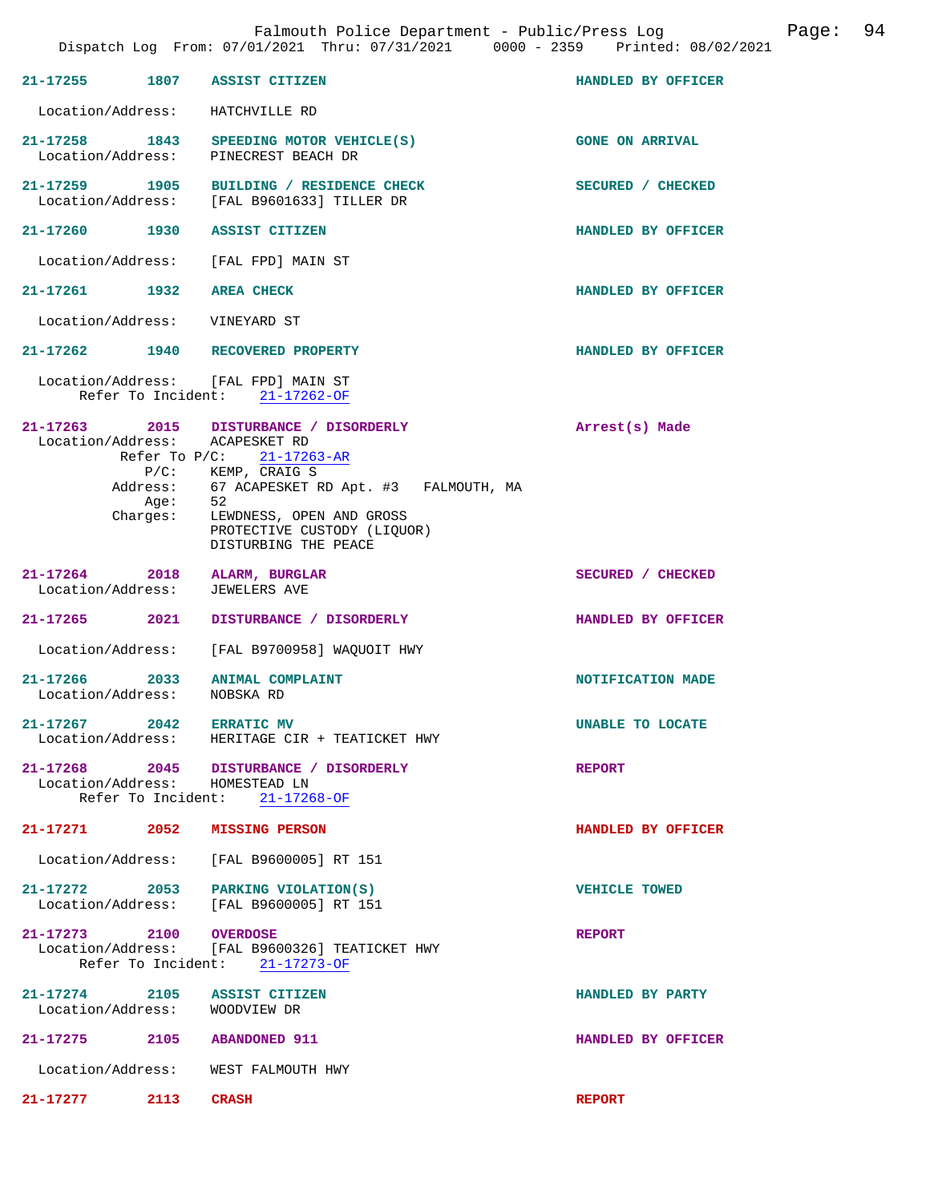Dispatch Log From: 07/01/2021 Thru: 07/31/2021 0000 - 2359 Printed: 08/02/2021

**21-17255 1807 ASSIST CITIZEN** — HANDLED BY OFFICER
Location/Address: HATCHVILLE RD

**21-17258 1843 SPEEDING MOTOR VEHICLE(S)** — GONE ON ARRIVAL
Location/Address: PINECREST BEACH DR

**21-17259 1905 BUILDING / RESIDENCE CHECK** — SECURED / CHECKED
Location/Address: [FAL B9601633] TILLER DR

**21-17260 1930 ASSIST CITIZEN** — HANDLED BY OFFICER
Location/Address: [FAL FPD] MAIN ST

**21-17261 1932 AREA CHECK** — HANDLED BY OFFICER
Location/Address: VINEYARD ST

**21-17262 1940 RECOVERED PROPERTY** — HANDLED BY OFFICER
Location/Address: [FAL FPD] MAIN ST
Refer To Incident: 21-17262-OF

**21-17263 2015 DISTURBANCE / DISORDERLY** — Arrest(s) Made
Location/Address: ACAPESKET RD
Refer To P/C: 21-17263-AR
P/C: KEMP, CRAIG S
Address: 67 ACAPESKET RD Apt. #3 FALMOUTH, MA
Age: 52
Charges: LEWDNESS, OPEN AND GROSS
PROTECTIVE CUSTODY (LIQUOR)
DISTURBING THE PEACE

**21-17264 2018 ALARM, BURGLAR** — SECURED / CHECKED
Location/Address: JEWELERS AVE

**21-17265 2021 DISTURBANCE / DISORDERLY** — HANDLED BY OFFICER
Location/Address: [FAL B9700958] WAQUOIT HWY

**21-17266 2033 ANIMAL COMPLAINT** — NOTIFICATION MADE
Location/Address: NOBSKA RD

**21-17267 2042 ERRATIC MV** — UNABLE TO LOCATE
Location/Address: HERITAGE CIR + TEATICKET HWY

**21-17268 2045 DISTURBANCE / DISORDERLY** — REPORT
Location/Address: HOMESTEAD LN
Refer To Incident: 21-17268-OF

**21-17271 2052 MISSING PERSON** — HANDLED BY OFFICER
Location/Address: [FAL B9600005] RT 151

**21-17272 2053 PARKING VIOLATION(S)** — VEHICLE TOWED
Location/Address: [FAL B9600005] RT 151

**21-17273 2100 OVERDOSE** — REPORT
Location/Address: [FAL B9600326] TEATICKET HWY
Refer To Incident: 21-17273-OF

**21-17274 2105 ASSIST CITIZEN** — HANDLED BY PARTY
Location/Address: WOODVIEW DR

**21-17275 2105 ABANDONED 911** — HANDLED BY OFFICER
Location/Address: WEST FALMOUTH HWY

**21-17277 2113 CRASH** — REPORT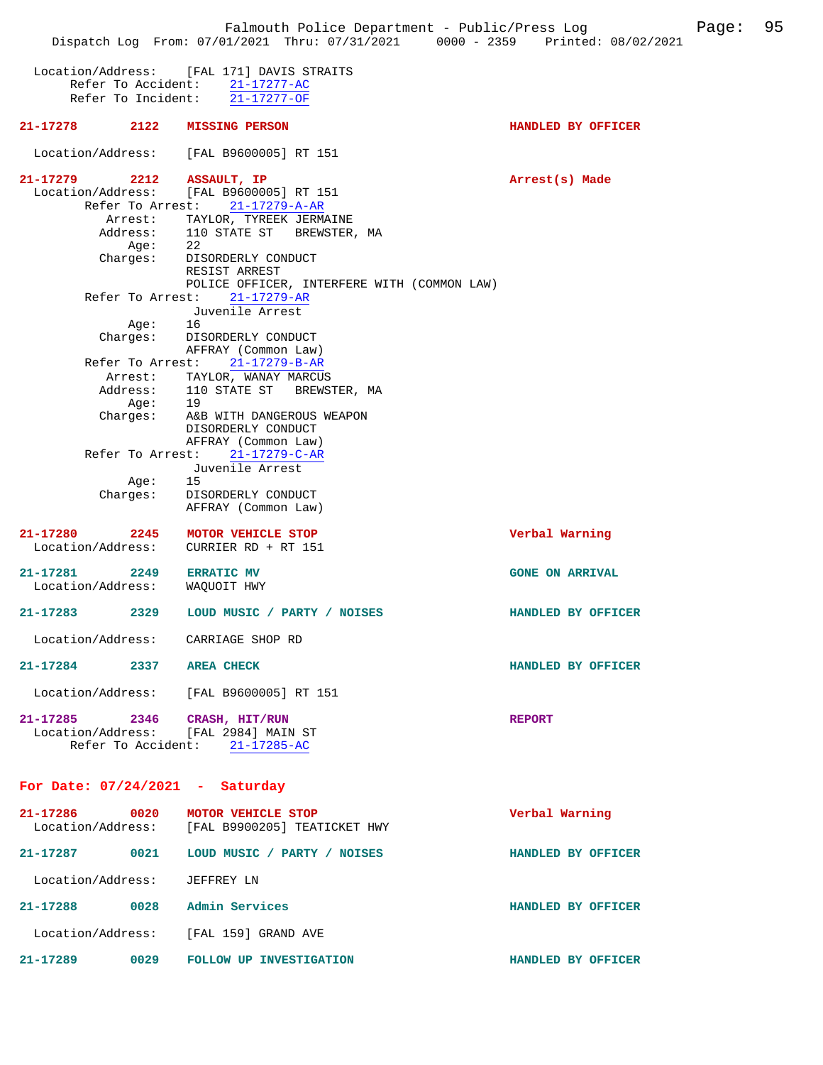Location/Address: [FAL 171] DAVIS STRAITS
Refer To Accident: 21-17277-AC
Refer To Incident: 21-17277-OF

**21-17278 2122 MISSING PERSON** HANDLED BY OFFICER

Location/Address: [FAL B9600005] RT 151

**21-17279 2212 ASSAULT, IP** Arrest(s) Made
Location/Address: [FAL B9600005] RT 151
Refer To Arrest: 21-17279-A-AR
Arrest: TAYLOR, TYREEK JERMAINE
Address: 110 STATE ST BREWSTER, MA
Age: 22
Charges: DISORDERLY CONDUCT
RESIST ARREST
POLICE OFFICER, INTERFERE WITH (COMMON LAW)
Refer To Arrest: 21-17279-AR
Juvenile Arrest
Age: 16
Charges: DISORDERLY CONDUCT
AFFRAY (Common Law)
Refer To Arrest: 21-17279-B-AR
Arrest: TAYLOR, WANAY MARCUS
Address: 110 STATE ST BREWSTER, MA
Age: 19
Charges: A&B WITH DANGEROUS WEAPON
DISORDERLY CONDUCT
AFFRAY (Common Law)
Refer To Arrest: 21-17279-C-AR
Juvenile Arrest
Age: 15
Charges: DISORDERLY CONDUCT
AFFRAY (Common Law)

**21-17280 2245 MOTOR VEHICLE STOP** Verbal Warning
Location/Address: CURRIER RD + RT 151

**21-17281 2249 ERRATIC MV** GONE ON ARRIVAL
Location/Address: WAQUOIT HWY

**21-17283 2329 LOUD MUSIC / PARTY / NOISES** HANDLED BY OFFICER

Location/Address: CARRIAGE SHOP RD

**21-17284 2337 AREA CHECK** HANDLED BY OFFICER

Location/Address: [FAL B9600005] RT 151

**21-17285 2346 CRASH, HIT/RUN** REPORT
Location/Address: [FAL 2984] MAIN ST
Refer To Accident: 21-17285-AC

## For Date: 07/24/2021 - Saturday

**21-17286 0020 MOTOR VEHICLE STOP** Verbal Warning
Location/Address: [FAL B9900205] TEATICKET HWY

**21-17287 0021 LOUD MUSIC / PARTY / NOISES** HANDLED BY OFFICER

Location/Address: JEFFREY LN

**21-17288 0028 Admin Services** HANDLED BY OFFICER

Location/Address: [FAL 159] GRAND AVE

**21-17289 0029 FOLLOW UP INVESTIGATION** HANDLED BY OFFICER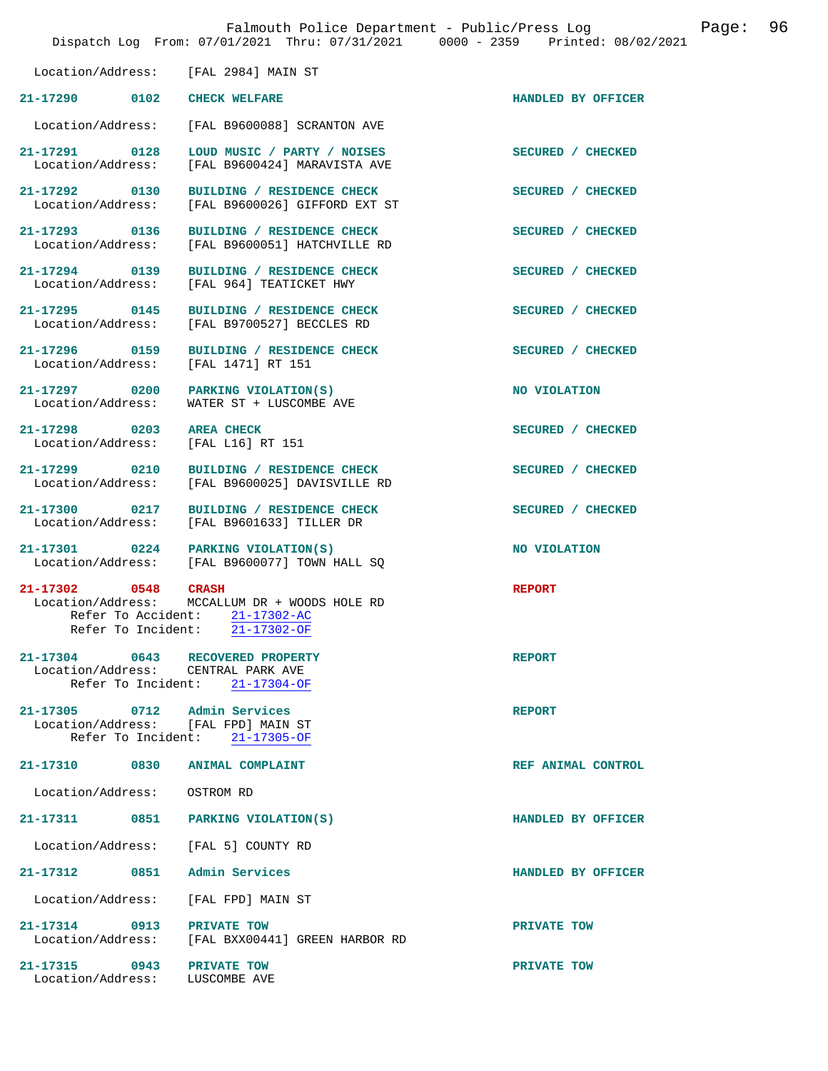Location/Address: [FAL 2984] MAIN ST

**21-17290 0102 CHECK WELFARE** — HANDLED BY OFFICER
Location/Address: [FAL B9600088] SCRANTON AVE

**21-17291 0128 LOUD MUSIC / PARTY / NOISES** — SECURED / CHECKED
Location/Address: [FAL B9600424] MARAVISTA AVE

**21-17292 0130 BUILDING / RESIDENCE CHECK** — SECURED / CHECKED
Location/Address: [FAL B9600026] GIFFORD EXT ST

**21-17293 0136 BUILDING / RESIDENCE CHECK** — SECURED / CHECKED
Location/Address: [FAL B9600051] HATCHVILLE RD

**21-17294 0139 BUILDING / RESIDENCE CHECK** — SECURED / CHECKED
Location/Address: [FAL 964] TEATICKET HWY

**21-17295 0145 BUILDING / RESIDENCE CHECK** — SECURED / CHECKED
Location/Address: [FAL B9700527] BECCLES RD

**21-17296 0159 BUILDING / RESIDENCE CHECK** — SECURED / CHECKED
Location/Address: [FAL 1471] RT 151

**21-17297 0200 PARKING VIOLATION(S)** — NO VIOLATION
Location/Address: WATER ST + LUSCOMBE AVE

**21-17298 0203 AREA CHECK** — SECURED / CHECKED
Location/Address: [FAL L16] RT 151

**21-17299 0210 BUILDING / RESIDENCE CHECK** — SECURED / CHECKED
Location/Address: [FAL B9600025] DAVISVILLE RD

**21-17300 0217 BUILDING / RESIDENCE CHECK** — SECURED / CHECKED
Location/Address: [FAL B9601633] TILLER DR

**21-17301 0224 PARKING VIOLATION(S)** — NO VIOLATION
Location/Address: [FAL B9600077] TOWN HALL SQ

**21-17302 0548 CRASH** — REPORT
Location/Address: MCCALLUM DR + WOODS HOLE RD
Refer To Accident: 21-17302-AC
Refer To Incident: 21-17302-OF

**21-17304 0643 RECOVERED PROPERTY** — REPORT
Location/Address: CENTRAL PARK AVE
Refer To Incident: 21-17304-OF

**21-17305 0712 Admin Services** — REPORT
Location/Address: [FAL FPD] MAIN ST
Refer To Incident: 21-17305-OF

**21-17310 0830 ANIMAL COMPLAINT** — REF ANIMAL CONTROL
Location/Address: OSTROM RD

**21-17311 0851 PARKING VIOLATION(S)** — HANDLED BY OFFICER
Location/Address: [FAL 5] COUNTY RD

**21-17312 0851 Admin Services** — HANDLED BY OFFICER
Location/Address: [FAL FPD] MAIN ST

**21-17314 0913 PRIVATE TOW** — PRIVATE TOW
Location/Address: [FAL BXX00441] GREEN HARBOR RD

**21-17315 0943 PRIVATE TOW** — PRIVATE TOW
Location/Address: LUSCOMBE AVE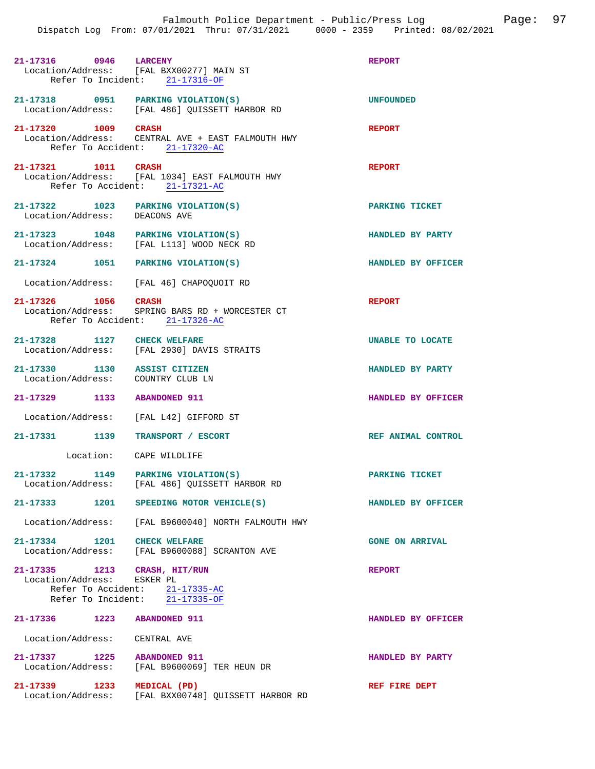**21-17316** 0946 **LARCENY** — REPORT
Location/Address: [FAL BXX00277] MAIN ST
Refer To Incident: 21-17316-OF

**21-17318** 0951 **PARKING VIOLATION(S)** — UNFOUNDED
Location/Address: [FAL 486] QUISSETT HARBOR RD

**21-17320** 1009 **CRASH** — REPORT
Location/Address: CENTRAL AVE + EAST FALMOUTH HWY
Refer To Accident: 21-17320-AC

**21-17321** 1011 **CRASH** — REPORT
Location/Address: [FAL 1034] EAST FALMOUTH HWY
Refer To Accident: 21-17321-AC

**21-17322** 1023 **PARKING VIOLATION(S)** — PARKING TICKET
Location/Address: DEACONS AVE

**21-17323** 1048 **PARKING VIOLATION(S)** — HANDLED BY PARTY
Location/Address: [FAL L113] WOOD NECK RD

**21-17324** 1051 **PARKING VIOLATION(S)** — HANDLED BY OFFICER
Location/Address: [FAL 46] CHAPOQUOIT RD

**21-17326** 1056 **CRASH** — REPORT
Location/Address: SPRING BARS RD + WORCESTER CT
Refer To Accident: 21-17326-AC

**21-17328** 1127 **CHECK WELFARE** — UNABLE TO LOCATE
Location/Address: [FAL 2930] DAVIS STRAITS

**21-17330** 1130 **ASSIST CITIZEN** — HANDLED BY PARTY
Location/Address: COUNTRY CLUB LN

**21-17329** 1133 **ABANDONED 911** — HANDLED BY OFFICER
Location/Address: [FAL L42] GIFFORD ST

**21-17331** 1139 **TRANSPORT / ESCORT** — REF ANIMAL CONTROL
Location: CAPE WILDLIFE

**21-17332** 1149 **PARKING VIOLATION(S)** — PARKING TICKET
Location/Address: [FAL 486] QUISSETT HARBOR RD

**21-17333** 1201 **SPEEDING MOTOR VEHICLE(S)** — HANDLED BY OFFICER
Location/Address: [FAL B9600040] NORTH FALMOUTH HWY

**21-17334** 1201 **CHECK WELFARE** — GONE ON ARRIVAL
Location/Address: [FAL B9600088] SCRANTON AVE

**21-17335** 1213 **CRASH, HIT/RUN** — REPORT
Location/Address: ESKER PL
Refer To Accident: 21-17335-AC
Refer To Incident: 21-17335-OF

**21-17336** 1223 **ABANDONED 911** — HANDLED BY OFFICER
Location/Address: CENTRAL AVE

**21-17337** 1225 **ABANDONED 911** — HANDLED BY PARTY
Location/Address: [FAL B9600069] TER HEUN DR

**21-17339** 1233 **MEDICAL (PD)** — REF FIRE DEPT
Location/Address: [FAL BXX00748] QUISSETT HARBOR RD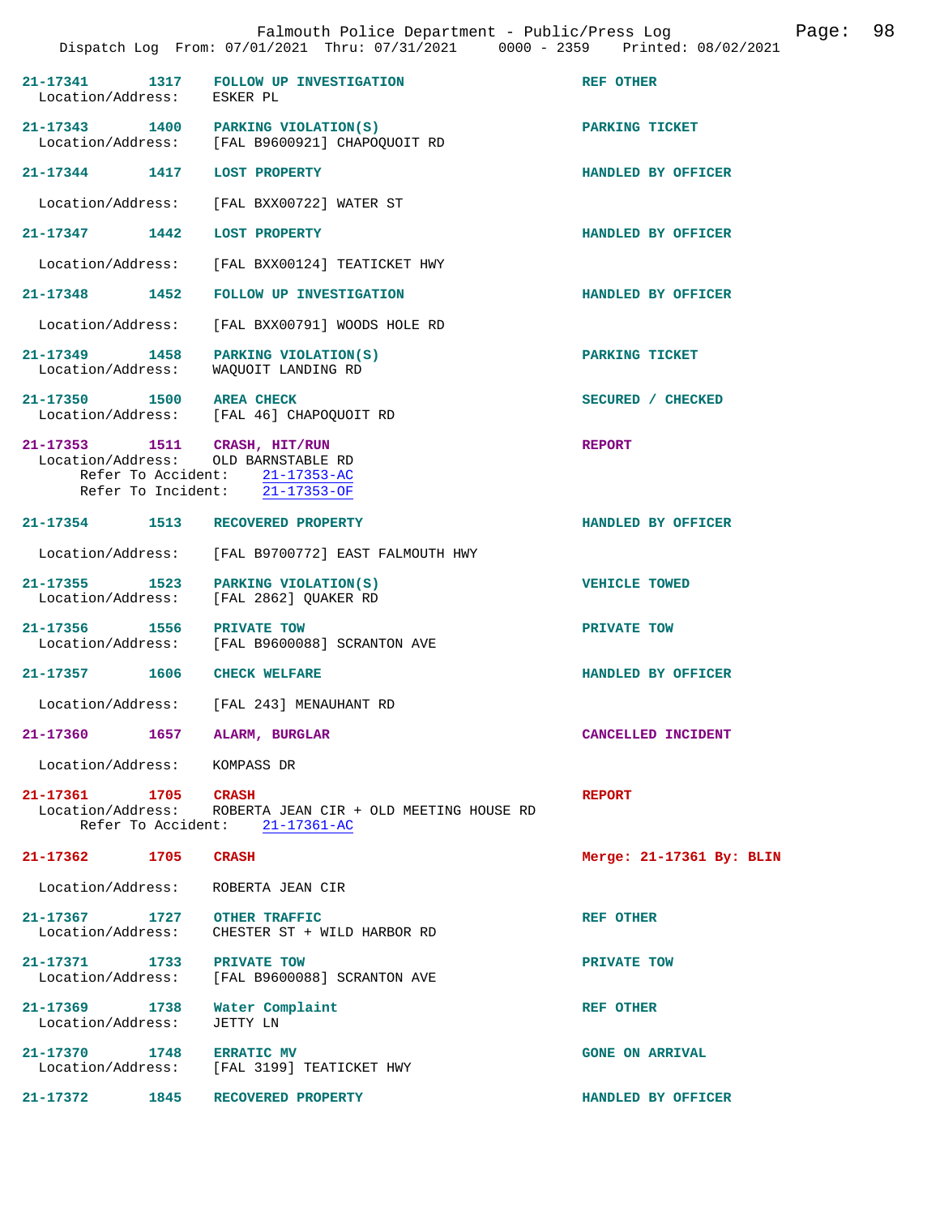21-17341 1317 FOLLOW UP INVESTIGATION REF OTHER
Location/Address: ESKER PL

21-17343 1400 PARKING VIOLATION(S) PARKING TICKET
Location/Address: [FAL B9600921] CHAPOQUOIT RD

21-17344 1417 LOST PROPERTY HANDLED BY OFFICER
Location/Address: [FAL BXX00722] WATER ST

21-17347 1442 LOST PROPERTY HANDLED BY OFFICER
Location/Address: [FAL BXX00124] TEATICKET HWY

21-17348 1452 FOLLOW UP INVESTIGATION HANDLED BY OFFICER
Location/Address: [FAL BXX00791] WOODS HOLE RD

21-17349 1458 PARKING VIOLATION(S) PARKING TICKET
Location/Address: WAQUOIT LANDING RD

21-17350 1500 AREA CHECK SECURED / CHECKED
Location/Address: [FAL 46] CHAPOQUOIT RD

21-17353 1511 CRASH, HIT/RUN REPORT
Location/Address: OLD BARNSTABLE RD
Refer To Accident: 21-17353-AC
Refer To Incident: 21-17353-OF

21-17354 1513 RECOVERED PROPERTY HANDLED BY OFFICER
Location/Address: [FAL B9700772] EAST FALMOUTH HWY

21-17355 1523 PARKING VIOLATION(S) VEHICLE TOWED
Location/Address: [FAL 2862] QUAKER RD

21-17356 1556 PRIVATE TOW PRIVATE TOW
Location/Address: [FAL B9600088] SCRANTON AVE

21-17357 1606 CHECK WELFARE HANDLED BY OFFICER
Location/Address: [FAL 243] MENAUHANT RD

21-17360 1657 ALARM, BURGLAR CANCELLED INCIDENT
Location/Address: KOMPASS DR

21-17361 1705 CRASH REPORT
Location/Address: ROBERTA JEAN CIR + OLD MEETING HOUSE RD
Refer To Accident: 21-17361-AC

21-17362 1705 CRASH Merge: 21-17361 By: BLIN
Location/Address: ROBERTA JEAN CIR

21-17367 1727 OTHER TRAFFIC REF OTHER
Location/Address: CHESTER ST + WILD HARBOR RD

21-17371 1733 PRIVATE TOW PRIVATE TOW
Location/Address: [FAL B9600088] SCRANTON AVE

21-17369 1738 Water Complaint REF OTHER
Location/Address: JETTY LN

21-17370 1748 ERRATIC MV GONE ON ARRIVAL
Location/Address: [FAL 3199] TEATICKET HWY

21-17372 1845 RECOVERED PROPERTY HANDLED BY OFFICER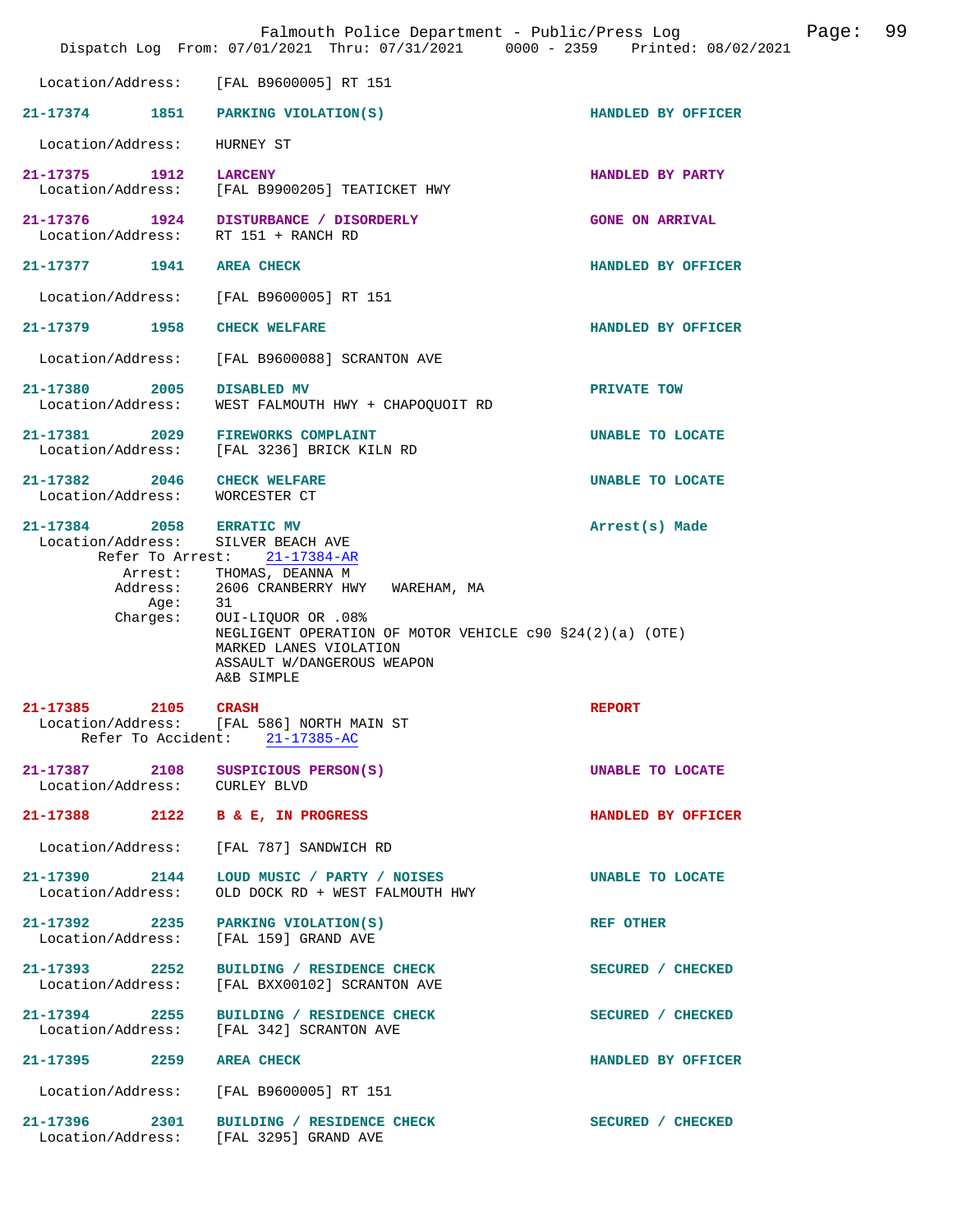Location/Address: [FAL B9600005] RT 151

**21-17374 1851 PARKING VIOLATION(S)** HANDLED BY OFFICER

Location/Address: HURNEY ST

**21-17375 1912 LARCENY** HANDLED BY PARTY
Location/Address: [FAL B9900205] TEATICKET HWY

**21-17376 1924 DISTURBANCE / DISORDERLY** GONE ON ARRIVAL
Location/Address: RT 151 + RANCH RD

**21-17377 1941 AREA CHECK** HANDLED BY OFFICER

Location/Address: [FAL B9600005] RT 151

**21-17379 1958 CHECK WELFARE** HANDLED BY OFFICER

Location/Address: [FAL B9600088] SCRANTON AVE

**21-17380 2005 DISABLED MV** PRIVATE TOW
Location/Address: WEST FALMOUTH HWY + CHAPOQUOIT RD

**21-17381 2029 FIREWORKS COMPLAINT** UNABLE TO LOCATE
Location/Address: [FAL 3236] BRICK KILN RD

**21-17382 2046 CHECK WELFARE** UNABLE TO LOCATE
Location/Address: WORCESTER CT

**21-17384 2058 ERRATIC MV** Arrest(s) Made
Location/Address: SILVER BEACH AVE
Refer To Arrest: 21-17384-AR
Arrest: THOMAS, DEANNA M
Address: 2606 CRANBERRY HWY WAREHAM, MA
Age: 31
Charges: OUI-LIQUOR OR .08%
NEGLIGENT OPERATION OF MOTOR VEHICLE c90 §24(2)(a) (OTE)
MARKED LANES VIOLATION
ASSAULT W/DANGEROUS WEAPON
A&B SIMPLE

**21-17385 2105 CRASH** REPORT
Location/Address: [FAL 586] NORTH MAIN ST
Refer To Accident: 21-17385-AC

**21-17387 2108 SUSPICIOUS PERSON(S)** UNABLE TO LOCATE
Location/Address: CURLEY BLVD

**21-17388 2122 B & E, IN PROGRESS** HANDLED BY OFFICER

Location/Address: [FAL 787] SANDWICH RD

**21-17390 2144 LOUD MUSIC / PARTY / NOISES** UNABLE TO LOCATE
Location/Address: OLD DOCK RD + WEST FALMOUTH HWY

**21-17392 2235 PARKING VIOLATION(S)** REF OTHER
Location/Address: [FAL 159] GRAND AVE

**21-17393 2252 BUILDING / RESIDENCE CHECK** SECURED / CHECKED
Location/Address: [FAL BXX00102] SCRANTON AVE

**21-17394 2255 BUILDING / RESIDENCE CHECK** SECURED / CHECKED
Location/Address: [FAL 342] SCRANTON AVE

**21-17395 2259 AREA CHECK** HANDLED BY OFFICER

Location/Address: [FAL B9600005] RT 151

**21-17396 2301 BUILDING / RESIDENCE CHECK** SECURED / CHECKED
Location/Address: [FAL 3295] GRAND AVE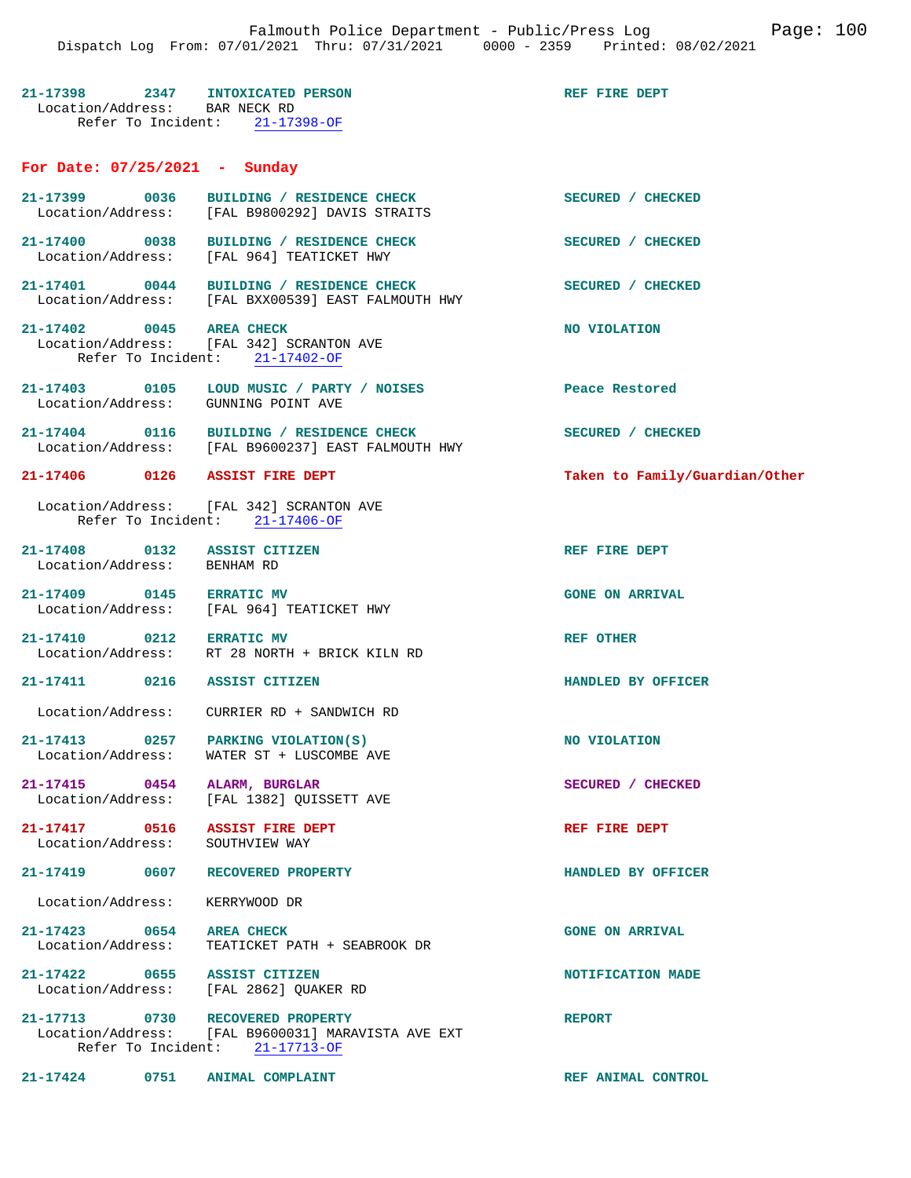**21-17398** 2347 **INTOXICATED PERSON** — REF FIRE DEPT
Location/Address: BAR NECK RD
Refer To Incident: 21-17398-OF

## For Date: 07/25/2021 - Sunday

**21-17399** 0036 **BUILDING / RESIDENCE CHECK** — SECURED / CHECKED
Location/Address: [FAL B9800292] DAVIS STRAITS

**21-17400** 0038 **BUILDING / RESIDENCE CHECK** — SECURED / CHECKED
Location/Address: [FAL 964] TEATICKET HWY

**21-17401** 0044 **BUILDING / RESIDENCE CHECK** — SECURED / CHECKED
Location/Address: [FAL BXX00539] EAST FALMOUTH HWY

**21-17402** 0045 **AREA CHECK** — NO VIOLATION
Location/Address: [FAL 342] SCRANTON AVE
Refer To Incident: 21-17402-OF

**21-17403** 0105 **LOUD MUSIC / PARTY / NOISES** — Peace Restored
Location/Address: GUNNING POINT AVE

**21-17404** 0116 **BUILDING / RESIDENCE CHECK** — SECURED / CHECKED
Location/Address: [FAL B9600237] EAST FALMOUTH HWY

**21-17406** 0126 **ASSIST FIRE DEPT** — Taken to Family/Guardian/Other
Location/Address: [FAL 342] SCRANTON AVE
Refer To Incident: 21-17406-OF

**21-17408** 0132 **ASSIST CITIZEN** — REF FIRE DEPT
Location/Address: BENHAM RD

**21-17409** 0145 **ERRATIC MV** — GONE ON ARRIVAL
Location/Address: [FAL 964] TEATICKET HWY

**21-17410** 0212 **ERRATIC MV** — REF OTHER
Location/Address: RT 28 NORTH + BRICK KILN RD

**21-17411** 0216 **ASSIST CITIZEN** — HANDLED BY OFFICER
Location/Address: CURRIER RD + SANDWICH RD

**21-17413** 0257 **PARKING VIOLATION(S)** — NO VIOLATION
Location/Address: WATER ST + LUSCOMBE AVE

**21-17415** 0454 **ALARM, BURGLAR** — SECURED / CHECKED
Location/Address: [FAL 1382] QUISSETT AVE

**21-17417** 0516 **ASSIST FIRE DEPT** — REF FIRE DEPT
Location/Address: SOUTHVIEW WAY

**21-17419** 0607 **RECOVERED PROPERTY** — HANDLED BY OFFICER
Location/Address: KERRYWOOD DR

**21-17423** 0654 **AREA CHECK** — GONE ON ARRIVAL
Location/Address: TEATICKET PATH + SEABROOK DR

**21-17422** 0655 **ASSIST CITIZEN** — NOTIFICATION MADE
Location/Address: [FAL 2862] QUAKER RD

**21-17713** 0730 **RECOVERED PROPERTY** — REPORT
Location/Address: [FAL B9600031] MARAVISTA AVE EXT
Refer To Incident: 21-17713-OF

**21-17424** 0751 **ANIMAL COMPLAINT** — REF ANIMAL CONTROL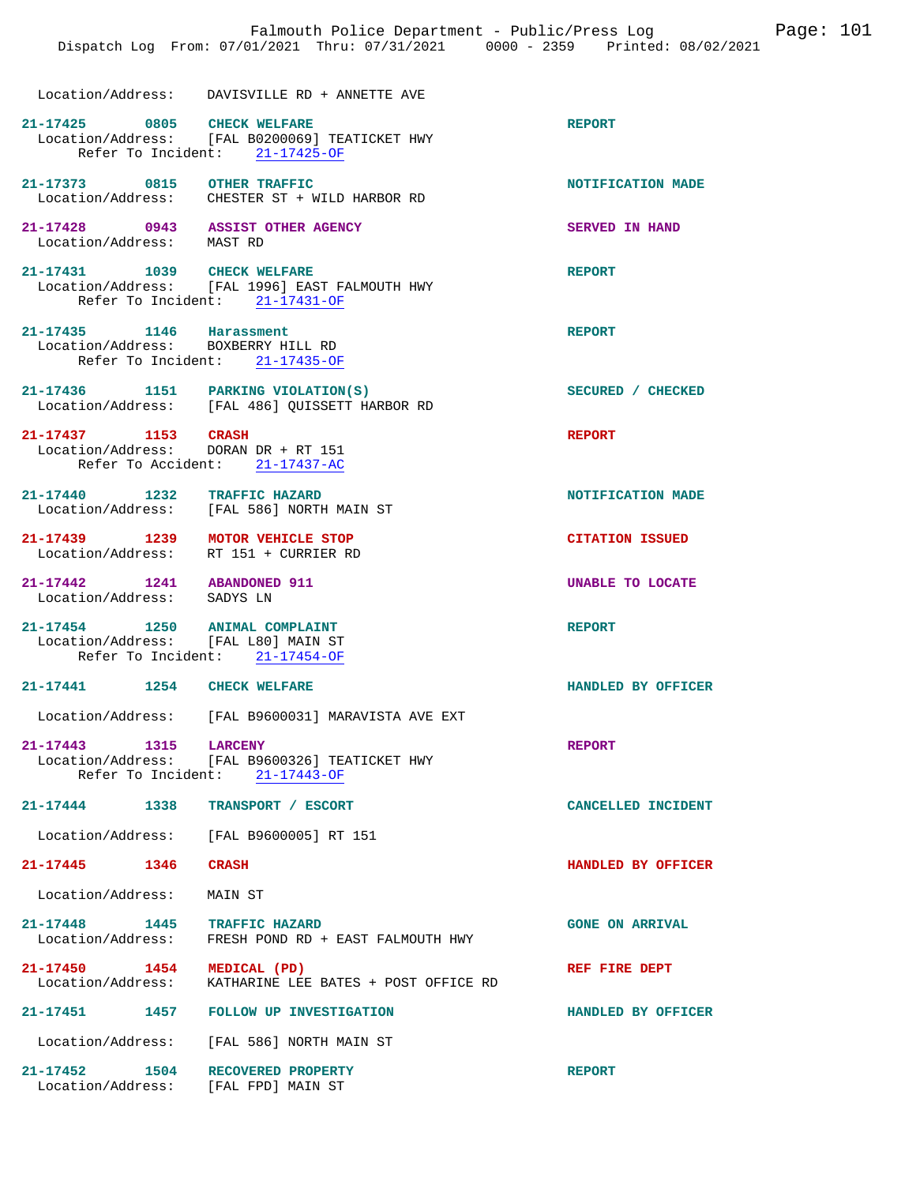Location/Address: DAVISVILLE RD + ANNETTE AVE

**21-17425 0805 CHECK WELFARE** — REPORT
Location/Address: [FAL B0200069] TEATICKET HWY
Refer To Incident: 21-17425-OF

**21-17373 0815 OTHER TRAFFIC** — NOTIFICATION MADE
Location/Address: CHESTER ST + WILD HARBOR RD

**21-17428 0943 ASSIST OTHER AGENCY** — SERVED IN HAND
Location/Address: MAST RD

**21-17431 1039 CHECK WELFARE** — REPORT
Location/Address: [FAL 1996] EAST FALMOUTH HWY
Refer To Incident: 21-17431-OF

**21-17435 1146 Harassment** — REPORT
Location/Address: BOXBERRY HILL RD
Refer To Incident: 21-17435-OF

**21-17436 1151 PARKING VIOLATION(S)** — SECURED / CHECKED
Location/Address: [FAL 486] QUISSETT HARBOR RD

**21-17437 1153 CRASH** — REPORT
Location/Address: DORAN DR + RT 151
Refer To Accident: 21-17437-AC

**21-17440 1232 TRAFFIC HAZARD** — NOTIFICATION MADE
Location/Address: [FAL 586] NORTH MAIN ST

**21-17439 1239 MOTOR VEHICLE STOP** — CITATION ISSUED
Location/Address: RT 151 + CURRIER RD

**21-17442 1241 ABANDONED 911** — UNABLE TO LOCATE
Location/Address: SADYS LN

**21-17454 1250 ANIMAL COMPLAINT** — REPORT
Location/Address: [FAL L80] MAIN ST
Refer To Incident: 21-17454-OF

**21-17441 1254 CHECK WELFARE** — HANDLED BY OFFICER
Location/Address: [FAL B9600031] MARAVISTA AVE EXT

**21-17443 1315 LARCENY** — REPORT
Location/Address: [FAL B9600326] TEATICKET HWY
Refer To Incident: 21-17443-OF

**21-17444 1338 TRANSPORT / ESCORT** — CANCELLED INCIDENT
Location/Address: [FAL B9600005] RT 151

**21-17445 1346 CRASH** — HANDLED BY OFFICER
Location/Address: MAIN ST

**21-17448 1445 TRAFFIC HAZARD** — GONE ON ARRIVAL
Location/Address: FRESH POND RD + EAST FALMOUTH HWY

**21-17450 1454 MEDICAL (PD)** — REF FIRE DEPT
Location/Address: KATHARINE LEE BATES + POST OFFICE RD

**21-17451 1457 FOLLOW UP INVESTIGATION** — HANDLED BY OFFICER
Location/Address: [FAL 586] NORTH MAIN ST

**21-17452 1504 RECOVERED PROPERTY** — REPORT
Location/Address: [FAL FPD] MAIN ST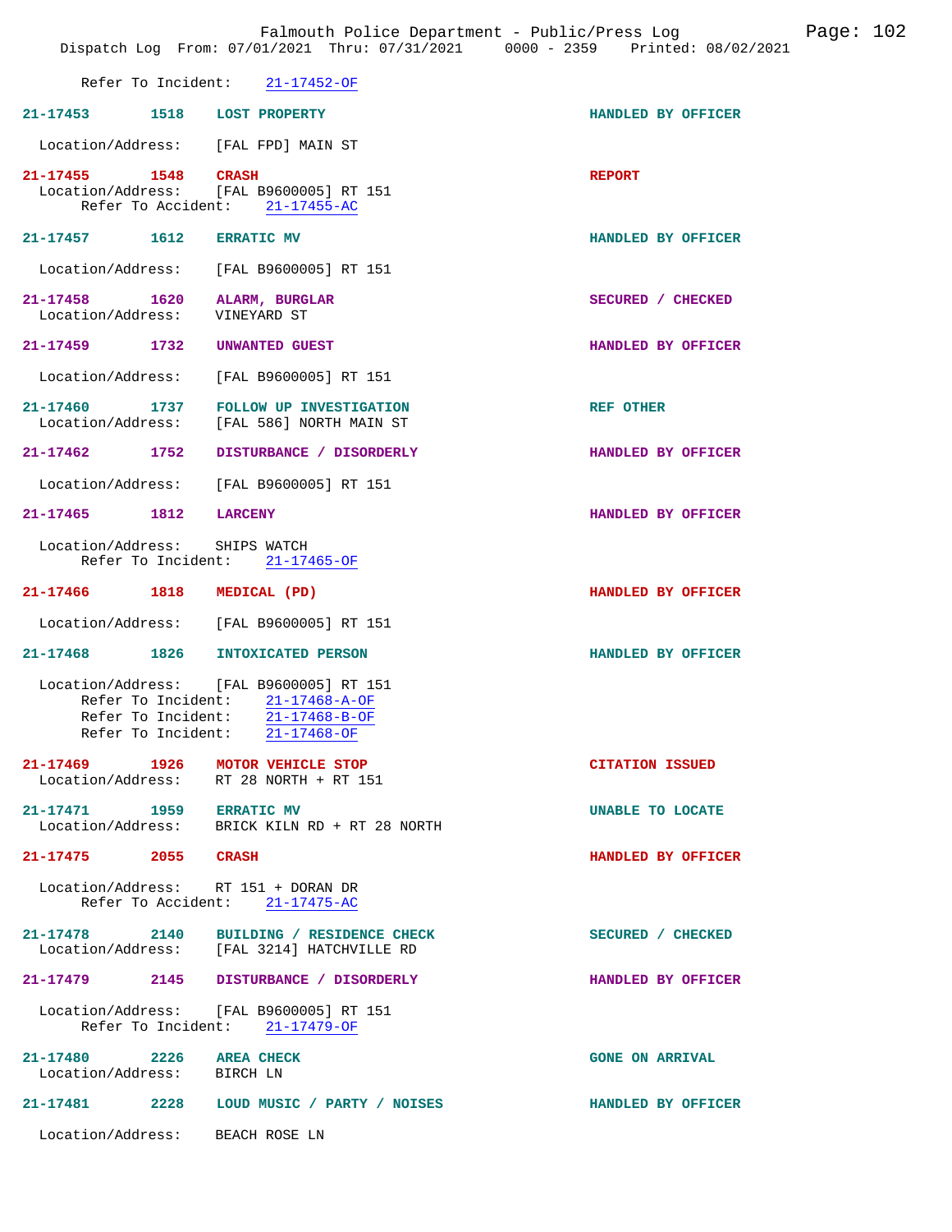Refer To Incident: 21-17452-OF

**21-17453** 1518 **LOST PROPERTY** HANDLED BY OFFICER
Location/Address: [FAL FPD] MAIN ST

**21-17455** 1548 **CRASH** REPORT
Location/Address: [FAL B9600005] RT 151
Refer To Accident: 21-17455-AC

**21-17457** 1612 **ERRATIC MV** HANDLED BY OFFICER
Location/Address: [FAL B9600005] RT 151

**21-17458** 1620 **ALARM, BURGLAR** SECURED / CHECKED
Location/Address: VINEYARD ST

**21-17459** 1732 **UNWANTED GUEST** HANDLED BY OFFICER
Location/Address: [FAL B9600005] RT 151

**21-17460** 1737 **FOLLOW UP INVESTIGATION** REF OTHER
Location/Address: [FAL 586] NORTH MAIN ST

**21-17462** 1752 **DISTURBANCE / DISORDERLY** HANDLED BY OFFICER
Location/Address: [FAL B9600005] RT 151

**21-17465** 1812 **LARCENY** HANDLED BY OFFICER
Location/Address: SHIPS WATCH
Refer To Incident: 21-17465-OF

**21-17466** 1818 **MEDICAL (PD)** HANDLED BY OFFICER
Location/Address: [FAL B9600005] RT 151

**21-17468** 1826 **INTOXICATED PERSON** HANDLED BY OFFICER
Location/Address: [FAL B9600005] RT 151
Refer To Incident: 21-17468-A-OF
Refer To Incident: 21-17468-B-OF
Refer To Incident: 21-17468-OF

**21-17469** 1926 **MOTOR VEHICLE STOP** CITATION ISSUED
Location/Address: RT 28 NORTH + RT 151

**21-17471** 1959 **ERRATIC MV** UNABLE TO LOCATE
Location/Address: BRICK KILN RD + RT 28 NORTH

**21-17475** 2055 **CRASH** HANDLED BY OFFICER
Location/Address: RT 151 + DORAN DR
Refer To Accident: 21-17475-AC

**21-17478** 2140 **BUILDING / RESIDENCE CHECK** SECURED / CHECKED
Location/Address: [FAL 3214] HATCHVILLE RD

**21-17479** 2145 **DISTURBANCE / DISORDERLY** HANDLED BY OFFICER
Location/Address: [FAL B9600005] RT 151
Refer To Incident: 21-17479-OF

**21-17480** 2226 **AREA CHECK** GONE ON ARRIVAL
Location/Address: BIRCH LN

**21-17481** 2228 **LOUD MUSIC / PARTY / NOISES** HANDLED BY OFFICER
Location/Address: BEACH ROSE LN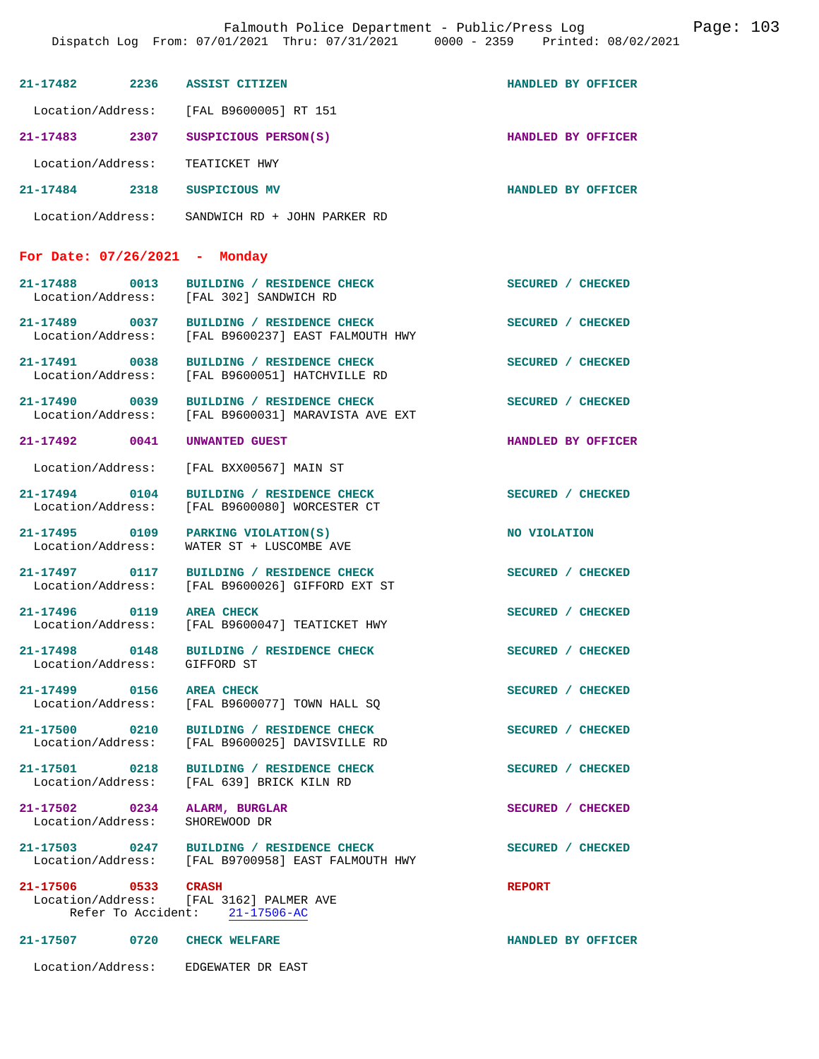Falmouth Police Department - Public/Press Log

Dispatch Log From: 07/01/2021 Thru: 07/31/2021 0000 - 2359 Printed: 08/02/2021

**21-17482** 2236 **ASSIST CITIZEN** HANDLED BY OFFICER
Location/Address: [FAL B9600005] RT 151

**21-17483** 2307 **SUSPICIOUS PERSON(S)** HANDLED BY OFFICER
Location/Address: TEATICKET HWY

**21-17484** 2318 **SUSPICIOUS MV** HANDLED BY OFFICER
Location/Address: SANDWICH RD + JOHN PARKER RD

## For Date: 07/26/2021 - Monday

**21-17488** 0013 **BUILDING / RESIDENCE CHECK** SECURED / CHECKED
Location/Address: [FAL 302] SANDWICH RD

**21-17489** 0037 **BUILDING / RESIDENCE CHECK** SECURED / CHECKED
Location/Address: [FAL B9600237] EAST FALMOUTH HWY

**21-17491** 0038 **BUILDING / RESIDENCE CHECK** SECURED / CHECKED
Location/Address: [FAL B9600051] HATCHVILLE RD

**21-17490** 0039 **BUILDING / RESIDENCE CHECK** SECURED / CHECKED
Location/Address: [FAL B9600031] MARAVISTA AVE EXT

**21-17492** 0041 **UNWANTED GUEST** HANDLED BY OFFICER
Location/Address: [FAL BXX00567] MAIN ST

**21-17494** 0104 **BUILDING / RESIDENCE CHECK** SECURED / CHECKED
Location/Address: [FAL B9600080] WORCESTER CT

**21-17495** 0109 **PARKING VIOLATION(S)** NO VIOLATION
Location/Address: WATER ST + LUSCOMBE AVE

**21-17497** 0117 **BUILDING / RESIDENCE CHECK** SECURED / CHECKED
Location/Address: [FAL B9600026] GIFFORD EXT ST

**21-17496** 0119 **AREA CHECK** SECURED / CHECKED
Location/Address: [FAL B9600047] TEATICKET HWY

**21-17498** 0148 **BUILDING / RESIDENCE CHECK** SECURED / CHECKED
Location/Address: GIFFORD ST

**21-17499** 0156 **AREA CHECK** SECURED / CHECKED
Location/Address: [FAL B9600077] TOWN HALL SQ

**21-17500** 0210 **BUILDING / RESIDENCE CHECK** SECURED / CHECKED
Location/Address: [FAL B9600025] DAVISVILLE RD

**21-17501** 0218 **BUILDING / RESIDENCE CHECK** SECURED / CHECKED
Location/Address: [FAL 639] BRICK KILN RD

**21-17502** 0234 **ALARM, BURGLAR** SECURED / CHECKED
Location/Address: SHOREWOOD DR

**21-17503** 0247 **BUILDING / RESIDENCE CHECK** SECURED / CHECKED
Location/Address: [FAL B9700958] EAST FALMOUTH HWY

**21-17506** 0533 **CRASH** REPORT
Location/Address: [FAL 3162] PALMER AVE
Refer To Accident: 21-17506-AC

**21-17507** 0720 **CHECK WELFARE** HANDLED BY OFFICER
Location/Address: EDGEWATER DR EAST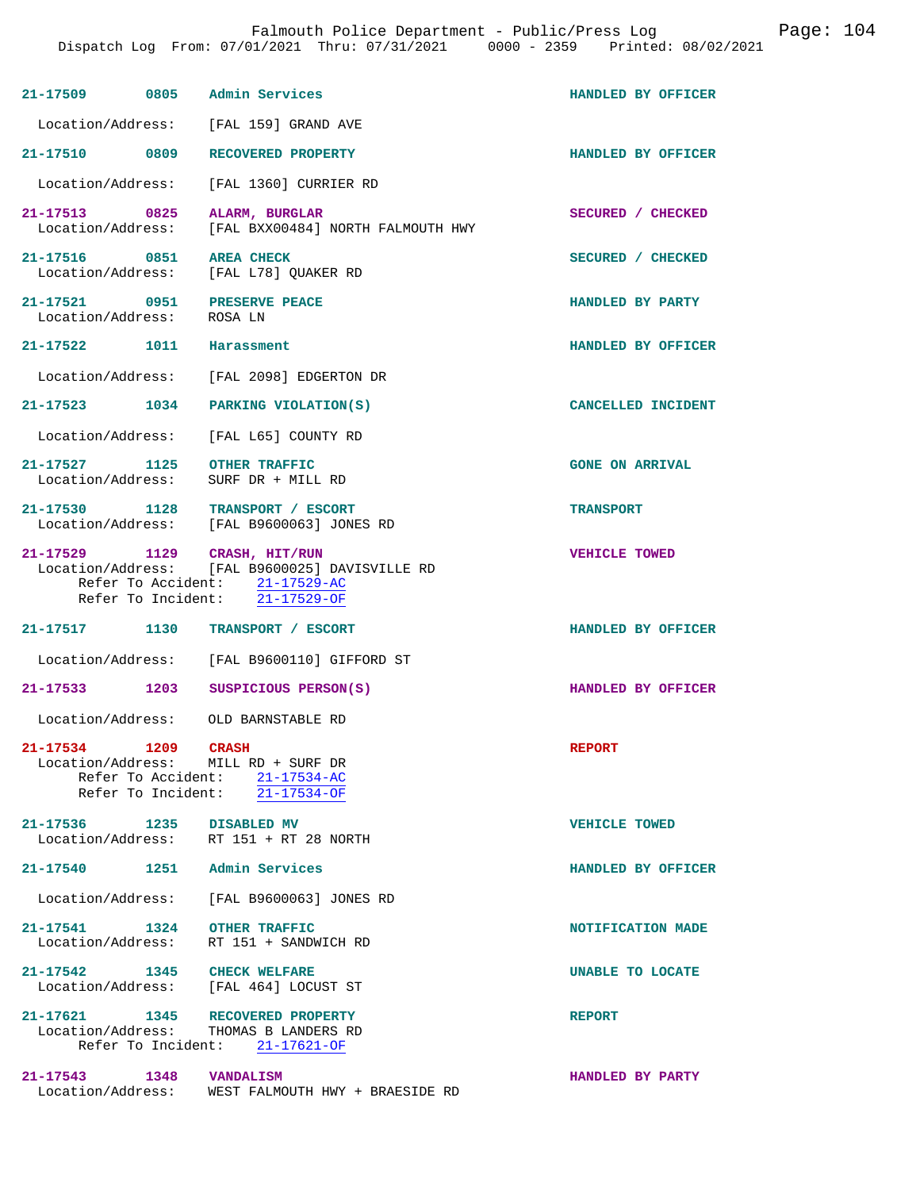21-17509 0805 Admin Services HANDLED BY OFFICER

Location/Address: [FAL 159] GRAND AVE

21-17510 0809 RECOVERED PROPERTY HANDLED BY OFFICER

Location/Address: [FAL 1360] CURRIER RD

21-17513 0825 ALARM, BURGLAR SECURED / CHECKED
Location/Address: [FAL BXX00484] NORTH FALMOUTH HWY

21-17516 0851 AREA CHECK SECURED / CHECKED
Location/Address: [FAL L78] QUAKER RD

21-17521 0951 PRESERVE PEACE HANDLED BY PARTY
Location/Address: ROSA LN

21-17522 1011 Harassment HANDLED BY OFFICER

Location/Address: [FAL 2098] EDGERTON DR

21-17523 1034 PARKING VIOLATION(S) CANCELLED INCIDENT

Location/Address: [FAL L65] COUNTY RD

21-17527 1125 OTHER TRAFFIC GONE ON ARRIVAL
Location/Address: SURF DR + MILL RD

21-17530 1128 TRANSPORT / ESCORT TRANSPORT
Location/Address: [FAL B9600063] JONES RD

21-17529 1129 CRASH, HIT/RUN VEHICLE TOWED
Location/Address: [FAL B9600025] DAVISVILLE RD
Refer To Accident: 21-17529-AC
Refer To Incident: 21-17529-OF

21-17517 1130 TRANSPORT / ESCORT HANDLED BY OFFICER

Location/Address: [FAL B9600110] GIFFORD ST

21-17533 1203 SUSPICIOUS PERSON(S) HANDLED BY OFFICER

Location/Address: OLD BARNSTABLE RD

21-17534 1209 CRASH REPORT
Location/Address: MILL RD + SURF DR
Refer To Accident: 21-17534-AC
Refer To Incident: 21-17534-OF

21-17536 1235 DISABLED MV VEHICLE TOWED
Location/Address: RT 151 + RT 28 NORTH

21-17540 1251 Admin Services HANDLED BY OFFICER

Location/Address: [FAL B9600063] JONES RD

21-17541 1324 OTHER TRAFFIC NOTIFICATION MADE
Location/Address: RT 151 + SANDWICH RD

21-17542 1345 CHECK WELFARE UNABLE TO LOCATE
Location/Address: [FAL 464] LOCUST ST

21-17621 1345 RECOVERED PROPERTY REPORT
Location/Address: THOMAS B LANDERS RD
Refer To Incident: 21-17621-OF

21-17543 1348 VANDALISM HANDLED BY PARTY
Location/Address: WEST FALMOUTH HWY + BRAESIDE RD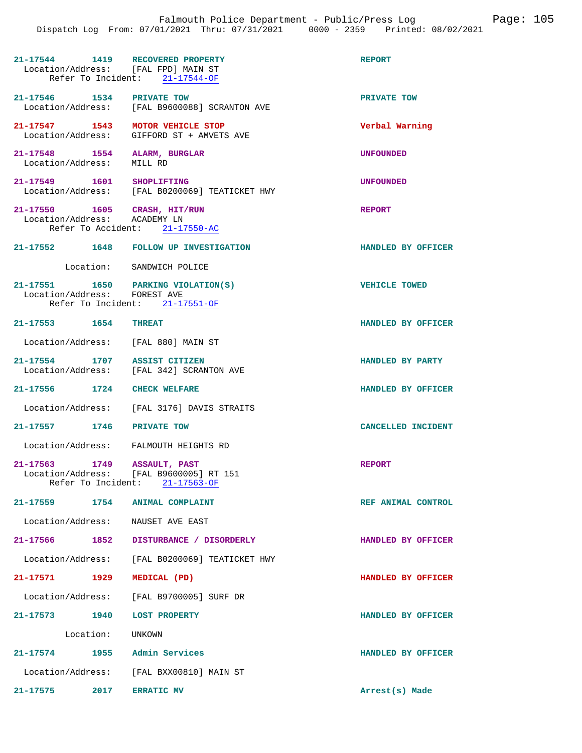**21-17544** 1419 **RECOVERED PROPERTY** **REPORT**
Location/Address: [FAL FPD] MAIN ST
Refer To Incident: 21-17544-OF

**21-17546** 1534 **PRIVATE TOW** **PRIVATE TOW**
Location/Address: [FAL B9600088] SCRANTON AVE

**21-17547** 1543 **MOTOR VEHICLE STOP** **Verbal Warning**
Location/Address: GIFFORD ST + AMVETS AVE

**21-17548** 1554 **ALARM, BURGLAR** **UNFOUNDED**
Location/Address: MILL RD

**21-17549** 1601 **SHOPLIFTING** **UNFOUNDED**
Location/Address: [FAL B0200069] TEATICKET HWY

**21-17550** 1605 **CRASH, HIT/RUN** **REPORT**
Location/Address: ACADEMY LN
Refer To Accident: 21-17550-AC

**21-17552** 1648 **FOLLOW UP INVESTIGATION** **HANDLED BY OFFICER**
Location: SANDWICH POLICE

**21-17551** 1650 **PARKING VIOLATION(S)** **VEHICLE TOWED**
Location/Address: FOREST AVE
Refer To Incident: 21-17551-OF

**21-17553** 1654 **THREAT** **HANDLED BY OFFICER**
Location/Address: [FAL 880] MAIN ST

**21-17554** 1707 **ASSIST CITIZEN** **HANDLED BY PARTY**
Location/Address: [FAL 342] SCRANTON AVE

**21-17556** 1724 **CHECK WELFARE** **HANDLED BY OFFICER**
Location/Address: [FAL 3176] DAVIS STRAITS

**21-17557** 1746 **PRIVATE TOW** **CANCELLED INCIDENT**
Location/Address: FALMOUTH HEIGHTS RD

**21-17563** 1749 **ASSAULT, PAST** **REPORT**
Location/Address: [FAL B9600005] RT 151
Refer To Incident: 21-17563-OF

**21-17559** 1754 **ANIMAL COMPLAINT** **REF ANIMAL CONTROL**
Location/Address: NAUSET AVE EAST

**21-17566** 1852 **DISTURBANCE / DISORDERLY** **HANDLED BY OFFICER**
Location/Address: [FAL B0200069] TEATICKET HWY

**21-17571** 1929 **MEDICAL (PD)** **HANDLED BY OFFICER**
Location/Address: [FAL B9700005] SURF DR

**21-17573** 1940 **LOST PROPERTY** **HANDLED BY OFFICER**
Location: UNKOWN

**21-17574** 1955 **Admin Services** **HANDLED BY OFFICER**
Location/Address: [FAL BXX00810] MAIN ST

**21-17575** 2017 **ERRATIC MV** **Arrest(s) Made**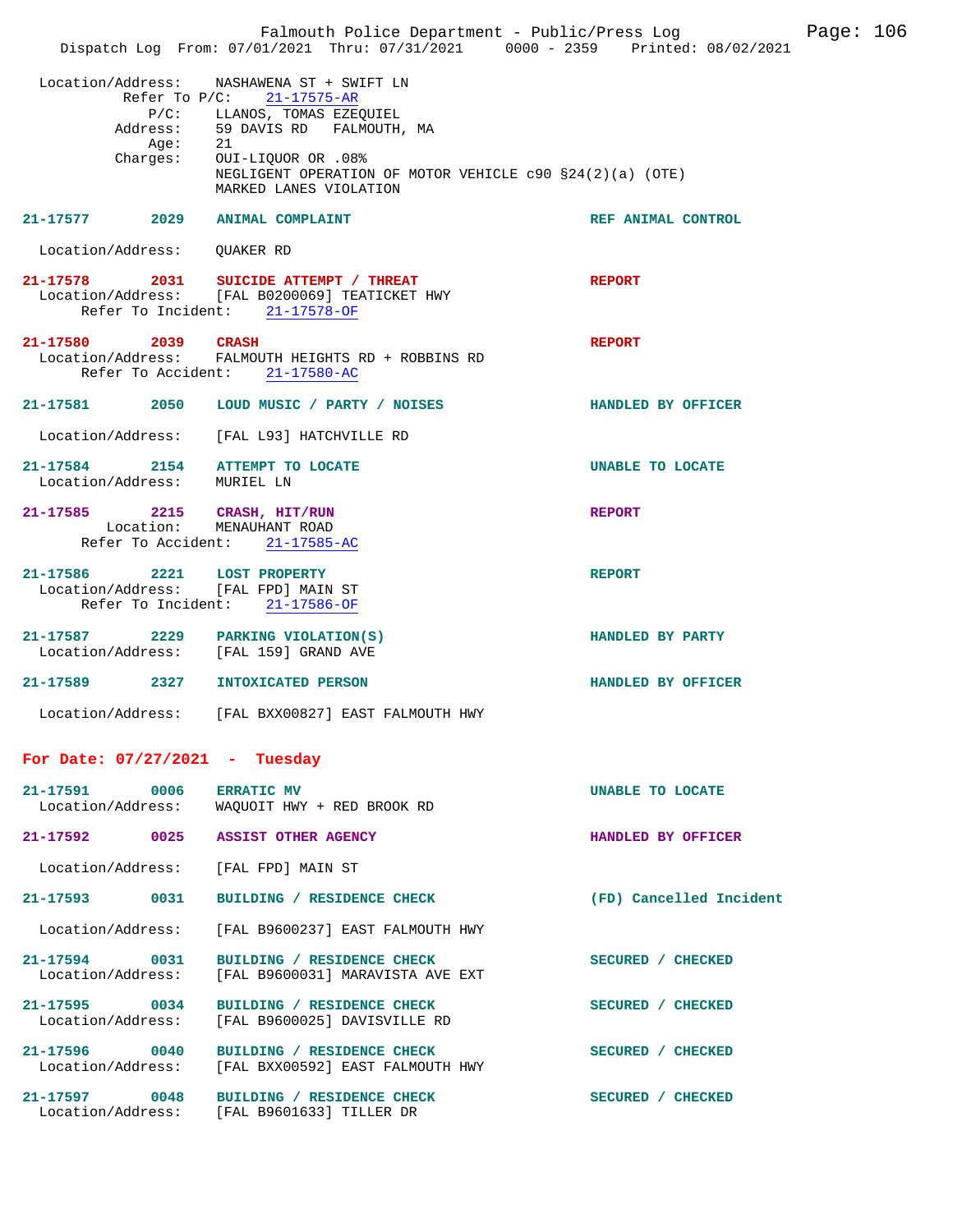Location/Address: NASHAWENA ST + SWIFT LN
Refer To P/C: 21-17575-AR
P/C: LLANOS, TOMAS EZEQUIEL
Address: 59 DAVIS RD FALMOUTH, MA
Age: 21
Charges: OUI-LIQUOR OR .08%
NEGLIGENT OPERATION OF MOTOR VEHICLE c90 §24(2)(a) (OTE)
MARKED LANES VIOLATION

**21-17577 2029 ANIMAL COMPLAINT** — REF ANIMAL CONTROL
Location/Address: QUAKER RD

**21-17578 2031 SUICIDE ATTEMPT / THREAT** — REPORT
Location/Address: [FAL B0200069] TEATICKET HWY
Refer To Incident: 21-17578-OF

**21-17580 2039 CRASH** — REPORT
Location/Address: FALMOUTH HEIGHTS RD + ROBBINS RD
Refer To Accident: 21-17580-AC

**21-17581 2050 LOUD MUSIC / PARTY / NOISES** — HANDLED BY OFFICER
Location/Address: [FAL L93] HATCHVILLE RD

**21-17584 2154 ATTEMPT TO LOCATE** — UNABLE TO LOCATE
Location/Address: MURIEL LN

**21-17585 2215 CRASH, HIT/RUN** — REPORT
Location: MENAUHANT ROAD
Refer To Accident: 21-17585-AC

**21-17586 2221 LOST PROPERTY** — REPORT
Location/Address: [FAL FPD] MAIN ST
Refer To Incident: 21-17586-OF

**21-17587 2229 PARKING VIOLATION(S)** — HANDLED BY PARTY
Location/Address: [FAL 159] GRAND AVE

**21-17589 2327 INTOXICATED PERSON** — HANDLED BY OFFICER
Location/Address: [FAL BXX00827] EAST FALMOUTH HWY

## For Date: 07/27/2021 - Tuesday

**21-17591 0006 ERRATIC MV** — UNABLE TO LOCATE
Location/Address: WAQUOIT HWY + RED BROOK RD

**21-17592 0025 ASSIST OTHER AGENCY** — HANDLED BY OFFICER
Location/Address: [FAL FPD] MAIN ST

**21-17593 0031 BUILDING / RESIDENCE CHECK** — (FD) Cancelled Incident
Location/Address: [FAL B9600237] EAST FALMOUTH HWY

**21-17594 0031 BUILDING / RESIDENCE CHECK** — SECURED / CHECKED
Location/Address: [FAL B9600031] MARAVISTA AVE EXT

**21-17595 0034 BUILDING / RESIDENCE CHECK** — SECURED / CHECKED
Location/Address: [FAL B9600025] DAVISVILLE RD

**21-17596 0040 BUILDING / RESIDENCE CHECK** — SECURED / CHECKED
Location/Address: [FAL BXX00592] EAST FALMOUTH HWY

**21-17597 0048 BUILDING / RESIDENCE CHECK** — SECURED / CHECKED
Location/Address: [FAL B9601633] TILLER DR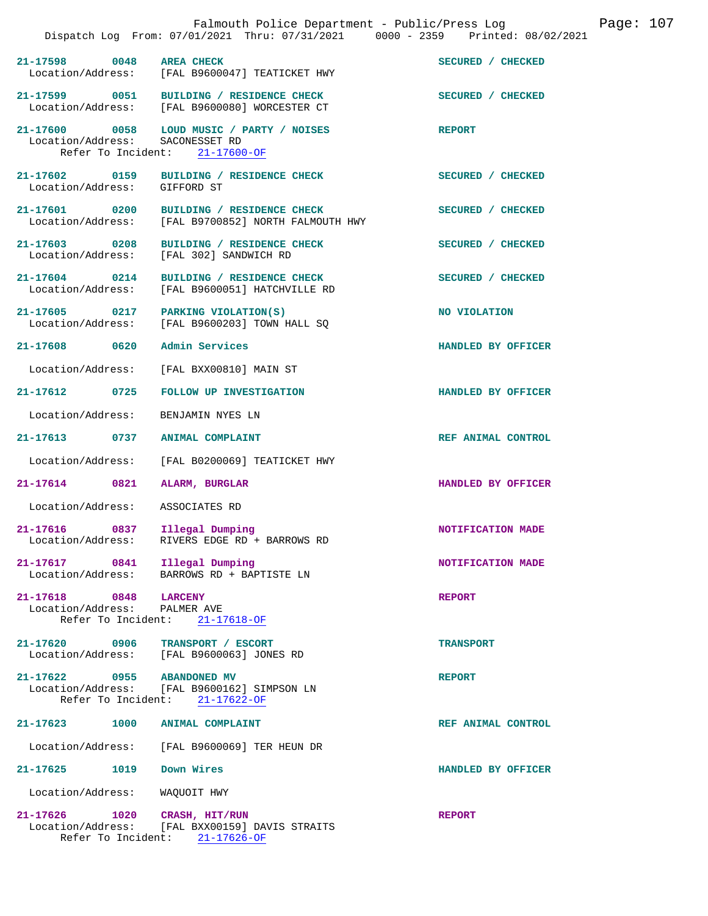21-17598 0048 AREA CHECK SECURED / CHECKED
Location/Address: [FAL B9600047] TEATICKET HWY

21-17599 0051 BUILDING / RESIDENCE CHECK SECURED / CHECKED
Location/Address: [FAL B9600080] WORCESTER CT

21-17600 0058 LOUD MUSIC / PARTY / NOISES REPORT
Location/Address: SACONESSET RD
Refer To Incident: 21-17600-OF

21-17602 0159 BUILDING / RESIDENCE CHECK SECURED / CHECKED
Location/Address: GIFFORD ST

21-17601 0200 BUILDING / RESIDENCE CHECK SECURED / CHECKED
Location/Address: [FAL B9700852] NORTH FALMOUTH HWY

21-17603 0208 BUILDING / RESIDENCE CHECK SECURED / CHECKED
Location/Address: [FAL 302] SANDWICH RD

21-17604 0214 BUILDING / RESIDENCE CHECK SECURED / CHECKED
Location/Address: [FAL B9600051] HATCHVILLE RD

21-17605 0217 PARKING VIOLATION(S) NO VIOLATION
Location/Address: [FAL B9600203] TOWN HALL SQ

21-17608 0620 Admin Services HANDLED BY OFFICER
Location/Address: [FAL BXX00810] MAIN ST

21-17612 0725 FOLLOW UP INVESTIGATION HANDLED BY OFFICER
Location/Address: BENJAMIN NYES LN

21-17613 0737 ANIMAL COMPLAINT REF ANIMAL CONTROL
Location/Address: [FAL B0200069] TEATICKET HWY

21-17614 0821 ALARM, BURGLAR HANDLED BY OFFICER
Location/Address: ASSOCIATES RD

21-17616 0837 Illegal Dumping NOTIFICATION MADE
Location/Address: RIVERS EDGE RD + BARROWS RD

21-17617 0841 Illegal Dumping NOTIFICATION MADE
Location/Address: BARROWS RD + BAPTISTE LN

21-17618 0848 LARCENY REPORT
Location/Address: PALMER AVE
Refer To Incident: 21-17618-OF

21-17620 0906 TRANSPORT / ESCORT TRANSPORT
Location/Address: [FAL B9600063] JONES RD

21-17622 0955 ABANDONED MV REPORT
Location/Address: [FAL B9600162] SIMPSON LN
Refer To Incident: 21-17622-OF

21-17623 1000 ANIMAL COMPLAINT REF ANIMAL CONTROL
Location/Address: [FAL B9600069] TER HEUN DR

21-17625 1019 Down Wires HANDLED BY OFFICER
Location/Address: WAQUOIT HWY

21-17626 1020 CRASH, HIT/RUN REPORT
Location/Address: [FAL BXX00159] DAVIS STRAITS
Refer To Incident: 21-17626-OF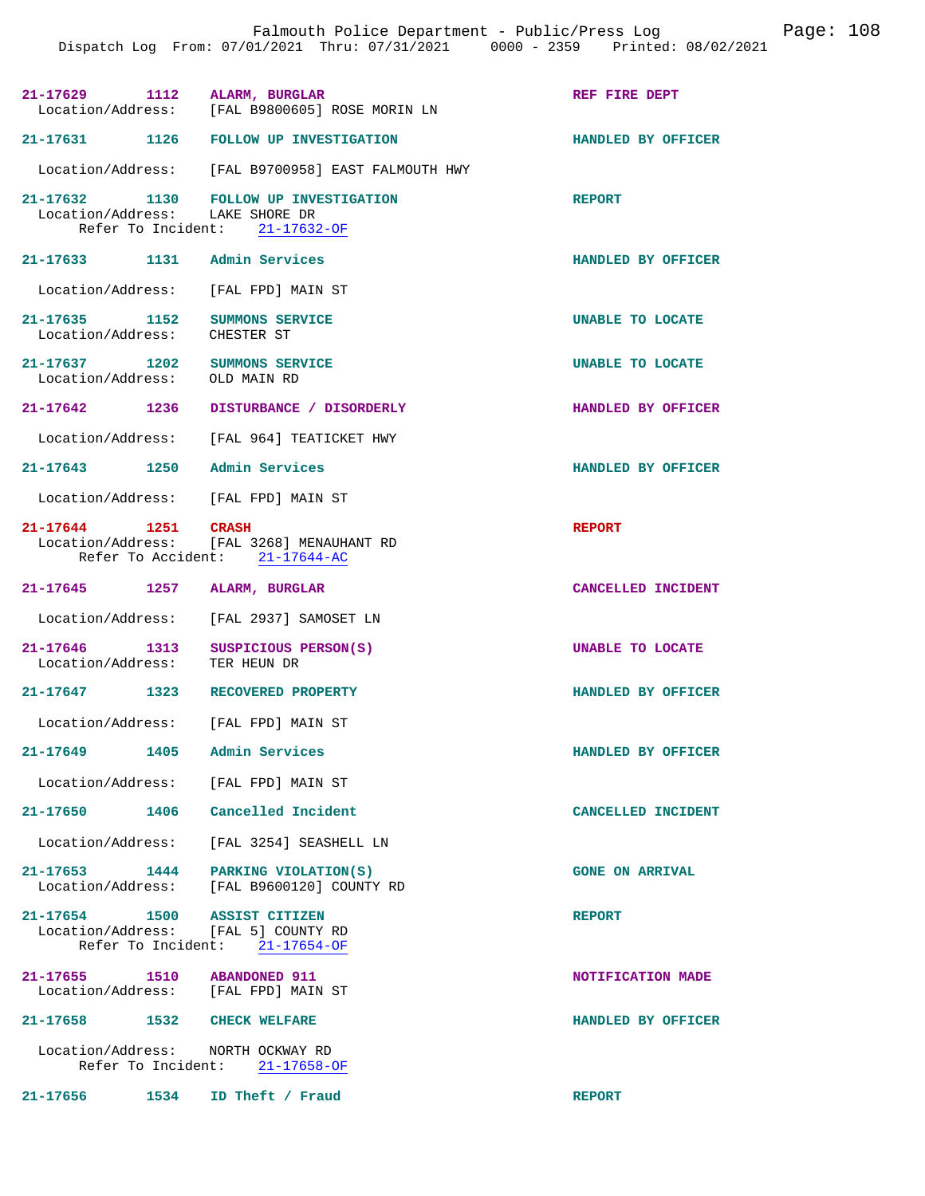21-17629 1112 **ALARM, BURGLAR** REF FIRE DEPT
Location/Address: [FAL B9800605] ROSE MORIN LN

21-17631 1126 **FOLLOW UP INVESTIGATION** HANDLED BY OFFICER
Location/Address: [FAL B9700958] EAST FALMOUTH HWY

21-17632 1130 **FOLLOW UP INVESTIGATION** REPORT
Location/Address: LAKE SHORE DR
Refer To Incident: 21-17632-OF

21-17633 1131 **Admin Services** HANDLED BY OFFICER
Location/Address: [FAL FPD] MAIN ST

21-17635 1152 **SUMMONS SERVICE** UNABLE TO LOCATE
Location/Address: CHESTER ST

21-17637 1202 **SUMMONS SERVICE** UNABLE TO LOCATE
Location/Address: OLD MAIN RD

21-17642 1236 **DISTURBANCE / DISORDERLY** HANDLED BY OFFICER
Location/Address: [FAL 964] TEATICKET HWY

21-17643 1250 **Admin Services** HANDLED BY OFFICER
Location/Address: [FAL FPD] MAIN ST

21-17644 1251 **CRASH** REPORT
Location/Address: [FAL 3268] MENAUHANT RD
Refer To Accident: 21-17644-AC

21-17645 1257 **ALARM, BURGLAR** CANCELLED INCIDENT
Location/Address: [FAL 2937] SAMOSET LN

21-17646 1313 **SUSPICIOUS PERSON(S)** UNABLE TO LOCATE
Location/Address: TER HEUN DR

21-17647 1323 **RECOVERED PROPERTY** HANDLED BY OFFICER
Location/Address: [FAL FPD] MAIN ST

21-17649 1405 **Admin Services** HANDLED BY OFFICER
Location/Address: [FAL FPD] MAIN ST

21-17650 1406 **Cancelled Incident** CANCELLED INCIDENT
Location/Address: [FAL 3254] SEASHELL LN

21-17653 1444 **PARKING VIOLATION(S)** GONE ON ARRIVAL
Location/Address: [FAL B9600120] COUNTY RD

21-17654 1500 **ASSIST CITIZEN** REPORT
Location/Address: [FAL 5] COUNTY RD
Refer To Incident: 21-17654-OF

21-17655 1510 **ABANDONED 911** NOTIFICATION MADE
Location/Address: [FAL FPD] MAIN ST

21-17658 1532 **CHECK WELFARE** HANDLED BY OFFICER
Location/Address: NORTH OCKWAY RD
Refer To Incident: 21-17658-OF

21-17656 1534 **ID Theft / Fraud** REPORT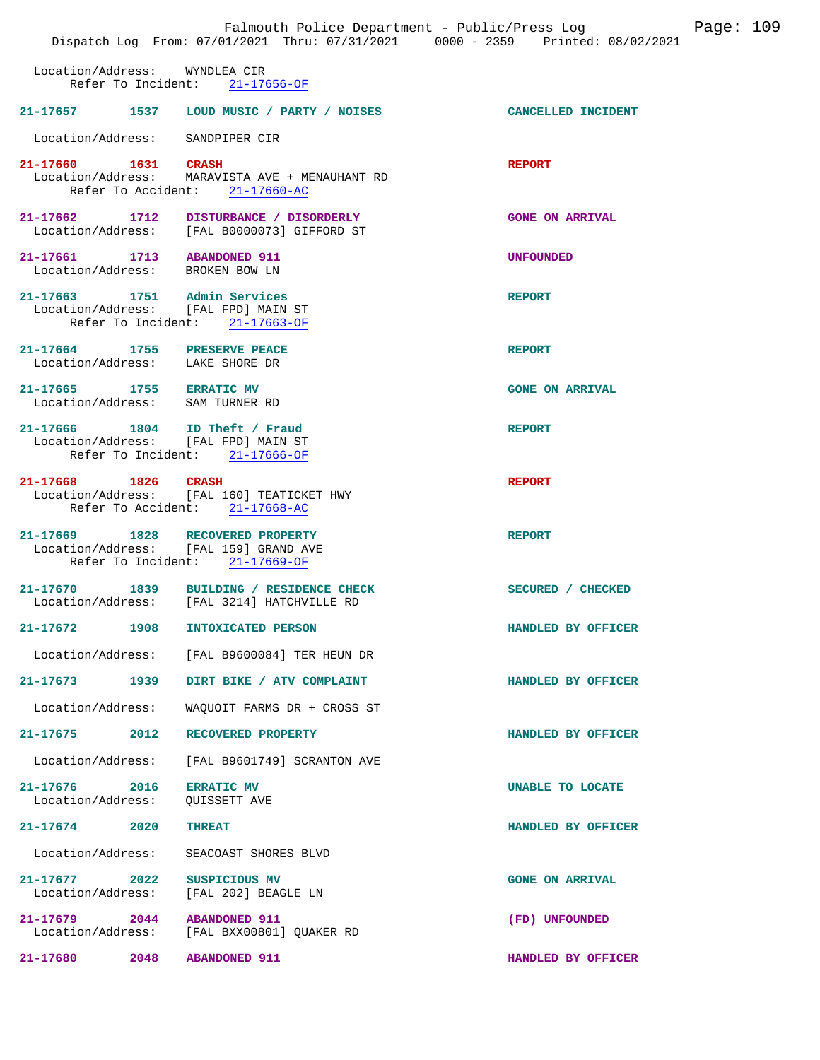Location/Address: WYNDLEA CIR
Refer To Incident: 21-17656-OF

**21-17657** 1537 **LOUD MUSIC / PARTY / NOISES** — **CANCELLED INCIDENT**
Location/Address: SANDPIPER CIR

**21-17660** 1631 **CRASH** — **REPORT**
Location/Address: MARAVISTA AVE + MENAUHANT RD
Refer To Accident: 21-17660-AC

**21-17662** 1712 **DISTURBANCE / DISORDERLY** — **GONE ON ARRIVAL**
Location/Address: [FAL B0000073] GIFFORD ST

**21-17661** 1713 **ABANDONED 911** — **UNFOUNDED**
Location/Address: BROKEN BOW LN

**21-17663** 1751 **Admin Services** — **REPORT**
Location/Address: [FAL FPD] MAIN ST
Refer To Incident: 21-17663-OF

**21-17664** 1755 **PRESERVE PEACE** — **REPORT**
Location/Address: LAKE SHORE DR

**21-17665** 1755 **ERRATIC MV** — **GONE ON ARRIVAL**
Location/Address: SAM TURNER RD

**21-17666** 1804 **ID Theft / Fraud** — **REPORT**
Location/Address: [FAL FPD] MAIN ST
Refer To Incident: 21-17666-OF

**21-17668** 1826 **CRASH** — **REPORT**
Location/Address: [FAL 160] TEATICKET HWY
Refer To Accident: 21-17668-AC

**21-17669** 1828 **RECOVERED PROPERTY** — **REPORT**
Location/Address: [FAL 159] GRAND AVE
Refer To Incident: 21-17669-OF

**21-17670** 1839 **BUILDING / RESIDENCE CHECK** — **SECURED / CHECKED**
Location/Address: [FAL 3214] HATCHVILLE RD

**21-17672** 1908 **INTOXICATED PERSON** — **HANDLED BY OFFICER**
Location/Address: [FAL B9600084] TER HEUN DR

**21-17673** 1939 **DIRT BIKE / ATV COMPLAINT** — **HANDLED BY OFFICER**
Location/Address: WAQUOIT FARMS DR + CROSS ST

**21-17675** 2012 **RECOVERED PROPERTY** — **HANDLED BY OFFICER**
Location/Address: [FAL B9601749] SCRANTON AVE

**21-17676** 2016 **ERRATIC MV** — **UNABLE TO LOCATE**
Location/Address: QUISSETT AVE

**21-17674** 2020 **THREAT** — **HANDLED BY OFFICER**
Location/Address: SEACOAST SHORES BLVD

**21-17677** 2022 **SUSPICIOUS MV** — **GONE ON ARRIVAL**
Location/Address: [FAL 202] BEAGLE LN

**21-17679** 2044 **ABANDONED 911** — **(FD) UNFOUNDED**
Location/Address: [FAL BXX00801] QUAKER RD

**21-17680** 2048 **ABANDONED 911** — **HANDLED BY OFFICER**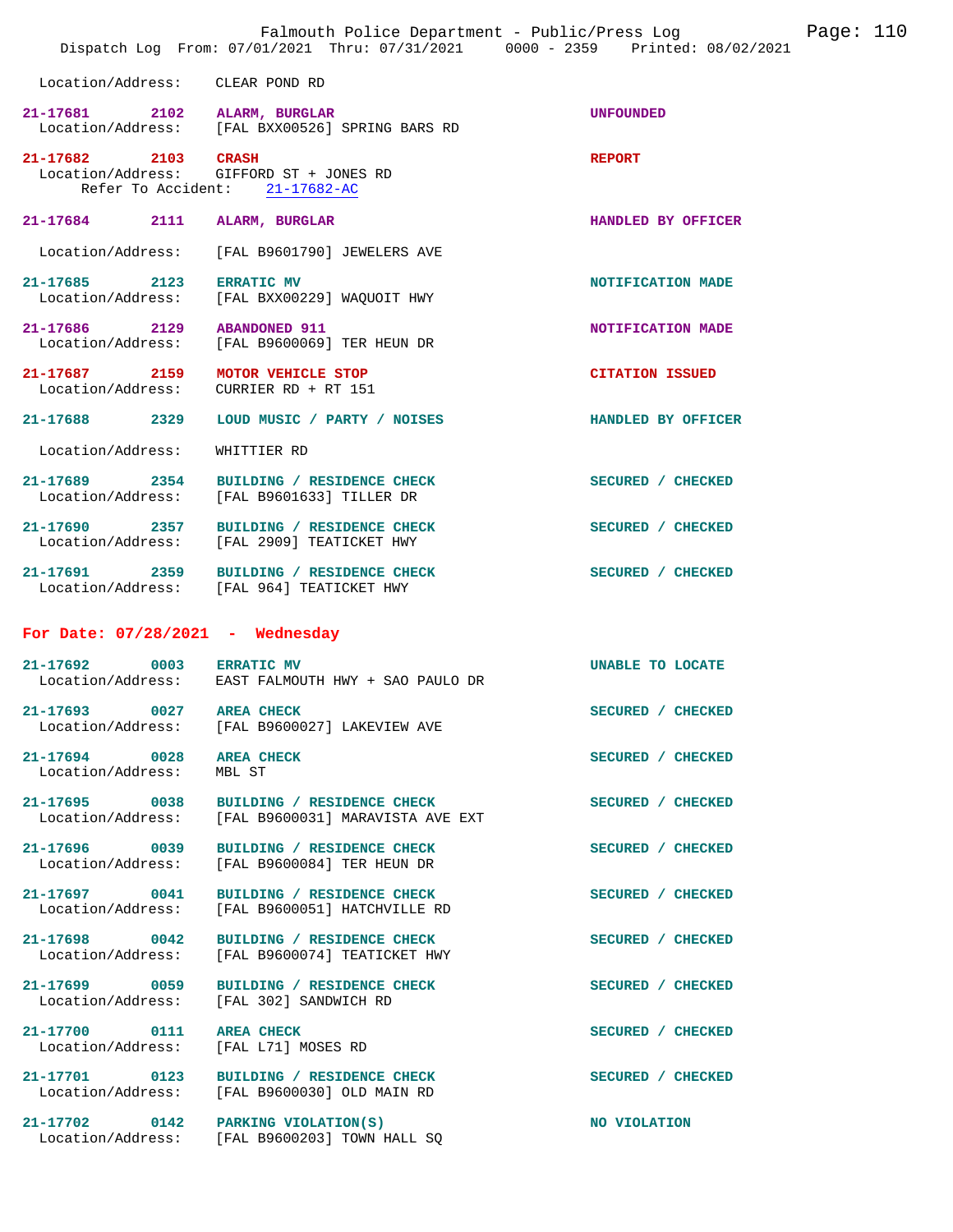Location/Address: CLEAR POND RD

**21-17681** 2102 **ALARM, BURGLAR** — UNFOUNDED
Location/Address: [FAL BXX00526] SPRING BARS RD

**21-17682** 2103 **CRASH** — REPORT
Location/Address: GIFFORD ST + JONES RD
Refer To Accident: 21-17682-AC

**21-17684** 2111 **ALARM, BURGLAR** — HANDLED BY OFFICER
Location/Address: [FAL B9601790] JEWELERS AVE

**21-17685** 2123 **ERRATIC MV** — NOTIFICATION MADE
Location/Address: [FAL BXX00229] WAQUOIT HWY

**21-17686** 2129 **ABANDONED 911** — NOTIFICATION MADE
Location/Address: [FAL B9600069] TER HEUN DR

**21-17687** 2159 **MOTOR VEHICLE STOP** — CITATION ISSUED
Location/Address: CURRIER RD + RT 151

**21-17688** 2329 **LOUD MUSIC / PARTY / NOISES** — HANDLED BY OFFICER
Location/Address: WHITTIER RD

**21-17689** 2354 **BUILDING / RESIDENCE CHECK** — SECURED / CHECKED
Location/Address: [FAL B9601633] TILLER DR

**21-17690** 2357 **BUILDING / RESIDENCE CHECK** — SECURED / CHECKED
Location/Address: [FAL 2909] TEATICKET HWY

**21-17691** 2359 **BUILDING / RESIDENCE CHECK** — SECURED / CHECKED
Location/Address: [FAL 964] TEATICKET HWY

## For Date: 07/28/2021 - Wednesday

**21-17692** 0003 **ERRATIC MV** — UNABLE TO LOCATE
Location/Address: EAST FALMOUTH HWY + SAO PAULO DR

**21-17693** 0027 **AREA CHECK** — SECURED / CHECKED
Location/Address: [FAL B9600027] LAKEVIEW AVE

**21-17694** 0028 **AREA CHECK** — SECURED / CHECKED
Location/Address: MBL ST

**21-17695** 0038 **BUILDING / RESIDENCE CHECK** — SECURED / CHECKED
Location/Address: [FAL B9600031] MARAVISTA AVE EXT

**21-17696** 0039 **BUILDING / RESIDENCE CHECK** — SECURED / CHECKED
Location/Address: [FAL B9600084] TER HEUN DR

**21-17697** 0041 **BUILDING / RESIDENCE CHECK** — SECURED / CHECKED
Location/Address: [FAL B9600051] HATCHVILLE RD

**21-17698** 0042 **BUILDING / RESIDENCE CHECK** — SECURED / CHECKED
Location/Address: [FAL B9600074] TEATICKET HWY

**21-17699** 0059 **BUILDING / RESIDENCE CHECK** — SECURED / CHECKED
Location/Address: [FAL 302] SANDWICH RD

**21-17700** 0111 **AREA CHECK** — SECURED / CHECKED
Location/Address: [FAL L71] MOSES RD

**21-17701** 0123 **BUILDING / RESIDENCE CHECK** — SECURED / CHECKED
Location/Address: [FAL B9600030] OLD MAIN RD

**21-17702** 0142 **PARKING VIOLATION(S)** — NO VIOLATION
Location/Address: [FAL B9600203] TOWN HALL SQ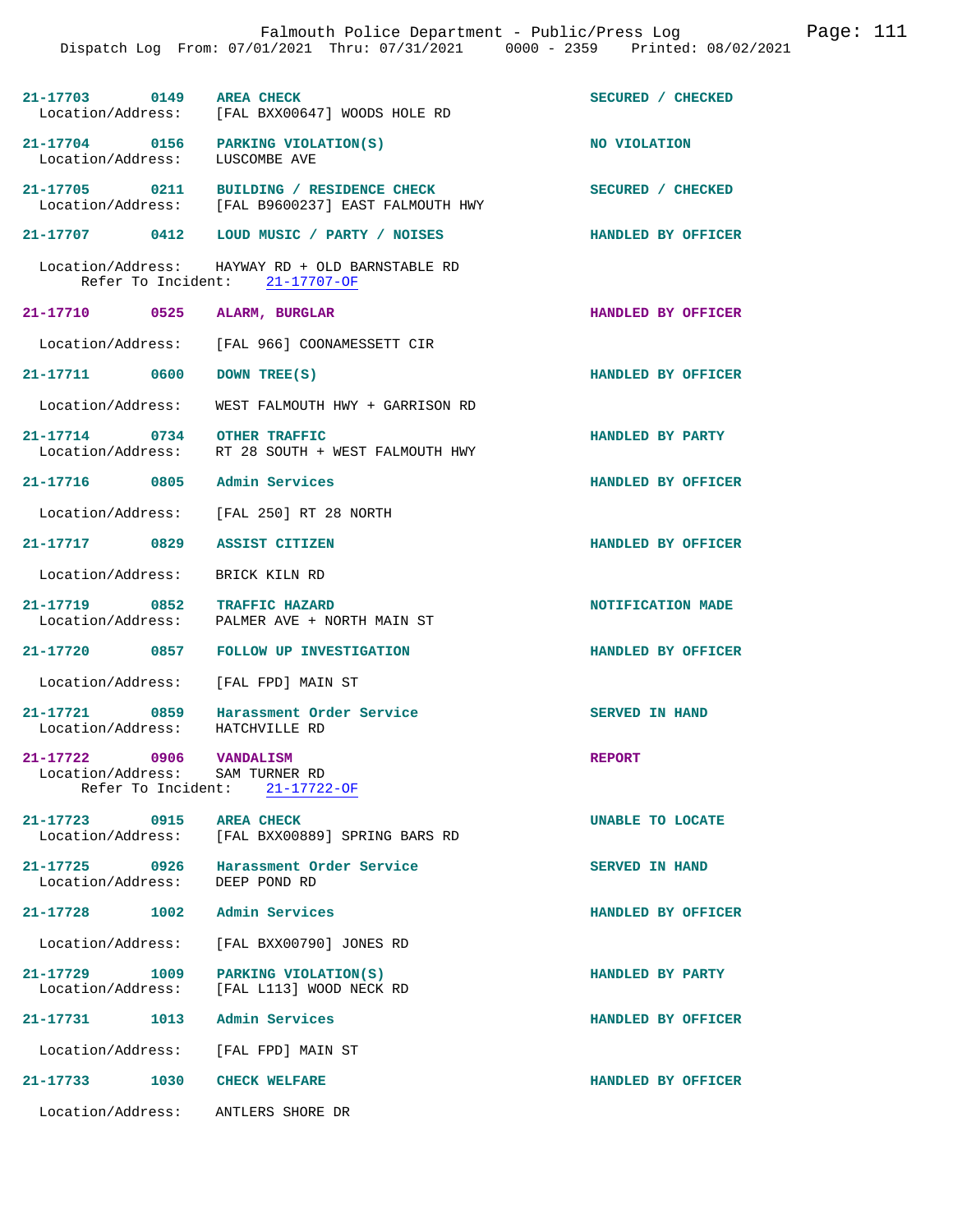21-17703 0149 AREA CHECK SECURED / CHECKED
Location/Address: [FAL BXX00647] WOODS HOLE RD

21-17704 0156 PARKING VIOLATION(S) NO VIOLATION
Location/Address: LUSCOMBE AVE

21-17705 0211 BUILDING / RESIDENCE CHECK SECURED / CHECKED
Location/Address: [FAL B9600237] EAST FALMOUTH HWY

21-17707 0412 LOUD MUSIC / PARTY / NOISES HANDLED BY OFFICER
Location/Address: HAYWAY RD + OLD BARNSTABLE RD
Refer To Incident: 21-17707-OF

21-17710 0525 ALARM, BURGLAR HANDLED BY OFFICER
Location/Address: [FAL 966] COONAMESSETT CIR

21-17711 0600 DOWN TREE(S) HANDLED BY OFFICER
Location/Address: WEST FALMOUTH HWY + GARRISON RD

21-17714 0734 OTHER TRAFFIC HANDLED BY PARTY
Location/Address: RT 28 SOUTH + WEST FALMOUTH HWY

21-17716 0805 Admin Services HANDLED BY OFFICER
Location/Address: [FAL 250] RT 28 NORTH

21-17717 0829 ASSIST CITIZEN HANDLED BY OFFICER
Location/Address: BRICK KILN RD

21-17719 0852 TRAFFIC HAZARD NOTIFICATION MADE
Location/Address: PALMER AVE + NORTH MAIN ST

21-17720 0857 FOLLOW UP INVESTIGATION HANDLED BY OFFICER
Location/Address: [FAL FPD] MAIN ST

21-17721 0859 Harassment Order Service SERVED IN HAND
Location/Address: HATCHVILLE RD

21-17722 0906 VANDALISM REPORT
Location/Address: SAM TURNER RD
Refer To Incident: 21-17722-OF

21-17723 0915 AREA CHECK UNABLE TO LOCATE
Location/Address: [FAL BXX00889] SPRING BARS RD

21-17725 0926 Harassment Order Service SERVED IN HAND
Location/Address: DEEP POND RD

21-17728 1002 Admin Services HANDLED BY OFFICER
Location/Address: [FAL BXX00790] JONES RD

21-17729 1009 PARKING VIOLATION(S) HANDLED BY PARTY
Location/Address: [FAL L113] WOOD NECK RD

21-17731 1013 Admin Services HANDLED BY OFFICER
Location/Address: [FAL FPD] MAIN ST

21-17733 1030 CHECK WELFARE HANDLED BY OFFICER
Location/Address: ANTLERS SHORE DR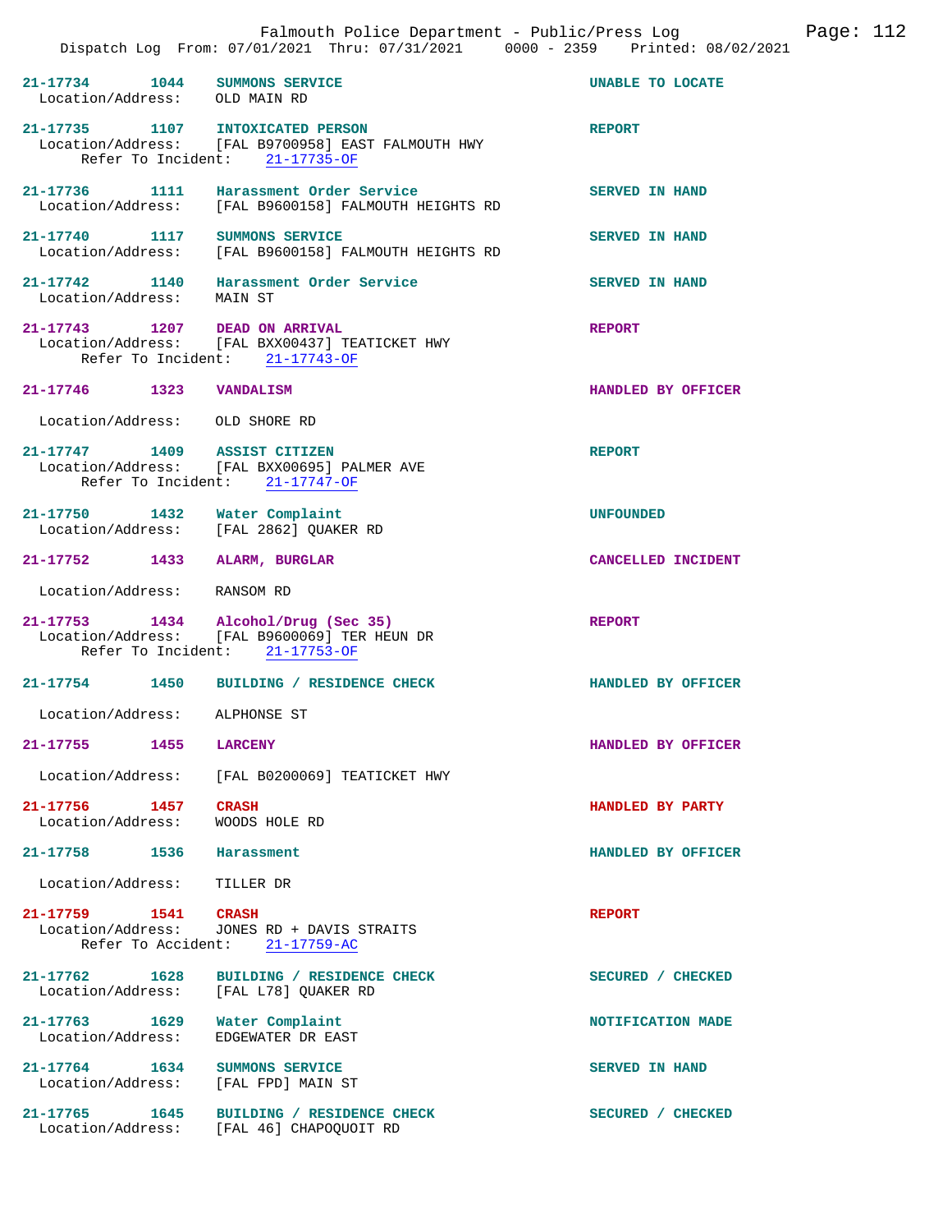21-17734 1044 SUMMONS SERVICE UNABLE TO LOCATE
Location/Address: OLD MAIN RD

21-17735 1107 INTOXICATED PERSON REPORT
Location/Address: [FAL B9700958] EAST FALMOUTH HWY
Refer To Incident: 21-17735-OF

21-17736 1111 Harassment Order Service SERVED IN HAND
Location/Address: [FAL B9600158] FALMOUTH HEIGHTS RD

21-17740 1117 SUMMONS SERVICE SERVED IN HAND
Location/Address: [FAL B9600158] FALMOUTH HEIGHTS RD

21-17742 1140 Harassment Order Service SERVED IN HAND
Location/Address: MAIN ST

21-17743 1207 DEAD ON ARRIVAL REPORT
Location/Address: [FAL BXX00437] TEATICKET HWY
Refer To Incident: 21-17743-OF

21-17746 1323 VANDALISM HANDLED BY OFFICER
Location/Address: OLD SHORE RD

21-17747 1409 ASSIST CITIZEN REPORT
Location/Address: [FAL BXX00695] PALMER AVE
Refer To Incident: 21-17747-OF

21-17750 1432 Water Complaint UNFOUNDED
Location/Address: [FAL 2862] QUAKER RD

21-17752 1433 ALARM, BURGLAR CANCELLED INCIDENT
Location/Address: RANSOM RD

21-17753 1434 Alcohol/Drug (Sec 35) REPORT
Location/Address: [FAL B9600069] TER HEUN DR
Refer To Incident: 21-17753-OF

21-17754 1450 BUILDING / RESIDENCE CHECK HANDLED BY OFFICER
Location/Address: ALPHONSE ST

21-17755 1455 LARCENY HANDLED BY OFFICER
Location/Address: [FAL B0200069] TEATICKET HWY

21-17756 1457 CRASH HANDLED BY PARTY
Location/Address: WOODS HOLE RD

21-17758 1536 Harassment HANDLED BY OFFICER
Location/Address: TILLER DR

21-17759 1541 CRASH REPORT
Location/Address: JONES RD + DAVIS STRAITS
Refer To Accident: 21-17759-AC

21-17762 1628 BUILDING / RESIDENCE CHECK SECURED / CHECKED
Location/Address: [FAL L78] QUAKER RD

21-17763 1629 Water Complaint NOTIFICATION MADE
Location/Address: EDGEWATER DR EAST

21-17764 1634 SUMMONS SERVICE SERVED IN HAND
Location/Address: [FAL FPD] MAIN ST

21-17765 1645 BUILDING / RESIDENCE CHECK SECURED / CHECKED
Location/Address: [FAL 46] CHAPOQUOIT RD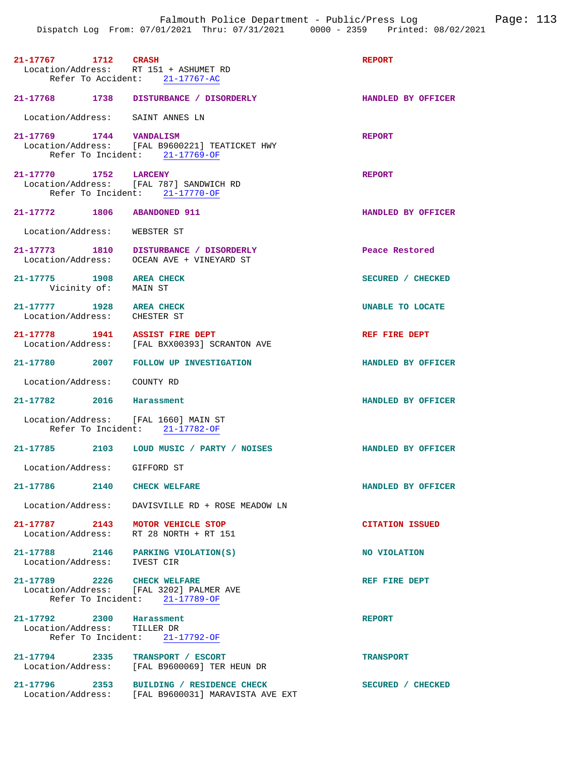**21-17767** 1712 **CRASH** **REPORT**
Location/Address: RT 151 + ASHUMET RD
Refer To Accident: 21-17767-AC

**21-17768** 1738 **DISTURBANCE / DISORDERLY** **HANDLED BY OFFICER**
Location/Address: SAINT ANNES LN

**21-17769** 1744 **VANDALISM** **REPORT**
Location/Address: [FAL B9600221] TEATICKET HWY
Refer To Incident: 21-17769-OF

**21-17770** 1752 **LARCENY** **REPORT**
Location/Address: [FAL 787] SANDWICH RD
Refer To Incident: 21-17770-OF

**21-17772** 1806 **ABANDONED 911** **HANDLED BY OFFICER**
Location/Address: WEBSTER ST

**21-17773** 1810 **DISTURBANCE / DISORDERLY** **Peace Restored**
Location/Address: OCEAN AVE + VINEYARD ST

**21-17775** 1908 **AREA CHECK** **SECURED / CHECKED**
Vicinity of: MAIN ST

**21-17777** 1928 **AREA CHECK** **UNABLE TO LOCATE**
Location/Address: CHESTER ST

**21-17778** 1941 **ASSIST FIRE DEPT** **REF FIRE DEPT**
Location/Address: [FAL BXX00393] SCRANTON AVE

**21-17780** 2007 **FOLLOW UP INVESTIGATION** **HANDLED BY OFFICER**
Location/Address: COUNTY RD

**21-17782** 2016 **Harassment** **HANDLED BY OFFICER**
Location/Address: [FAL 1660] MAIN ST
Refer To Incident: 21-17782-OF

**21-17785** 2103 **LOUD MUSIC / PARTY / NOISES** **HANDLED BY OFFICER**
Location/Address: GIFFORD ST

**21-17786** 2140 **CHECK WELFARE** **HANDLED BY OFFICER**
Location/Address: DAVISVILLE RD + ROSE MEADOW LN

**21-17787** 2143 **MOTOR VEHICLE STOP** **CITATION ISSUED**
Location/Address: RT 28 NORTH + RT 151

**21-17788** 2146 **PARKING VIOLATION(S)** **NO VIOLATION**
Location/Address: IVEST CIR

**21-17789** 2226 **CHECK WELFARE** **REF FIRE DEPT**
Location/Address: [FAL 3202] PALMER AVE
Refer To Incident: 21-17789-OF

**21-17792** 2300 **Harassment** **REPORT**
Location/Address: TILLER DR
Refer To Incident: 21-17792-OF

**21-17794** 2335 **TRANSPORT / ESCORT** **TRANSPORT**
Location/Address: [FAL B9600069] TER HEUN DR

**21-17796** 2353 **BUILDING / RESIDENCE CHECK** **SECURED / CHECKED**
Location/Address: [FAL B9600031] MARAVISTA AVE EXT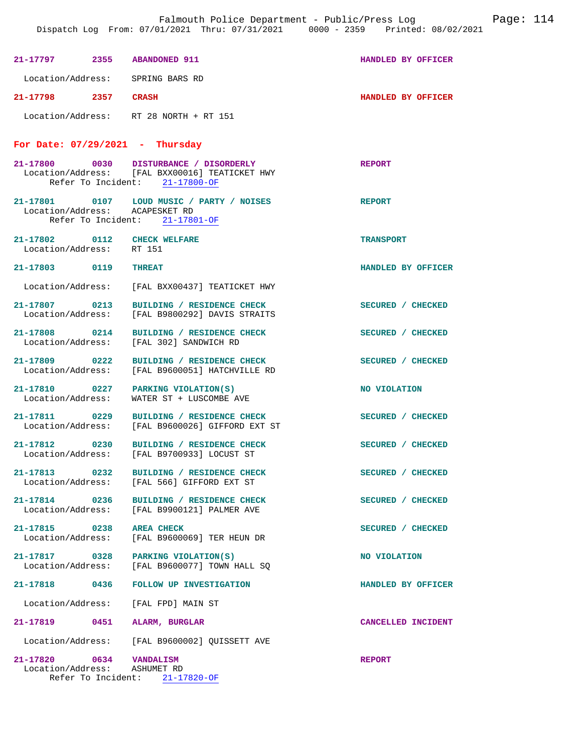21-17797 2355 ABANDONED 911 HANDLED BY OFFICER

Location/Address: SPRING BARS RD

21-17798 2357 CRASH HANDLED BY OFFICER

Location/Address: RT 28 NORTH + RT 151

## For Date: 07/29/2021 - Thursday

21-17800 0030 DISTURBANCE / DISORDERLY REPORT
Location/Address: [FAL BXX00016] TEATICKET HWY
Refer To Incident: 21-17800-OF

21-17801 0107 LOUD MUSIC / PARTY / NOISES REPORT
Location/Address: ACAPESKET RD
Refer To Incident: 21-17801-OF

21-17802 0112 CHECK WELFARE TRANSPORT
Location/Address: RT 151

21-17803 0119 THREAT HANDLED BY OFFICER

Location/Address: [FAL BXX00437] TEATICKET HWY

21-17807 0213 BUILDING / RESIDENCE CHECK SECURED / CHECKED
Location/Address: [FAL B9800292] DAVIS STRAITS

21-17808 0214 BUILDING / RESIDENCE CHECK SECURED / CHECKED
Location/Address: [FAL 302] SANDWICH RD

21-17809 0222 BUILDING / RESIDENCE CHECK SECURED / CHECKED
Location/Address: [FAL B9600051] HATCHVILLE RD

21-17810 0227 PARKING VIOLATION(S) NO VIOLATION
Location/Address: WATER ST + LUSCOMBE AVE

21-17811 0229 BUILDING / RESIDENCE CHECK SECURED / CHECKED
Location/Address: [FAL B9600026] GIFFORD EXT ST

21-17812 0230 BUILDING / RESIDENCE CHECK SECURED / CHECKED
Location/Address: [FAL B9700933] LOCUST ST

21-17813 0232 BUILDING / RESIDENCE CHECK SECURED / CHECKED
Location/Address: [FAL 566] GIFFORD EXT ST

21-17814 0236 BUILDING / RESIDENCE CHECK SECURED / CHECKED
Location/Address: [FAL B9900121] PALMER AVE

21-17815 0238 AREA CHECK SECURED / CHECKED
Location/Address: [FAL B9600069] TER HEUN DR

21-17817 0328 PARKING VIOLATION(S) NO VIOLATION
Location/Address: [FAL B9600077] TOWN HALL SQ

21-17818 0436 FOLLOW UP INVESTIGATION HANDLED BY OFFICER

Location/Address: [FAL FPD] MAIN ST

21-17819 0451 ALARM, BURGLAR CANCELLED INCIDENT

Location/Address: [FAL B9600002] QUISSETT AVE

21-17820 0634 VANDALISM REPORT
Location/Address: ASHUMET RD
Refer To Incident: 21-17820-OF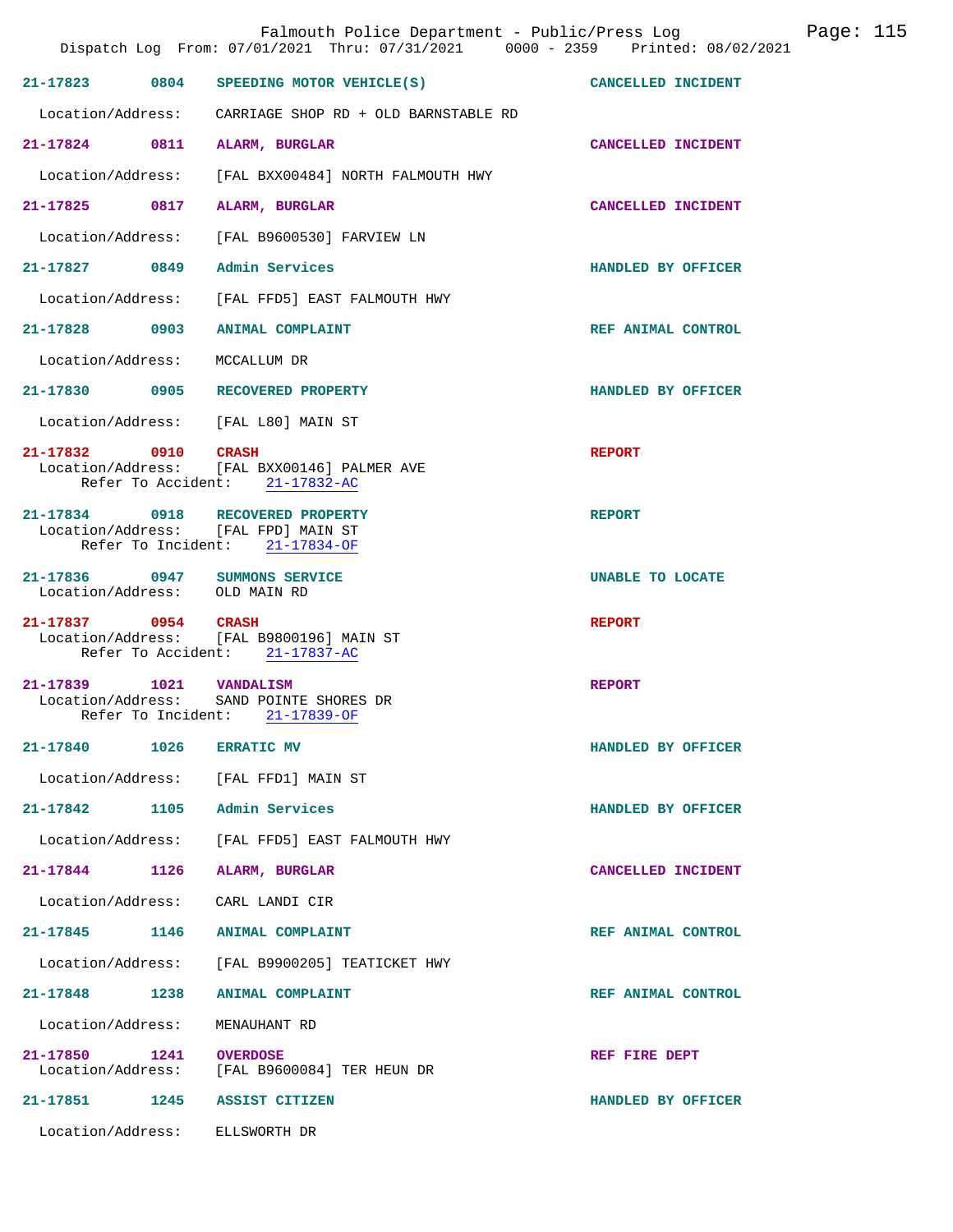Falmouth Police Department - Public/Press Log

Dispatch Log From: 07/01/2021 Thru: 07/31/2021 0000 - 2359 Printed: 08/02/2021

**21-17823 0804 SPEEDING MOTOR VEHICLE(S)** — CANCELLED INCIDENT
Location/Address: CARRIAGE SHOP RD + OLD BARNSTABLE RD

**21-17824 0811 ALARM, BURGLAR** — CANCELLED INCIDENT
Location/Address: [FAL BXX00484] NORTH FALMOUTH HWY

**21-17825 0817 ALARM, BURGLAR** — CANCELLED INCIDENT
Location/Address: [FAL B9600530] FARVIEW LN

**21-17827 0849 Admin Services** — HANDLED BY OFFICER
Location/Address: [FAL FFD5] EAST FALMOUTH HWY

**21-17828 0903 ANIMAL COMPLAINT** — REF ANIMAL CONTROL
Location/Address: MCCALLUM DR

**21-17830 0905 RECOVERED PROPERTY** — HANDLED BY OFFICER
Location/Address: [FAL L80] MAIN ST

**21-17832 0910 CRASH** — REPORT
Location/Address: [FAL BXX00146] PALMER AVE
Refer To Accident: 21-17832-AC

**21-17834 0918 RECOVERED PROPERTY** — REPORT
Location/Address: [FAL FPD] MAIN ST
Refer To Incident: 21-17834-OF

**21-17836 0947 SUMMONS SERVICE** — UNABLE TO LOCATE
Location/Address: OLD MAIN RD

**21-17837 0954 CRASH** — REPORT
Location/Address: [FAL B9800196] MAIN ST
Refer To Accident: 21-17837-AC

**21-17839 1021 VANDALISM** — REPORT
Location/Address: SAND POINTE SHORES DR
Refer To Incident: 21-17839-OF

**21-17840 1026 ERRATIC MV** — HANDLED BY OFFICER
Location/Address: [FAL FFD1] MAIN ST

**21-17842 1105 Admin Services** — HANDLED BY OFFICER
Location/Address: [FAL FFD5] EAST FALMOUTH HWY

**21-17844 1126 ALARM, BURGLAR** — CANCELLED INCIDENT
Location/Address: CARL LANDI CIR

**21-17845 1146 ANIMAL COMPLAINT** — REF ANIMAL CONTROL
Location/Address: [FAL B9900205] TEATICKET HWY

**21-17848 1238 ANIMAL COMPLAINT** — REF ANIMAL CONTROL
Location/Address: MENAUHANT RD

**21-17850 1241 OVERDOSE** — REF FIRE DEPT
Location/Address: [FAL B9600084] TER HEUN DR

**21-17851 1245 ASSIST CITIZEN** — HANDLED BY OFFICER
Location/Address: ELLSWORTH DR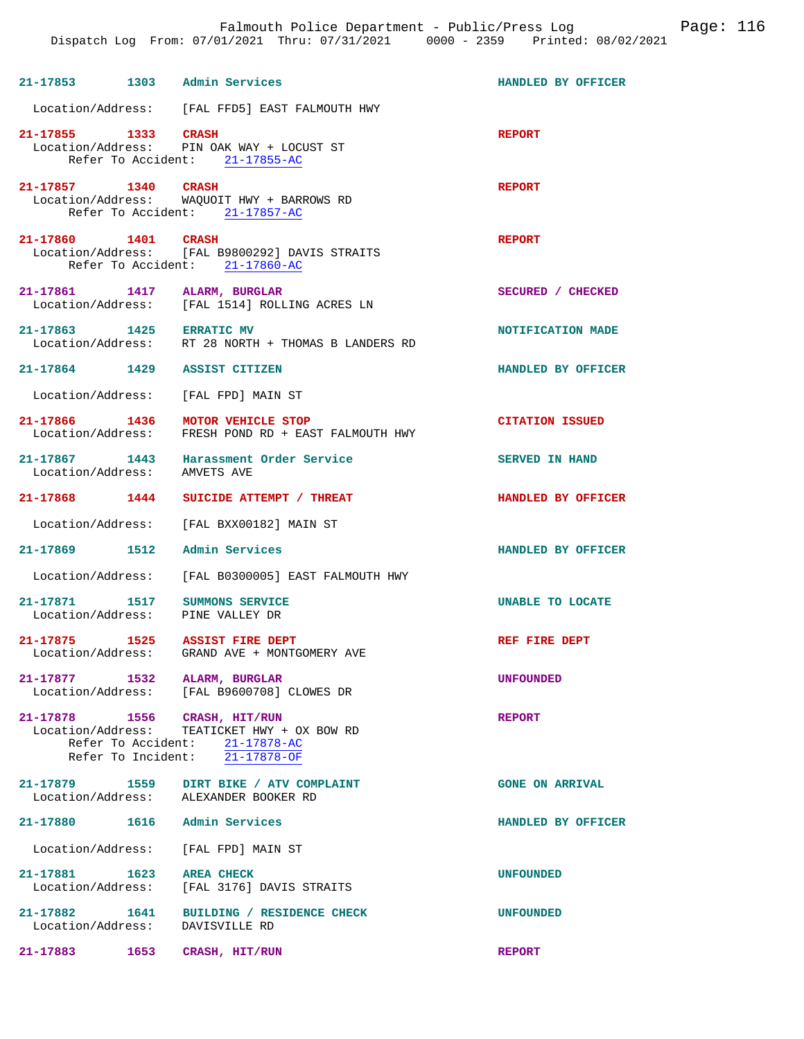**21-17853** 1303 **Admin Services** HANDLED BY OFFICER

Location/Address: [FAL FFD5] EAST FALMOUTH HWY

**21-17855** 1333 **CRASH** REPORT
Location/Address: PIN OAK WAY + LOCUST ST
Refer To Accident: 21-17855-AC

**21-17857** 1340 **CRASH** REPORT
Location/Address: WAQUOIT HWY + BARROWS RD
Refer To Accident: 21-17857-AC

**21-17860** 1401 **CRASH** REPORT
Location/Address: [FAL B9800292] DAVIS STRAITS
Refer To Accident: 21-17860-AC

**21-17861** 1417 **ALARM, BURGLAR** SECURED / CHECKED
Location/Address: [FAL 1514] ROLLING ACRES LN

**21-17863** 1425 **ERRATIC MV** NOTIFICATION MADE
Location/Address: RT 28 NORTH + THOMAS B LANDERS RD

**21-17864** 1429 **ASSIST CITIZEN** HANDLED BY OFFICER

Location/Address: [FAL FPD] MAIN ST

**21-17866** 1436 **MOTOR VEHICLE STOP** CITATION ISSUED
Location/Address: FRESH POND RD + EAST FALMOUTH HWY

**21-17867** 1443 **Harassment Order Service** SERVED IN HAND
Location/Address: AMVETS AVE

**21-17868** 1444 **SUICIDE ATTEMPT / THREAT** HANDLED BY OFFICER

Location/Address: [FAL BXX00182] MAIN ST

**21-17869** 1512 **Admin Services** HANDLED BY OFFICER

Location/Address: [FAL B0300005] EAST FALMOUTH HWY

**21-17871** 1517 **SUMMONS SERVICE** UNABLE TO LOCATE
Location/Address: PINE VALLEY DR

**21-17875** 1525 **ASSIST FIRE DEPT** REF FIRE DEPT
Location/Address: GRAND AVE + MONTGOMERY AVE

**21-17877** 1532 **ALARM, BURGLAR** UNFOUNDED
Location/Address: [FAL B9600708] CLOWES DR

**21-17878** 1556 **CRASH, HIT/RUN** REPORT
Location/Address: TEATICKET HWY + OX BOW RD
Refer To Accident: 21-17878-AC
Refer To Incident: 21-17878-OF

**21-17879** 1559 **DIRT BIKE / ATV COMPLAINT** GONE ON ARRIVAL
Location/Address: ALEXANDER BOOKER RD

**21-17880** 1616 **Admin Services** HANDLED BY OFFICER

Location/Address: [FAL FPD] MAIN ST

**21-17881** 1623 **AREA CHECK** UNFOUNDED
Location/Address: [FAL 3176] DAVIS STRAITS

**21-17882** 1641 **BUILDING / RESIDENCE CHECK** UNFOUNDED
Location/Address: DAVISVILLE RD

**21-17883** 1653 **CRASH, HIT/RUN** REPORT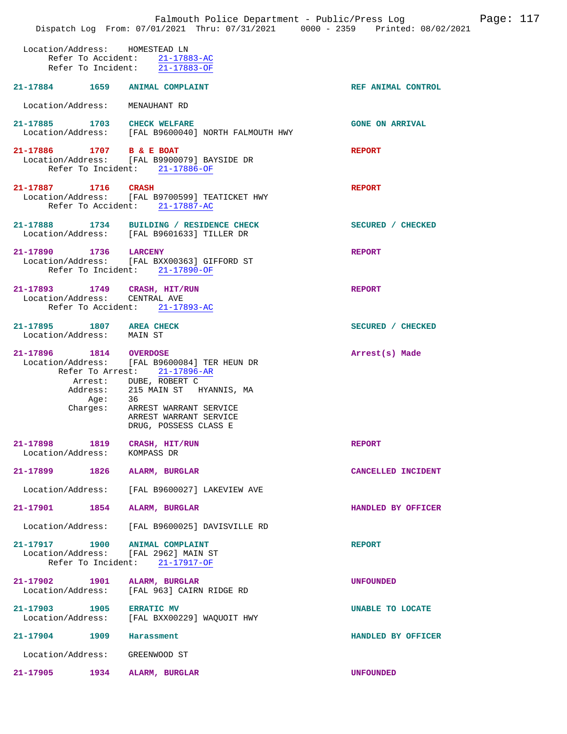Location/Address: HOMESTEAD LN
Refer To Accident: 21-17883-AC
Refer To Incident: 21-17883-OF

**21-17884 1659 ANIMAL COMPLAINT** — REF ANIMAL CONTROL
Location/Address: MENAUHANT RD

**21-17885 1703 CHECK WELFARE** — GONE ON ARRIVAL
Location/Address: [FAL B9600040] NORTH FALMOUTH HWY

**21-17886 1707 B & E BOAT** — REPORT
Location/Address: [FAL B9900079] BAYSIDE DR
Refer To Incident: 21-17886-OF

**21-17887 1716 CRASH** — REPORT
Location/Address: [FAL B9700599] TEATICKET HWY
Refer To Accident: 21-17887-AC

**21-17888 1734 BUILDING / RESIDENCE CHECK** — SECURED / CHECKED
Location/Address: [FAL B9601633] TILLER DR

**21-17890 1736 LARCENY** — REPORT
Location/Address: [FAL BXX00363] GIFFORD ST
Refer To Incident: 21-17890-OF

**21-17893 1749 CRASH, HIT/RUN** — REPORT
Location/Address: CENTRAL AVE
Refer To Accident: 21-17893-AC

**21-17895 1807 AREA CHECK** — SECURED / CHECKED
Location/Address: MAIN ST

**21-17896 1814 OVERDOSE** — Arrest(s) Made
Location/Address: [FAL B9600084] TER HEUN DR
Refer To Arrest: 21-17896-AR
Arrest: DUBE, ROBERT C
Address: 215 MAIN ST HYANNIS, MA
Age: 36
Charges: ARREST WARRANT SERVICE
ARREST WARRANT SERVICE
DRUG, POSSESS CLASS E

**21-17898 1819 CRASH, HIT/RUN** — REPORT
Location/Address: KOMPASS DR

**21-17899 1826 ALARM, BURGLAR** — CANCELLED INCIDENT
Location/Address: [FAL B9600027] LAKEVIEW AVE

**21-17901 1854 ALARM, BURGLAR** — HANDLED BY OFFICER
Location/Address: [FAL B9600025] DAVISVILLE RD

**21-17917 1900 ANIMAL COMPLAINT** — REPORT
Location/Address: [FAL 2962] MAIN ST
Refer To Incident: 21-17917-OF

**21-17902 1901 ALARM, BURGLAR** — UNFOUNDED
Location/Address: [FAL 963] CAIRN RIDGE RD

**21-17903 1905 ERRATIC MV** — UNABLE TO LOCATE
Location/Address: [FAL BXX00229] WAQUOIT HWY

**21-17904 1909 Harassment** — HANDLED BY OFFICER
Location/Address: GREENWOOD ST

**21-17905 1934 ALARM, BURGLAR** — UNFOUNDED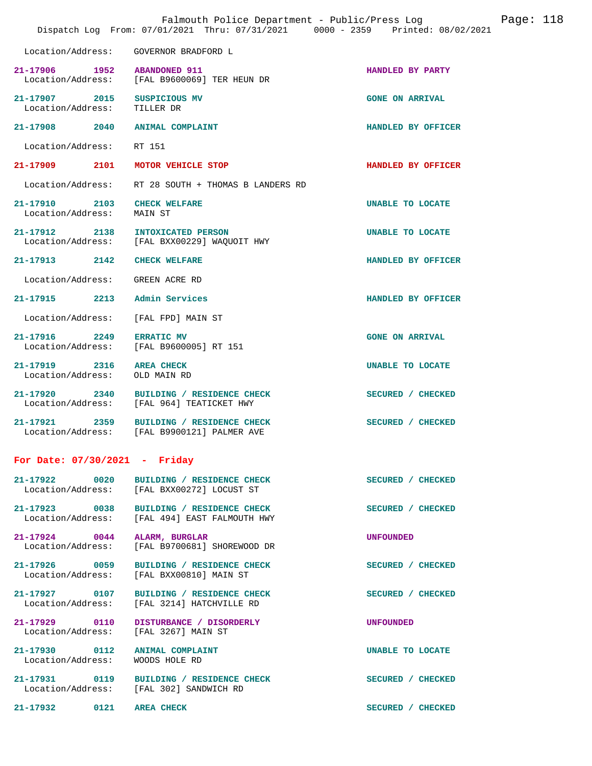Location/Address: GOVERNOR BRADFORD L

21-17906 1952 ABANDONED 911 HANDLED BY PARTY
Location/Address: [FAL B9600069] TER HEUN DR

21-17907 2015 SUSPICIOUS MV GONE ON ARRIVAL
Location/Address: TILLER DR

21-17908 2040 ANIMAL COMPLAINT HANDLED BY OFFICER
Location/Address: RT 151

21-17909 2101 MOTOR VEHICLE STOP HANDLED BY OFFICER
Location/Address: RT 28 SOUTH + THOMAS B LANDERS RD

21-17910 2103 CHECK WELFARE UNABLE TO LOCATE
Location/Address: MAIN ST

21-17912 2138 INTOXICATED PERSON UNABLE TO LOCATE
Location/Address: [FAL BXX00229] WAQUOIT HWY

21-17913 2142 CHECK WELFARE HANDLED BY OFFICER
Location/Address: GREEN ACRE RD

21-17915 2213 Admin Services HANDLED BY OFFICER
Location/Address: [FAL FPD] MAIN ST

21-17916 2249 ERRATIC MV GONE ON ARRIVAL
Location/Address: [FAL B9600005] RT 151

21-17919 2316 AREA CHECK UNABLE TO LOCATE
Location/Address: OLD MAIN RD

21-17920 2340 BUILDING / RESIDENCE CHECK SECURED / CHECKED
Location/Address: [FAL 964] TEATICKET HWY

21-17921 2359 BUILDING / RESIDENCE CHECK SECURED / CHECKED
Location/Address: [FAL B9900121] PALMER AVE

## For Date: 07/30/2021 - Friday

21-17922 0020 BUILDING / RESIDENCE CHECK SECURED / CHECKED
Location/Address: [FAL BXX00272] LOCUST ST

21-17923 0038 BUILDING / RESIDENCE CHECK SECURED / CHECKED
Location/Address: [FAL 494] EAST FALMOUTH HWY

21-17924 0044 ALARM, BURGLAR UNFOUNDED
Location/Address: [FAL B9700681] SHOREWOOD DR

21-17926 0059 BUILDING / RESIDENCE CHECK SECURED / CHECKED
Location/Address: [FAL BXX00810] MAIN ST

21-17927 0107 BUILDING / RESIDENCE CHECK SECURED / CHECKED
Location/Address: [FAL 3214] HATCHVILLE RD

21-17929 0110 DISTURBANCE / DISORDERLY UNFOUNDED
Location/Address: [FAL 3267] MAIN ST

21-17930 0112 ANIMAL COMPLAINT UNABLE TO LOCATE
Location/Address: WOODS HOLE RD

21-17931 0119 BUILDING / RESIDENCE CHECK SECURED / CHECKED
Location/Address: [FAL 302] SANDWICH RD

21-17932 0121 AREA CHECK SECURED / CHECKED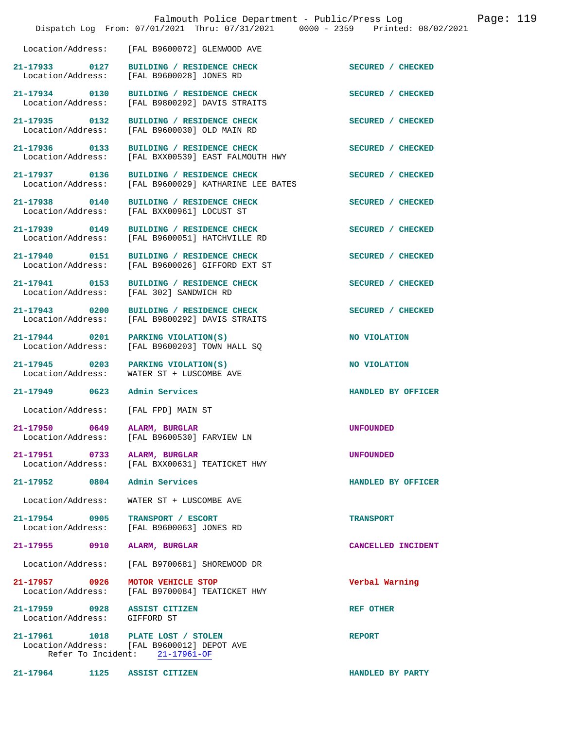Location/Address: [FAL B9600072] GLENWOOD AVE

| Incident | Time | Call | Disposition |
|---|---|---|---|
| 21-17933 | 0127 | BUILDING / RESIDENCE CHECK | SECURED / CHECKED |
| Location/Address: | | [FAL B9600028] JONES RD | |
| 21-17934 | 0130 | BUILDING / RESIDENCE CHECK | SECURED / CHECKED |
| Location/Address: | | [FAL B9800292] DAVIS STRAITS | |
| 21-17935 | 0132 | BUILDING / RESIDENCE CHECK | SECURED / CHECKED |
| Location/Address: | | [FAL B9600030] OLD MAIN RD | |
| 21-17936 | 0133 | BUILDING / RESIDENCE CHECK | SECURED / CHECKED |
| Location/Address: | | [FAL BXX00539] EAST FALMOUTH HWY | |
| 21-17937 | 0136 | BUILDING / RESIDENCE CHECK | SECURED / CHECKED |
| Location/Address: | | [FAL B9600029] KATHARINE LEE BATES | |
| 21-17938 | 0140 | BUILDING / RESIDENCE CHECK | SECURED / CHECKED |
| Location/Address: | | [FAL BXX00961] LOCUST ST | |
| 21-17939 | 0149 | BUILDING / RESIDENCE CHECK | SECURED / CHECKED |
| Location/Address: | | [FAL B9600051] HATCHVILLE RD | |
| 21-17940 | 0151 | BUILDING / RESIDENCE CHECK | SECURED / CHECKED |
| Location/Address: | | [FAL B9600026] GIFFORD EXT ST | |
| 21-17941 | 0153 | BUILDING / RESIDENCE CHECK | SECURED / CHECKED |
| Location/Address: | | [FAL 302] SANDWICH RD | |
| 21-17943 | 0200 | BUILDING / RESIDENCE CHECK | SECURED / CHECKED |
| Location/Address: | | [FAL B9800292] DAVIS STRAITS | |
| 21-17944 | 0201 | PARKING VIOLATION(S) | NO VIOLATION |
| Location/Address: | | [FAL B9600203] TOWN HALL SQ | |
| 21-17945 | 0203 | PARKING VIOLATION(S) | NO VIOLATION |
| Location/Address: | | WATER ST + LUSCOMBE AVE | |
| 21-17949 | 0623 | Admin Services | HANDLED BY OFFICER |
| Location/Address: | | [FAL FPD] MAIN ST | |
| 21-17950 | 0649 | ALARM, BURGLAR | UNFOUNDED |
| Location/Address: | | [FAL B9600530] FARVIEW LN | |
| 21-17951 | 0733 | ALARM, BURGLAR | UNFOUNDED |
| Location/Address: | | [FAL BXX00631] TEATICKET HWY | |
| 21-17952 | 0804 | Admin Services | HANDLED BY OFFICER |
| Location/Address: | | WATER ST + LUSCOMBE AVE | |
| 21-17954 | 0905 | TRANSPORT / ESCORT | TRANSPORT |
| Location/Address: | | [FAL B9600063] JONES RD | |
| 21-17955 | 0910 | ALARM, BURGLAR | CANCELLED INCIDENT |
| Location/Address: | | [FAL B9700681] SHOREWOOD DR | |
| 21-17957 | 0926 | MOTOR VEHICLE STOP | Verbal Warning |
| Location/Address: | | [FAL B9700084] TEATICKET HWY | |
| 21-17959 | 0928 | ASSIST CITIZEN | REF OTHER |
| Location/Address: | | GIFFORD ST | |
| 21-17961 | 1018 | PLATE LOST / STOLEN | REPORT |
| Location/Address: | | [FAL B9600012] DEPOT AVE | |
| Refer To Incident: | | 21-17961-OF | |
| 21-17964 | 1125 | ASSIST CITIZEN | HANDLED BY PARTY |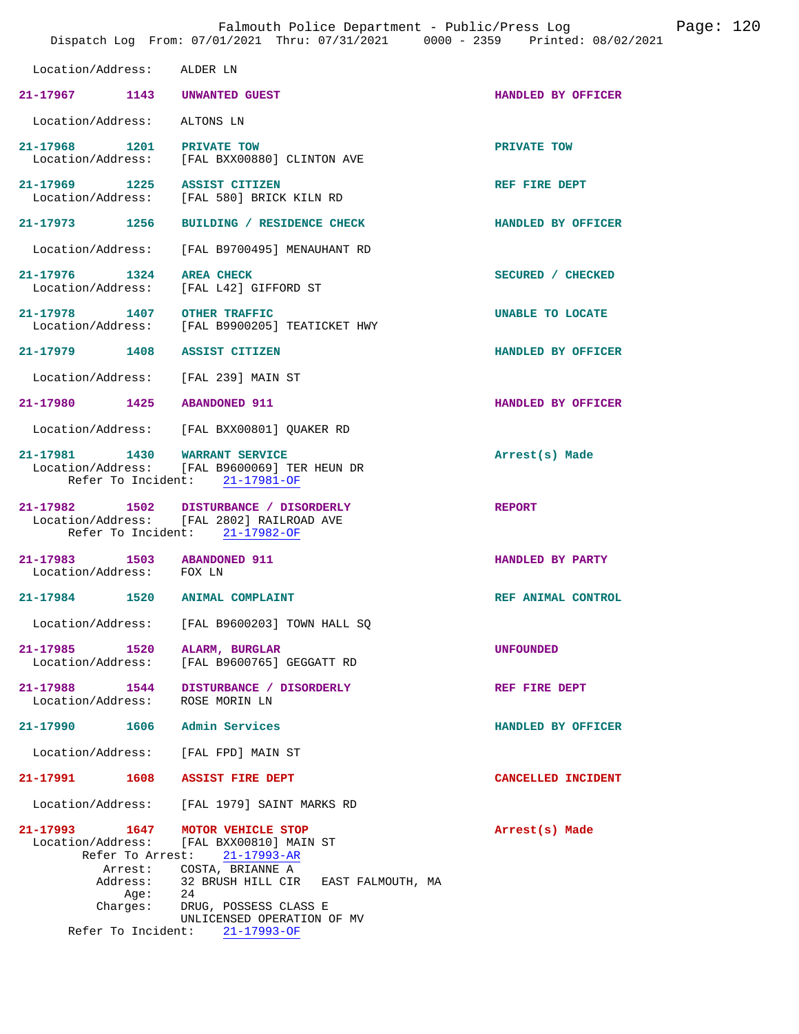Location/Address: ALDER LN

**21-17967** 1143 **UNWANTED GUEST** — **HANDLED BY OFFICER**
Location/Address: ALTONS LN

**21-17968** 1201 **PRIVATE TOW** — **PRIVATE TOW**
Location/Address: [FAL BXX00880] CLINTON AVE

**21-17969** 1225 **ASSIST CITIZEN** — **REF FIRE DEPT**
Location/Address: [FAL 580] BRICK KILN RD

**21-17973** 1256 **BUILDING / RESIDENCE CHECK** — **HANDLED BY OFFICER**
Location/Address: [FAL B9700495] MENAUHANT RD

**21-17976** 1324 **AREA CHECK** — **SECURED / CHECKED**
Location/Address: [FAL L42] GIFFORD ST

**21-17978** 1407 **OTHER TRAFFIC** — **UNABLE TO LOCATE**
Location/Address: [FAL B9900205] TEATICKET HWY

**21-17979** 1408 **ASSIST CITIZEN** — **HANDLED BY OFFICER**
Location/Address: [FAL 239] MAIN ST

**21-17980** 1425 **ABANDONED 911** — **HANDLED BY OFFICER**
Location/Address: [FAL BXX00801] QUAKER RD

**21-17981** 1430 **WARRANT SERVICE** — **Arrest(s) Made**
Location/Address: [FAL B9600069] TER HEUN DR
Refer To Incident: 21-17981-OF

**21-17982** 1502 **DISTURBANCE / DISORDERLY** — **REPORT**
Location/Address: [FAL 2802] RAILROAD AVE
Refer To Incident: 21-17982-OF

**21-17983** 1503 **ABANDONED 911** — **HANDLED BY PARTY**
Location/Address: FOX LN

**21-17984** 1520 **ANIMAL COMPLAINT** — **REF ANIMAL CONTROL**
Location/Address: [FAL B9600203] TOWN HALL SQ

**21-17985** 1520 **ALARM, BURGLAR** — **UNFOUNDED**
Location/Address: [FAL B9600765] GEGGATT RD

**21-17988** 1544 **DISTURBANCE / DISORDERLY** — **REF FIRE DEPT**
Location/Address: ROSE MORIN LN

**21-17990** 1606 **Admin Services** — **HANDLED BY OFFICER**
Location/Address: [FAL FPD] MAIN ST

**21-17991** 1608 **ASSIST FIRE DEPT** — **CANCELLED INCIDENT**
Location/Address: [FAL 1979] SAINT MARKS RD

**21-17993** 1647 **MOTOR VEHICLE STOP** — **Arrest(s) Made**
Location/Address: [FAL BXX00810] MAIN ST
Refer To Arrest: 21-17993-AR
Arrest: COSTA, BRIANNE A
Address: 32 BRUSH HILL CIR EAST FALMOUTH, MA
Age: 24
Charges: DRUG, POSSESS CLASS E
UNLICENSED OPERATION OF MV
Refer To Incident: 21-17993-OF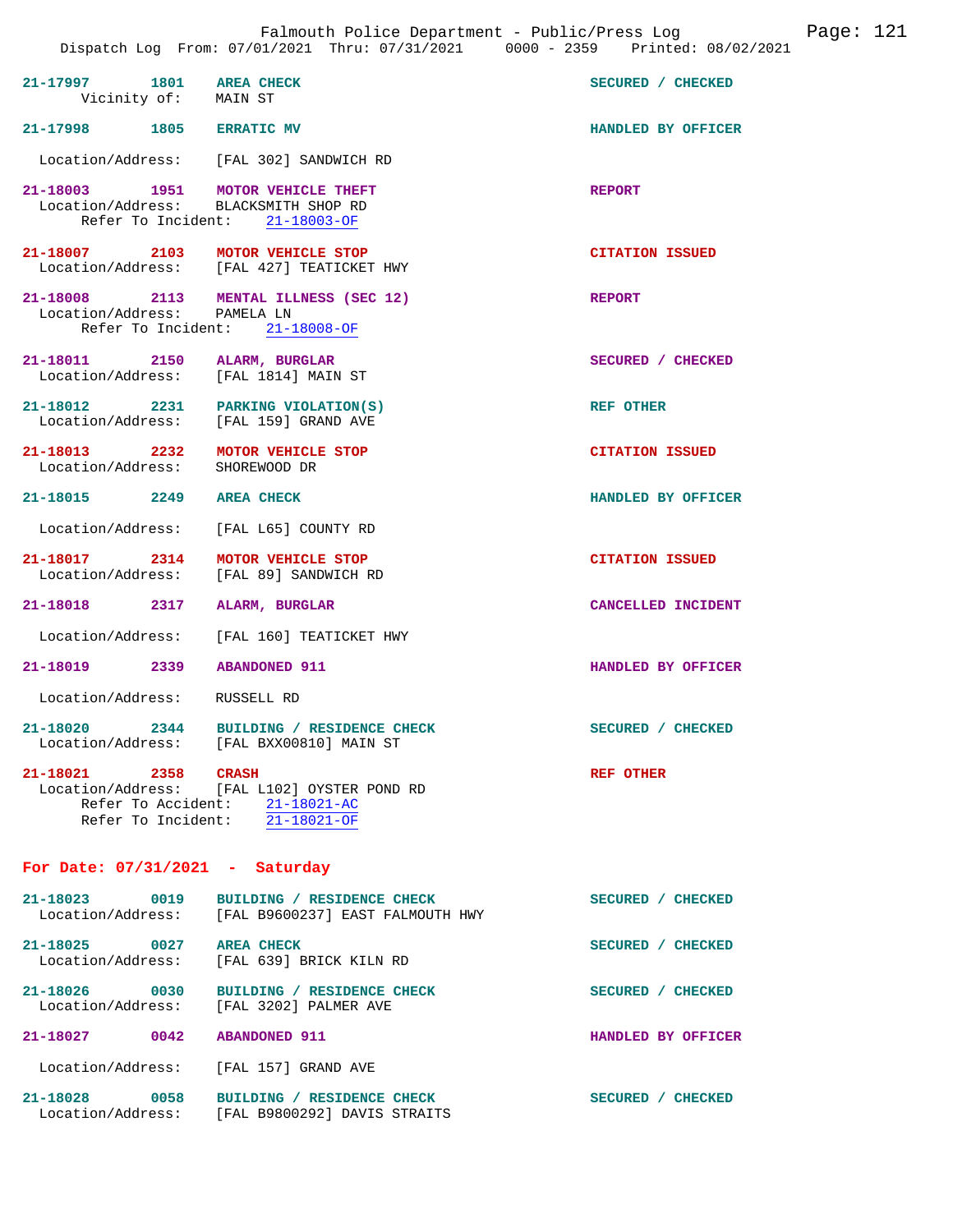21-17997 1801 AREA CHECK — SECURED / CHECKED
Vicinity of: MAIN ST

21-17998 1805 ERRATIC MV — HANDLED BY OFFICER
Location/Address: [FAL 302] SANDWICH RD

21-18003 1951 MOTOR VEHICLE THEFT — REPORT
Location/Address: BLACKSMITH SHOP RD
Refer To Incident: 21-18003-OF

21-18007 2103 MOTOR VEHICLE STOP — CITATION ISSUED
Location/Address: [FAL 427] TEATICKET HWY

21-18008 2113 MENTAL ILLNESS (SEC 12) — REPORT
Location/Address: PAMELA LN
Refer To Incident: 21-18008-OF

21-18011 2150 ALARM, BURGLAR — SECURED / CHECKED
Location/Address: [FAL 1814] MAIN ST

21-18012 2231 PARKING VIOLATION(S) — REF OTHER
Location/Address: [FAL 159] GRAND AVE

21-18013 2232 MOTOR VEHICLE STOP — CITATION ISSUED
Location/Address: SHOREWOOD DR

21-18015 2249 AREA CHECK — HANDLED BY OFFICER
Location/Address: [FAL L65] COUNTY RD

21-18017 2314 MOTOR VEHICLE STOP — CITATION ISSUED
Location/Address: [FAL 89] SANDWICH RD

21-18018 2317 ALARM, BURGLAR — CANCELLED INCIDENT
Location/Address: [FAL 160] TEATICKET HWY

21-18019 2339 ABANDONED 911 — HANDLED BY OFFICER
Location/Address: RUSSELL RD

21-18020 2344 BUILDING / RESIDENCE CHECK — SECURED / CHECKED
Location/Address: [FAL BXX00810] MAIN ST

21-18021 2358 CRASH — REF OTHER
Location/Address: [FAL L102] OYSTER POND RD
Refer To Accident: 21-18021-AC
Refer To Incident: 21-18021-OF

## For Date: 07/31/2021 - Saturday

21-18023 0019 BUILDING / RESIDENCE CHECK — SECURED / CHECKED
Location/Address: [FAL B9600237] EAST FALMOUTH HWY

21-18025 0027 AREA CHECK — SECURED / CHECKED
Location/Address: [FAL 639] BRICK KILN RD

21-18026 0030 BUILDING / RESIDENCE CHECK — SECURED / CHECKED
Location/Address: [FAL 3202] PALMER AVE

21-18027 0042 ABANDONED 911 — HANDLED BY OFFICER
Location/Address: [FAL 157] GRAND AVE

21-18028 0058 BUILDING / RESIDENCE CHECK — SECURED / CHECKED
Location/Address: [FAL B9800292] DAVIS STRAITS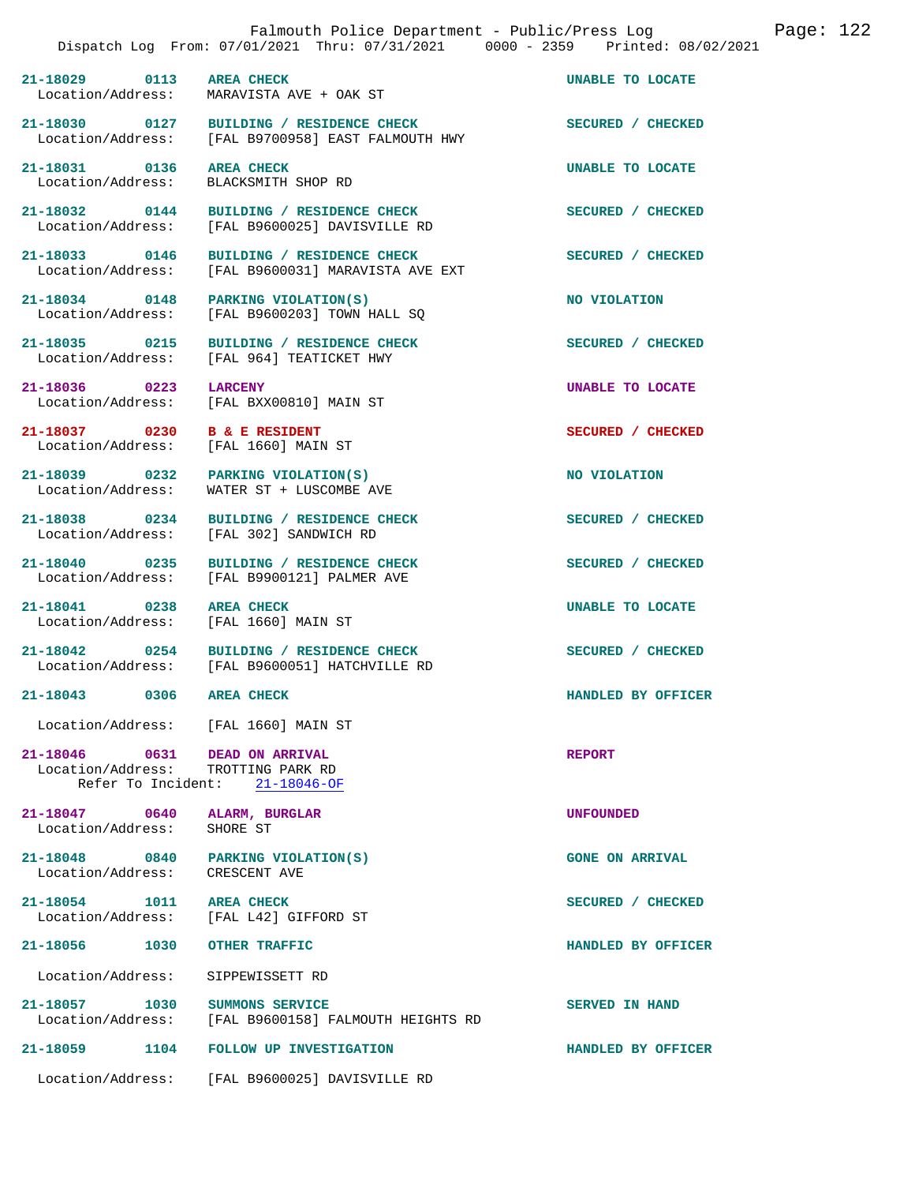Falmouth Police Department - Public/Press Log

Dispatch Log From: 07/01/2021 Thru: 07/31/2021 0000 - 2359 Printed: 08/02/2021

**21-18029 0113 AREA CHECK** — UNABLE TO LOCATE
Location/Address: MARAVISTA AVE + OAK ST

**21-18030 0127 BUILDING / RESIDENCE CHECK** — SECURED / CHECKED
Location/Address: [FAL B9700958] EAST FALMOUTH HWY

**21-18031 0136 AREA CHECK** — UNABLE TO LOCATE
Location/Address: BLACKSMITH SHOP RD

**21-18032 0144 BUILDING / RESIDENCE CHECK** — SECURED / CHECKED
Location/Address: [FAL B9600025] DAVISVILLE RD

**21-18033 0146 BUILDING / RESIDENCE CHECK** — SECURED / CHECKED
Location/Address: [FAL B9600031] MARAVISTA AVE EXT

**21-18034 0148 PARKING VIOLATION(S)** — NO VIOLATION
Location/Address: [FAL B9600203] TOWN HALL SQ

**21-18035 0215 BUILDING / RESIDENCE CHECK** — SECURED / CHECKED
Location/Address: [FAL 964] TEATICKET HWY

**21-18036 0223 LARCENY** — UNABLE TO LOCATE
Location/Address: [FAL BXX00810] MAIN ST

**21-18037 0230 B & E RESIDENT** — SECURED / CHECKED
Location/Address: [FAL 1660] MAIN ST

**21-18039 0232 PARKING VIOLATION(S)** — NO VIOLATION
Location/Address: WATER ST + LUSCOMBE AVE

**21-18038 0234 BUILDING / RESIDENCE CHECK** — SECURED / CHECKED
Location/Address: [FAL 302] SANDWICH RD

**21-18040 0235 BUILDING / RESIDENCE CHECK** — SECURED / CHECKED
Location/Address: [FAL B9900121] PALMER AVE

**21-18041 0238 AREA CHECK** — UNABLE TO LOCATE
Location/Address: [FAL 1660] MAIN ST

**21-18042 0254 BUILDING / RESIDENCE CHECK** — SECURED / CHECKED
Location/Address: [FAL B9600051] HATCHVILLE RD

**21-18043 0306 AREA CHECK** — HANDLED BY OFFICER
Location/Address: [FAL 1660] MAIN ST

**21-18046 0631 DEAD ON ARRIVAL** — REPORT
Location/Address: TROTTING PARK RD
Refer To Incident: 21-18046-OF

**21-18047 0640 ALARM, BURGLAR** — UNFOUNDED
Location/Address: SHORE ST

**21-18048 0840 PARKING VIOLATION(S)** — GONE ON ARRIVAL
Location/Address: CRESCENT AVE

**21-18054 1011 AREA CHECK** — SECURED / CHECKED
Location/Address: [FAL L42] GIFFORD ST

**21-18056 1030 OTHER TRAFFIC** — HANDLED BY OFFICER
Location/Address: SIPPEWISSETT RD

**21-18057 1030 SUMMONS SERVICE** — SERVED IN HAND
Location/Address: [FAL B9600158] FALMOUTH HEIGHTS RD

**21-18059 1104 FOLLOW UP INVESTIGATION** — HANDLED BY OFFICER
Location/Address: [FAL B9600025] DAVISVILLE RD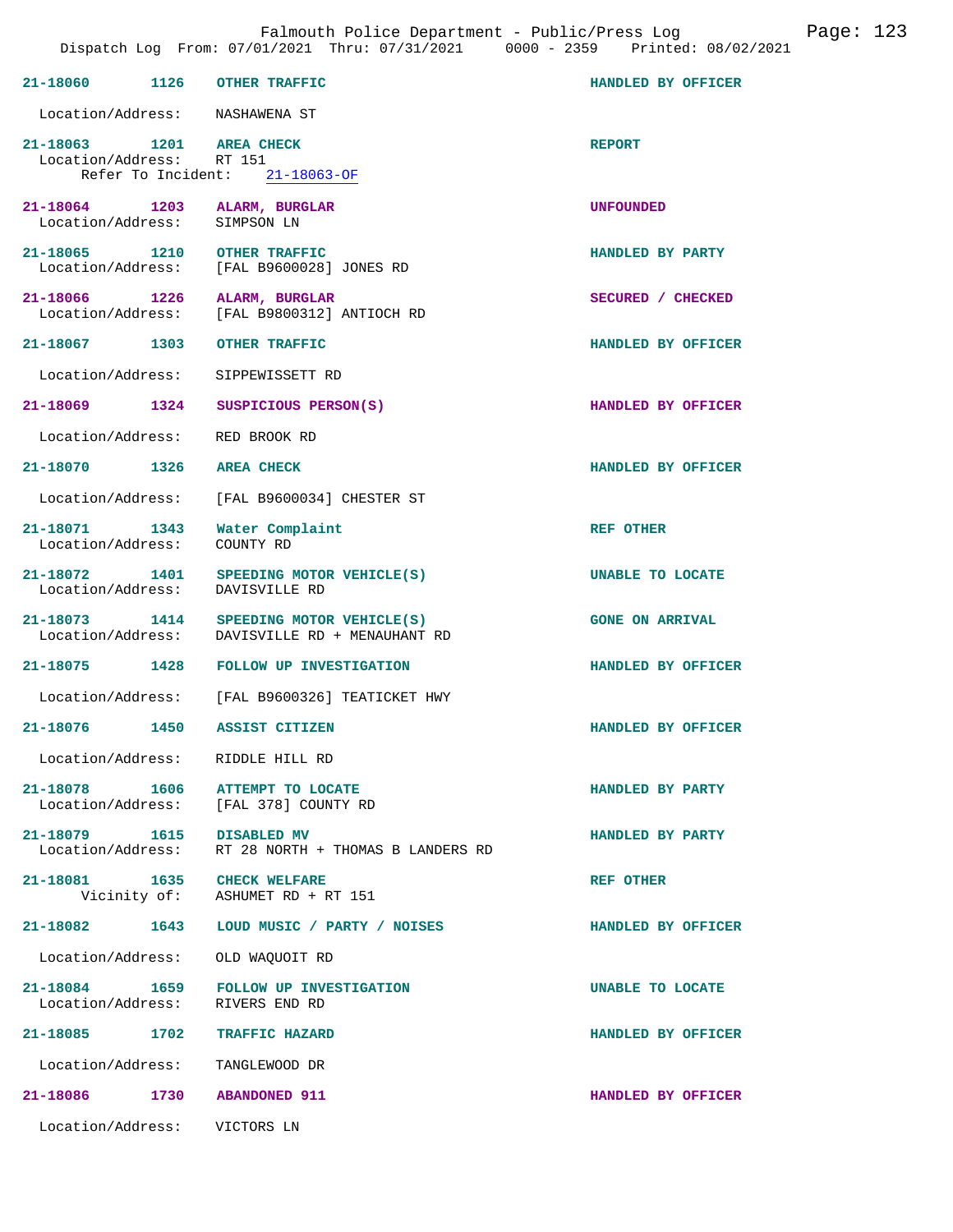| Call # | Time | Call Type | Disposition |
|---|---|---|---|
| 21-18060 | 1126 | OTHER TRAFFIC | HANDLED BY OFFICER |

Location/Address: NASHAWENA ST

| Call # | Time | Call Type | Disposition |
|---|---|---|---|
| 21-18063 | 1201 | AREA CHECK | REPORT |

Location/Address: RT 151
Refer To Incident: 21-18063-OF

**21-18064** 1203 ALARM, BURGLAR — UNFOUNDED
Location/Address: SIMPSON LN

**21-18065** 1210 OTHER TRAFFIC — HANDLED BY PARTY
Location/Address: [FAL B9600028] JONES RD

**21-18066** 1226 ALARM, BURGLAR — SECURED / CHECKED
Location/Address: [FAL B9800312] ANTIOCH RD

**21-18067** 1303 OTHER TRAFFIC — HANDLED BY OFFICER
Location/Address: SIPPEWISSETT RD

**21-18069** 1324 SUSPICIOUS PERSON(S) — HANDLED BY OFFICER
Location/Address: RED BROOK RD

**21-18070** 1326 AREA CHECK — HANDLED BY OFFICER
Location/Address: [FAL B9600034] CHESTER ST

**21-18071** 1343 Water Complaint — REF OTHER
Location/Address: COUNTY RD

**21-18072** 1401 SPEEDING MOTOR VEHICLE(S) — UNABLE TO LOCATE
Location/Address: DAVISVILLE RD

**21-18073** 1414 SPEEDING MOTOR VEHICLE(S) — GONE ON ARRIVAL
Location/Address: DAVISVILLE RD + MENAUHANT RD

**21-18075** 1428 FOLLOW UP INVESTIGATION — HANDLED BY OFFICER
Location/Address: [FAL B9600326] TEATICKET HWY

**21-18076** 1450 ASSIST CITIZEN — HANDLED BY OFFICER
Location/Address: RIDDLE HILL RD

**21-18078** 1606 ATTEMPT TO LOCATE — HANDLED BY PARTY
Location/Address: [FAL 378] COUNTY RD

**21-18079** 1615 DISABLED MV — HANDLED BY PARTY
Location/Address: RT 28 NORTH + THOMAS B LANDERS RD

**21-18081** 1635 CHECK WELFARE — REF OTHER
Vicinity of: ASHUMET RD + RT 151

**21-18082** 1643 LOUD MUSIC / PARTY / NOISES — HANDLED BY OFFICER
Location/Address: OLD WAQUOIT RD

**21-18084** 1659 FOLLOW UP INVESTIGATION — UNABLE TO LOCATE
Location/Address: RIVERS END RD

**21-18085** 1702 TRAFFIC HAZARD — HANDLED BY OFFICER
Location/Address: TANGLEWOOD DR

**21-18086** 1730 ABANDONED 911 — HANDLED BY OFFICER
Location/Address: VICTORS LN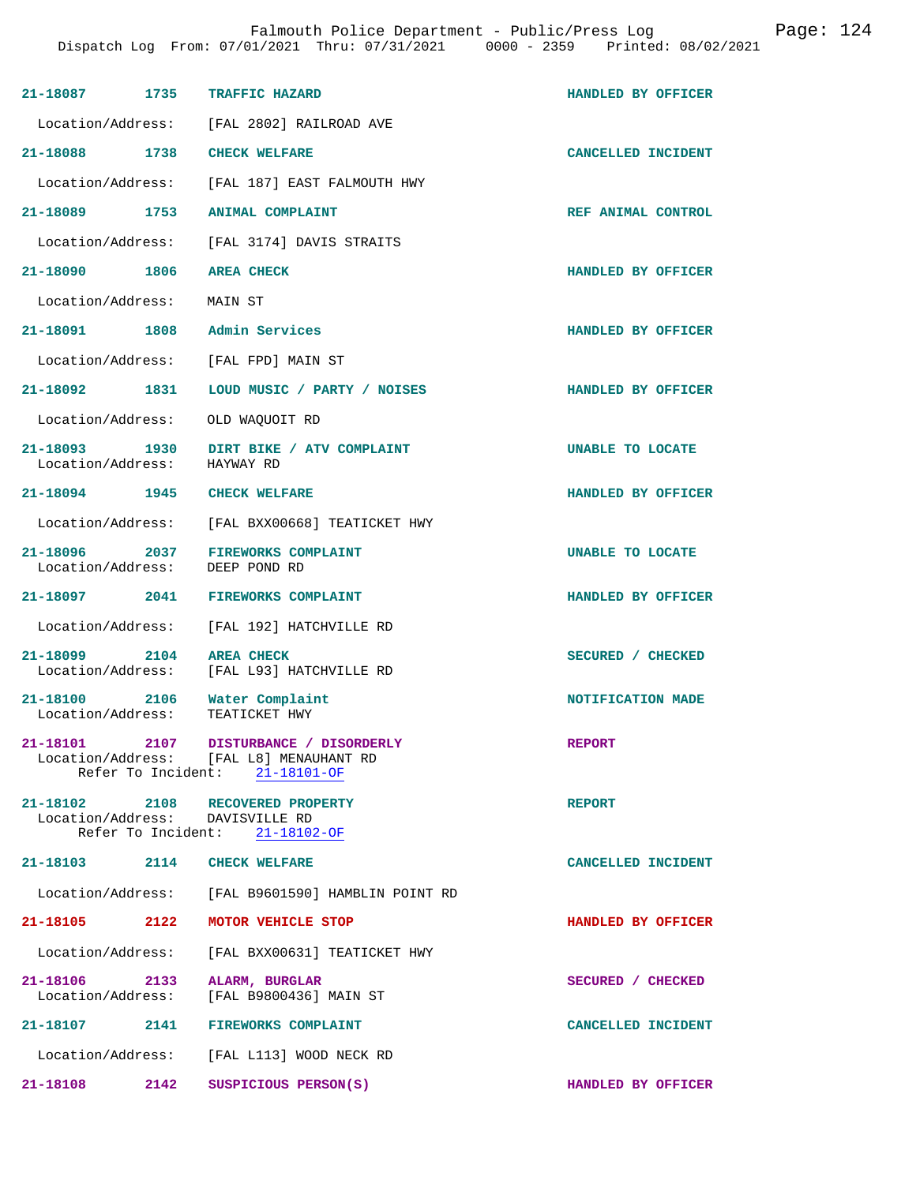| Incident | Time | Type | Disposition |
|---|---|---|---|
| 21-18087 | 1735 | TRAFFIC HAZARD | HANDLED BY OFFICER |

Location/Address: [FAL 2802] RAILROAD AVE

| 21-18088 | 1738 | CHECK WELFARE | CANCELLED INCIDENT |
|---|---|---|---|

Location/Address: [FAL 187] EAST FALMOUTH HWY

| 21-18089 | 1753 | ANIMAL COMPLAINT | REF ANIMAL CONTROL |
|---|---|---|---|

Location/Address: [FAL 3174] DAVIS STRAITS

| 21-18090 | 1806 | AREA CHECK | HANDLED BY OFFICER |
|---|---|---|---|

Location/Address: MAIN ST

| 21-18091 | 1808 | Admin Services | HANDLED BY OFFICER |
|---|---|---|---|

Location/Address: [FAL FPD] MAIN ST

| 21-18092 | 1831 | LOUD MUSIC / PARTY / NOISES | HANDLED BY OFFICER |
|---|---|---|---|

Location/Address: OLD WAQUOIT RD

| 21-18093 | 1930 | DIRT BIKE / ATV COMPLAINT | UNABLE TO LOCATE |
|---|---|---|---|

Location/Address: HAYWAY RD

| 21-18094 | 1945 | CHECK WELFARE | HANDLED BY OFFICER |
|---|---|---|---|

Location/Address: [FAL BXX00668] TEATICKET HWY

| 21-18096 | 2037 | FIREWORKS COMPLAINT | UNABLE TO LOCATE |
|---|---|---|---|

Location/Address: DEEP POND RD

| 21-18097 | 2041 | FIREWORKS COMPLAINT | HANDLED BY OFFICER |
|---|---|---|---|

Location/Address: [FAL 192] HATCHVILLE RD

| 21-18099 | 2104 | AREA CHECK | SECURED / CHECKED |
|---|---|---|---|

Location/Address: [FAL L93] HATCHVILLE RD

| 21-18100 | 2106 | Water Complaint | NOTIFICATION MADE |
|---|---|---|---|

Location/Address: TEATICKET HWY

| 21-18101 | 2107 | DISTURBANCE / DISORDERLY | REPORT |
|---|---|---|---|

Location/Address: [FAL L8] MENAUHANT RD
Refer To Incident: 21-18101-OF

| 21-18102 | 2108 | RECOVERED PROPERTY | REPORT |
|---|---|---|---|

Location/Address: DAVISVILLE RD
Refer To Incident: 21-18102-OF

| 21-18103 | 2114 | CHECK WELFARE | CANCELLED INCIDENT |
|---|---|---|---|

Location/Address: [FAL B9601590] HAMBLIN POINT RD

| 21-18105 | 2122 | MOTOR VEHICLE STOP | HANDLED BY OFFICER |
|---|---|---|---|

Location/Address: [FAL BXX00631] TEATICKET HWY

| 21-18106 | 2133 | ALARM, BURGLAR | SECURED / CHECKED |
|---|---|---|---|

Location/Address: [FAL B9800436] MAIN ST

| 21-18107 | 2141 | FIREWORKS COMPLAINT | CANCELLED INCIDENT |
|---|---|---|---|

Location/Address: [FAL L113] WOOD NECK RD

| 21-18108 | 2142 | SUSPICIOUS PERSON(S) | HANDLED BY OFFICER |
|---|---|---|---|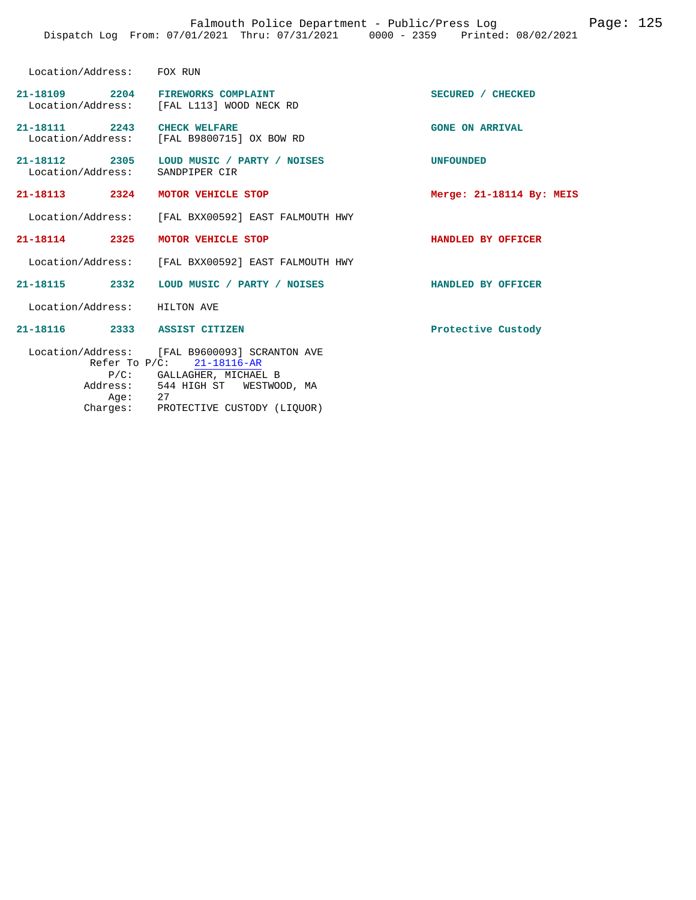Location/Address: FOX RUN

**21-18109 2204 FIREWORKS COMPLAINT** **SECURED / CHECKED**
Location/Address: [FAL L113] WOOD NECK RD

**21-18111 2243 CHECK WELFARE** **GONE ON ARRIVAL**
Location/Address: [FAL B9800715] OX BOW RD

**21-18112 2305 LOUD MUSIC / PARTY / NOISES** **UNFOUNDED**
Location/Address: SANDPIPER CIR

**21-18113 2324 MOTOR VEHICLE STOP** **Merge: 21-18114 By: MEIS**

Location/Address: [FAL BXX00592] EAST FALMOUTH HWY

**21-18114 2325 MOTOR VEHICLE STOP** **HANDLED BY OFFICER**

Location/Address: [FAL BXX00592] EAST FALMOUTH HWY

**21-18115 2332 LOUD MUSIC / PARTY / NOISES** **HANDLED BY OFFICER**

Location/Address: HILTON AVE

**21-18116 2333 ASSIST CITIZEN** **Protective Custody**

Location/Address: [FAL B9600093] SCRANTON AVE
Refer To P/C: 21-18116-AR
P/C: GALLAGHER, MICHAEL B
Address: 544 HIGH ST WESTWOOD, MA
Age: 27
Charges: PROTECTIVE CUSTODY (LIQUOR)